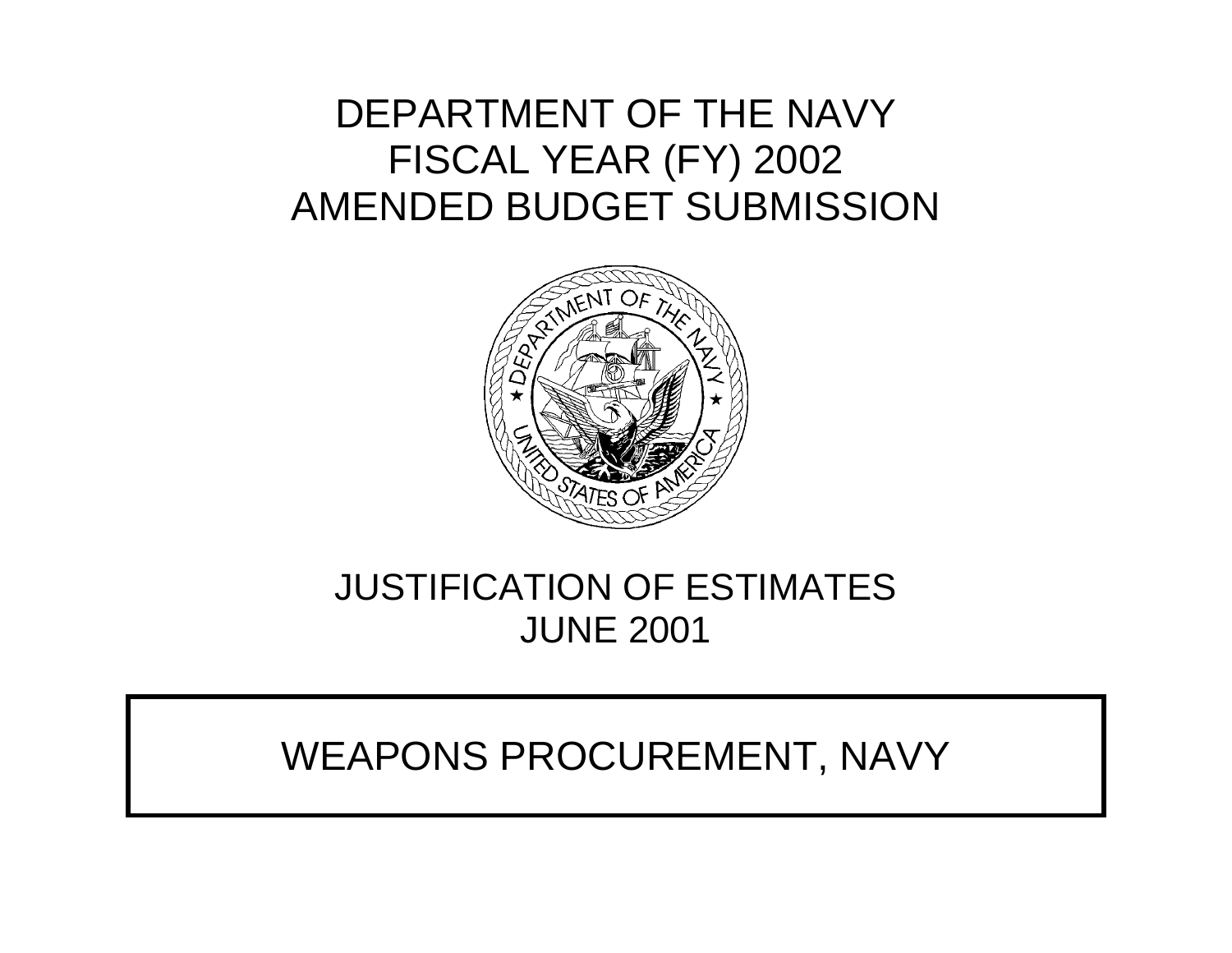# DEPARTMENT OF THE NAVY
# FISCAL YEAR (FY) 2002
# AMENDED BUDGET SUBMISSION

## JUSTIFICATION OF ESTIMATES
## JUNE 2001

## WEAPONS PROCUREMENT, NAVY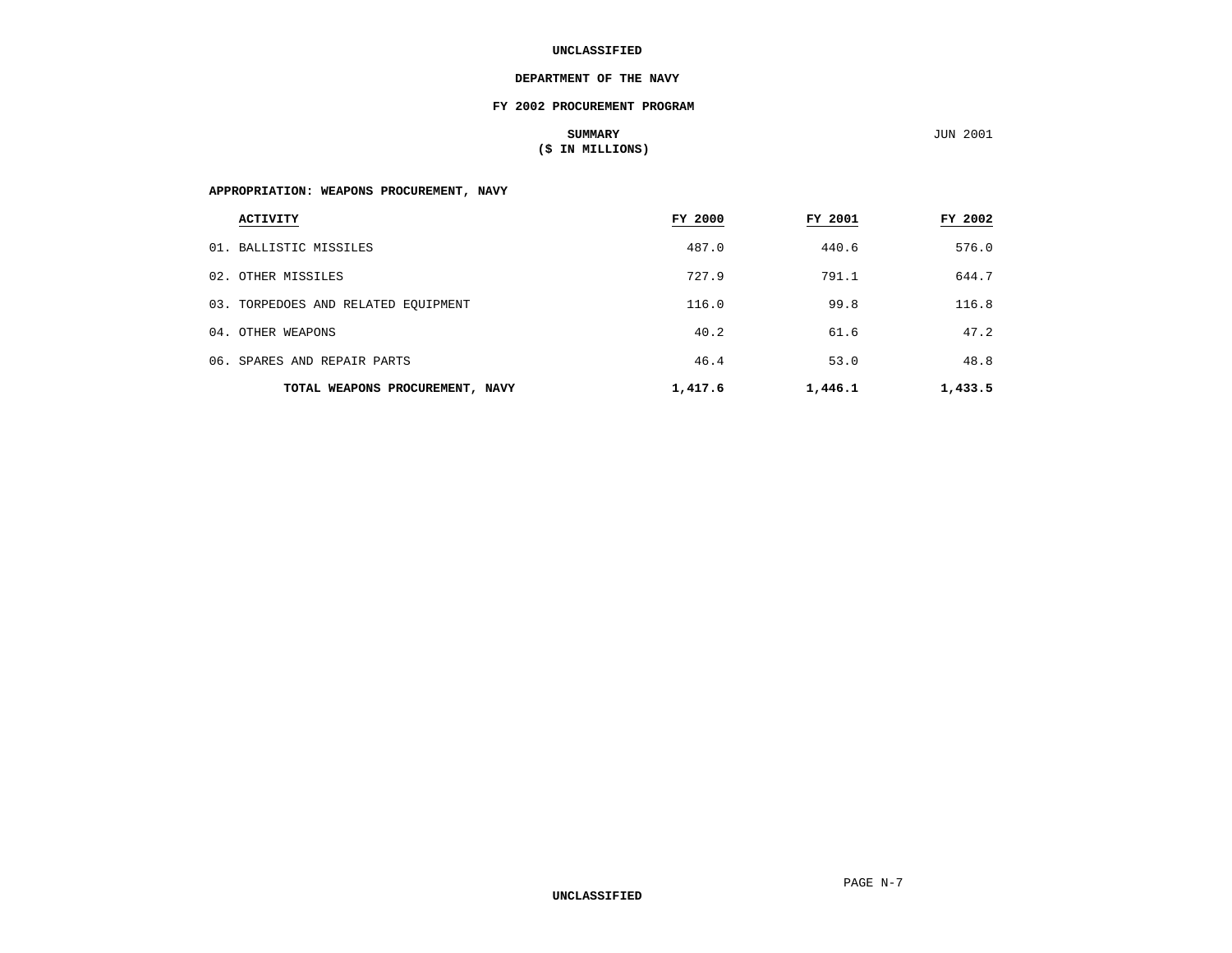**UNCLASSIFIED**

**DEPARTMENT OF THE NAVY**

**FY 2002 PROCUREMENT PROGRAM**

**SUMMARY**
**($ IN MILLIONS)**

JUN 2001

**APPROPRIATION: WEAPONS PROCUREMENT, NAVY**

| ACTIVITY | FY 2000 | FY 2001 | FY 2002 |
|---|---|---|---|
| 01. BALLISTIC MISSILES | 487.0 | 440.6 | 576.0 |
| 02. OTHER MISSILES | 727.9 | 791.1 | 644.7 |
| 03. TORPEDOES AND RELATED EQUIPMENT | 116.0 | 99.8 | 116.8 |
| 04. OTHER WEAPONS | 40.2 | 61.6 | 47.2 |
| 06. SPARES AND REPAIR PARTS | 46.4 | 53.0 | 48.8 |
| **TOTAL WEAPONS PROCUREMENT, NAVY** | **1,417.6** | **1,446.1** | **1,433.5** |

**UNCLASSIFIED**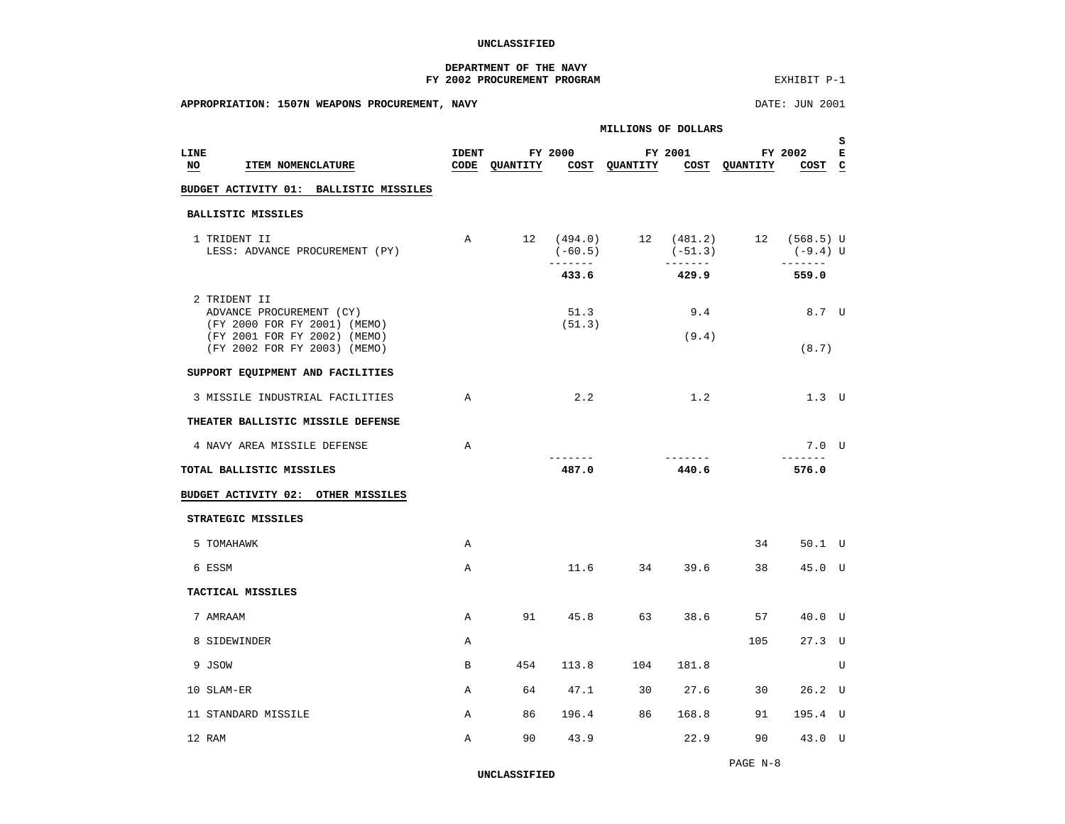UNCLASSIFIED

**DEPARTMENT OF THE NAVY**
**FY 2002 PROCUREMENT PROGRAM**

EXHIBIT P-1

**APPROPRIATION: 1507N WEAPONS PROCUREMENT, NAVY**

DATE: JUN 2001

| LINE NO | ITEM NOMENCLATURE | IDENT CODE | FY 2000 QUANTITY | FY 2000 COST | FY 2001 QUANTITY | FY 2001 COST | FY 2002 QUANTITY | FY 2002 COST | SEC |
|---|---|---|---|---|---|---|---|---|---|
| | | | | MILLIONS OF DOLLARS | | | | | |
| | **BUDGET ACTIVITY 01: BALLISTIC MISSILES** | | | | | | | | |
| | **BALLISTIC MISSILES** | | | | | | | | |
| 1 | TRIDENT II | A | 12 | (494.0) | 12 | (481.2) | 12 | (568.5) | U |
| | LESS: ADVANCE PROCUREMENT (PY) | | | (-60.5) | | (-51.3) | | (-9.4) | U |
| | | | | **433.6** | | **429.9** | | **559.0** | |
| 2 | TRIDENT II | | | | | | | | |
| | ADVANCE PROCUREMENT (CY) | | | 51.3 | | 9.4 | | 8.7 | U |
| | (FY 2000 FOR FY 2001) (MEMO) | | | (51.3) | | | | | |
| | (FY 2001 FOR FY 2002) (MEMO) | | | | | (9.4) | | | |
| | (FY 2002 FOR FY 2003) (MEMO) | | | | | | | (8.7) | |
| | **SUPPORT EQUIPMENT AND FACILITIES** | | | | | | | | |
| 3 | MISSILE INDUSTRIAL FACILITIES | A | | 2.2 | | 1.2 | | 1.3 | U |
| | **THEATER BALLISTIC MISSILE DEFENSE** | | | | | | | | |
| 4 | NAVY AREA MISSILE DEFENSE | A | | | | | | 7.0 | U |
| | **TOTAL BALLISTIC MISSILES** | | | **487.0** | | **440.6** | | **576.0** | |
| | **BUDGET ACTIVITY 02: OTHER MISSILES** | | | | | | | | |
| | **STRATEGIC MISSILES** | | | | | | | | |
| 5 | TOMAHAWK | A | | | | | 34 | 50.1 | U |
| 6 | ESSM | A | | 11.6 | 34 | 39.6 | 38 | 45.0 | U |
| | **TACTICAL MISSILES** | | | | | | | | |
| 7 | AMRAAM | A | 91 | 45.8 | 63 | 38.6 | 57 | 40.0 | U |
| 8 | SIDEWINDER | A | | | | | 105 | 27.3 | U |
| 9 | JSOW | B | 454 | 113.8 | 104 | 181.8 | | | U |
| 10 | SLAM-ER | A | 64 | 47.1 | 30 | 27.6 | 30 | 26.2 | U |
| 11 | STANDARD MISSILE | A | 86 | 196.4 | 86 | 168.8 | 91 | 195.4 | U |
| 12 | RAM | A | 90 | 43.9 | | 22.9 | 90 | 43.0 | U |

UNCLASSIFIED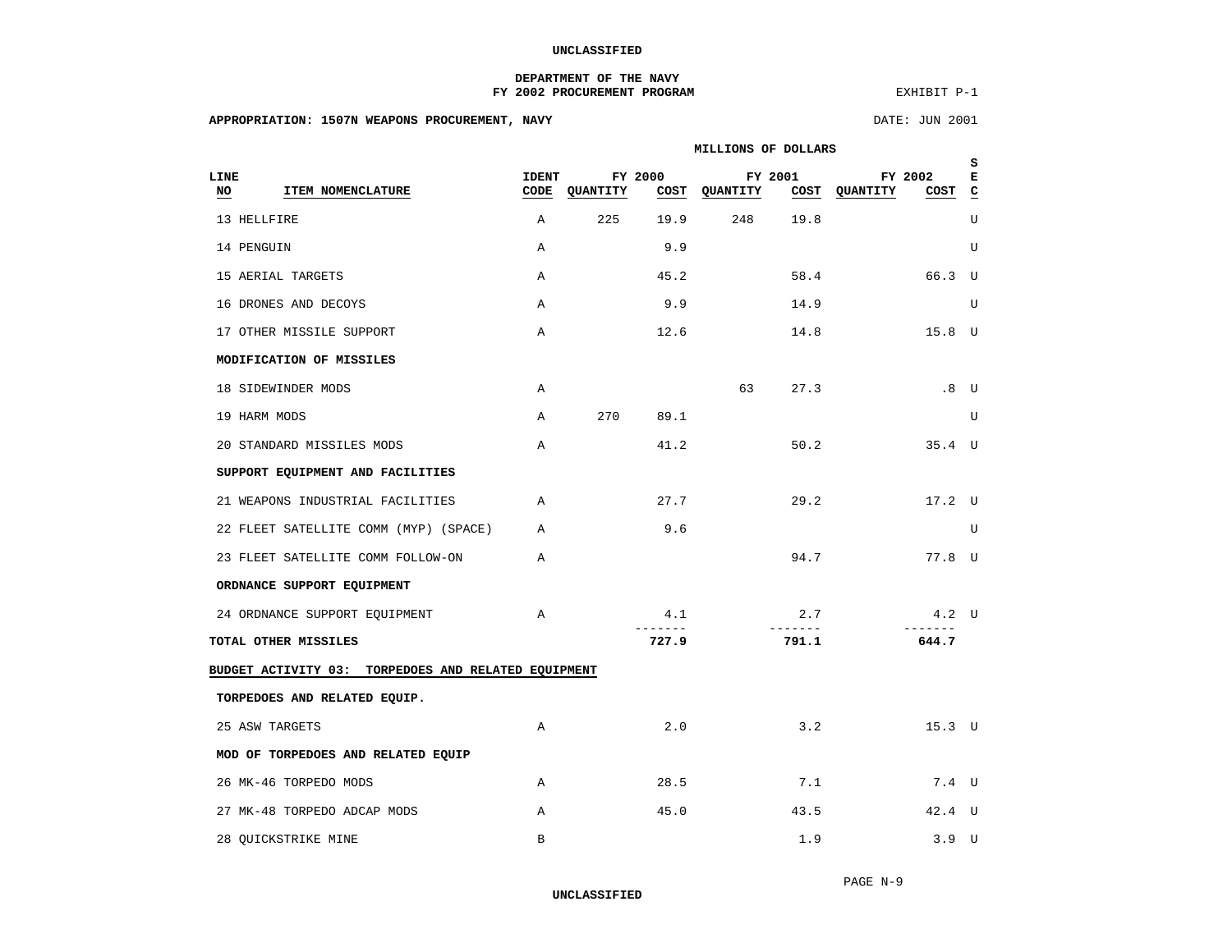UNCLASSIFIED

**DEPARTMENT OF THE NAVY**
**FY 2002 PROCUREMENT PROGRAM**

EXHIBIT P-1

**APPROPRIATION: 1507N WEAPONS PROCUREMENT, NAVY**

DATE: JUN 2001

MILLIONS OF DOLLARS

| LINE NO | ITEM NOMENCLATURE | IDENT CODE | FY 2000 QUANTITY | FY 2000 COST | FY 2001 QUANTITY | FY 2001 COST | FY 2002 QUANTITY | FY 2002 COST | SEC |
|---|---|---|---|---|---|---|---|---|---|
| 13 | HELLFIRE | A | 225 | 19.9 | 248 | 19.8 | | | U |
| 14 | PENGUIN | A | | 9.9 | | | | | U |
| 15 | AERIAL TARGETS | A | | 45.2 | | 58.4 | | 66.3 | U |
| 16 | DRONES AND DECOYS | A | | 9.9 | | 14.9 | | | U |
| 17 | OTHER MISSILE SUPPORT | A | | 12.6 | | 14.8 | | 15.8 | U |
| | **MODIFICATION OF MISSILES** | | | | | | | | |
| 18 | SIDEWINDER MODS | A | | | 63 | 27.3 | | .8 | U |
| 19 | HARM MODS | A | 270 | 89.1 | | | | | U |
| 20 | STANDARD MISSILES MODS | A | | 41.2 | | 50.2 | | 35.4 | U |
| | **SUPPORT EQUIPMENT AND FACILITIES** | | | | | | | | |
| 21 | WEAPONS INDUSTRIAL FACILITIES | A | | 27.7 | | 29.2 | | 17.2 | U |
| 22 | FLEET SATELLITE COMM (MYP) (SPACE) | A | | 9.6 | | | | | U |
| 23 | FLEET SATELLITE COMM FOLLOW-ON | A | | | | 94.7 | | 77.8 | U |
| | **ORDNANCE SUPPORT EQUIPMENT** | | | | | | | | |
| 24 | ORDNANCE SUPPORT EQUIPMENT | A | | 4.1 | | 2.7 | | 4.2 | U |
| | **TOTAL OTHER MISSILES** | | | **727.9** | | **791.1** | | **644.7** | |
| | **BUDGET ACTIVITY 03: TORPEDOES AND RELATED EQUIPMENT** | | | | | | | | |
| | **TORPEDOES AND RELATED EQUIP.** | | | | | | | | |
| 25 | ASW TARGETS | A | | 2.0 | | 3.2 | | 15.3 | U |
| | **MOD OF TORPEDOES AND RELATED EQUIP** | | | | | | | | |
| 26 | MK-46 TORPEDO MODS | A | | 28.5 | | 7.1 | | 7.4 | U |
| 27 | MK-48 TORPEDO ADCAP MODS | A | | 45.0 | | 43.5 | | 42.4 | U |
| 28 | QUICKSTRIKE MINE | B | | | | 1.9 | | 3.9 | U |

UNCLASSIFIED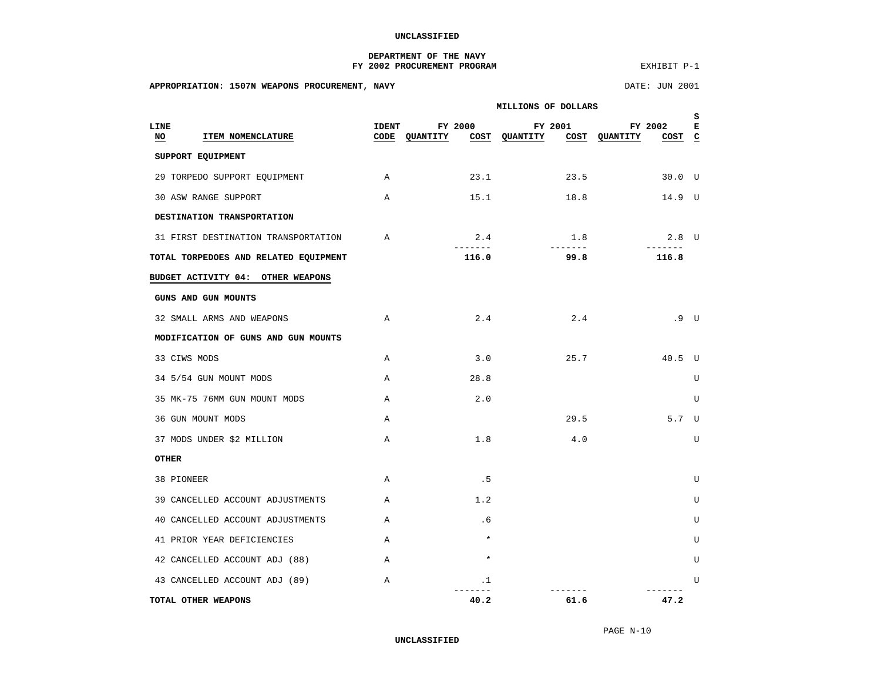UNCLASSIFIED

**DEPARTMENT OF THE NAVY**
**FY 2002 PROCUREMENT PROGRAM**

EXHIBIT P-1

**APPROPRIATION: 1507N WEAPONS PROCUREMENT, NAVY**

DATE: JUN 2001

| LINE NO | ITEM NOMENCLATURE | IDENT CODE | FY 2000 QUANTITY | FY 2000 COST | FY 2001 QUANTITY | FY 2001 COST | FY 2002 QUANTITY | FY 2002 COST | SEC |
|---|---|---|---|---|---|---|---|---|---|
| | **MILLIONS OF DOLLARS** | | | | | | | | |
| | **SUPPORT EQUIPMENT** | | | | | | | | |
| 29 | TORPEDO SUPPORT EQUIPMENT | A | | 23.1 | | 23.5 | | 30.0 | U |
| 30 | ASW RANGE SUPPORT | A | | 15.1 | | 18.8 | | 14.9 | U |
| | **DESTINATION TRANSPORTATION** | | | | | | | | |
| 31 | FIRST DESTINATION TRANSPORTATION | A | | 2.4 | | 1.8 | | 2.8 | U |
| | **TOTAL TORPEDOES AND RELATED EQUIPMENT** | | | **116.0** | | **99.8** | | **116.8** | |
| | **BUDGET ACTIVITY 04: OTHER WEAPONS** | | | | | | | | |
| | **GUNS AND GUN MOUNTS** | | | | | | | | |
| 32 | SMALL ARMS AND WEAPONS | A | | 2.4 | | 2.4 | | .9 | U |
| | **MODIFICATION OF GUNS AND GUN MOUNTS** | | | | | | | | |
| 33 | CIWS MODS | A | | 3.0 | | 25.7 | | 40.5 | U |
| 34 | 5/54 GUN MOUNT MODS | A | | 28.8 | | | | | U |
| 35 | MK-75 76MM GUN MOUNT MODS | A | | 2.0 | | | | | U |
| 36 | GUN MOUNT MODS | A | | | | 29.5 | | 5.7 | U |
| 37 | MODS UNDER $2 MILLION | A | | 1.8 | | 4.0 | | | U |
| | **OTHER** | | | | | | | | |
| 38 | PIONEER | A | | .5 | | | | | U |
| 39 | CANCELLED ACCOUNT ADJUSTMENTS | A | | 1.2 | | | | | U |
| 40 | CANCELLED ACCOUNT ADJUSTMENTS | A | | .6 | | | | | U |
| 41 | PRIOR YEAR DEFICIENCIES | A | | * | | | | | U |
| 42 | CANCELLED ACCOUNT ADJ (88) | A | | * | | | | | U |
| 43 | CANCELLED ACCOUNT ADJ (89) | A | | .1 | | | | | U |
| | **TOTAL OTHER WEAPONS** | | | **40.2** | | **61.6** | | **47.2** | |

PAGE N-10

UNCLASSIFIED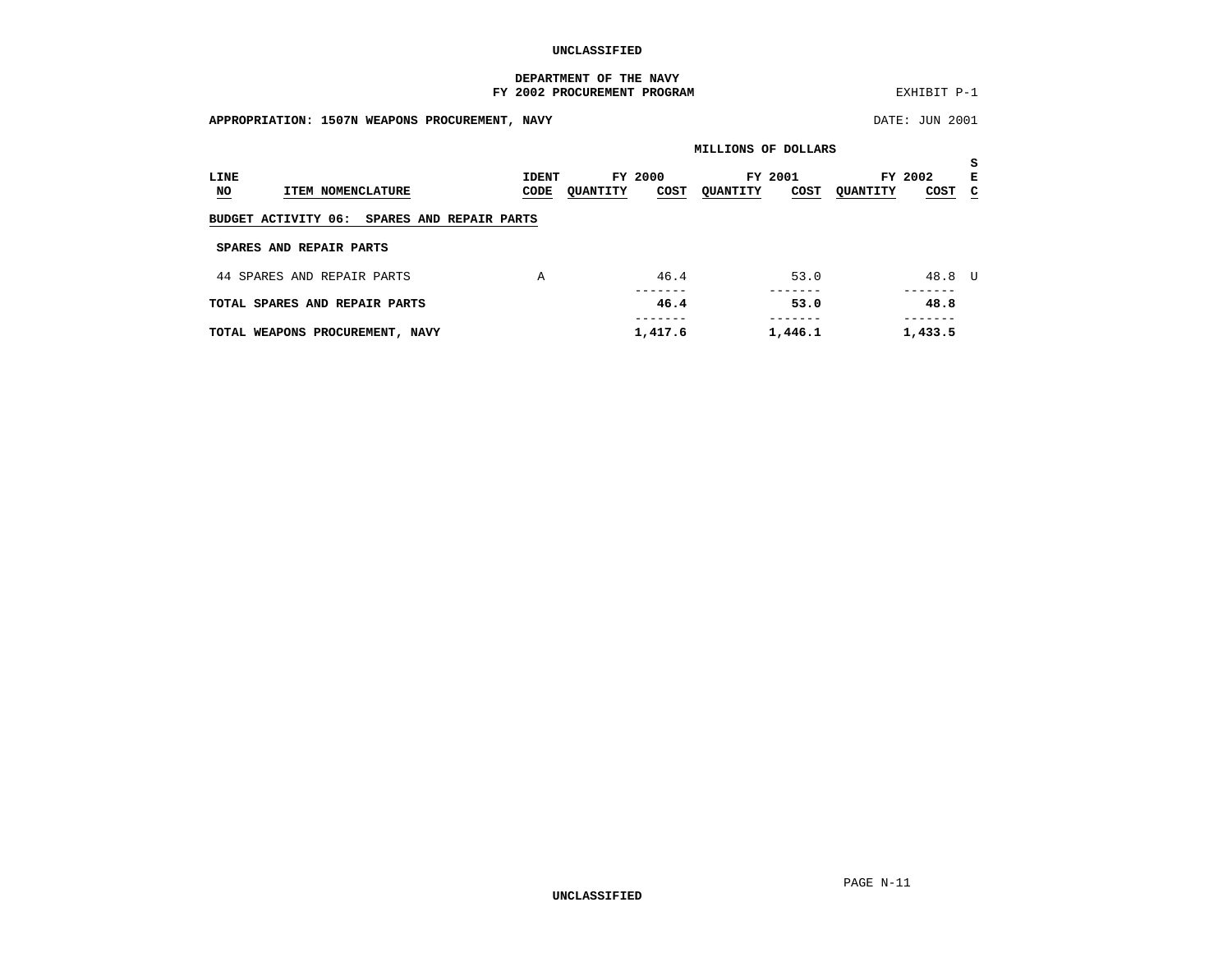UNCLASSIFIED

**DEPARTMENT OF THE NAVY**
**FY 2002 PROCUREMENT PROGRAM**

EXHIBIT P-1

**APPROPRIATION: 1507N WEAPONS PROCUREMENT, NAVY**

DATE: JUN 2001

**MILLIONS OF DOLLARS**

| LINE NO | ITEM NOMENCLATURE | IDENT CODE | FY 2000 QUANTITY | FY 2000 COST | FY 2001 QUANTITY | FY 2001 COST | FY 2002 QUANTITY | FY 2002 COST | SEC |
|---|---|---|---|---|---|---|---|---|---|
| | **BUDGET ACTIVITY 06: SPARES AND REPAIR PARTS** | | | | | | | | |
| | **SPARES AND REPAIR PARTS** | | | | | | | | |
| 44 | SPARES AND REPAIR PARTS | A | | 46.4 | | 53.0 | | 48.8 | U |
| | **TOTAL SPARES AND REPAIR PARTS** | | | **46.4** | | **53.0** | | **48.8** | |
| | **TOTAL WEAPONS PROCUREMENT, NAVY** | | | **1,417.6** | | **1,446.1** | | **1,433.5** | |

UNCLASSIFIED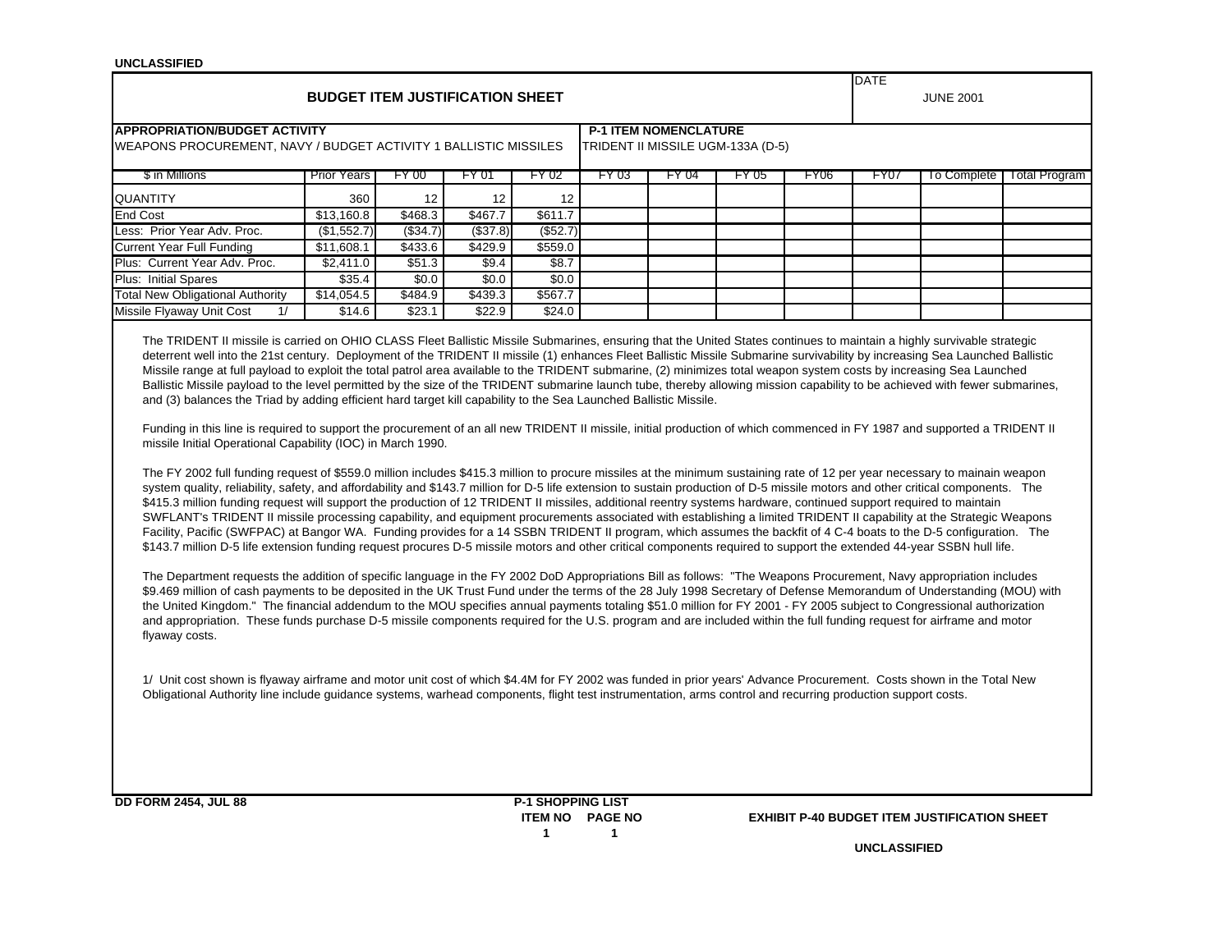UNCLASSIFIED

# BUDGET ITEM JUSTIFICATION SHEET

DATE: JUNE 2001

**APPROPRIATION/BUDGET ACTIVITY**
WEAPONS PROCUREMENT, NAVY / BUDGET ACTIVITY 1 BALLISTIC MISSILES

**P-1 ITEM NOMENCLATURE**
TRIDENT II MISSILE UGM-133A (D-5)

| $ in Millions | Prior Years | FY 00 | FY 01 | FY 02 | FY 03 | FY 04 | FY 05 | FY06 | FY07 | To Complete | Total Program |
|---|---|---|---|---|---|---|---|---|---|---|---|
| QUANTITY | 360 | 12 | 12 | 12 | | | | | | | |
| End Cost | $13,160.8 | $468.3 | $467.7 | $611.7 | | | | | | | |
| Less: Prior Year Adv. Proc. | ($1,552.7) | ($34.7) | ($37.8) | ($52.7) | | | | | | | |
| Current Year Full Funding | $11,608.1 | $433.6 | $429.9 | $559.0 | | | | | | | |
| Plus: Current Year Adv. Proc. | $2,411.0 | $51.3 | $9.4 | $8.7 | | | | | | | |
| Plus: Initial Spares | $35.4 | $0.0 | $0.0 | $0.0 | | | | | | | |
| Total New Obligational Authority | $14,054.5 | $484.9 | $439.3 | $567.7 | | | | | | | |
| Missile Flyaway Unit Cost 1/ | $14.6 | $23.1 | $22.9 | $24.0 | | | | | | | |

The TRIDENT II missile is carried on OHIO CLASS Fleet Ballistic Missile Submarines, ensuring that the United States continues to maintain a highly survivable strategic deterrent well into the 21st century. Deployment of the TRIDENT II missile (1) enhances Fleet Ballistic Missile Submarine survivability by increasing Sea Launched Ballistic Missile range at full payload to exploit the total patrol area available to the TRIDENT submarine, (2) minimizes total weapon system costs by increasing Sea Launched Ballistic Missile payload to the level permitted by the size of the TRIDENT submarine launch tube, thereby allowing mission capability to be achieved with fewer submarines, and (3) balances the Triad by adding efficient hard target kill capability to the Sea Launched Ballistic Missile.

Funding in this line is required to support the procurement of an all new TRIDENT II missile, initial production of which commenced in FY 1987 and supported a TRIDENT II missile Initial Operational Capability (IOC) in March 1990.

The FY 2002 full funding request of $559.0 million includes $415.3 million to procure missiles at the minimum sustaining rate of 12 per year necessary to mainain weapon system quality, reliability, safety, and affordability and $143.7 million for D-5 life extension to sustain production of D-5 missile motors and other critical components. The $415.3 million funding request will support the production of 12 TRIDENT II missiles, additional reentry systems hardware, continued support required to maintain SWFLANT's TRIDENT II missile processing capability, and equipment procurements associated with establishing a limited TRIDENT II capability at the Strategic Weapons Facility, Pacific (SWFPAC) at Bangor WA. Funding provides for a 14 SSBN TRIDENT II program, which assumes the backfit of 4 C-4 boats to the D-5 configuration. The $143.7 million D-5 life extension funding request procures D-5 missile motors and other critical components required to support the extended 44-year SSBN hull life.

The Department requests the addition of specific language in the FY 2002 DoD Appropriations Bill as follows: "The Weapons Procurement, Navy appropriation includes $9.469 million of cash payments to be deposited in the UK Trust Fund under the terms of the 28 July 1998 Secretary of Defense Memorandum of Understanding (MOU) with the United Kingdom." The financial addendum to the MOU specifies annual payments totaling $51.0 million for FY 2001 - FY 2005 subject to Congressional authorization and appropriation. These funds purchase D-5 missile components required for the U.S. program and are included within the full funding request for airframe and motor flyaway costs.

1/ Unit cost shown is flyaway airframe and motor unit cost of which $4.4M for FY 2002 was funded in prior years' Advance Procurement. Costs shown in the Total New Obligational Authority line include guidance systems, warhead components, flight test instrumentation, arms control and recurring production support costs.

DD FORM 2454, JUL 88

P-1 SHOPPING LIST
ITEM NO 1 PAGE NO 1

EXHIBIT P-40 BUDGET ITEM JUSTIFICATION SHEET

UNCLASSIFIED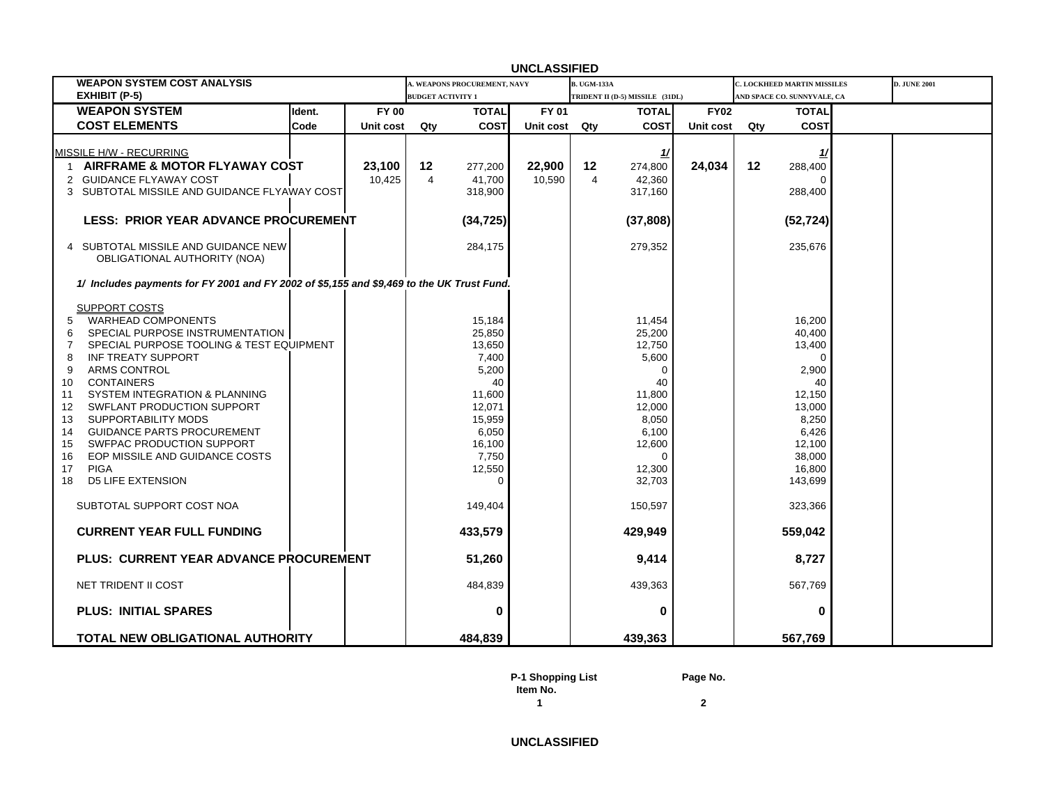UNCLASSIFIED

| WEAPON SYSTEM COST ANALYSIS EXHIBIT (P-5) | | A. WEAPONS PROCUREMENT, NAVY BUDGET ACTIVITY 1 | | | B. UGM-133A TRIDENT II (D-5) MISSILE (31DL) | | | C. LOCKHEED MARTIN MISSILES AND SPACE CO. SUNNYVALE, CA | | | D. JUNE 2001 |
|---|---|---|---|---|---|---|---|---|---|---|---|
| **WEAPON SYSTEM COST ELEMENTS** | **Ident. Code** | **FY 00 Unit cost** | **Qty** | **TOTAL COST** | **FY 01 Unit cost** | **Qty** | **TOTAL COST** | **FY02 Unit cost** | **Qty** | **TOTAL COST** | |
| MISSILE H/W - RECURRING | | | | | | | 1/ | | | 1/ | |
| 1 **AIRFRAME & MOTOR FLYAWAY COST** | | **23,100** | **12** | 277,200 | **22,900** | **12** | 274,800 | **24,034** | **12** | 288,400 | |
| 2 GUIDANCE FLYAWAY COST | | 10,425 | 4 | 41,700 | 10,590 | 4 | 42,360 | | | 0 | |
| 3 SUBTOTAL MISSILE AND GUIDANCE FLYAWAY COST | | | | 318,900 | | | 317,160 | | | 288,400 | |
| **LESS: PRIOR YEAR ADVANCE PROCUREMENT** | | | | **(34,725)** | | | **(37,808)** | | | **(52,724)** | |
| 4 SUBTOTAL MISSILE AND GUIDANCE NEW OBLIGATIONAL AUTHORITY (NOA) | | | | 284,175 | | | 279,352 | | | 235,676 | |
| *1/ Includes payments for FY 2001 and FY 2002 of $5,155 and $9,469 to the UK Trust Fund.* | | | | | | | | | | | |
| SUPPORT COSTS | | | | | | | | | | | |
| 5 WARHEAD COMPONENTS | | | | 15,184 | | | 11,454 | | | 16,200 | |
| 6 SPECIAL PURPOSE INSTRUMENTATION | | | | 25,850 | | | 25,200 | | | 40,400 | |
| 7 SPECIAL PURPOSE TOOLING & TEST EQUIPMENT | | | | 13,650 | | | 12,750 | | | 13,400 | |
| 8 INF TREATY SUPPORT | | | | 7,400 | | | 5,600 | | | 0 | |
| 9 ARMS CONTROL | | | | 5,200 | | | 0 | | | 2,900 | |
| 10 CONTAINERS | | | | 40 | | | 40 | | | 40 | |
| 11 SYSTEM INTEGRATION & PLANNING | | | | 11,600 | | | 11,800 | | | 12,150 | |
| 12 SWFLANT PRODUCTION SUPPORT | | | | 12,071 | | | 12,000 | | | 13,000 | |
| 13 SUPPORTABILITY MODS | | | | 15,959 | | | 8,050 | | | 8,250 | |
| 14 GUIDANCE PARTS PROCUREMENT | | | | 6,050 | | | 6,100 | | | 6,426 | |
| 15 SWFPAC PRODUCTION SUPPORT | | | | 16,100 | | | 12,600 | | | 12,100 | |
| 16 EOP MISSILE AND GUIDANCE COSTS | | | | 7,750 | | | 0 | | | 38,000 | |
| 17 PIGA | | | | 12,550 | | | 12,300 | | | 16,800 | |
| 18 D5 LIFE EXTENSION | | | | 0 | | | 32,703 | | | 143,699 | |
| SUBTOTAL SUPPORT COST NOA | | | | 149,404 | | | 150,597 | | | 323,366 | |
| **CURRENT YEAR FULL FUNDING** | | | | **433,579** | | | **429,949** | | | **559,042** | |
| **PLUS: CURRENT YEAR ADVANCE PROCUREMENT** | | | | **51,260** | | | **9,414** | | | **8,727** | |
| NET TRIDENT II COST | | | | 484,839 | | | 439,363 | | | 567,769 | |
| **PLUS: INITIAL SPARES** | | | | **0** | | | **0** | | | **0** | |
| **TOTAL NEW OBLIGATIONAL AUTHORITY** | | | | **484,839** | | | **439,363** | | | **567,769** | |

P-1 Shopping List Item No. 1

UNCLASSIFIED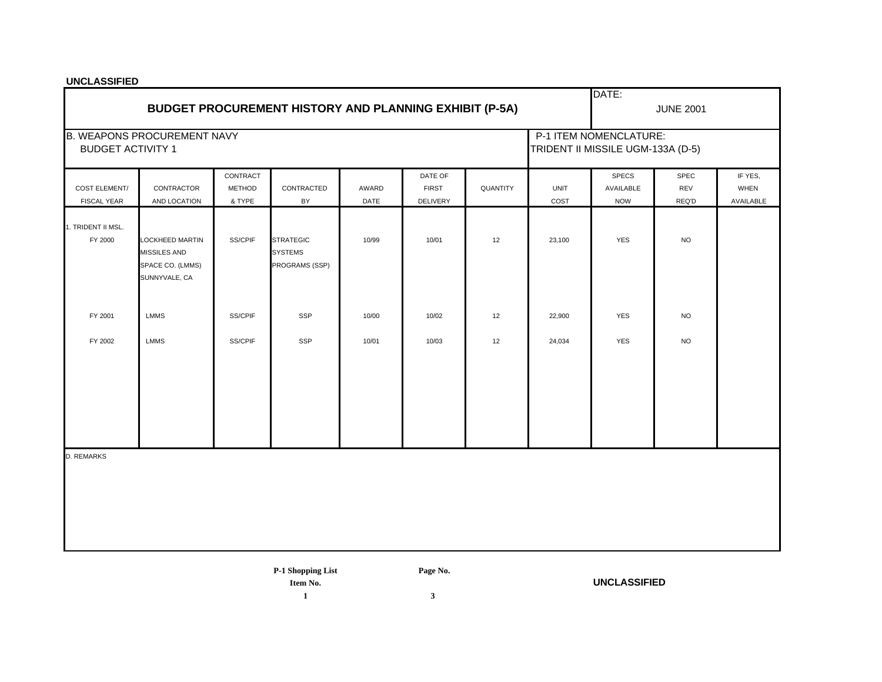UNCLASSIFIED

# BUDGET PROCUREMENT HISTORY AND PLANNING EXHIBIT (P-5A)

DATE: JUNE 2001

B. WEAPONS PROCUREMENT NAVY
BUDGET ACTIVITY 1

P-1 ITEM NOMENCLATURE:
TRIDENT II MISSILE UGM-133A (D-5)

| COST ELEMENT/ FISCAL YEAR | CONTRACTOR AND LOCATION | CONTRACT METHOD & TYPE | CONTRACTED BY | AWARD DATE | DATE OF FIRST DELIVERY | QUANTITY | UNIT COST | SPECS AVAILABLE NOW | SPEC REV REQ'D | IF YES, WHEN AVAILABLE |
|---|---|---|---|---|---|---|---|---|---|---|
| 1. TRIDENT II MSL. | | | | | | | | | | |
| FY 2000 | LOCKHEED MARTIN MISSILES AND SPACE CO. (LMMS) SUNNYVALE, CA | SS/CPIF | STRATEGIC SYSTEMS PROGRAMS (SSP) | 10/99 | 10/01 | 12 | 23,100 | YES | NO | |
| FY 2001 | LMMS | SS/CPIF | SSP | 10/00 | 10/02 | 12 | 22,900 | YES | NO | |
| FY 2002 | LMMS | SS/CPIF | SSP | 10/01 | 10/03 | 12 | 24,034 | YES | NO | |

D. REMARKS

P-1 Shopping List Item No. 1

UNCLASSIFIED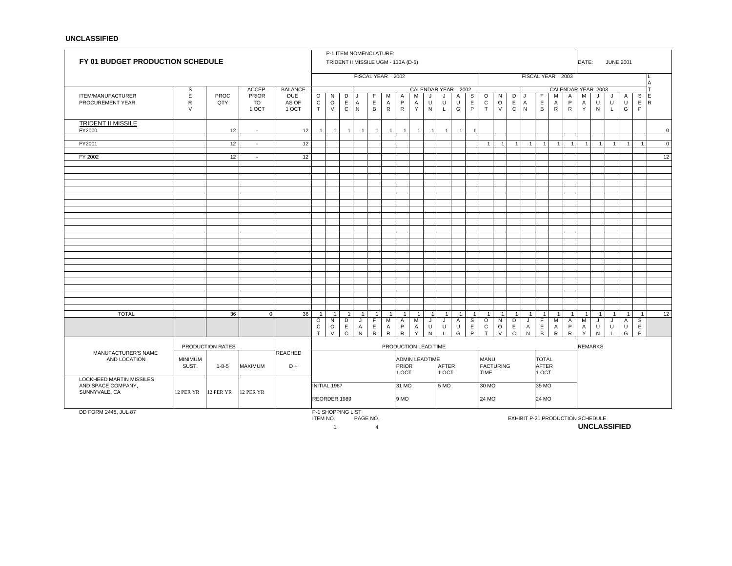**UNCLASSIFIED**

**FY 01 BUDGET PRODUCTION SCHEDULE**

P-1 ITEM NOMENCLATURE: TRIDENT II MISSILE UGM - 133A (D-5)

DATE: JUNE 2001

| ITEM/MANUFACTURER PROCUREMENT YEAR | SERV | PROC QTY | ACCEP. PRIOR TO 1 OCT | BALANCE DUE AS OF 1 OCT | FY 2002 / CY 2002 OCT | NOV | DEC | JAN | FEB | MAR | APR | MAY | JUN | JUL | AUG | SEP | FY 2003 / CY 2003 OCT | NOV | DEC | JAN | FEB | MAR | APR | MAY | JUN | JUL | AUG | SEP | LATER |
|---|---|---|---|---|---|---|---|---|---|---|---|---|---|---|---|---|---|---|---|---|---|---|---|---|---|---|---|---|---|
| **TRIDENT II MISSILE** | | | | | | | | | | | | | | | | | | | | | | | | | | | | | |
| FY2000 | | 12 | - | 12 | 1 | 1 | 1 | 1 | 1 | 1 | 1 | 1 | 1 | 1 | 1 | 1 | | | | | | | | | | | | | 0 |
| FY2001 | | 12 | - | 12 | | | | | | | | | | | | | 1 | 1 | 1 | 1 | 1 | 1 | 1 | 1 | 1 | 1 | 1 | 1 | 0 |
| FY 2002 | | 12 | - | 12 | | | | | | | | | | | | | | | | | | | | | | | | | 12 |
| TOTAL | | 36 | 0 | 36 | 1 | 1 | 1 | 1 | 1 | 1 | 1 | 1 | 1 | 1 | 1 | 1 | 1 | 1 | 1 | 1 | 1 | 1 | 1 | 1 | 1 | 1 | 1 | 1 | 12 |

| MANUFACTURER'S NAME AND LOCATION | PRODUCTION RATES MINIMUM SUST. | 1-8-5 | MAXIMUM | REACHED D + | PRODUCTION LEAD TIME | ADMIN LEADTIME PRIOR 1 OCT | AFTER 1 OCT | MANUFACTURING TIME | TOTAL AFTER 1 OCT | REMARKS |
|---|---|---|---|---|---|---|---|---|---|---|
| LOCKHEED MARTIN MISSILES AND SPACE COMPANY, SUNNYVALE, CA | 12 PER YR | 12 PER YR | 12 PER YR | | INITIAL 1987 | 31 MO | 5 MO | 30 MO | 35 MO | |
| | | | | | REORDER 1989 | 9 MO | | 24 MO | 24 MO | |

DD FORM 2445, JUL 87

P-1 SHOPPING LIST ITEM NO. 1 PAGE NO. 4

EXHIBIT P-21 PRODUCTION SCHEDULE

**UNCLASSIFIED**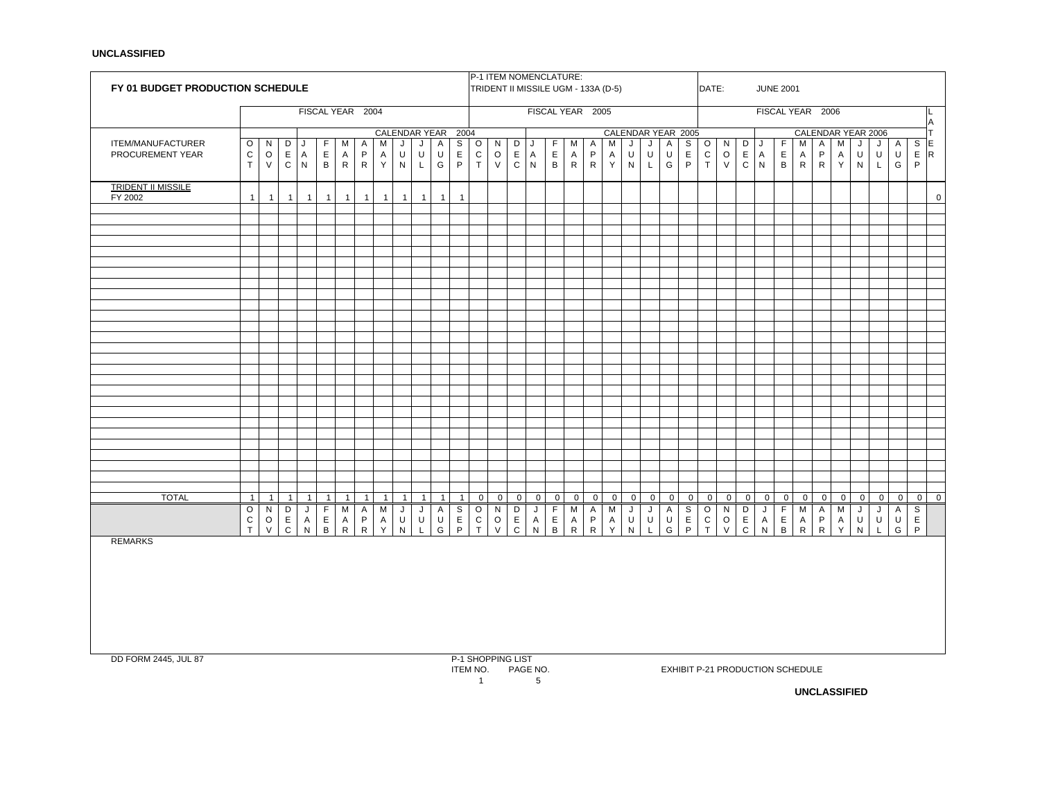**UNCLASSIFIED**

**FY 01 BUDGET PRODUCTION SCHEDULE**

P-1 ITEM NOMENCLATURE: TRIDENT II MISSILE UGM - 133A (D-5)

DATE: JUNE 2001

| ITEM/MANUFACTURER PROCUREMENT YEAR | FISCAL YEAR 2004 | | | | | | | | | | | | FISCAL YEAR 2005 | | | | | | | | | | | | FISCAL YEAR 2006 | | | | | | | | | | | | LATER |
|---|---|---|---|---|---|---|---|---|---|---|---|---|---|---|---|---|---|---|---|---|---|---|---|---|---|---|---|---|---|---|---|---|---|---|---|---|---|
| | CALENDAR YEAR 2004 | | | | | | | | | | | | | | | CALENDAR YEAR 2005 | | | | | | | | | | | | CALENDAR YEAR 2006 | | | | | | | | | |
| | OCT | NOV | DEC | JAN | FEB | MAR | APR | MAY | JUN | JUL | AUG | SEP | OCT | NOV | DEC | JAN | FEB | MAR | APR | MAY | JUN | JUL | AUG | SEP | OCT | NOV | DEC | JAN | FEB | MAR | APR | MAY | JUN | JUL | AUG | SEP | |
| TRIDENT II MISSILE FY 2002 | 1 | 1 | 1 | 1 | 1 | 1 | 1 | 1 | 1 | 1 | 1 | 1 | | | | | | | | | | | | | | | | | | | | | | | | | 0 |
| TOTAL | 1 | 1 | 1 | 1 | 1 | 1 | 1 | 1 | 1 | 1 | 1 | 1 | 0 | 0 | 0 | 0 | 0 | 0 | 0 | 0 | 0 | 0 | 0 | 0 | 0 | 0 | 0 | 0 | 0 | 0 | 0 | 0 | 0 | 0 | 0 | 0 | 0 |
| | OCT | NOV | DEC | JAN | FEB | MAR | APR | MAY | JUN | JUL | AUG | SEP | OCT | NOV | DEC | JAN | FEB | MAR | APR | MAY | JUN | JUL | AUG | SEP | OCT | NOV | DEC | JAN | FEB | MAR | APR | MAY | JUN | JUL | AUG | SEP | |

REMARKS

DD FORM 2445, JUL 87

P-1 SHOPPING LIST
ITEM NO. 1 PAGE NO. 5

EXHIBIT P-21 PRODUCTION SCHEDULE

**UNCLASSIFIED**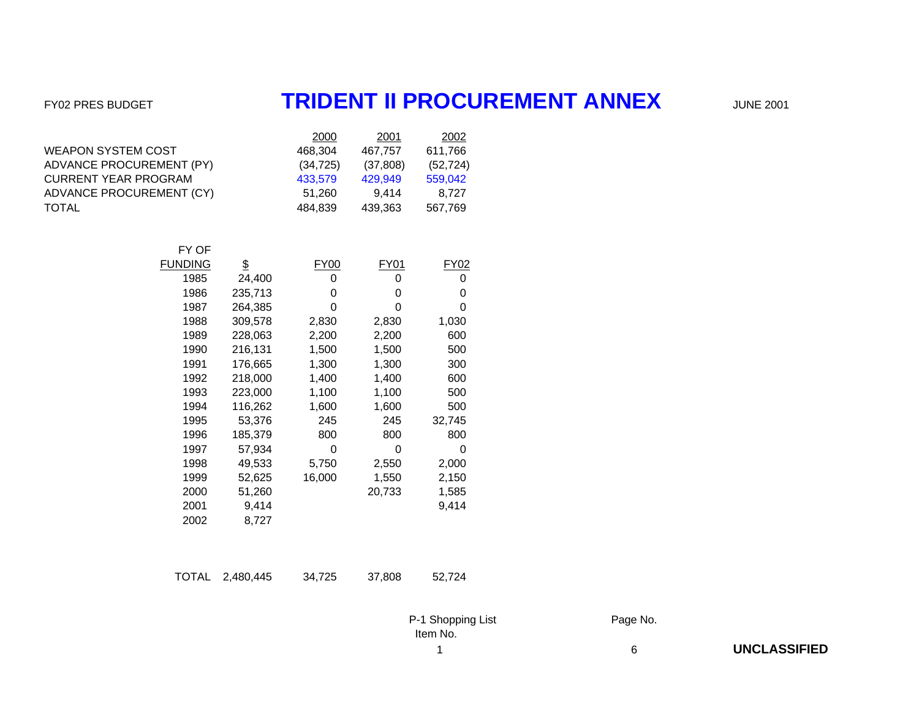FY02 PRES BUDGET

# TRIDENT II PROCUREMENT ANNEX

JUNE 2001

| | 2000 | 2001 | 2002 |
|---|---|---|---|
| WEAPON SYSTEM COST | 468,304 | 467,757 | 611,766 |
| ADVANCE PROCUREMENT (PY) | (34,725) | (37,808) | (52,724) |
| CURRENT YEAR PROGRAM | 433,579 | 429,949 | 559,042 |
| ADVANCE PROCUREMENT (CY) | 51,260 | 9,414 | 8,727 |
| TOTAL | 484,839 | 439,363 | 567,769 |

| FY OF FUNDING | $ | FY00 | FY01 | FY02 |
|---|---|---|---|---|
| 1985 | 24,400 | 0 | 0 | 0 |
| 1986 | 235,713 | 0 | 0 | 0 |
| 1987 | 264,385 | 0 | 0 | 0 |
| 1988 | 309,578 | 2,830 | 2,830 | 1,030 |
| 1989 | 228,063 | 2,200 | 2,200 | 600 |
| 1990 | 216,131 | 1,500 | 1,500 | 500 |
| 1991 | 176,665 | 1,300 | 1,300 | 300 |
| 1992 | 218,000 | 1,400 | 1,400 | 600 |
| 1993 | 223,000 | 1,100 | 1,100 | 500 |
| 1994 | 116,262 | 1,600 | 1,600 | 500 |
| 1995 | 53,376 | 245 | 245 | 32,745 |
| 1996 | 185,379 | 800 | 800 | 800 |
| 1997 | 57,934 | 0 | 0 | 0 |
| 1998 | 49,533 | 5,750 | 2,550 | 2,000 |
| 1999 | 52,625 | 16,000 | 1,550 | 2,150 |
| 2000 | 51,260 | | 20,733 | 1,585 |
| 2001 | 9,414 | | | 9,414 |
| 2002 | 8,727 | | | |
| TOTAL | 2,480,445 | 34,725 | 37,808 | 52,724 |

P-1 Shopping List Item No. 1

UNCLASSIFIED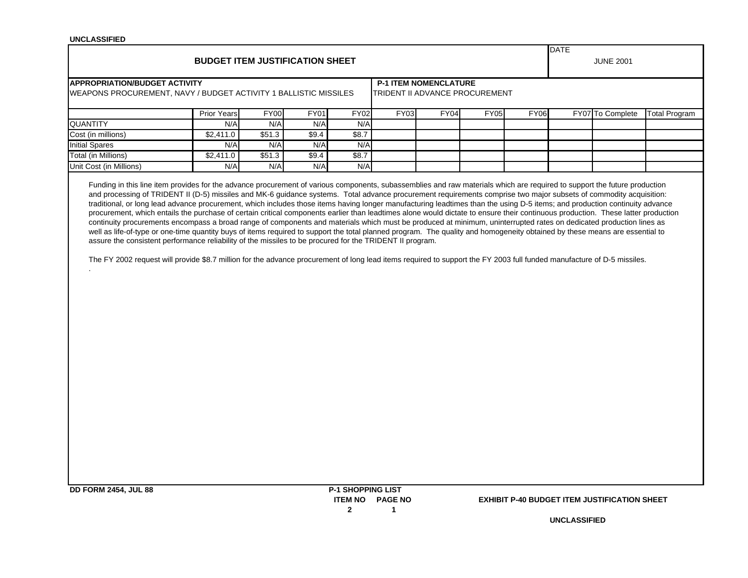UNCLASSIFIED

# BUDGET ITEM JUSTIFICATION SHEET

DATE: JUNE 2001

**APPROPRIATION/BUDGET ACTIVITY**
WEAPONS PROCUREMENT, NAVY / BUDGET ACTIVITY 1 BALLISTIC MISSILES

**P-1 ITEM NOMENCLATURE**
TRIDENT II ADVANCE PROCUREMENT

| | Prior Years | FY00 | FY01 | FY02 | FY03 | FY04 | FY05 | FY06 | FY07 | To Complete | Total Program |
|---|---|---|---|---|---|---|---|---|---|---|---|
| QUANTITY | N/A | N/A | N/A | N/A | | | | | | | |
| Cost (in millions) | $2,411.0 | $51.3 | $9.4 | $8.7 | | | | | | | |
| Initial Spares | N/A | N/A | N/A | N/A | | | | | | | |
| Total (in Millions) | $2,411.0 | $51.3 | $9.4 | $8.7 | | | | | | | |
| Unit Cost (in Millions) | N/A | N/A | N/A | N/A | | | | | | | |

Funding in this line item provides for the advance procurement of various components, subassemblies and raw materials which are required to support the future production and processing of TRIDENT II (D-5) missiles and MK-6 guidance systems. Total advance procurement requirements comprise two major subsets of commodity acquisition: traditional, or long lead advance procurement, which includes those items having longer manufacturing leadtimes than the using D-5 items; and production continuity advance procurement, which entails the purchase of certain critical components earlier than leadtimes alone would dictate to ensure their continuous production. These latter production continuity procurements encompass a broad range of components and materials which must be produced at minimum, uninterrupted rates on dedicated production lines as well as life-of-type or one-time quantity buys of items required to support the total planned program. The quality and homogeneity obtained by these means are essential to assure the consistent performance reliability of the missiles to be procured for the TRIDENT II program.

The FY 2002 request will provide $8.7 million for the advance procurement of long lead items required to support the FY 2003 full funded manufacture of D-5 missiles.

.

DD FORM 2454, JUL 88

P-1 SHOPPING LIST
ITEM NO 2 PAGE NO 1

EXHIBIT P-40 BUDGET ITEM JUSTIFICATION SHEET

UNCLASSIFIED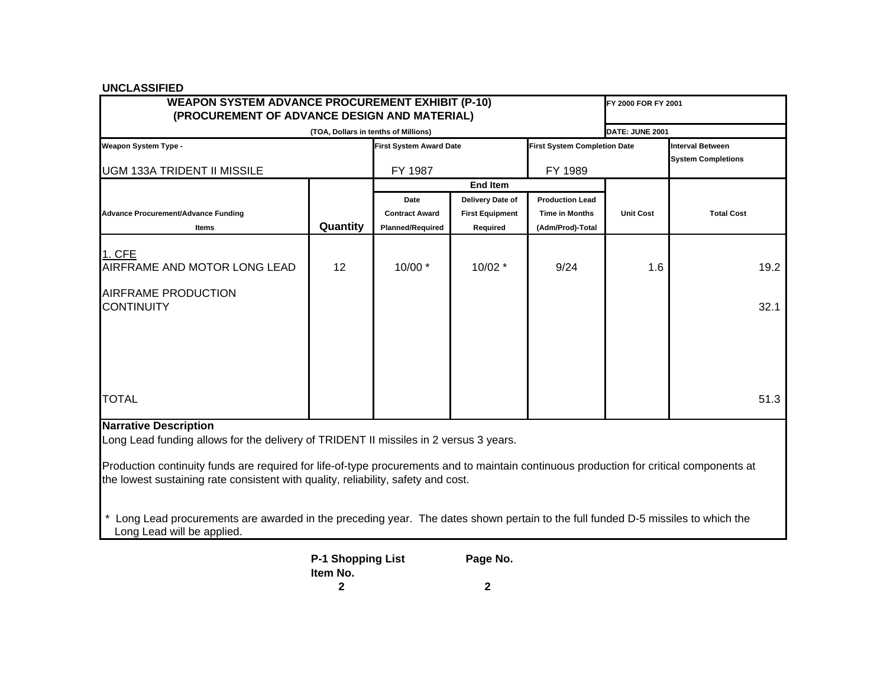UNCLASSIFIED

| WEAPON SYSTEM ADVANCE PROCUREMENT EXHIBIT (P-10) (PROCUREMENT OF ADVANCE DESIGN AND MATERIAL) | | | | | | FY 2000 FOR FY 2001 |
|---|---|---|---|---|---|---|
| (TOA, Dollars in tenths of Millions) | | | | | | DATE: JUNE 2001 |
| Weapon System Type - UGM 133A TRIDENT II MISSILE | | First System Award Date FY 1987 | | First System Completion Date FY 1989 | | Interval Between System Completions |
| | | End Item | | | | |
| Advance Procurement/Advance Funding Items | Quantity | Date Contract Award Planned/Required | Delivery Date of First Equipment Required | Production Lead Time in Months (Adm/Prod)-Total | Unit Cost | Total Cost |
| 1. CFE AIRFRAME AND MOTOR LONG LEAD | 12 | 10/00 * | 10/02 * | 9/24 | 1.6 | 19.2 |
| AIRFRAME PRODUCTION CONTINUITY | | | | | | 32.1 |
| TOTAL | | | | | | 51.3 |

**Narrative Description**

Long Lead funding allows for the delivery of TRIDENT II missiles in 2 versus 3 years.

Production continuity funds are required for life-of-type procurements and to maintain continuous production for critical components at the lowest sustaining rate consistent with quality, reliability, safety and cost.

\* Long Lead procurements are awarded in the preceding year. The dates shown pertain to the full funded D-5 missiles to which the Long Lead will be applied.

P-1 Shopping List Item No. 2 — Page No. 2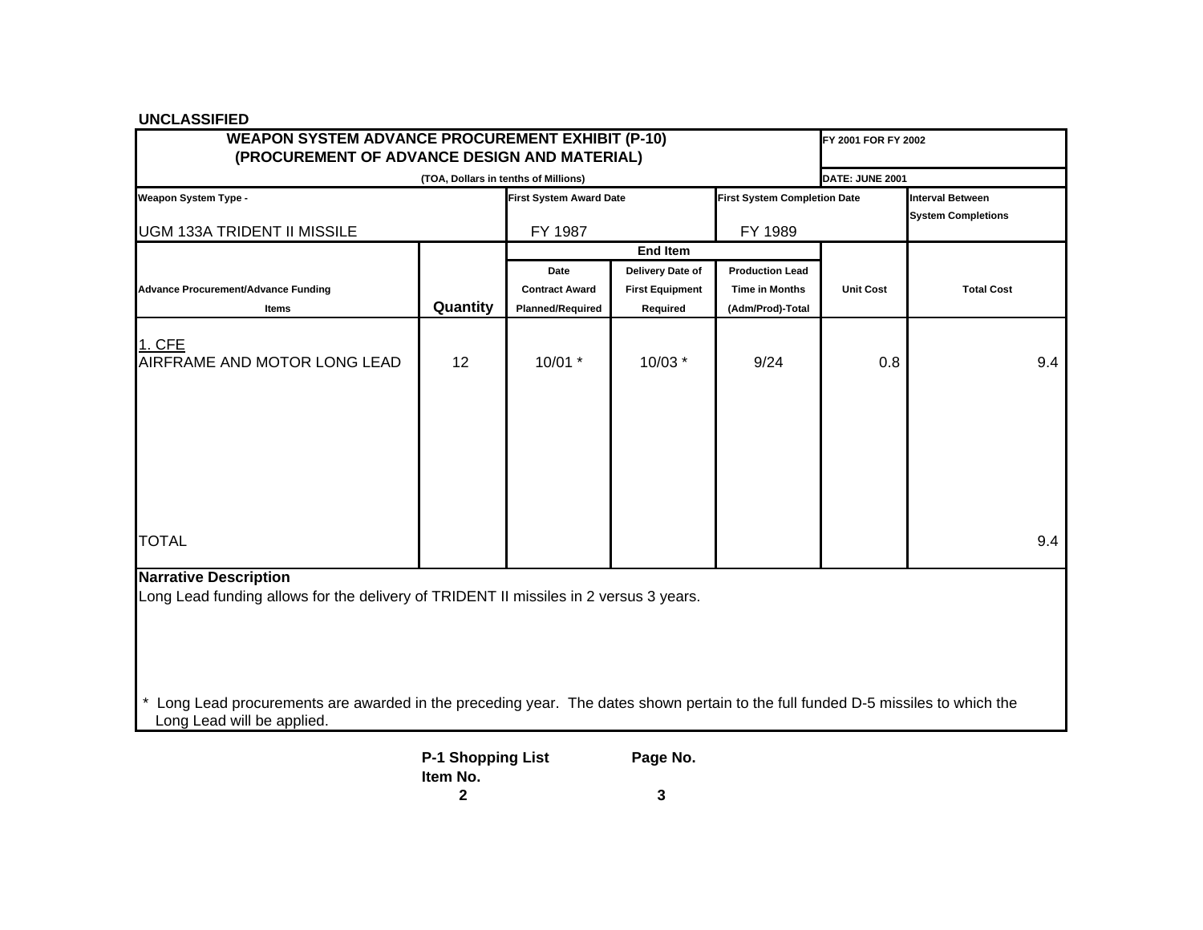UNCLASSIFIED

| WEAPON SYSTEM ADVANCE PROCUREMENT EXHIBIT (P-10) (PROCUREMENT OF ADVANCE DESIGN AND MATERIAL) | | | | | | FY 2001 FOR FY 2002 |
|---|---|---|---|---|---|---|
| (TOA, Dollars in tenths of Millions) | | | | | | DATE: JUNE 2001 |
| Weapon System Type - UGM 133A TRIDENT II MISSILE | | First System Award Date FY 1987 | | First System Completion Date FY 1989 | | Interval Between System Completions |

| Advance Procurement/Advance Funding Items | Quantity | End Item Date Contract Award Planned/Required | End Item Delivery Date of First Equipment Required | End Item Production Lead Time in Months (Adm/Prod)-Total | Unit Cost | Total Cost |
|---|---|---|---|---|---|---|
| 1. CFE | | | | | | |
| AIRFRAME AND MOTOR LONG LEAD | 12 | 10/01 * | 10/03 * | 9/24 | 0.8 | 9.4 |
| TOTAL | | | | | | 9.4 |

**Narrative Description**

Long Lead funding allows for the delivery of TRIDENT II missiles in 2 versus 3 years.

* Long Lead procurements are awarded in the preceding year. The dates shown pertain to the full funded D-5 missiles to which the Long Lead will be applied.

**P-1 Shopping List Item No.** 2 **Page No.** 3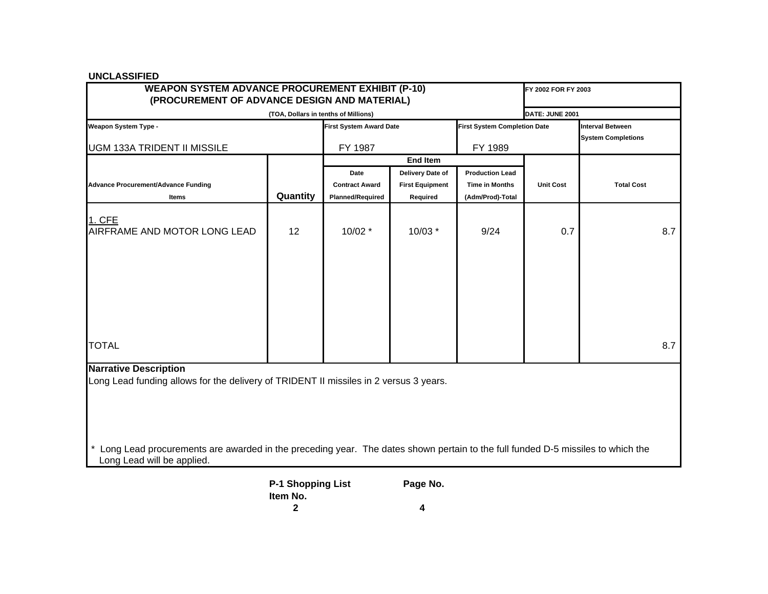UNCLASSIFIED

| WEAPON SYSTEM ADVANCE PROCUREMENT EXHIBIT (P-10) (PROCUREMENT OF ADVANCE DESIGN AND MATERIAL) | | | | | | FY 2002 FOR FY 2003 |
|---|---|---|---|---|---|---|
| (TOA, Dollars in tenths of Millions) | | | | | | DATE: JUNE 2001 |
| Weapon System Type - UGM 133A TRIDENT II MISSILE | | First System Award Date FY 1987 | | First System Completion Date FY 1989 | | Interval Between System Completions |
| | | End Item | | | | |
| Advance Procurement/Advance Funding Items | Quantity | Date Contract Award Planned/Required | Delivery Date of First Equipment Required | Production Lead Time in Months (Adm/Prod)-Total | Unit Cost | Total Cost |
| 1. CFE | | | | | | |
| AIRFRAME AND MOTOR LONG LEAD | 12 | 10/02 * | 10/03 * | 9/24 | 0.7 | 8.7 |
| TOTAL | | | | | | 8.7 |

**Narrative Description**

Long Lead funding allows for the delivery of TRIDENT II missiles in 2 versus 3 years.

\* Long Lead procurements are awarded in the preceding year. The dates shown pertain to the full funded D-5 missiles to which the Long Lead will be applied.

P-1 Shopping List Item No. 2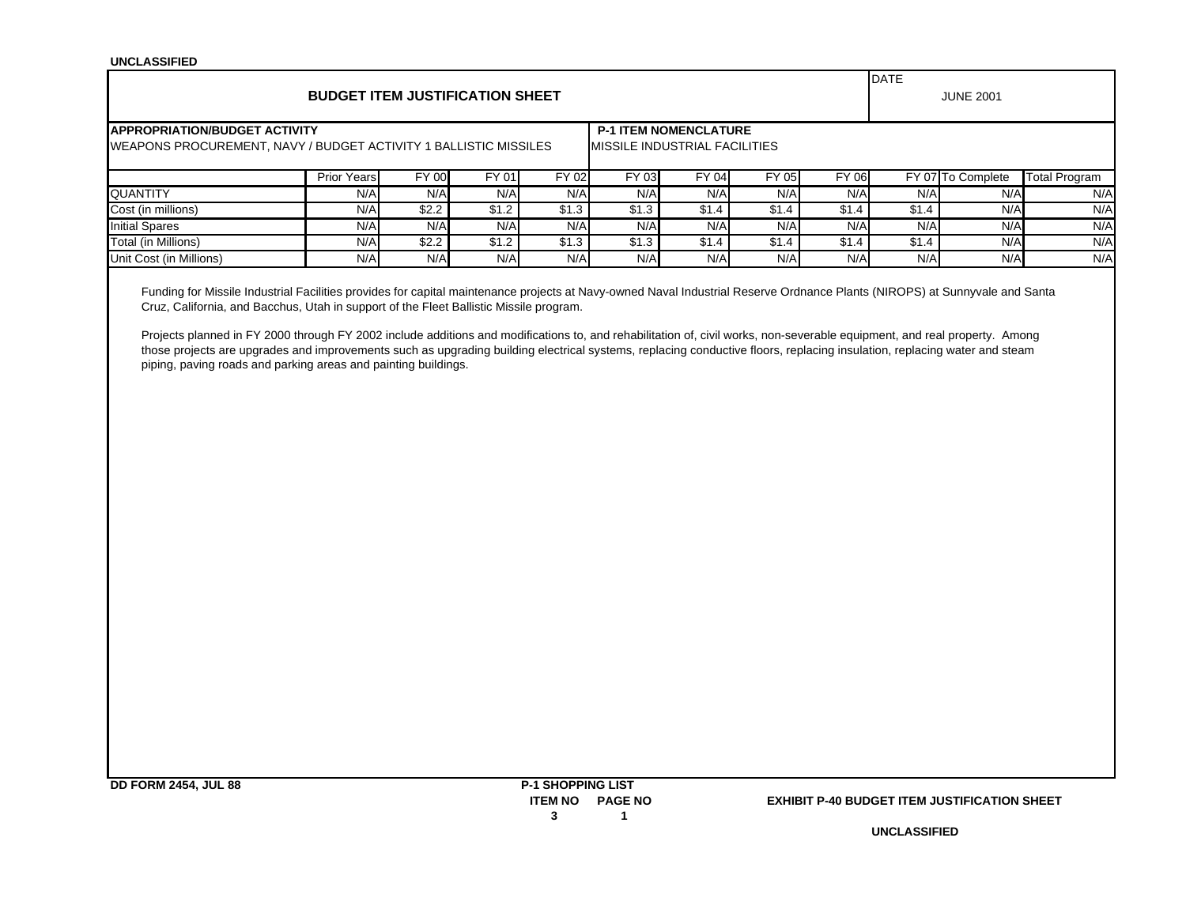UNCLASSIFIED

| BUDGET ITEM JUSTIFICATION SHEET | DATE JUNE 2001 |
|---|---|

**APPROPRIATION/BUDGET ACTIVITY**
WEAPONS PROCUREMENT, NAVY / BUDGET ACTIVITY 1 BALLISTIC MISSILES

**P-1 ITEM NOMENCLATURE**
MISSILE INDUSTRIAL FACILITIES

| | Prior Years | FY 00 | FY 01 | FY 02 | FY 03 | FY 04 | FY 05 | FY 06 | FY 07 | To Complete | Total Program |
|---|---|---|---|---|---|---|---|---|---|---|---|
| QUANTITY | N/A | N/A | N/A | N/A | N/A | N/A | N/A | N/A | N/A | N/A | N/A |
| Cost (in millions) | N/A | $2.2 | $1.2 | $1.3 | $1.3 | $1.4 | $1.4 | $1.4 | $1.4 | N/A | N/A |
| Initial Spares | N/A | N/A | N/A | N/A | N/A | N/A | N/A | N/A | N/A | N/A | N/A |
| Total (in Millions) | N/A | $2.2 | $1.2 | $1.3 | $1.3 | $1.4 | $1.4 | $1.4 | $1.4 | N/A | N/A |
| Unit Cost (in Millions) | N/A | N/A | N/A | N/A | N/A | N/A | N/A | N/A | N/A | N/A | N/A |

Funding for Missile Industrial Facilities provides for capital maintenance projects at Navy-owned Naval Industrial Reserve Ordnance Plants (NIROPS) at Sunnyvale and Santa Cruz, California, and Bacchus, Utah in support of the Fleet Ballistic Missile program.

Projects planned in FY 2000 through FY 2002 include additions and modifications to, and rehabilitation of, civil works, non-severable equipment, and real property. Among those projects are upgrades and improvements such as upgrading building electrical systems, replacing conductive floors, replacing insulation, replacing water and steam piping, paving roads and parking areas and painting buildings.

DD FORM 2454, JUL 88

P-1 SHOPPING LIST
ITEM NO 3 PAGE NO 1

EXHIBIT P-40 BUDGET ITEM JUSTIFICATION SHEET

UNCLASSIFIED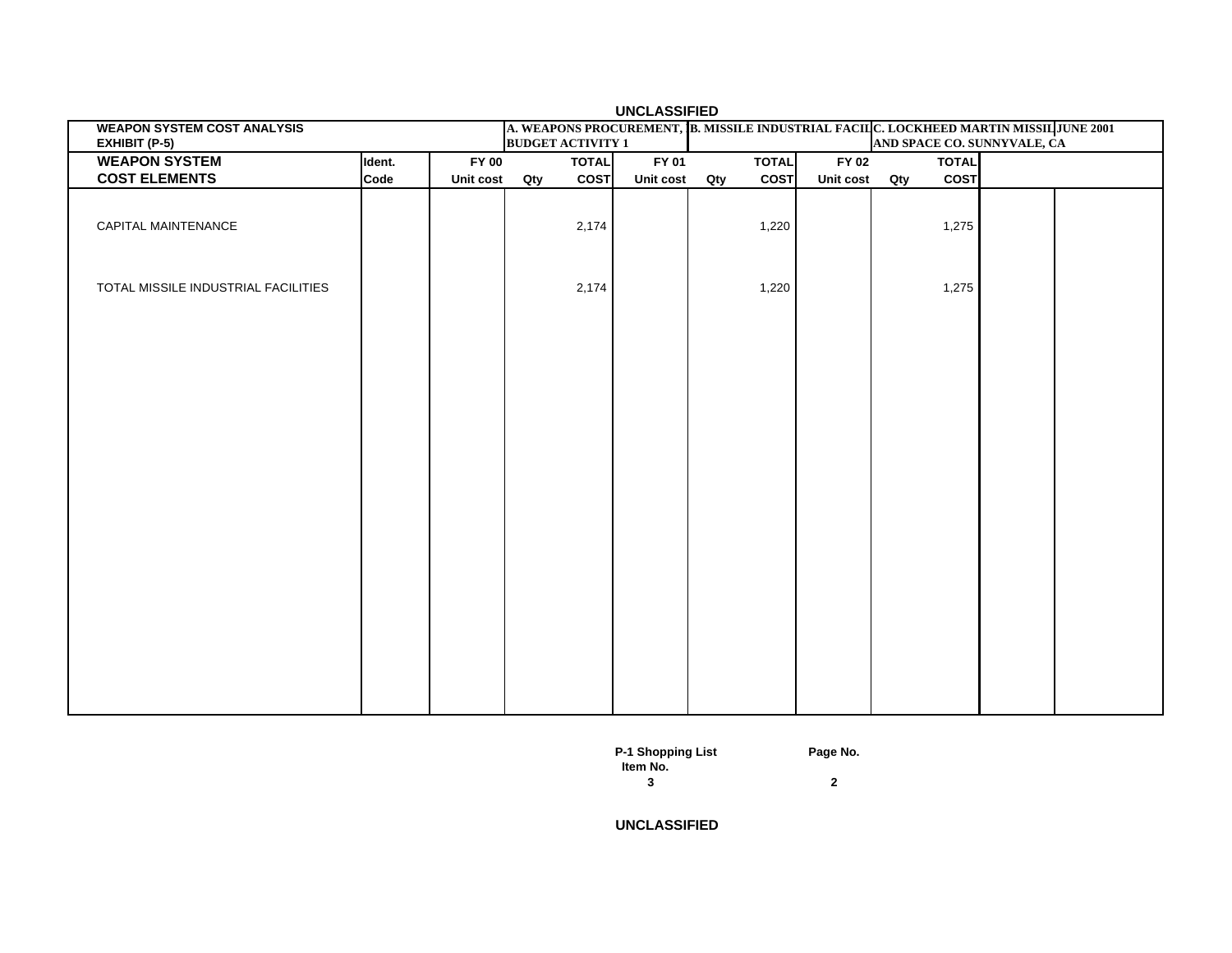UNCLASSIFIED

| WEAPON SYSTEM COST ANALYSIS EXHIBIT (P-5) | | | A. WEAPONS PROCUREMENT, BUDGET ACTIVITY 1 | | B. MISSILE INDUSTRIAL FACIL | | | C. LOCKHEED MARTIN MISSIL AND SPACE CO. SUNNYVALE, CA | | | JUNE 2001 | |
|---|---|---|---|---|---|---|---|---|---|---|---|---|
| **WEAPON SYSTEM COST ELEMENTS** | **Ident. Code** | **FY 00 Unit cost** | **Qty** | **TOTAL COST** | **FY 01 Unit cost** | **Qty** | **TOTAL COST** | **FY 02 Unit cost** | **Qty** | **TOTAL COST** | | |
| CAPITAL MAINTENANCE | | | | 2,174 | | | 1,220 | | | 1,275 | | |
| TOTAL MISSILE INDUSTRIAL FACILITIES | | | | 2,174 | | | 1,220 | | | 1,275 | | |

P-1 Shopping List Item No. 3

Page No. 2

UNCLASSIFIED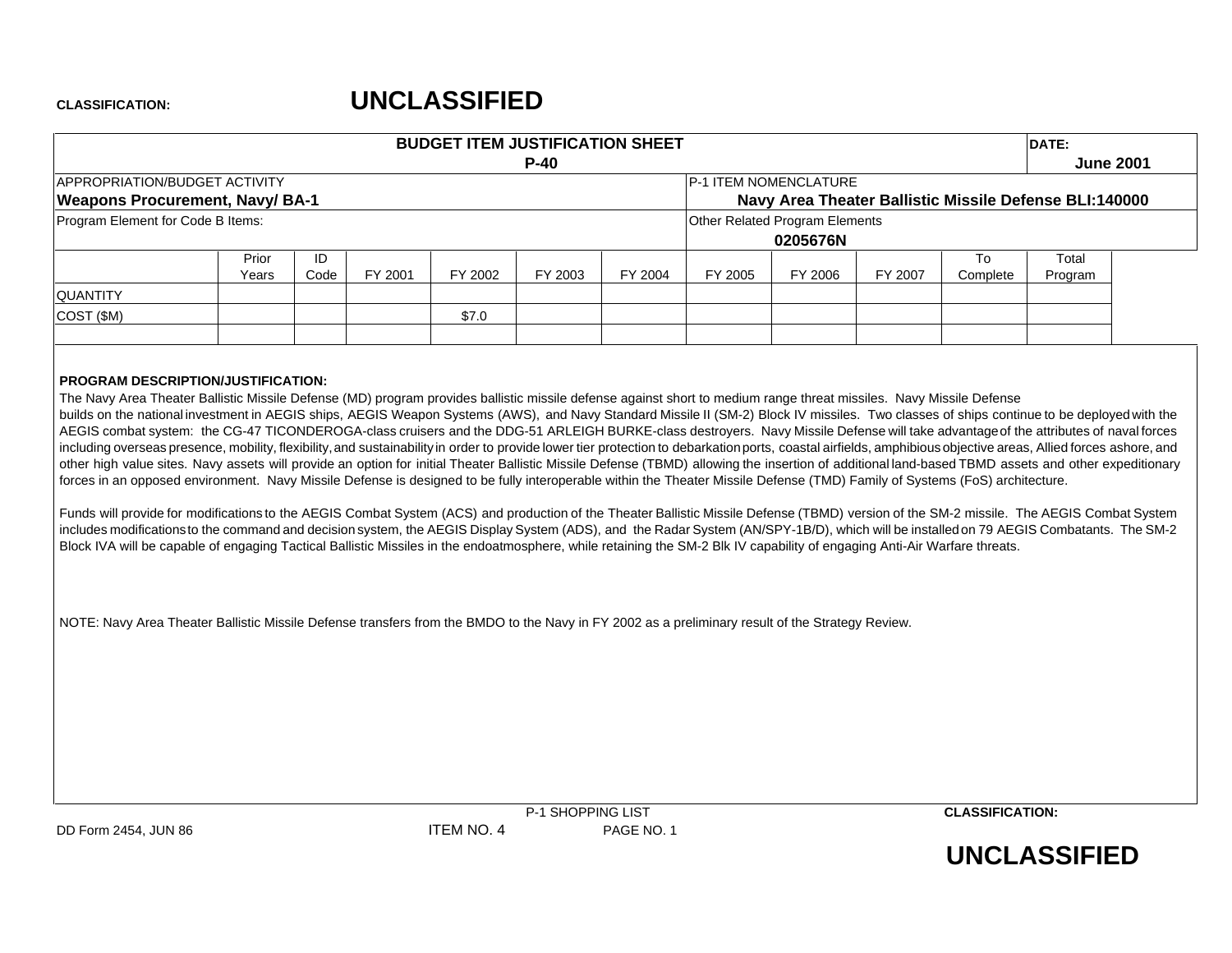**CLASSIFICATION:** **UNCLASSIFIED**

| BUDGET ITEM JUSTIFICATION SHEET P-40 | DATE: June 2001 |
|---|---|
| APPROPRIATION/BUDGET ACTIVITY **Weapons Procurement, Navy/ BA-1** | P-1 ITEM NOMENCLATURE **Navy Area Theater Ballistic Missile Defense BLI:140000** |
| Program Element for Code B Items: | Other Related Program Elements **0205676N** |

| | Prior Years | ID Code | FY 2001 | FY 2002 | FY 2003 | FY 2004 | FY 2005 | FY 2006 | FY 2007 | To Complete | Total Program |
|---|---|---|---|---|---|---|---|---|---|---|---|
| QUANTITY | | | | | | | | | | | |
| COST ($M) | | | | $7.0 | | | | | | | |

**PROGRAM DESCRIPTION/JUSTIFICATION:**

The Navy Area Theater Ballistic Missile Defense (MD) program provides ballistic missile defense against short to medium range threat missiles. Navy Missile Defense builds on the national investment in AEGIS ships, AEGIS Weapon Systems (AWS), and Navy Standard Missile II (SM-2) Block IV missiles. Two classes of ships continue to be deployed with the AEGIS combat system: the CG-47 TICONDEROGA-class cruisers and the DDG-51 ARLEIGH BURKE-class destroyers. Navy Missile Defense will take advantage of the attributes of naval forces including overseas presence, mobility, flexibility, and sustainability in order to provide lower tier protection to debarkation ports, coastal airfields, amphibious objective areas, Allied forces ashore, and other high value sites. Navy assets will provide an option for initial Theater Ballistic Missile Defense (TBMD) allowing the insertion of additional land-based TBMD assets and other expeditionary forces in an opposed environment. Navy Missile Defense is designed to be fully interoperable within the Theater Missile Defense (TMD) Family of Systems (FoS) architecture.

Funds will provide for modifications to the AEGIS Combat System (ACS) and production of the Theater Ballistic Missile Defense (TBMD) version of the SM-2 missile. The AEGIS Combat System includes modifications to the command and decision system, the AEGIS Display System (ADS), and the Radar System (AN/SPY-1B/D), which will be installed on 79 AEGIS Combatants. The SM-2 Block IVA will be capable of engaging Tactical Ballistic Missiles in the endoatmosphere, while retaining the SM-2 Blk IV capability of engaging Anti-Air Warfare threats.

NOTE: Navy Area Theater Ballistic Missile Defense transfers from the BMDO to the Navy in FY 2002 as a preliminary result of the Strategy Review.

P-1 SHOPPING LIST

DD Form 2454, JUN 86 ITEM NO. 4 PAGE NO. 1

**CLASSIFICATION:** **UNCLASSIFIED**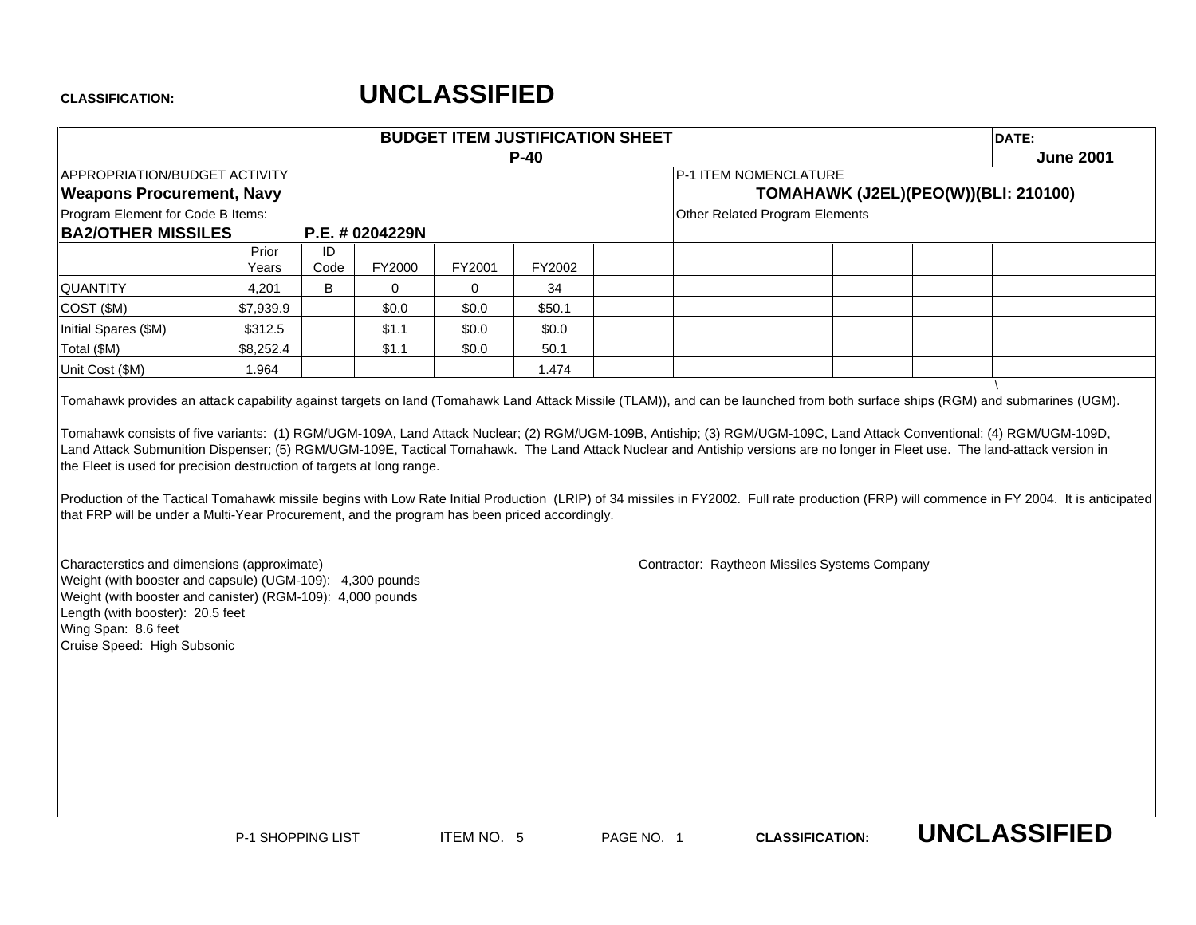**CLASSIFICATION: UNCLASSIFIED**

## BUDGET ITEM JUSTIFICATION SHEET
## P-40

**DATE:** June 2001

APPROPRIATION/BUDGET ACTIVITY
**Weapons Procurement, Navy**

P-1 ITEM NOMENCLATURE
**TOMAHAWK (J2EL)(PEO(W))(BLI: 210100)**

Program Element for Code B Items:
**BA2/OTHER MISSILES P.E. # 0204229N**

Other Related Program Elements

| | Prior Years | ID Code | FY2000 | FY2001 | FY2002 |
|---|---|---|---|---|---|
| QUANTITY | 4,201 | B | 0 | 0 | 34 |
| COST ($M) | $7,939.9 | | $0.0 | $0.0 | $50.1 |
| Initial Spares ($M) | $312.5 | | $1.1 | $0.0 | $0.0 |
| Total ($M) | $8,252.4 | | $1.1 | $0.0 | 50.1 |
| Unit Cost ($M) | 1.964 | | | | 1.474 |

Tomahawk provides an attack capability against targets on land (Tomahawk Land Attack Missile (TLAM)), and can be launched from both surface ships (RGM) and submarines (UGM).

Tomahawk consists of five variants: (1) RGM/UGM-109A, Land Attack Nuclear; (2) RGM/UGM-109B, Antiship; (3) RGM/UGM-109C, Land Attack Conventional; (4) RGM/UGM-109D, Land Attack Submunition Dispenser; (5) RGM/UGM-109E, Tactical Tomahawk. The Land Attack Nuclear and Antiship versions are no longer in Fleet use. The land-attack version in the Fleet is used for precision destruction of targets at long range.

Production of the Tactical Tomahawk missile begins with Low Rate Initial Production (LRIP) of 34 missiles in FY2002. Full rate production (FRP) will commence in FY 2004. It is anticipated that FRP will be under a Multi-Year Procurement, and the program has been priced accordingly.

Characterstics and dimensions (approximate)
Weight (with booster and capsule) (UGM-109): 4,300 pounds
Weight (with booster and canister) (RGM-109): 4,000 pounds
Length (with booster): 20.5 feet
Wing Span: 8.6 feet
Cruise Speed: High Subsonic

Contractor: Raytheon Missiles Systems Company

P-1 SHOPPING LIST ITEM NO. 5 PAGE NO. 1 CLASSIFICATION: UNCLASSIFIED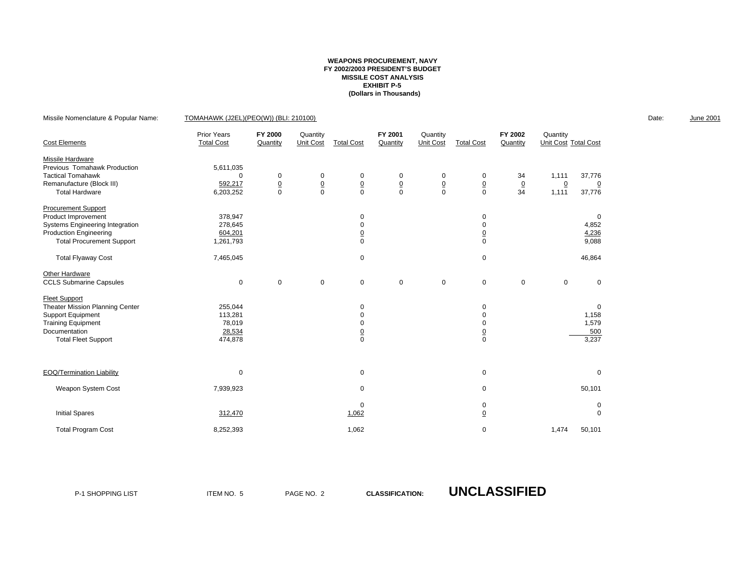**WEAPONS PROCUREMENT, NAVY**
**FY 2002/2003 PRESIDENT'S BUDGET**
**MISSILE COST ANALYSIS**
**EXHIBIT P-5**
**(Dollars in Thousands)**

Missile Nomenclature & Popular Name: TOMAHAWK (J2EL)(PEO(W)) (BLI: 210100)

Date: June 2001

| Cost Elements | Prior Years Total Cost | FY 2000 Quantity | Quantity Unit Cost | Total Cost | FY 2001 Quantity | Quantity Unit Cost | Total Cost | FY 2002 Quantity | Quantity Unit Cost | Total Cost |
|---|---|---|---|---|---|---|---|---|---|---|
| **Missile Hardware** | | | | | | | | | | |
| Previous Tomahawk Production | 5,611,035 | | | | | | | | | |
| Tactical Tomahawk | 0 | 0 | 0 | 0 | 0 | 0 | 0 | 34 | 1,111 | 37,776 |
| Remanufacture (Block III) | 592,217 | 0 | 0 | 0 | 0 | 0 | 0 | 0 | 0 | 0 |
| Total Hardware | 6,203,252 | 0 | 0 | 0 | 0 | 0 | 0 | 34 | 1,111 | 37,776 |
| **Procurement Support** | | | | | | | | | | |
| Product Improvement | 378,947 | | | 0 | | | 0 | | | 0 |
| Systems Engineering Integration | 278,645 | | | 0 | | | 0 | | | 4,852 |
| Production Engineering | 604,201 | | | 0 | | | 0 | | | 4,236 |
| Total Procurement Support | 1,261,793 | | | 0 | | | 0 | | | 9,088 |
| Total Flyaway Cost | 7,465,045 | | | 0 | | | 0 | | | 46,864 |
| **Other Hardware** | | | | | | | | | | |
| CCLS Submarine Capsules | 0 | 0 | 0 | 0 | 0 | 0 | 0 | 0 | 0 | 0 |
| **Fleet Support** | | | | | | | | | | |
| Theater Mission Planning Center | 255,044 | | | 0 | | | 0 | | | 0 |
| Support Equipment | 113,281 | | | 0 | | | 0 | | | 1,158 |
| Training Equipment | 78,019 | | | 0 | | | 0 | | | 1,579 |
| Documentation | 28,534 | | | 0 | | | 0 | | | 500 |
| Total Fleet Support | 474,878 | | | 0 | | | 0 | | | 3,237 |
| EOQ/Termination Liability | 0 | | | 0 | | | 0 | | | 0 |
| Weapon System Cost | 7,939,923 | | | 0 | | | 0 | | | 50,101 |
| | | | | 0 | | | 0 | | | 0 |
| Initial Spares | 312,470 | | | 1,062 | | | 0 | | | 0 |
| Total Program Cost | 8,252,393 | | | 1,062 | | | 0 | | 1,474 | 50,101 |

P-1 SHOPPING LIST ITEM NO. 5 PAGE NO. 2 CLASSIFICATION: **UNCLASSIFIED**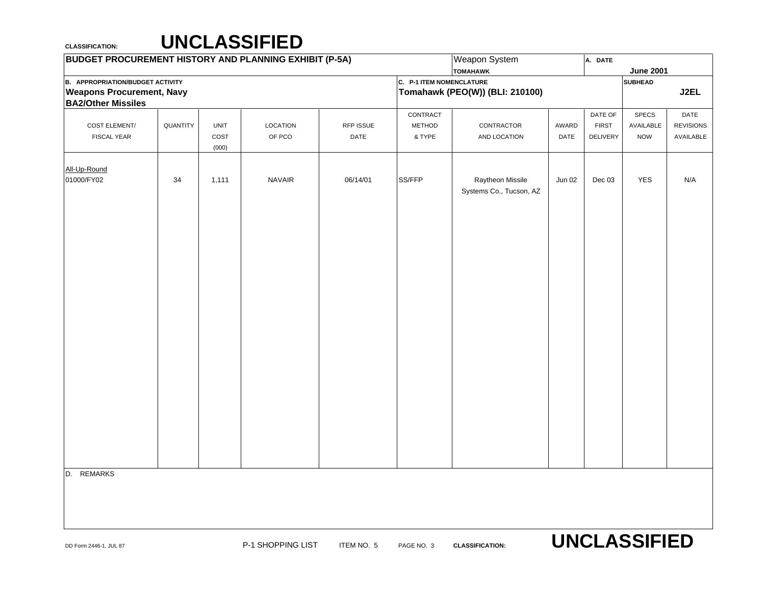CLASSIFICATION: **UNCLASSIFIED**

| BUDGET PROCUREMENT HISTORY AND PLANNING EXHIBIT (P-5A) | Weapon System: TOMAHAWK | A. DATE: June 2001 |
|---|---|---|

| B. APPROPRIATION/BUDGET ACTIVITY | C. P-1 ITEM NOMENCLATURE | SUBHEAD |
|---|---|---|
| **Weapons Procurement, Navy** **BA2/Other Missiles** | **Tomahawk (PEO(W)) (BLI: 210100)** | **J2EL** |

| COST ELEMENT/ FISCAL YEAR | QUANTITY | UNIT COST (000) | LOCATION OF PCO | RFP ISSUE DATE | CONTRACT METHOD & TYPE | CONTRACTOR AND LOCATION | AWARD DATE | DATE OF FIRST DELIVERY | SPECS AVAILABLE NOW | DATE REVISIONS AVAILABLE |
|---|---|---|---|---|---|---|---|---|---|---|
| All-Up-Round | | | | | | | | | | |
| 01000/FY02 | 34 | 1,111 | NAVAIR | 06/14/01 | SS/FFP | Raytheon Missile Systems Co., Tucson, AZ | Jun 02 | Dec 03 | YES | N/A |

D. REMARKS

DD Form 2446-1, JUL 87 — P-1 SHOPPING LIST — ITEM NO. 5 — PAGE NO. 3 — CLASSIFICATION: **UNCLASSIFIED**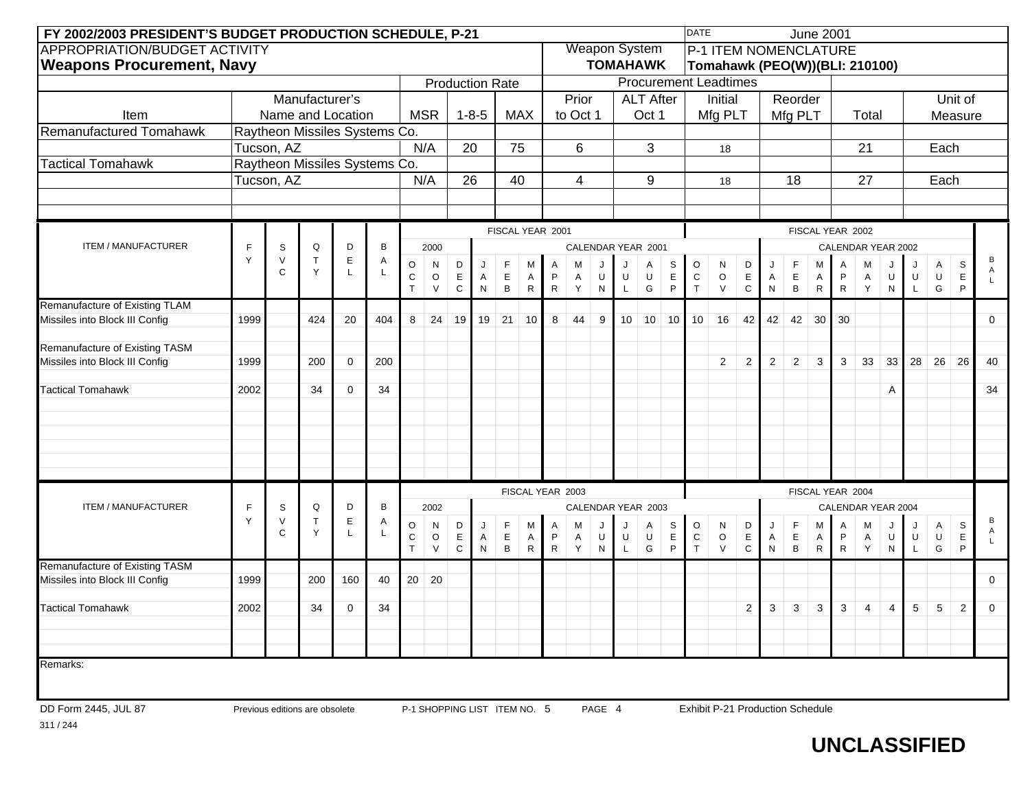# FY 2002/2003 PRESIDENT'S BUDGET PRODUCTION SCHEDULE, P-21

DATE: June 2001

| APPROPRIATION/BUDGET ACTIVITY | Weapon System | P-1 ITEM NOMENCLATURE |
| --- | --- | --- |
| **Weapons Procurement, Navy** | **TOMAHAWK** | **Tomahawk (PEO(W))(BLI: 210100)** |

| Item | Manufacturer's Name and Location | Production Rate | | | Procurement Leadtimes | | | | | |
| --- | --- | --- | --- | --- | --- | --- | --- | --- | --- | --- |
| | | MSR | 1-8-5 | MAX | Prior to Oct 1 | ALT After Oct 1 | Initial Mfg PLT | Reorder Mfg PLT | Total | Unit of Measure |
| Remanufactured Tomahawk | Raytheon Missiles Systems Co. Tucson, AZ | N/A | 20 | 75 | 6 | 3 | 18 | | 21 | Each |
| Tactical Tomahawk | Raytheon Missiles Systems Co. Tucson, AZ | N/A | 26 | 40 | 4 | 9 | 18 | 18 | 27 | Each |

## Fiscal Year 2001 / Fiscal Year 2002

| ITEM / MANUFACTURER | FY | SVC | QTY | DEL | BAL | OCT 2000 | NOV | DEC | JAN 2001 | FEB | MAR | APR | MAY | JUN | JUL | AUG | SEP | OCT | NOV | DEC | JAN 2002 | FEB | MAR | APR | MAY | JUN | JUL | AUG | SEP | BAL |
| --- | --- | --- | --- | --- | --- | --- | --- | --- | --- | --- | --- | --- | --- | --- | --- | --- | --- | --- | --- | --- | --- | --- | --- | --- | --- | --- | --- | --- | --- | --- |
| Remanufacture of Existing TLAM Missiles into Block III Config | 1999 | | 424 | 20 | 404 | 8 | 24 | 19 | 19 | 21 | 10 | 8 | 44 | 9 | 10 | 10 | 10 | 10 | 16 | 42 | 42 | 42 | 30 | 30 | | | | | | 0 |
| Remanufacture of Existing TASM Missiles into Block III Config | 1999 | | 200 | 0 | 200 | | | | | | | | | | | | | | 2 | 2 | 2 | 2 | 3 | 3 | 33 | 33 | 28 | 26 | 26 | 40 |
| Tactical Tomahawk | 2002 | | 34 | 0 | 34 | | | | | | | | | | | | | | | | | | | | | A | | | | 34 |

## Fiscal Year 2003 / Fiscal Year 2004

| ITEM / MANUFACTURER | FY | SVC | QTY | DEL | BAL | OCT 2002 | NOV | DEC | JAN 2003 | FEB | MAR | APR | MAY | JUN | JUL | AUG | SEP | OCT | NOV | DEC | JAN 2004 | FEB | MAR | APR | MAY | JUN | JUL | AUG | SEP | BAL |
| --- | --- | --- | --- | --- | --- | --- | --- | --- | --- | --- | --- | --- | --- | --- | --- | --- | --- | --- | --- | --- | --- | --- | --- | --- | --- | --- | --- | --- | --- | --- |
| Remanufacture of Existing TASM Missiles into Block III Config | 1999 | | 200 | 160 | 40 | 20 | 20 | | | | | | | | | | | | | | | | | | | | | | | 0 |
| Tactical Tomahawk | 2002 | | 34 | 0 | 34 | | | | | | | | | | | | | | | 2 | 3 | 3 | 3 | 3 | 4 | 4 | 5 | 5 | 2 | 0 |

Remarks:

DD Form 2445, JUL 87 — Previous editions are obsolete — P-1 SHOPPING LIST ITEM NO. 5 — PAGE 4 — Exhibit P-21 Production Schedule

311 / 244

**UNCLASSIFIED**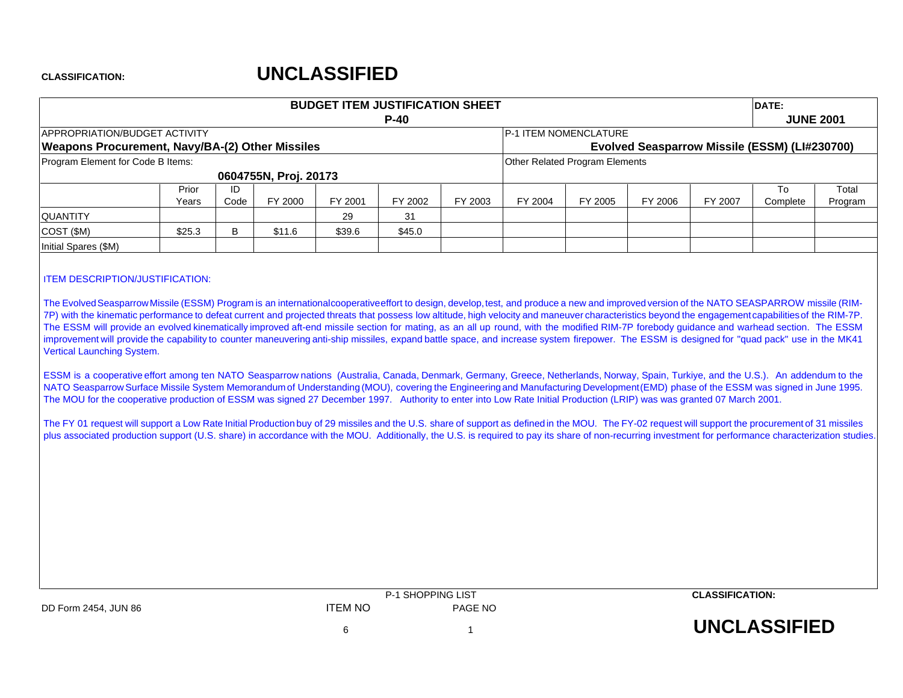CLASSIFICATION: **UNCLASSIFIED**

| BUDGET ITEM JUSTIFICATION SHEET P-40 | | | | | | | DATE: JUNE 2001 | | | | | |
|---|---|---|---|---|---|---|---|---|---|---|---|---|
| APPROPRIATION/BUDGET ACTIVITY **Weapons Procurement, Navy/BA-(2) Other Missiles** | | | | | | | P-1 ITEM NOMENCLATURE **Evolved Seasparrow Missile (ESSM) (LI#230700)** | | | | | |
| Program Element for Code B Items: **0604755N, Proj. 20173** | | | | | | | Other Related Program Elements | | | | | |
| | Prior Years | ID Code | FY 2000 | FY 2001 | FY 2002 | FY 2003 | FY 2004 | FY 2005 | FY 2006 | FY 2007 | To Complete | Total Program |
| QUANTITY | | | | 29 | 31 | | | | | | | |
| COST ($M) | $25.3 | B | $11.6 | $39.6 | $45.0 | | | | | | | |
| Initial Spares ($M) | | | | | | | | | | | | |

ITEM DESCRIPTION/JUSTIFICATION:

The Evolved Seasparrow Missile (ESSM) Program is an international cooperative effort to design, develop, test, and produce a new and improved version of the NATO SEASPARROW missile (RIM-7P) with the kinematic performance to defeat current and projected threats that possess low altitude, high velocity and maneuver characteristics beyond the engagement capabilities of the RIM-7P. The ESSM will provide an evolved kinematically improved aft-end missile section for mating, as an all up round, with the modified RIM-7P forebody guidance and warhead section. The ESSM improvement will provide the capability to counter maneuvering anti-ship missiles, expand battle space, and increase system firepower. The ESSM is designed for "quad pack" use in the MK41 Vertical Launching System.

ESSM is a cooperative effort among ten NATO Seasparrow nations (Australia, Canada, Denmark, Germany, Greece, Netherlands, Norway, Spain, Turkiye, and the U.S.). An addendum to the NATO Seasparrow Surface Missile System Memorandum of Understanding (MOU), covering the Engineering and Manufacturing Development (EMD) phase of the ESSM was signed in June 1995. The MOU for the cooperative production of ESSM was signed 27 December 1997. Authority to enter into Low Rate Initial Production (LRIP) was was granted 07 March 2001.

The FY 01 request will support a Low Rate Initial Production buy of 29 missiles and the U.S. share of support as defined in the MOU. The FY-02 request will support the procurement of 31 missiles plus associated production support (U.S. share) in accordance with the MOU. Additionally, the U.S. is required to pay its share of non-recurring investment for performance characterization studies.

DD Form 2454, JUN 86 — P-1 SHOPPING LIST — ITEM NO 6 — PAGE NO 1

CLASSIFICATION: **UNCLASSIFIED**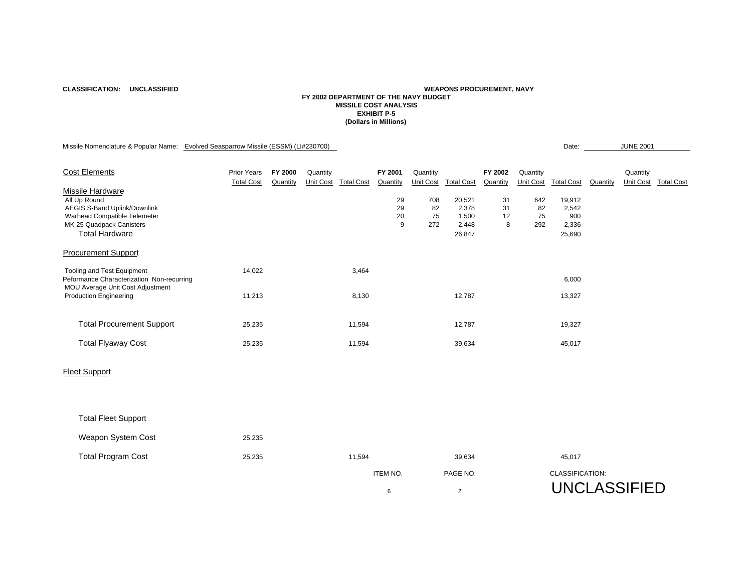**CLASSIFICATION: UNCLASSIFIED**

**WEAPONS PROCUREMENT, NAVY**
**FY 2002 DEPARTMENT OF THE NAVY BUDGET**
**MISSILE COST ANALYSIS**
**EXHIBIT P-5**
**(Dollars in Millions)**

Missile Nomenclature & Popular Name: Evolved Seasparrow Missile (ESSM) (LI#230700)

Date: JUNE 2001

| Cost Elements | Prior Years Total Cost | FY 2000 Quantity | Unit Cost | Total Cost | FY 2001 Quantity | Unit Cost | Total Cost | FY 2002 Quantity | Unit Cost | Total Cost | Quantity | Unit Cost | Total Cost |
|---|---|---|---|---|---|---|---|---|---|---|---|---|---|
| **Missile Hardware** | | | | | | | | | | | | | |
| All Up Round | | | | | 29 | 708 | 20,521 | 31 | 642 | 19,912 | | | |
| AEGIS S-Band Uplink/Downlink | | | | | 29 | 82 | 2,378 | 31 | 82 | 2,542 | | | |
| Warhead Compatible Telemeter | | | | | 20 | 75 | 1,500 | 12 | 75 | 900 | | | |
| MK 25 Quadpack Canisters | | | | | 9 | 272 | 2,448 | 8 | 292 | 2,336 | | | |
| Total Hardware | | | | | | | 26,847 | | | 25,690 | | | |
| **Procurement Support** | | | | | | | | | | | | | |
| Tooling and Test Equipment | 14,022 | | | 3,464 | | | | | | | | | |
| Peformance Characterization Non-recurring | | | | | | | | | | 6,000 | | | |
| MOU Average Unit Cost Adjustment | | | | | | | | | | | | | |
| Production Engineering | 11,213 | | | 8,130 | | | 12,787 | | | 13,327 | | | |
| Total Procurement Support | 25,235 | | | 11,594 | | | 12,787 | | | 19,327 | | | |
| Total Flyaway Cost | 25,235 | | | 11,594 | | | 39,634 | | | 45,017 | | | |
| **Fleet Support** | | | | | | | | | | | | | |
| Total Fleet Support | | | | | | | | | | | | | |
| Weapon System Cost | 25,235 | | | | | | | | | | | | |
| Total Program Cost | 25,235 | | | 11,594 | | | 39,634 | | | 45,017 | | | |

ITEM NO. 6 | PAGE NO. 2 | CLASSIFICATION: UNCLASSIFIED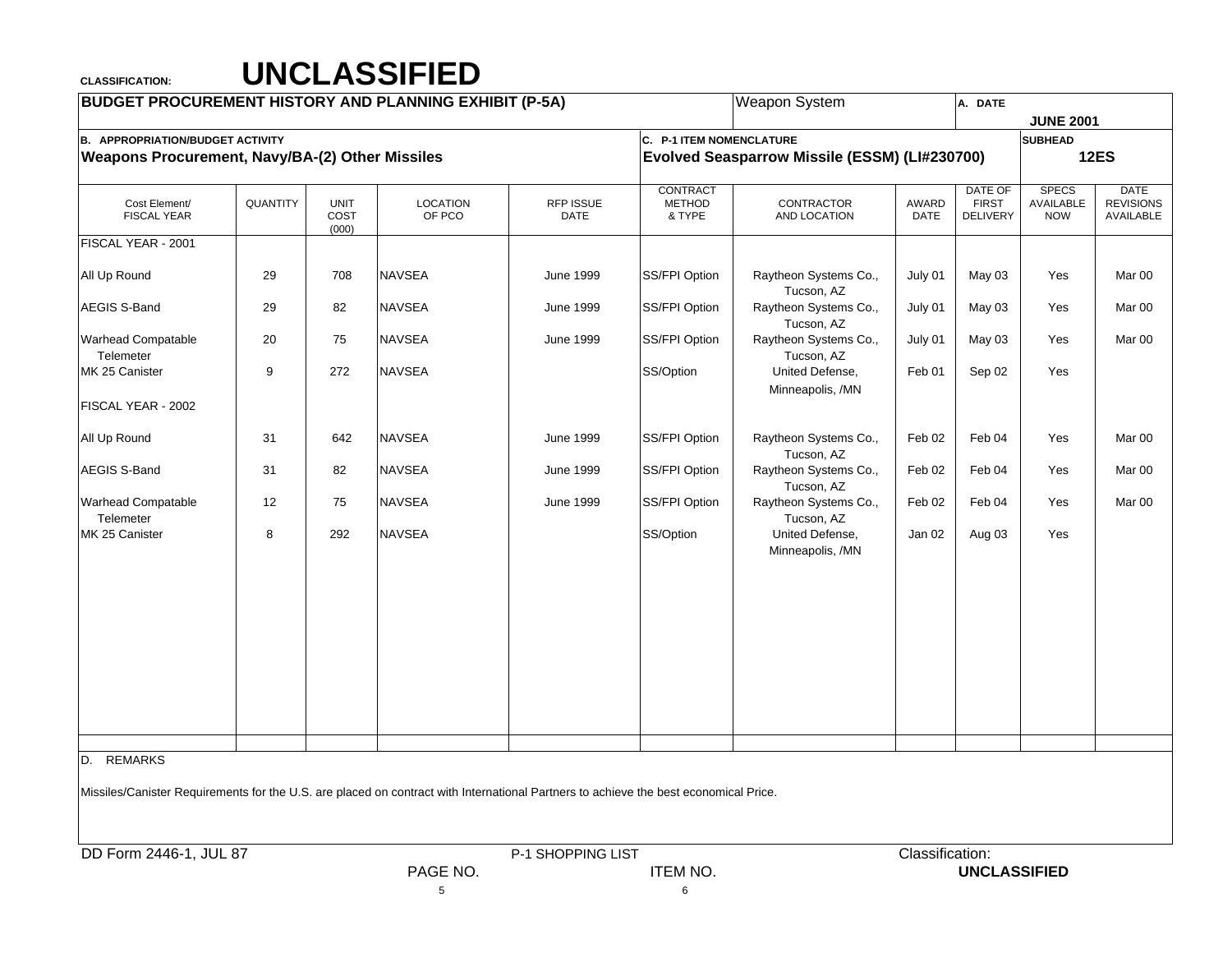CLASSIFICATION: **UNCLASSIFIED**

| BUDGET PROCUREMENT HISTORY AND PLANNING EXHIBIT (P-5A) | Weapon System | A. DATE JUNE 2001 |
|---|---|---|
| B. APPROPRIATION/BUDGET ACTIVITY<br>**Weapons Procurement, Navy/BA-(2) Other Missiles** | C. P-1 ITEM NOMENCLATURE<br>**Evolved Seasparrow Missile (ESSM) (LI#230700)** | SUBHEAD<br>**12ES** |

| Cost Element/ FISCAL YEAR | QUANTITY | UNIT COST (000) | LOCATION OF PCO | RFP ISSUE DATE | CONTRACT METHOD & TYPE | CONTRACTOR AND LOCATION | AWARD DATE | DATE OF FIRST DELIVERY | SPECS AVAILABLE NOW | DATE REVISIONS AVAILABLE |
|---|---|---|---|---|---|---|---|---|---|---|
| FISCAL YEAR - 2001 | | | | | | | | | | |
| All Up Round | 29 | 708 | NAVSEA | June 1999 | SS/FPI Option | Raytheon Systems Co., Tucson, AZ | July 01 | May 03 | Yes | Mar 00 |
| AEGIS S-Band | 29 | 82 | NAVSEA | June 1999 | SS/FPI Option | Raytheon Systems Co., Tucson, AZ | July 01 | May 03 | Yes | Mar 00 |
| Warhead Compatable Telemeter | 20 | 75 | NAVSEA | June 1999 | SS/FPI Option | Raytheon Systems Co., Tucson, AZ | July 01 | May 03 | Yes | Mar 00 |
| MK 25 Canister | 9 | 272 | NAVSEA | | SS/Option | United Defense, Minneapolis, /MN | Feb 01 | Sep 02 | Yes | |
| FISCAL YEAR - 2002 | | | | | | | | | | |
| All Up Round | 31 | 642 | NAVSEA | June 1999 | SS/FPI Option | Raytheon Systems Co., Tucson, AZ | Feb 02 | Feb 04 | Yes | Mar 00 |
| AEGIS S-Band | 31 | 82 | NAVSEA | June 1999 | SS/FPI Option | Raytheon Systems Co., Tucson, AZ | Feb 02 | Feb 04 | Yes | Mar 00 |
| Warhead Compatable Telemeter | 12 | 75 | NAVSEA | June 1999 | SS/FPI Option | Raytheon Systems Co., Tucson, AZ | Feb 02 | Feb 04 | Yes | Mar 00 |
| MK 25 Canister | 8 | 292 | NAVSEA | | SS/Option | United Defense, Minneapolis, /MN | Jan 02 | Aug 03 | Yes | |

D. REMARKS

Missiles/Canister Requirements for the U.S. are placed on contract with International Partners to achieve the best economical Price.

DD Form 2446-1, JUL 87 — P-1 SHOPPING LIST — PAGE NO. 5 — ITEM NO. 6 — Classification: **UNCLASSIFIED**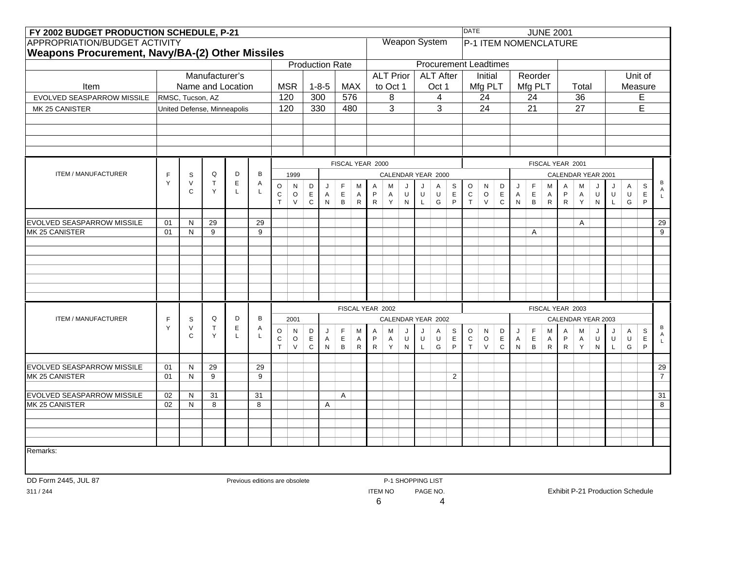## FY 2002 BUDGET PRODUCTION SCHEDULE, P-21

DATE: JUNE 2001

APPROPRIATION/BUDGET ACTIVITY

**Weapons Procurement, Navy/BA-(2) Other Missiles**

Weapon System

P-1 ITEM NOMENCLATURE

| Item | Manufacturer's Name and Location | Production Rate MSR | Production Rate 1-8-5 | Production Rate MAX | ALT Prior to Oct 1 | ALT After Oct 1 | Initial Mfg PLT | Reorder Mfg PLT | Total | Unit of Measure |
|---|---|---|---|---|---|---|---|---|---|---|
| EVOLVED SEASPARROW MISSILE | RMSC, Tucson, AZ | 120 | 300 | 576 | 8 | 4 | 24 | 24 | 36 | E |
| MK 25 CANISTER | United Defense, Minneapolis | 120 | 330 | 480 | 3 | 3 | 24 | 21 | 27 | E |

Procurement Leadtimes

### FISCAL YEAR 2000 / FISCAL YEAR 2001

| ITEM / MANUFACTURER | FY | SVC | QTY | DEL | BAL | OCT 1999 | NOV 1999 | DEC 1999 | JAN 2000 | FEB | MAR | APR | MAY | JUN | JUL | AUG | SEP | OCT | NOV | DEC | JAN 2001 | FEB | MAR | APR | MAY | JUN | JUL | AUG | SEP | BAL |
|---|---|---|---|---|---|---|---|---|---|---|---|---|---|---|---|---|---|---|---|---|---|---|---|---|---|---|---|---|---|---|
| EVOLVED SEASPARROW MISSILE | 01 | N | 29 | | 29 | | | | | | | | | | | | | | | | | | | | A | | | | | 29 |
| MK 25 CANISTER | 01 | N | 9 | | 9 | | | | | | | | | | | | | | | | | A | | | | | | | | 9 |

### FISCAL YEAR 2002 / FISCAL YEAR 2003

| ITEM / MANUFACTURER | FY | SVC | QTY | DEL | BAL | OCT 2001 | NOV 2001 | DEC 2001 | JAN 2002 | FEB | MAR | APR | MAY | JUN | JUL | AUG | SEP | OCT | NOV | DEC | JAN 2003 | FEB | MAR | APR | MAY | JUN | JUL | AUG | SEP | BAL |
|---|---|---|---|---|---|---|---|---|---|---|---|---|---|---|---|---|---|---|---|---|---|---|---|---|---|---|---|---|---|---|
| EVOLVED SEASPARROW MISSILE | 01 | N | 29 | | 29 | | | | | | | | | | | | | | | | | | | | | | | | | 29 |
| MK 25 CANISTER | 01 | N | 9 | | 9 | | | | | | | | | | | | 2 | | | | | | | | | | | | | 7 |
| EVOLVED SEASPARROW MISSILE | 02 | N | 31 | | 31 | | | | | A | | | | | | | | | | | | | | | | | | | | 31 |
| MK 25 CANISTER | 02 | N | 8 | | 8 | | | | A | | | | | | | | | | | | | | | | | | | | | 8 |

Remarks:

DD Form 2445, JUL 87 — Previous editions are obsolete — P-1 SHOPPING LIST ITEM NO 6, PAGE NO. 4 — Exhibit P-21 Production Schedule

311 / 244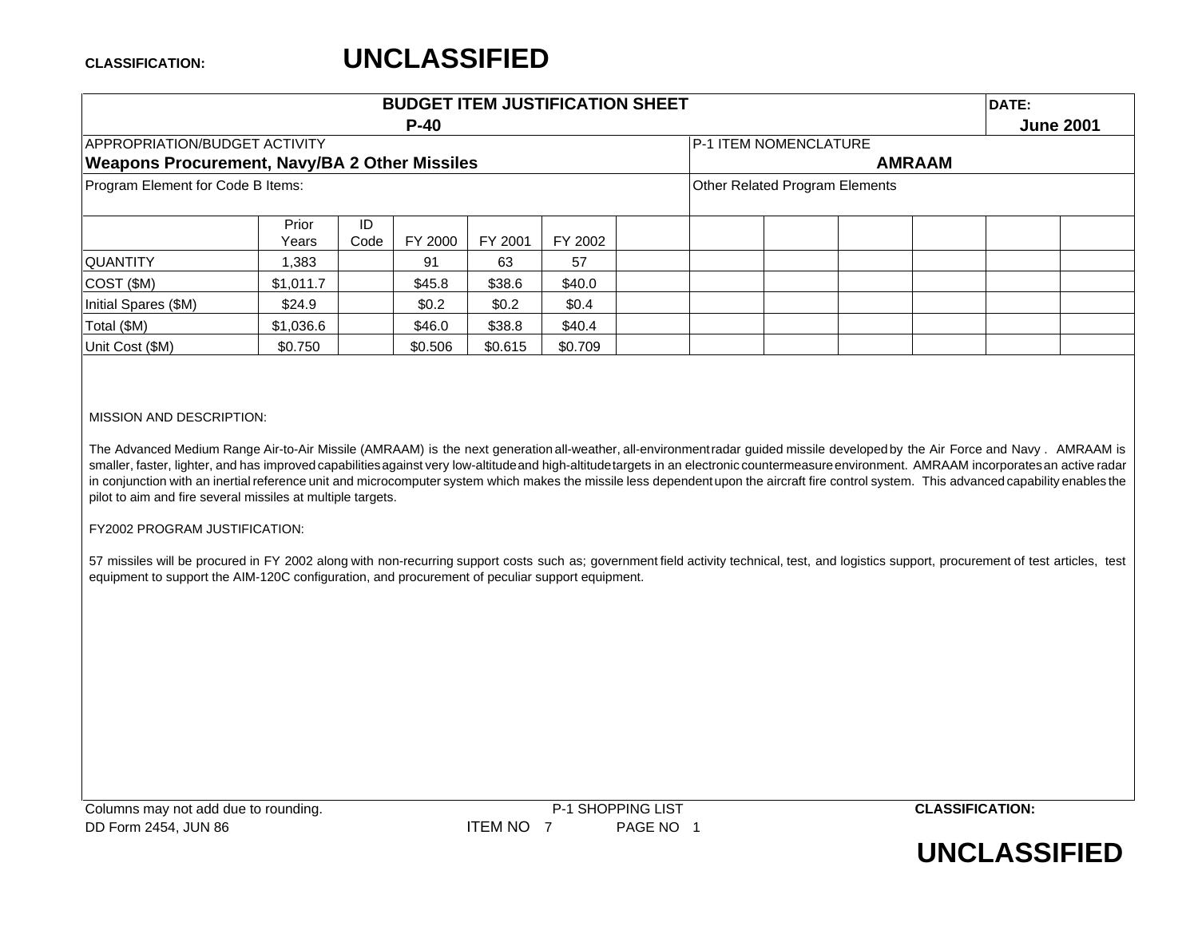**CLASSIFICATION: UNCLASSIFIED**

## BUDGET ITEM JUSTIFICATION SHEET P-40

**DATE:** June 2001

| APPROPRIATION/BUDGET ACTIVITY | P-1 ITEM NOMENCLATURE |
|---|---|
| **Weapons Procurement, Navy/BA 2 Other Missiles** | **AMRAAM** |
| Program Element for Code B Items: | Other Related Program Elements |

| | Prior Years | ID Code | FY 2000 | FY 2001 | FY 2002 |
|---|---|---|---|---|---|
| QUANTITY | 1,383 | | 91 | 63 | 57 |
| COST ($M) | $1,011.7 | | $45.8 | $38.6 | $40.0 |
| Initial Spares ($M) | $24.9 | | $0.2 | $0.2 | $0.4 |
| Total ($M) | $1,036.6 | | $46.0 | $38.8 | $40.4 |
| Unit Cost ($M) | $0.750 | | $0.506 | $0.615 | $0.709 |

MISSION AND DESCRIPTION:

The Advanced Medium Range Air-to-Air Missile (AMRAAM) is the next generation all-weather, all-environment radar guided missile developed by the Air Force and Navy . AMRAAM is smaller, faster, lighter, and has improved capabilities against very low-altitude and high-altitude targets in an electronic countermeasure environment. AMRAAM incorporates an active radar in conjunction with an inertial reference unit and microcomputer system which makes the missile less dependent upon the aircraft fire control system. This advanced capability enables the pilot to aim and fire several missiles at multiple targets.

FY2002 PROGRAM JUSTIFICATION:

57 missiles will be procured in FY 2002 along with non-recurring support costs such as; government field activity technical, test, and logistics support, procurement of test articles, test equipment to support the AIM-120C configuration, and procurement of peculiar support equipment.

Columns may not add due to rounding.

DD Form 2454, JUN 86 — P-1 SHOPPING LIST — ITEM NO 7 — PAGE NO 1

**CLASSIFICATION: UNCLASSIFIED**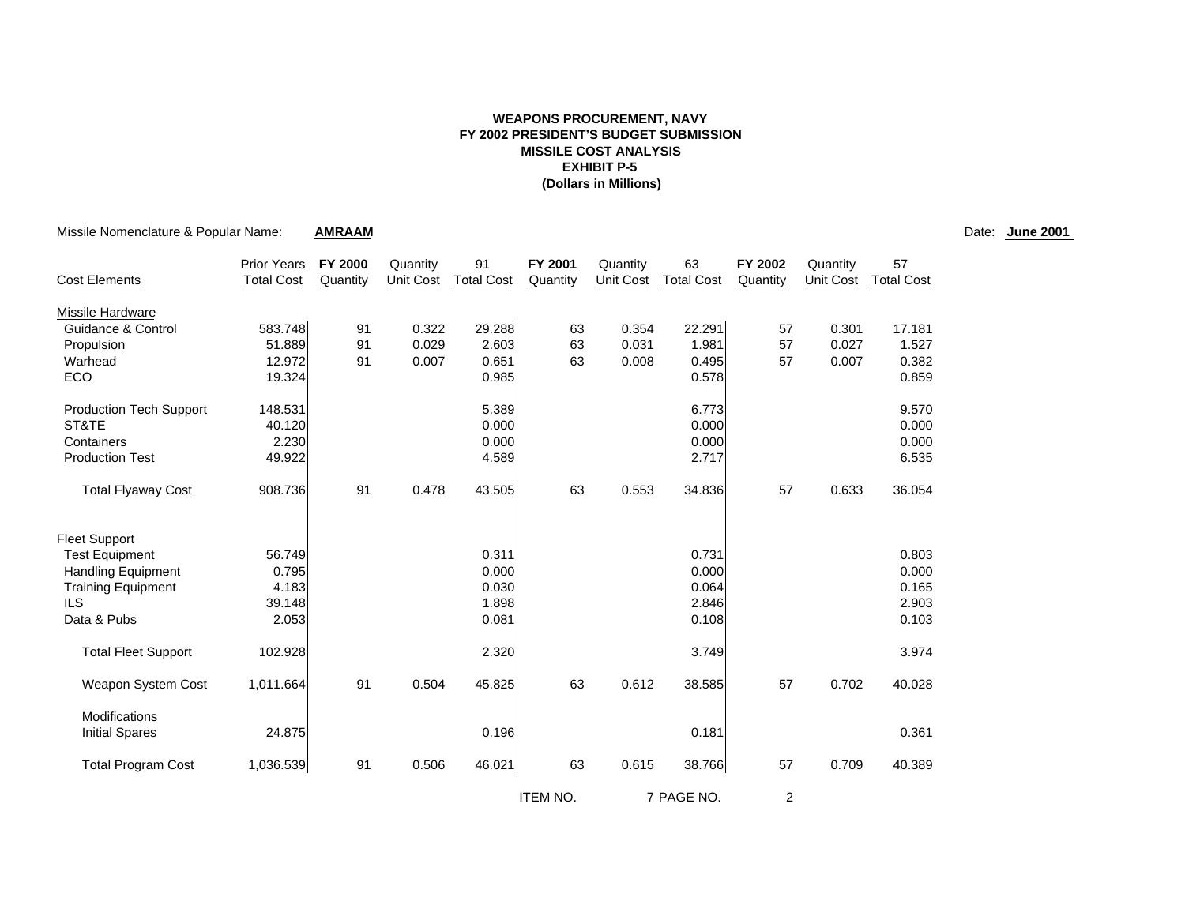**WEAPONS PROCUREMENT, NAVY**
**FY 2002 PRESIDENT'S BUDGET SUBMISSION**
**MISSILE COST ANALYSIS**
**EXHIBIT P-5**
**(Dollars in Millions)**

Missile Nomenclature & Popular Name: **AMRAAM** Date: **June 2001**

| Cost Elements | Prior Years Total Cost | FY 2000 Quantity | Quantity Unit Cost | 91 Total Cost | FY 2001 Quantity | Quantity Unit Cost | 63 Total Cost | FY 2002 Quantity | Quantity Unit Cost | 57 Total Cost |
|---|---|---|---|---|---|---|---|---|---|---|
| Missile Hardware | | | | | | | | | | |
| Guidance & Control | 583.748 | 91 | 0.322 | 29.288 | 63 | 0.354 | 22.291 | 57 | 0.301 | 17.181 |
| Propulsion | 51.889 | 91 | 0.029 | 2.603 | 63 | 0.031 | 1.981 | 57 | 0.027 | 1.527 |
| Warhead | 12.972 | 91 | 0.007 | 0.651 | 63 | 0.008 | 0.495 | 57 | 0.007 | 0.382 |
| ECO | 19.324 | | | 0.985 | | | 0.578 | | | 0.859 |
| Production Tech Support | 148.531 | | | 5.389 | | | 6.773 | | | 9.570 |
| ST&TE | 40.120 | | | 0.000 | | | 0.000 | | | 0.000 |
| Containers | 2.230 | | | 0.000 | | | 0.000 | | | 0.000 |
| Production Test | 49.922 | | | 4.589 | | | 2.717 | | | 6.535 |
| Total Flyaway Cost | 908.736 | 91 | 0.478 | 43.505 | 63 | 0.553 | 34.836 | 57 | 0.633 | 36.054 |
| Fleet Support | | | | | | | | | | |
| Test Equipment | 56.749 | | | 0.311 | | | 0.731 | | | 0.803 |
| Handling Equipment | 0.795 | | | 0.000 | | | 0.000 | | | 0.000 |
| Training Equipment | 4.183 | | | 0.030 | | | 0.064 | | | 0.165 |
| ILS | 39.148 | | | 1.898 | | | 2.846 | | | 2.903 |
| Data & Pubs | 2.053 | | | 0.081 | | | 0.108 | | | 0.103 |
| Total Fleet Support | 102.928 | | | 2.320 | | | 3.749 | | | 3.974 |
| Weapon System Cost | 1,011.664 | 91 | 0.504 | 45.825 | 63 | 0.612 | 38.585 | 57 | 0.702 | 40.028 |
| Modifications | | | | | | | | | | |
| Initial Spares | 24.875 | | | 0.196 | | | 0.181 | | | 0.361 |
| Total Program Cost | 1,036.539 | 91 | 0.506 | 46.021 | 63 | 0.615 | 38.766 | 57 | 0.709 | 40.389 |

ITEM NO. 7 PAGE NO. 2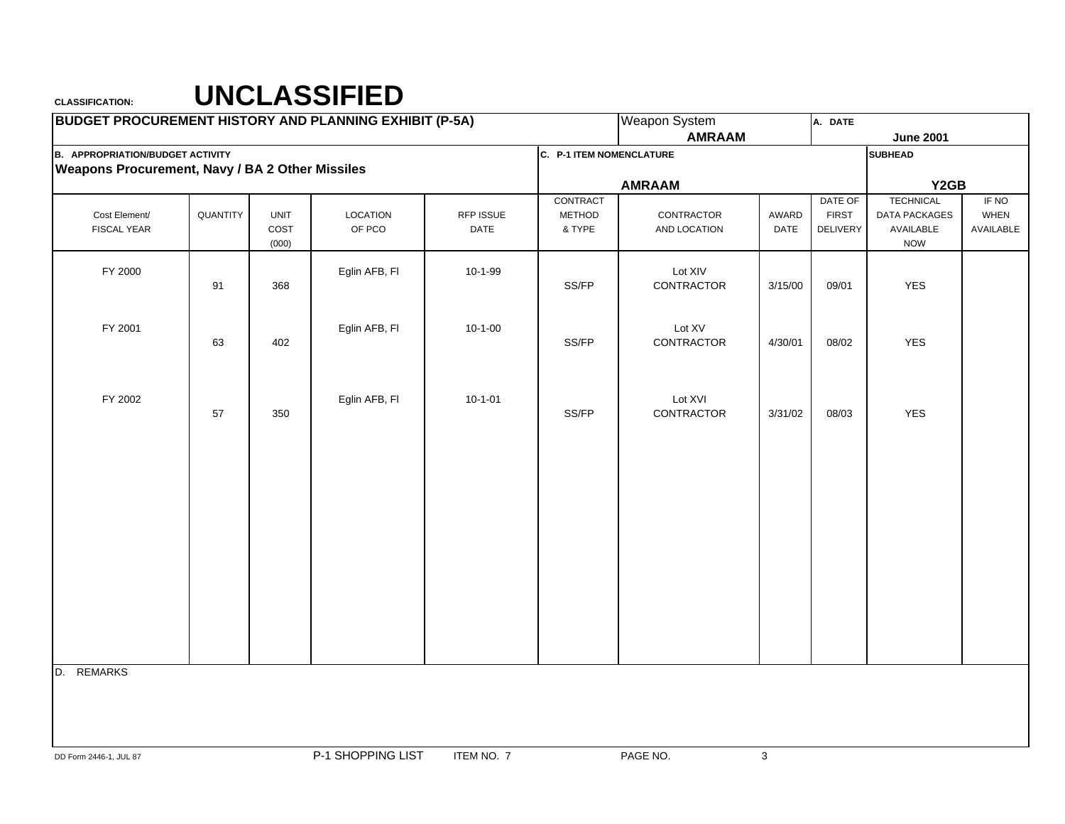CLASSIFICATION: **UNCLASSIFIED**

| BUDGET PROCUREMENT HISTORY AND PLANNING EXHIBIT (P-5A) | | | | | | Weapon System **AMRAAM** | | A. DATE **June 2001** | | |
|---|---|---|---|---|---|---|---|---|---|---|
| **B. APPROPRIATION/BUDGET ACTIVITY** **Weapons Procurement, Navy / BA 2 Other Missiles** | | | | | **C. P-1 ITEM NOMENCLATURE** **AMRAAM** | | | | **SUBHEAD** **Y2GB** | |
| Cost Element/ FISCAL YEAR | QUANTITY | UNIT COST (000) | LOCATION OF PCO | RFP ISSUE DATE | CONTRACT METHOD & TYPE | CONTRACTOR AND LOCATION | AWARD DATE | DATE OF FIRST DELIVERY | TECHNICAL DATA PACKAGES AVAILABLE NOW | IF NO WHEN AVAILABLE |
| FY 2000 | 91 | 368 | Eglin AFB, Fl | 10-1-99 | SS/FP | Lot XIV CONTRACTOR | 3/15/00 | 09/01 | YES | |
| FY 2001 | 63 | 402 | Eglin AFB, Fl | 10-1-00 | SS/FP | Lot XV CONTRACTOR | 4/30/01 | 08/02 | YES | |
| FY 2002 | 57 | 350 | Eglin AFB, Fl | 10-1-01 | SS/FP | Lot XVI CONTRACTOR | 3/31/02 | 08/03 | YES | |

D. REMARKS

DD Form 2446-1, JUL 87 P-1 SHOPPING LIST ITEM NO. 7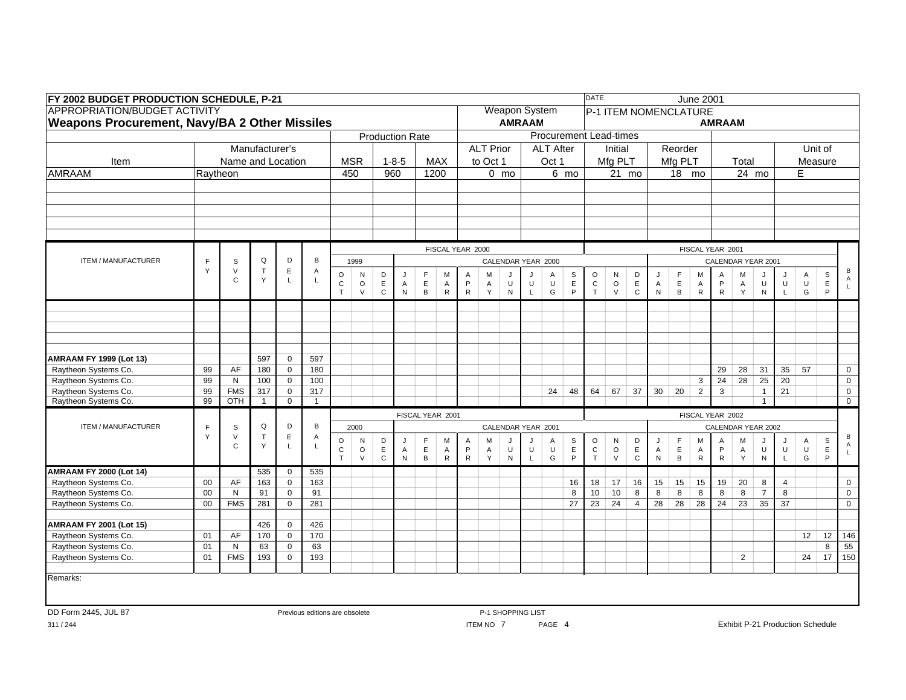**FY 2002 BUDGET PRODUCTION SCHEDULE, P-21** — DATE: June 2001

| APPROPRIATION/BUDGET ACTIVITY | Weapon System | P-1 ITEM NOMENCLATURE |
|---|---|---|
| **Weapons Procurement, Navy/BA 2 Other Missiles** | **AMRAAM** | **AMRAAM** |

| Item | Manufacturer's Name and Location | Production Rate: MSR | Production Rate: 1-8-5 | Production Rate: MAX | Procurement Lead-times: ALT Prior to Oct 1 | ALT After Oct 1 | Initial Mfg PLT | Reorder Mfg PLT | Total | Unit of Measure |
|---|---|---|---|---|---|---|---|---|---|---|
| AMRAAM | Raytheon | 450 | 960 | 1200 | 0 mo | 6 mo | 21 mo | 18 mo | 24 mo | E |

| ITEM / MANUFACTURER | FY | SVC | QTY | DEL | BAL | FY 2000 (1999) OCT | NOV | DEC | (CY 2000) JAN | FEB | MAR | APR | MAY | JUN | JUL | AUG | SEP | FY 2001 OCT | NOV | DEC | (CY 2001) JAN | FEB | MAR | APR | MAY | JUN | JUL | AUG | SEP | BAL |
|---|---|---|---|---|---|---|---|---|---|---|---|---|---|---|---|---|---|---|---|---|---|---|---|---|---|---|---|---|---|---|
| **AMRAAM FY 1999 (Lot 13)** | | | 597 | 0 | 597 | | | | | | | | | | | | | | | | | | | | | | | | | |
| Raytheon Systems Co. | 99 | AF | 180 | 0 | 180 | | | | | | | | | | | | | | | | | | | 29 | 28 | 31 | 35 | 57 | | 0 |
| Raytheon Systems Co. | 99 | N | 100 | 0 | 100 | | | | | | | | | | | | | | | | | | 3 | 24 | 28 | 25 | 20 | | | 0 |
| Raytheon Systems Co. | 99 | FMS | 317 | 0 | 317 | | | | | | | | | | | 24 | 48 | 64 | 67 | 37 | 30 | 20 | 2 | 3 | | 1 | 21 | | | 0 |
| Raytheon Systems Co. | 99 | OTH | 1 | 0 | 1 | | | | | | | | | | | | | | | | | | | | | 1 | | | | 0 |

| ITEM / MANUFACTURER | FY | SVC | QTY | DEL | BAL | FY 2001 (2000) OCT | NOV | DEC | (CY 2001) JAN | FEB | MAR | APR | MAY | JUN | JUL | AUG | SEP | FY 2002 OCT | NOV | DEC | (CY 2002) JAN | FEB | MAR | APR | MAY | JUN | JUL | AUG | SEP | BAL |
|---|---|---|---|---|---|---|---|---|---|---|---|---|---|---|---|---|---|---|---|---|---|---|---|---|---|---|---|---|---|---|
| **AMRAAM FY 2000 (Lot 14)** | | | 535 | 0 | 535 | | | | | | | | | | | | | | | | | | | | | | | | | |
| Raytheon Systems Co. | 00 | AF | 163 | 0 | 163 | | | | | | | | | | | | 16 | 18 | 17 | 16 | 15 | 15 | 15 | 19 | 20 | 8 | 4 | | | 0 |
| Raytheon Systems Co. | 00 | N | 91 | 0 | 91 | | | | | | | | | | | | 8 | 10 | 10 | 8 | 8 | 8 | 8 | 8 | 8 | 7 | 8 | | | 0 |
| Raytheon Systems Co. | 00 | FMS | 281 | 0 | 281 | | | | | | | | | | | | 27 | 23 | 24 | 4 | 28 | 28 | 28 | 24 | 23 | 35 | 37 | | | 0 |
| **AMRAAM FY 2001 (Lot 15)** | | | 426 | 0 | 426 | | | | | | | | | | | | | | | | | | | | | | | | | |
| Raytheon Systems Co. | 01 | AF | 170 | 0 | 170 | | | | | | | | | | | | | | | | | | | | | | | 12 | 12 | 146 |
| Raytheon Systems Co. | 01 | N | 63 | 0 | 63 | | | | | | | | | | | | | | | | | | | | | | | | 8 | 55 |
| Raytheon Systems Co. | 01 | FMS | 193 | 0 | 193 | | | | | | | | | | | | | | | | | | | | 2 | | | 24 | 17 | 150 |

Remarks:

DD Form 2445, JUL 87 — Previous editions are obsolete — P-1 SHOPPING LIST — ITEM NO 7 — PAGE 4 — Exhibit P-21 Production Schedule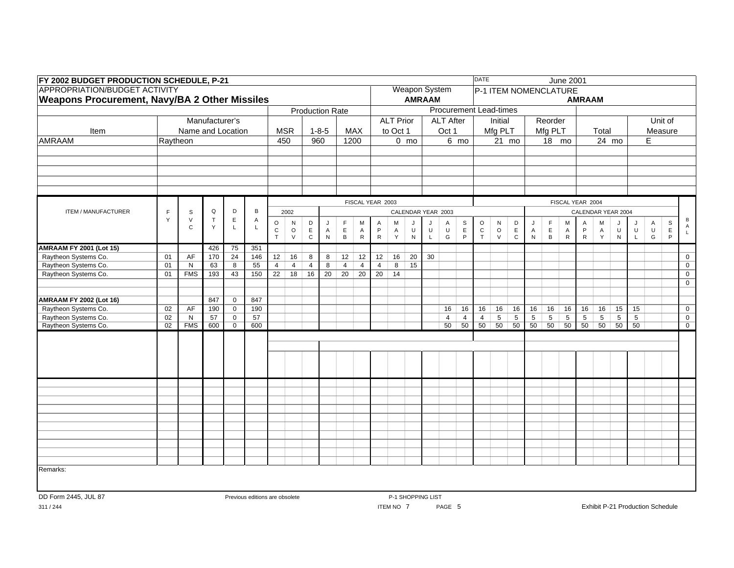**FY 2002 BUDGET PRODUCTION SCHEDULE, P-21**

DATE: June 2001

APPROPRIATION/BUDGET ACTIVITY: **Weapons Procurement, Navy/BA 2 Other Missiles**

Weapon System: **AMRAAM**

P-1 ITEM NOMENCLATURE: **AMRAAM**

| Item | Manufacturer's Name and Location | Production Rate MSR | Production Rate 1-8-5 | Production Rate MAX | ALT Prior to Oct 1 | ALT After Oct 1 | Initial Mfg PLT | Reorder Mfg PLT | Total | Unit of Measure |
|---|---|---|---|---|---|---|---|---|---|---|
| AMRAAM | Raytheon | 450 | 960 | 1200 | 0 mo | 6 mo | 21 mo | 18 mo | 24 mo | E |

| ITEM / MANUFACTURER | FY | SVC | QTY | DEL | BAL | OCT 2002 | NOV 2002 | DEC 2002 | JAN 2003 | FEB 2003 | MAR 2003 | APR 2003 | MAY 2003 | JUN 2003 | JUL 2003 | AUG 2003 | SEP 2003 | OCT 2003 | NOV 2003 | DEC 2003 | JAN 2004 | FEB 2004 | MAR 2004 | APR 2004 | MAY 2004 | JUN 2004 | JUL 2004 | AUG 2004 | SEP 2004 | BAL |
|---|---|---|---|---|---|---|---|---|---|---|---|---|---|---|---|---|---|---|---|---|---|---|---|---|---|---|---|---|---|---|
| | | | | | | FISCAL YEAR 2003 | | | | | | | | | | | | FISCAL YEAR 2004 | | | | | | | | | | | | |
| **AMRAAM FY 2001 (Lot 15)** | | | 426 | 75 | 351 | | | | | | | | | | | | | | | | | | | | | | | | | |
| Raytheon Systems Co. | 01 | AF | 170 | 24 | 146 | 12 | 16 | 8 | 8 | 12 | 12 | 12 | 16 | 20 | 30 | | | | | | | | | | | | | | | 0 |
| Raytheon Systems Co. | 01 | N | 63 | 8 | 55 | 4 | 4 | 4 | 8 | 4 | 4 | 4 | 8 | 15 | | | | | | | | | | | | | | | | 0 |
| Raytheon Systems Co. | 01 | FMS | 193 | 43 | 150 | 22 | 18 | 16 | 20 | 20 | 20 | 20 | 14 | | | | | | | | | | | | | | | | | 0 |
| | | | | | | | | | | | | | | | | | | | | | | | | | | | | | | 0 |
| **AMRAAM FY 2002 (Lot 16)** | | | 847 | 0 | 847 | | | | | | | | | | | | | | | | | | | | | | | | | |
| Raytheon Systems Co. | 02 | AF | 190 | 0 | 190 | | | | | | | | | | | 16 | 16 | 16 | 16 | 16 | 16 | 16 | 16 | 16 | 16 | 15 | 15 | | | 0 |
| Raytheon Systems Co. | 02 | N | 57 | 0 | 57 | | | | | | | | | | | 4 | 4 | 4 | 5 | 5 | 5 | 5 | 5 | 5 | 5 | 5 | 5 | | | 0 |
| Raytheon Systems Co. | 02 | FMS | 600 | 0 | 600 | | | | | | | | | | | 50 | 50 | 50 | 50 | 50 | 50 | 50 | 50 | 50 | 50 | 50 | 50 | | | 0 |

Remarks:

DD Form 2445, JUL 87 — Previous editions are obsolete — P-1 SHOPPING LIST — ITEM NO 7 — PAGE 5

311 / 244 — Exhibit P-21 Production Schedule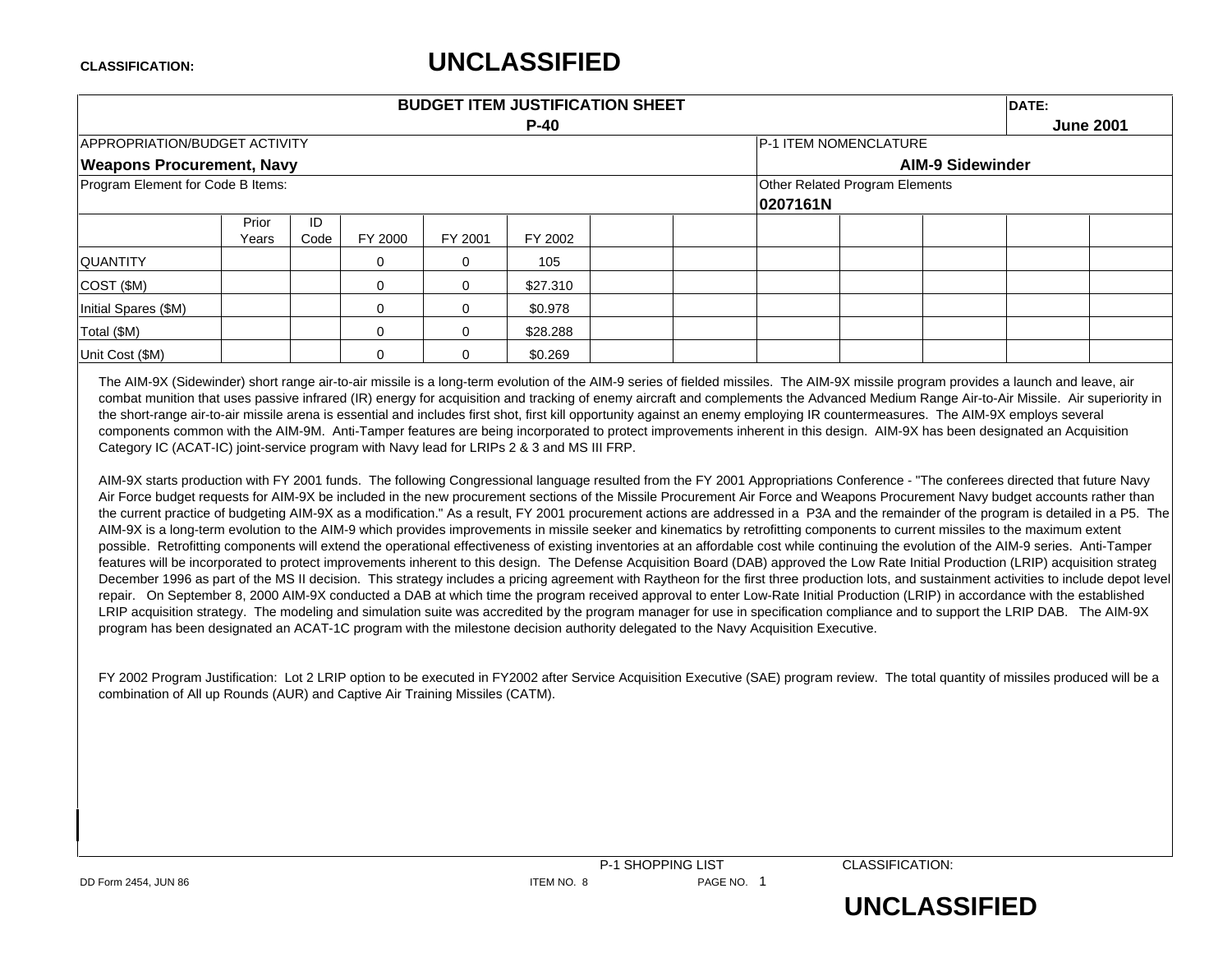**CLASSIFICATION: UNCLASSIFIED**

| BUDGET ITEM JUSTIFICATION SHEET P-40 | DATE: June 2001 |
|---|---|
| APPROPRIATION/BUDGET ACTIVITY: **Weapons Procurement, Navy** | P-1 ITEM NOMENCLATURE: **AIM-9 Sidewinder** |
| Program Element for Code B Items: | Other Related Program Elements: **0207161N** |

| | Prior Years | ID Code | FY 2000 | FY 2001 | FY 2002 | | | | | | | |
|---|---|---|---|---|---|---|---|---|---|---|---|---|
| QUANTITY | | | 0 | 0 | 105 | | | | | | | |
| COST ($M) | | | 0 | 0 | $27.310 | | | | | | | |
| Initial Spares ($M) | | | 0 | 0 | $0.978 | | | | | | | |
| Total ($M) | | | 0 | 0 | $28.288 | | | | | | | |
| Unit Cost ($M) | | | 0 | 0 | $0.269 | | | | | | | |

The AIM-9X (Sidewinder) short range air-to-air missile is a long-term evolution of the AIM-9 series of fielded missiles. The AIM-9X missile program provides a launch and leave, air combat munition that uses passive infrared (IR) energy for acquisition and tracking of enemy aircraft and complements the Advanced Medium Range Air-to-Air Missile. Air superiority in the short-range air-to-air missile arena is essential and includes first shot, first kill opportunity against an enemy employing IR countermeasures. The AIM-9X employs several components common with the AIM-9M. Anti-Tamper features are being incorporated to protect improvements inherent in this design. AIM-9X has been designated an Acquisition Category IC (ACAT-IC) joint-service program with Navy lead for LRIPs 2 & 3 and MS III FRP.

AIM-9X starts production with FY 2001 funds. The following Congressional language resulted from the FY 2001 Appropriations Conference - "The conferees directed that future Navy Air Force budget requests for AIM-9X be included in the new procurement sections of the Missile Procurement Air Force and Weapons Procurement Navy budget accounts rather than the current practice of budgeting AIM-9X as a modification." As a result, FY 2001 procurement actions are addressed in a P3A and the remainder of the program is detailed in a P5. The AIM-9X is a long-term evolution to the AIM-9 which provides improvements in missile seeker and kinematics by retrofitting components to current missiles to the maximum extent possible. Retrofitting components will extend the operational effectiveness of existing inventories at an affordable cost while continuing the evolution of the AIM-9 series. Anti-Tamper features will be incorporated to protect improvements inherent to this design. The Defense Acquisition Board (DAB) approved the Low Rate Initial Production (LRIP) acquisition strateg December 1996 as part of the MS II decision. This strategy includes a pricing agreement with Raytheon for the first three production lots, and sustainment activities to include depot level repair. On September 8, 2000 AIM-9X conducted a DAB at which time the program received approval to enter Low-Rate Initial Production (LRIP) in accordance with the established LRIP acquisition strategy. The modeling and simulation suite was accredited by the program manager for use in specification compliance and to support the LRIP DAB. The AIM-9X program has been designated an ACAT-1C program with the milestone decision authority delegated to the Navy Acquisition Executive.

FY 2002 Program Justification: Lot 2 LRIP option to be executed in FY2002 after Service Acquisition Executive (SAE) program review. The total quantity of missiles produced will be a combination of All up Rounds (AUR) and Captive Air Training Missiles (CATM).

DD Form 2454, JUN 86 — P-1 SHOPPING LIST — ITEM NO. 8 — CLASSIFICATION: UNCLASSIFIED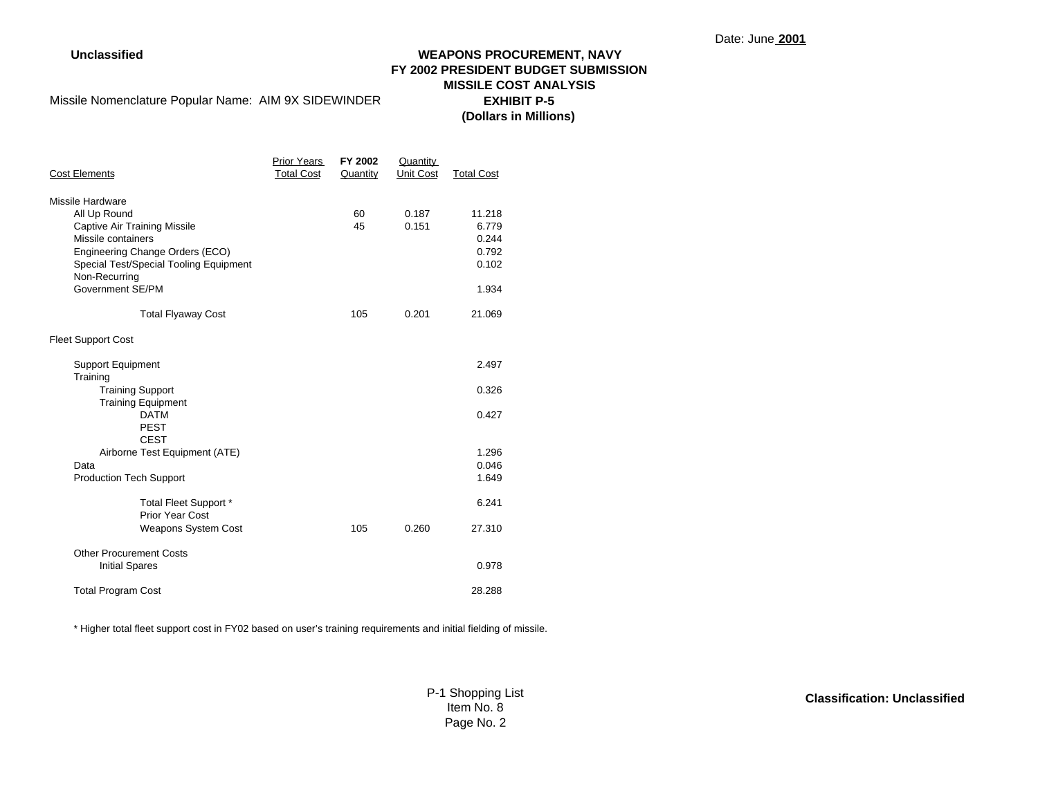Date: June **2001**

**Unclassified**

**WEAPONS PROCUREMENT, NAVY**
**FY 2002 PRESIDENT BUDGET SUBMISSION**
**MISSILE COST ANALYSIS**
**EXHIBIT P-5**
**(Dollars in Millions)**

Missile Nomenclature Popular Name: AIM 9X SIDEWINDER

| Cost Elements | Prior Years Total Cost | FY 2002 Quantity | Quantity Unit Cost | Total Cost |
|---|---|---|---|---|
| Missile Hardware | | | | |
| All Up Round | | 60 | 0.187 | 11.218 |
| Captive Air Training Missile | | 45 | 0.151 | 6.779 |
| Missile containers | | | | 0.244 |
| Engineering Change Orders (ECO) | | | | 0.792 |
| Special Test/Special Tooling Equipment | | | | 0.102 |
| Non-Recurring | | | | |
| Government SE/PM | | | | 1.934 |
| Total Flyaway Cost | | 105 | 0.201 | 21.069 |
| Fleet Support Cost | | | | |
| Support Equipment | | | | 2.497 |
| Training | | | | |
| Training Support | | | | 0.326 |
| Training Equipment | | | | |
| DATM | | | | 0.427 |
| PEST | | | | |
| CEST | | | | |
| Airborne Test Equipment (ATE) | | | | 1.296 |
| Data | | | | 0.046 |
| Production Tech Support | | | | 1.649 |
| Total Fleet Support * | | | | 6.241 |
| Prior Year Cost | | | | |
| Weapons System Cost | | 105 | 0.260 | 27.310 |
| Other Procurement Costs | | | | |
| Initial Spares | | | | 0.978 |
| Total Program Cost | | | | 28.288 |

* Higher total fleet support cost in FY02 based on user's training requirements and initial fielding of missile.

P-1 Shopping List
Item No. 8

**Classification: Unclassified**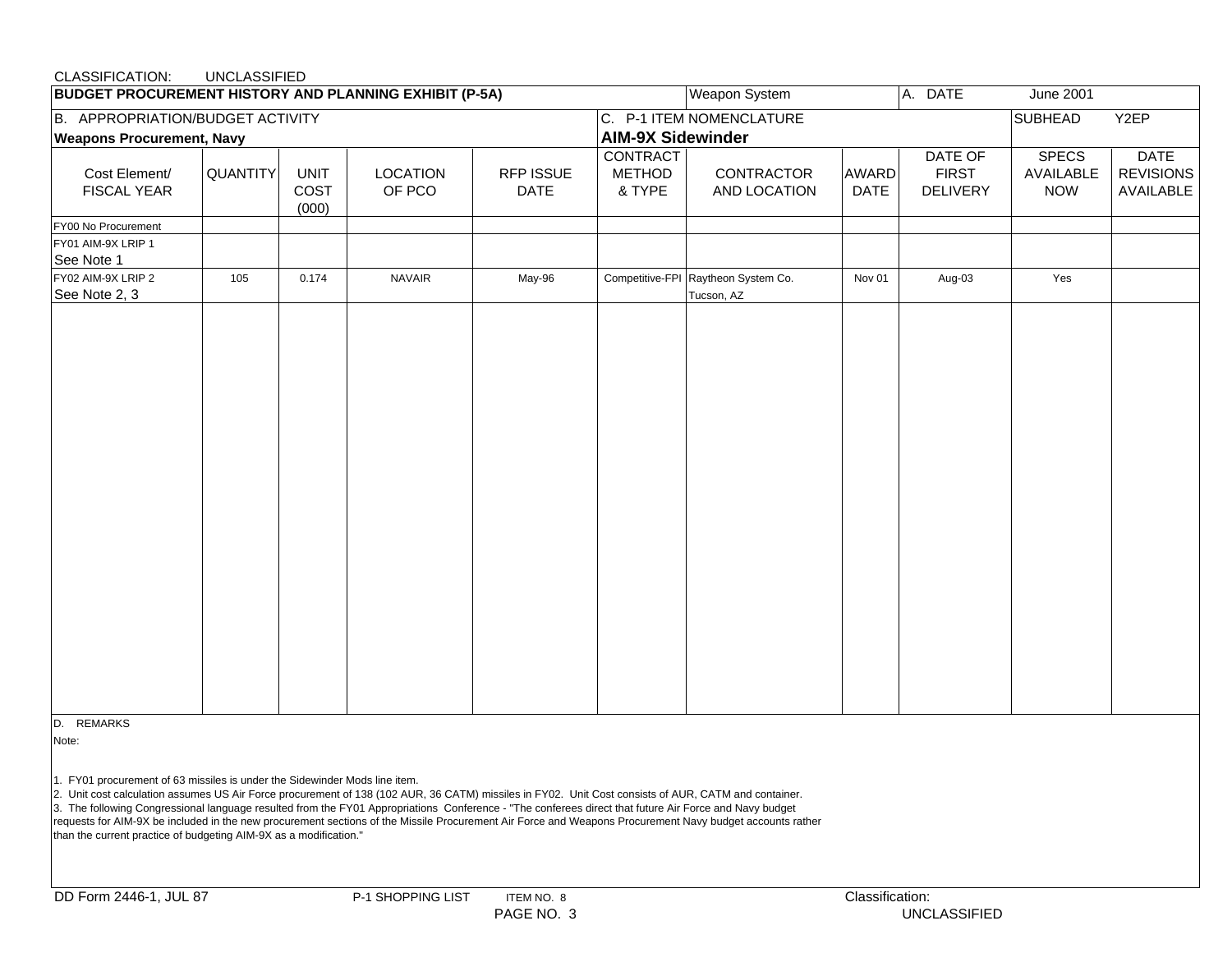CLASSIFICATION: UNCLASSIFIED

| BUDGET PROCUREMENT HISTORY AND PLANNING EXHIBIT (P-5A) | | | | | | Weapon System | | A. DATE June 2001 | | |
|---|---|---|---|---|---|---|---|---|---|---|
| B. APPROPRIATION/BUDGET ACTIVITY<br>**Weapons Procurement, Navy** | | | | | C. P-1 ITEM NOMENCLATURE<br>**AIM-9X Sidewinder** | | | | SUBHEAD Y2EP | |
| Cost Element/ FISCAL YEAR | QUANTITY | UNIT COST (000) | LOCATION OF PCO | RFP ISSUE DATE | CONTRACT METHOD & TYPE | CONTRACTOR AND LOCATION | AWARD DATE | DATE OF FIRST DELIVERY | SPECS AVAILABLE NOW | DATE REVISIONS AVAILABLE |
| FY00 No Procurement | | | | | | | | | | |
| FY01 AIM-9X LRIP 1<br>See Note 1 | | | | | | | | | | |
| FY02 AIM-9X LRIP 2<br>See Note 2, 3 | 105 | 0.174 | NAVAIR | May-96 | Competitive-FPI | Raytheon System Co.<br>Tucson, AZ | Nov 01 | Aug-03 | Yes | |

D. REMARKS

Note:

1. FY01 procurement of 63 missiles is under the Sidewinder Mods line item.
2. Unit cost calculation assumes US Air Force procurement of 138 (102 AUR, 36 CATM) missiles in FY02. Unit Cost consists of AUR, CATM and container.
3. The following Congressional language resulted from the FY01 Appropriations Conference - "The conferees direct that future Air Force and Navy budget requests for AIM-9X be included in the new procurement sections of the Missile Procurement Air Force and Weapons Procurement Navy budget accounts rather than the current practice of budgeting AIM-9X as a modification."

DD Form 2446-1, JUL 87 P-1 SHOPPING LIST ITEM NO. 8

Classification: UNCLASSIFIED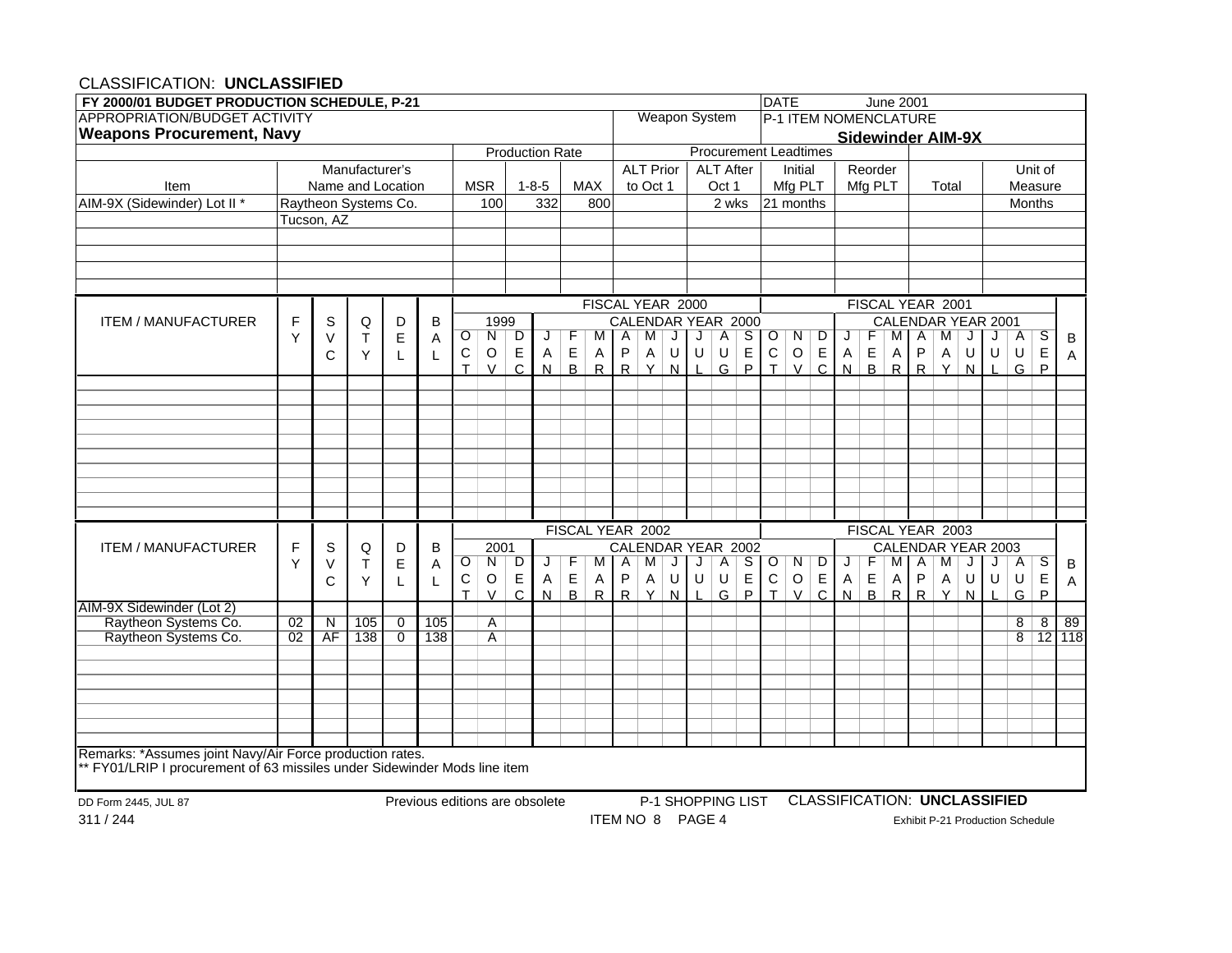CLASSIFICATION: **UNCLASSIFIED**

| FY 2000/01 BUDGET PRODUCTION SCHEDULE, P-21 | | | | DATE June 2001 |
|---|---|---|---|---|
| APPROPRIATION/BUDGET ACTIVITY **Weapons Procurement, Navy** | | | Weapon System | P-1 ITEM NOMENCLATURE **Sidewinder AIM-9X** |

| Item | Manufacturer's Name and Location | Production Rate MSR | Production Rate 1-8-5 | Production Rate MAX | Procurement Leadtimes ALT Prior to Oct 1 | ALT After Oct 1 | Initial Mfg PLT | Reorder Mfg PLT | Total | Unit of Measure |
|---|---|---|---|---|---|---|---|---|---|---|
| AIM-9X (Sidewinder) Lot II * | Raytheon Systems Co. Tucson, AZ | 100 | 332 | 800 | | 2 wks | 21 months | | | Months |

FISCAL YEAR 2000 / FISCAL YEAR 2001

| ITEM / MANUFACTURER | FY | SVC | QTY | DEL | BAL | OCT 1999 | NOV 1999 | DEC 1999 | JAN 2000 | FEB | MAR | APR | MAY | JUN | JUL | AUG | SEP | OCT 2000 | NOV | DEC | JAN 2001 | FEB | MAR | APR | MAY | JUN | JUL | AUG | SEP | BAL |
|---|---|---|---|---|---|---|---|---|---|---|---|---|---|---|---|---|---|---|---|---|---|---|---|---|---|---|---|---|---|---|
| | | | | | | | | | | | | | | | | | | | | | | | | | | | | | | |

FISCAL YEAR 2002 / FISCAL YEAR 2003

| ITEM / MANUFACTURER | FY | SVC | QTY | DEL | BAL | OCT 2001 | NOV 2001 | DEC 2001 | JAN 2002 | FEB | MAR | APR | MAY | JUN | JUL | AUG | SEP | OCT 2002 | NOV | DEC | JAN 2003 | FEB | MAR | APR | MAY | JUN | JUL | AUG | SEP | BAL |
|---|---|---|---|---|---|---|---|---|---|---|---|---|---|---|---|---|---|---|---|---|---|---|---|---|---|---|---|---|---|---|
| AIM-9X Sidewinder (Lot 2) | | | | | | | | | | | | | | | | | | | | | | | | | | | | | | |
| Raytheon Systems Co. | 02 | N | 105 | 0 | 105 | | A | | | | | | | | | | | | | | | | | | | | | 8 | 8 | 89 |
| Raytheon Systems Co. | 02 | AF | 138 | 0 | 138 | | A | | | | | | | | | | | | | | | | | | | | | 8 | 12 | 118 |

Remarks: *Assumes joint Navy/Air Force production rates.
** FY01/LRIP I procurement of 63 missiles under Sidewinder Mods line item

DD Form 2445, JUL 87 Previous editions are obsolete P-1 SHOPPING LIST CLASSIFICATION: **UNCLASSIFIED**

311 / 244 ITEM NO 8 PAGE 4 Exhibit P-21 Production Schedule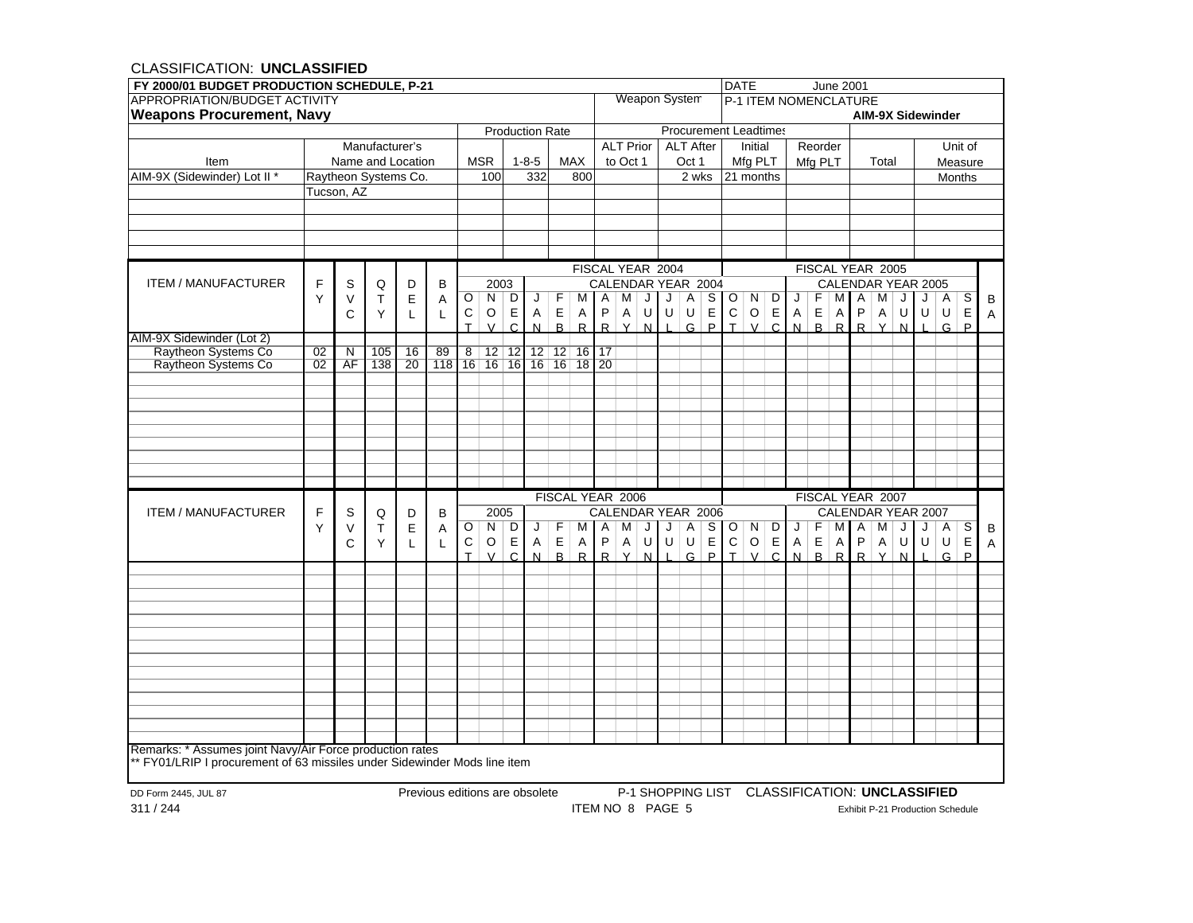CLASSIFICATION: **UNCLASSIFIED**

| FY 2000/01 BUDGET PRODUCTION SCHEDULE, P-21 | | | | | | | | DATE June 2001 | | |
|---|---|---|---|---|---|---|---|---|---|---|
| APPROPRIATION/BUDGET ACTIVITY **Weapons Procurement, Navy** | | | | | | Weapon System | | P-1 ITEM NOMENCLATURE **AIM-9X Sidewinder** | | |
| | | Production Rate | | | Procurement Leadtimes | | | | | |
| Item | Manufacturer's Name and Location | MSR | 1-8-5 | MAX | ALT Prior to Oct 1 | ALT After Oct 1 | Initial Mfg PLT | Reorder Mfg PLT | Total | Unit of Measure |
| AIM-9X (Sidewinder) Lot II * | Raytheon Systems Co. Tucson, AZ | 100 | 332 | 800 | | 2 wks | 21 months | | | Months |

| ITEM / MANUFACTURER | FY | SVC | QTY | DEL | BAL | OCT 2003 | NOV 2003 | DEC 2003 | JAN 2004 | FEB 2004 | MAR 2004 | APR 2004 | MAY 2004 | JUN 2004 | JUL 2004 | AUG 2004 | SEP 2004 | OCT 2004 | NOV 2004 | DEC 2004 | JAN 2005 | FEB 2005 | MAR 2005 | APR 2005 | MAY 2005 | JUN 2005 | JUL 2005 | AUG 2005 | SEP 2005 | BA |
|---|---|---|---|---|---|---|---|---|---|---|---|---|---|---|---|---|---|---|---|---|---|---|---|---|---|---|---|---|---|---|
| AIM-9X Sidewinder (Lot 2) | | | | | | | | | | | | | | | | | | | | | | | | | | | | | | |
| Raytheon Systems Co | 02 | N | 105 | 16 | 89 | 8 | 12 | 12 | 12 | 12 | 16 | 17 | | | | | | | | | | | | | | | | | | |
| Raytheon Systems Co | 02 | AF | 138 | 20 | 118 | 16 | 16 | 16 | 16 | 16 | 18 | 20 | | | | | | | | | | | | | | | | | | |

| ITEM / MANUFACTURER | FY | SVC | QTY | DEL | BAL | OCT 2005 | NOV 2005 | DEC 2005 | JAN 2006 | FEB 2006 | MAR 2006 | APR 2006 | MAY 2006 | JUN 2006 | JUL 2006 | AUG 2006 | SEP 2006 | OCT 2006 | NOV 2006 | DEC 2006 | JAN 2007 | FEB 2007 | MAR 2007 | APR 2007 | MAY 2007 | JUN 2007 | JUL 2007 | AUG 2007 | SEP 2007 | BA |
|---|---|---|---|---|---|---|---|---|---|---|---|---|---|---|---|---|---|---|---|---|---|---|---|---|---|---|---|---|---|---|
| | | | | | | | | | | | | | | | | | | | | | | | | | | | | | | |

Remarks: * Assumes joint Navy/Air Force production rates
** FY01/LRIP I procurement of 63 missiles under Sidewinder Mods line item

DD Form 2445, JUL 87 Previous editions are obsolete P-1 SHOPPING LIST CLASSIFICATION: **UNCLASSIFIED**

311 / 244 ITEM NO 8 PAGE 5 Exhibit P-21 Production Schedule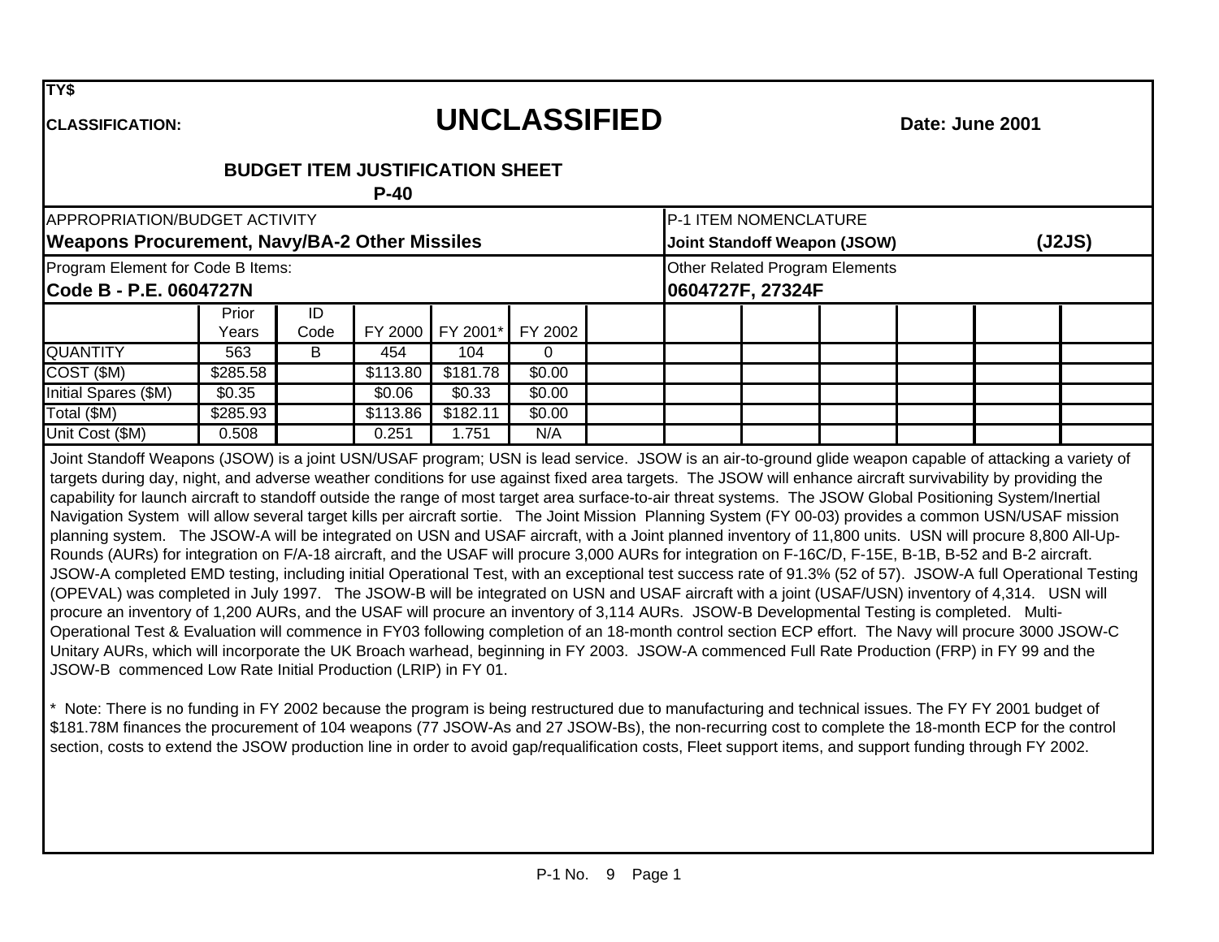TY$

**CLASSIFICATION:** 

# UNCLASSIFIED

**Date: June 2001**

## BUDGET ITEM JUSTIFICATION SHEET
## P-40

| APPROPRIATION/BUDGET ACTIVITY | P-1 ITEM NOMENCLATURE |
|---|---|
| **Weapons Procurement, Navy/BA-2 Other Missiles** | **Joint Standoff Weapon (JSOW) (J2JS)** |
| Program Element for Code B Items: | Other Related Program Elements |
| **Code B - P.E. 0604727N** | **0604727F, 27324F** |

| | Prior Years | ID Code | FY 2000 | FY 2001* | FY 2002 | | | | | | | |
|---|---|---|---|---|---|---|---|---|---|---|---|---|
| QUANTITY | 563 | B | 454 | 104 | 0 | | | | | | | |
| COST ($M) | $285.58 | | $113.80 | $181.78 | $0.00 | | | | | | | |
| Initial Spares ($M) | $0.35 | | $0.06 | $0.33 | $0.00 | | | | | | | |
| Total ($M) | $285.93 | | $113.86 | $182.11 | $0.00 | | | | | | | |
| Unit Cost ($M) | 0.508 | | 0.251 | 1.751 | N/A | | | | | | | |

Joint Standoff Weapons (JSOW) is a joint USN/USAF program; USN is lead service. JSOW is an air-to-ground glide weapon capable of attacking a variety of targets during day, night, and adverse weather conditions for use against fixed area targets. The JSOW will enhance aircraft survivability by providing the capability for launch aircraft to standoff outside the range of most target area surface-to-air threat systems. The JSOW Global Positioning System/Inertial Navigation System will allow several target kills per aircraft sortie. The Joint Mission Planning System (FY 00-03) provides a common USN/USAF mission planning system. The JSOW-A will be integrated on USN and USAF aircraft, with a Joint planned inventory of 11,800 units. USN will procure 8,800 All-Up-Rounds (AURs) for integration on F/A-18 aircraft, and the USAF will procure 3,000 AURs for integration on F-16C/D, F-15E, B-1B, B-52 and B-2 aircraft. JSOW-A completed EMD testing, including initial Operational Test, with an exceptional test success rate of 91.3% (52 of 57). JSOW-A full Operational Testing (OPEVAL) was completed in July 1997. The JSOW-B will be integrated on USN and USAF aircraft with a joint (USAF/USN) inventory of 4,314. USN will procure an inventory of 1,200 AURs, and the USAF will procure an inventory of 3,114 AURs. JSOW-B Developmental Testing is completed. Multi-Operational Test & Evaluation will commence in FY03 following completion of an 18-month control section ECP effort. The Navy will procure 3000 JSOW-C Unitary AURs, which will incorporate the UK Broach warhead, beginning in FY 2003. JSOW-A commenced Full Rate Production (FRP) in FY 99 and the JSOW-B commenced Low Rate Initial Production (LRIP) in FY 01.

\* Note: There is no funding in FY 2002 because the program is being restructured due to manufacturing and technical issues. The FY FY 2001 budget of $181.78M finances the procurement of 104 weapons (77 JSOW-As and 27 JSOW-Bs), the non-recurring cost to complete the 18-month ECP for the control section, costs to extend the JSOW production line in order to avoid gap/requalification costs, Fleet support items, and support funding through FY 2002.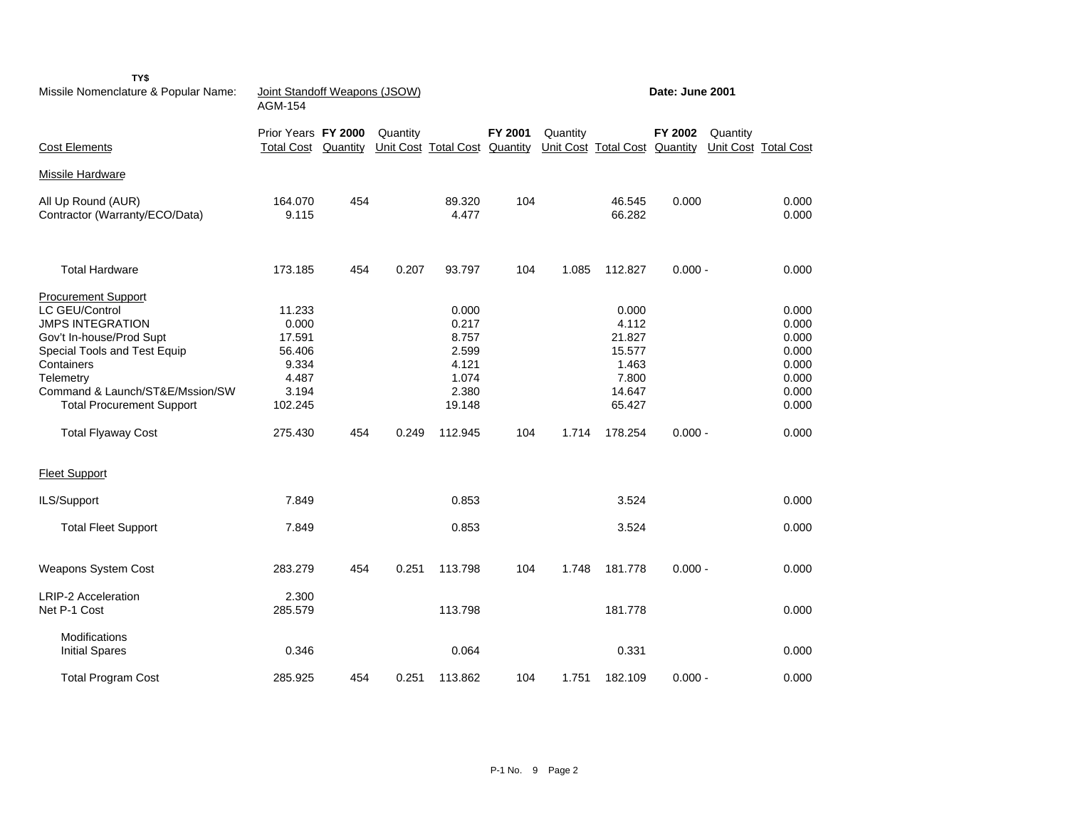**TY$**

Missile Nomenclature & Popular Name: Joint Standoff Weapons (JSOW) AGM-154

**Date: June 2001**

| Cost Elements | Prior Years Total Cost | **FY 2000** Quantity | Quantity Unit Cost | Total Cost | **FY 2001** Quantity | Quantity Unit Cost | Total Cost | **FY 2002** Quantity | Quantity Unit Cost | Total Cost |
|---|---|---|---|---|---|---|---|---|---|---|
| Missile Hardware | | | | | | | | | | |
| All Up Round (AUR) | 164.070 | 454 | | 89.320 | 104 | | 46.545 | 0.000 | | 0.000 |
| Contractor (Warranty/ECO/Data) | 9.115 | | | 4.477 | | | 66.282 | | | 0.000 |
| Total Hardware | 173.185 | 454 | 0.207 | 93.797 | 104 | 1.085 | 112.827 | 0.000 | - | 0.000 |
| Procurement Support | | | | | | | | | | |
| LC GEU/Control | 11.233 | | | 0.000 | | | 0.000 | | | 0.000 |
| JMPS INTEGRATION | 0.000 | | | 0.217 | | | 4.112 | | | 0.000 |
| Gov't In-house/Prod Supt | 17.591 | | | 8.757 | | | 21.827 | | | 0.000 |
| Special Tools and Test Equip | 56.406 | | | 2.599 | | | 15.577 | | | 0.000 |
| Containers | 9.334 | | | 4.121 | | | 1.463 | | | 0.000 |
| Telemetry | 4.487 | | | 1.074 | | | 7.800 | | | 0.000 |
| Command & Launch/ST&E/Mssion/SW | 3.194 | | | 2.380 | | | 14.647 | | | 0.000 |
| Total Procurement Support | 102.245 | | | 19.148 | | | 65.427 | | | 0.000 |
| Total Flyaway Cost | 275.430 | 454 | 0.249 | 112.945 | 104 | 1.714 | 178.254 | 0.000 | - | 0.000 |
| Fleet Support | | | | | | | | | | |
| ILS/Support | 7.849 | | | 0.853 | | | 3.524 | | | 0.000 |
| Total Fleet Support | 7.849 | | | 0.853 | | | 3.524 | | | 0.000 |
| Weapons System Cost | 283.279 | 454 | 0.251 | 113.798 | 104 | 1.748 | 181.778 | 0.000 | - | 0.000 |
| LRIP-2 Acceleration | 2.300 | | | | | | | | | |
| Net P-1 Cost | 285.579 | | | 113.798 | | | 181.778 | | | 0.000 |
| Modifications | | | | | | | | | | |
| Initial Spares | 0.346 | | | 0.064 | | | 0.331 | | | 0.000 |
| Total Program Cost | 285.925 | 454 | 0.251 | 113.862 | 104 | 1.751 | 182.109 | 0.000 | - | 0.000 |

P-1 No. 9 Page 2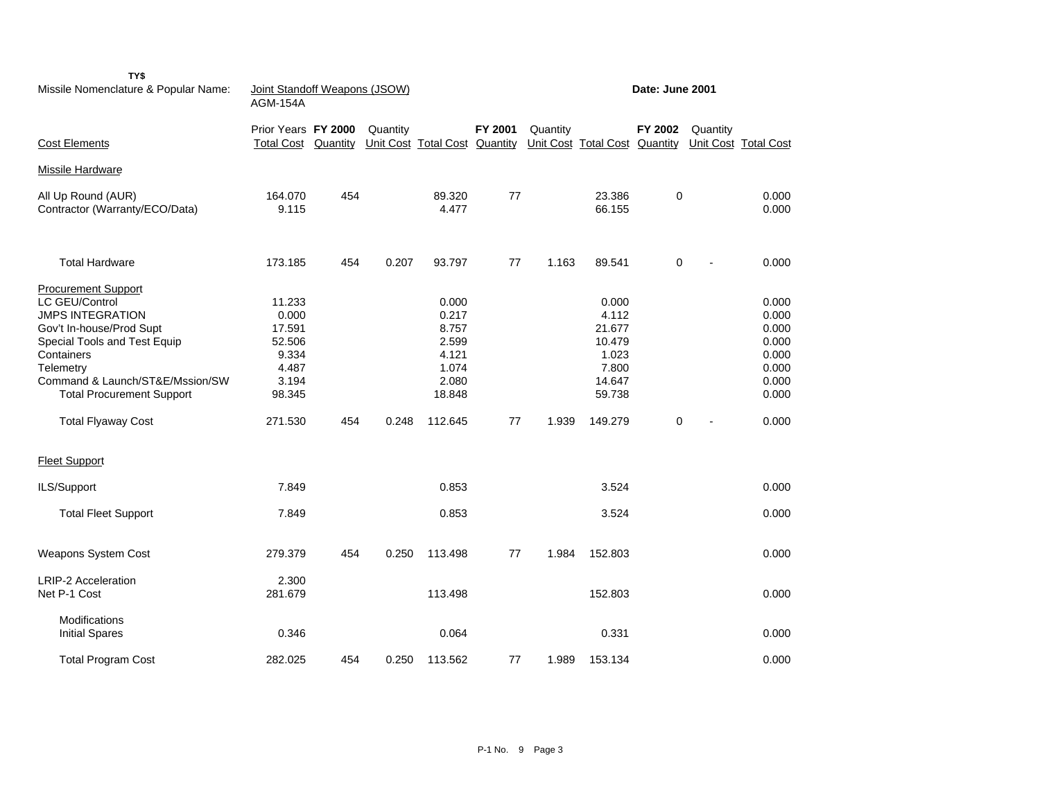TY$

Missile Nomenclature & Popular Name: Joint Standoff Weapons (JSOW) AGM-154A

**Date: June 2001**

| Cost Elements | Prior Years Total Cost | FY 2000 Quantity | Quantity Unit Cost | Total Cost | FY 2001 Quantity | Quantity Unit Cost | Total Cost | FY 2002 Quantity | Quantity Unit Cost | Total Cost |
|---|---|---|---|---|---|---|---|---|---|---|
| Missile Hardware | | | | | | | | | | |
| All Up Round (AUR) | 164.070 | 454 | | 89.320 | 77 | | 23.386 | 0 | | 0.000 |
| Contractor (Warranty/ECO/Data) | 9.115 | | | 4.477 | | | 66.155 | | | 0.000 |
| Total Hardware | 173.185 | 454 | 0.207 | 93.797 | 77 | 1.163 | 89.541 | 0 | - | 0.000 |
| Procurement Support | | | | | | | | | | |
| LC GEU/Control | 11.233 | | | 0.000 | | | 0.000 | | | 0.000 |
| JMPS INTEGRATION | 0.000 | | | 0.217 | | | 4.112 | | | 0.000 |
| Gov't In-house/Prod Supt | 17.591 | | | 8.757 | | | 21.677 | | | 0.000 |
| Special Tools and Test Equip | 52.506 | | | 2.599 | | | 10.479 | | | 0.000 |
| Containers | 9.334 | | | 4.121 | | | 1.023 | | | 0.000 |
| Telemetry | 4.487 | | | 1.074 | | | 7.800 | | | 0.000 |
| Command & Launch/ST&E/Mssion/SW | 3.194 | | | 2.080 | | | 14.647 | | | 0.000 |
| Total Procurement Support | 98.345 | | | 18.848 | | | 59.738 | | | 0.000 |
| Total Flyaway Cost | 271.530 | 454 | 0.248 | 112.645 | 77 | 1.939 | 149.279 | 0 | - | 0.000 |
| Fleet Support | | | | | | | | | | |
| ILS/Support | 7.849 | | | 0.853 | | | 3.524 | | | 0.000 |
| Total Fleet Support | 7.849 | | | 0.853 | | | 3.524 | | | 0.000 |
| Weapons System Cost | 279.379 | 454 | 0.250 | 113.498 | 77 | 1.984 | 152.803 | | | 0.000 |
| LRIP-2 Acceleration | 2.300 | | | | | | | | | |
| Net P-1 Cost | 281.679 | | | 113.498 | | | 152.803 | | | 0.000 |
| Modifications | | | | | | | | | | |
| Initial Spares | 0.346 | | | 0.064 | | | 0.331 | | | 0.000 |
| Total Program Cost | 282.025 | 454 | 0.250 | 113.562 | 77 | 1.989 | 153.134 | | | 0.000 |

P-1 No. 9 Page 3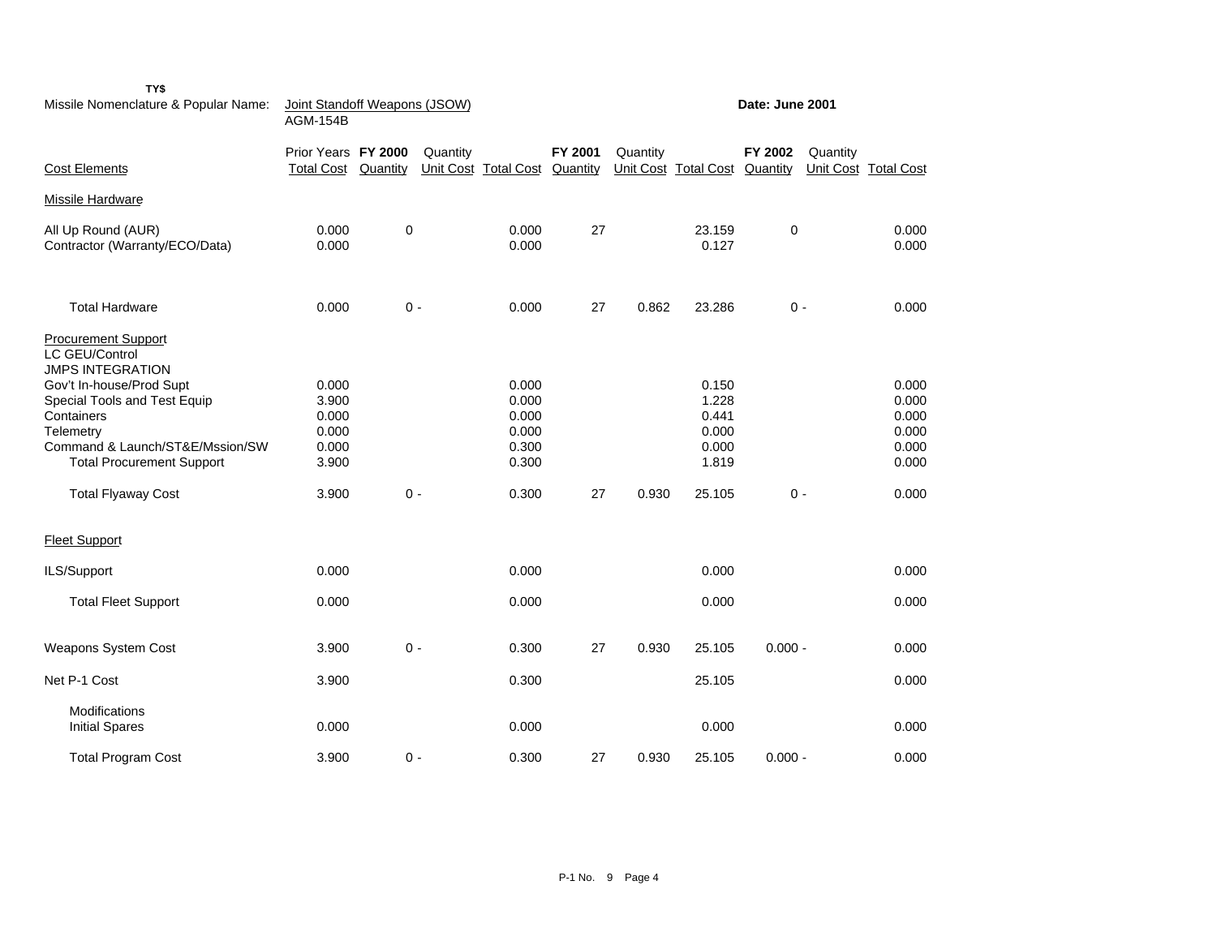TY$

Missile Nomenclature & Popular Name: Joint Standoff Weapons (JSOW) AGM-154B

**Date: June 2001**

| Cost Elements | Prior Years Total Cost | FY 2000 Quantity | Quantity Unit Cost | Total Cost | FY 2001 Quantity | Quantity Unit Cost | Total Cost | FY 2002 Quantity | Quantity Unit Cost | Total Cost |
|---|---|---|---|---|---|---|---|---|---|---|
| Missile Hardware | | | | | | | | | | |
| All Up Round (AUR) | 0.000 | 0 | | 0.000 | 27 | | 23.159 | 0 | | 0.000 |
| Contractor (Warranty/ECO/Data) | 0.000 | | | 0.000 | | | 0.127 | | | 0.000 |
| Total Hardware | 0.000 | 0 | - | 0.000 | 27 | 0.862 | 23.286 | 0 | - | 0.000 |
| Procurement Support | | | | | | | | | | |
| LC GEU/Control | | | | | | | | | | |
| JMPS INTEGRATION | | | | | | | | | | |
| Gov't In-house/Prod Supt | 0.000 | | | 0.000 | | | 0.150 | | | 0.000 |
| Special Tools and Test Equip | 3.900 | | | 0.000 | | | 1.228 | | | 0.000 |
| Containers | 0.000 | | | 0.000 | | | 0.441 | | | 0.000 |
| Telemetry | 0.000 | | | 0.000 | | | 0.000 | | | 0.000 |
| Command & Launch/ST&E/Mssion/SW | 0.000 | | | 0.300 | | | 0.000 | | | 0.000 |
| Total Procurement Support | 3.900 | | | 0.300 | | | 1.819 | | | 0.000 |
| Total Flyaway Cost | 3.900 | 0 | - | 0.300 | 27 | 0.930 | 25.105 | 0 | - | 0.000 |
| Fleet Support | | | | | | | | | | |
| ILS/Support | 0.000 | | | 0.000 | | | 0.000 | | | 0.000 |
| Total Fleet Support | 0.000 | | | 0.000 | | | 0.000 | | | 0.000 |
| Weapons System Cost | 3.900 | 0 | - | 0.300 | 27 | 0.930 | 25.105 | 0.000 | - | 0.000 |
| Net P-1 Cost | 3.900 | | | 0.300 | | | 25.105 | | | 0.000 |
| Modifications | | | | | | | | | | |
| Initial Spares | 0.000 | | | 0.000 | | | 0.000 | | | 0.000 |
| Total Program Cost | 3.900 | 0 | - | 0.300 | 27 | 0.930 | 25.105 | 0.000 | - | 0.000 |

P-1 No. 9 Page 4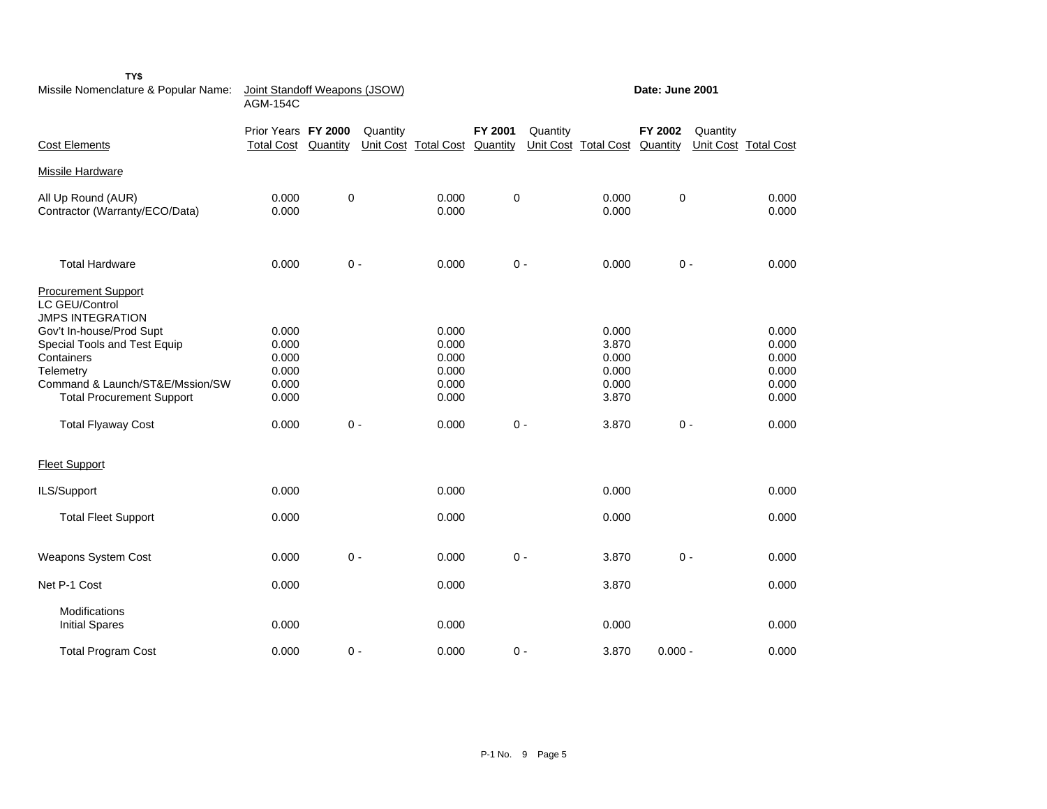TY$

Missile Nomenclature & Popular Name: Joint Standoff Weapons (JSOW) AGM-154C

**Date: June 2001**

| Cost Elements | Prior Years Total Cost | FY 2000 Quantity | Quantity Unit Cost | Total Cost | FY 2001 Quantity | Quantity Unit Cost | Total Cost | FY 2002 Quantity | Quantity Unit Cost | Total Cost |
|---|---|---|---|---|---|---|---|---|---|---|
| Missile Hardware | | | | | | | | | | |
| All Up Round (AUR) | 0.000 | 0 | | 0.000 | 0 | | 0.000 | 0 | | 0.000 |
| Contractor (Warranty/ECO/Data) | 0.000 | | | 0.000 | | | 0.000 | | | 0.000 |
| Total Hardware | 0.000 | 0 | - | 0.000 | 0 | - | 0.000 | 0 | - | 0.000 |
| Procurement Support | | | | | | | | | | |
| LC GEU/Control | | | | | | | | | | |
| JMPS INTEGRATION | | | | | | | | | | |
| Gov't In-house/Prod Supt | 0.000 | | | 0.000 | | | 0.000 | | | 0.000 |
| Special Tools and Test Equip | 0.000 | | | 0.000 | | | 3.870 | | | 0.000 |
| Containers | 0.000 | | | 0.000 | | | 0.000 | | | 0.000 |
| Telemetry | 0.000 | | | 0.000 | | | 0.000 | | | 0.000 |
| Command & Launch/ST&E/Mssion/SW | 0.000 | | | 0.000 | | | 0.000 | | | 0.000 |
| Total Procurement Support | 0.000 | | | 0.000 | | | 3.870 | | | 0.000 |
| Total Flyaway Cost | 0.000 | 0 | - | 0.000 | 0 | - | 3.870 | 0 | - | 0.000 |
| Fleet Support | | | | | | | | | | |
| ILS/Support | 0.000 | | | 0.000 | | | 0.000 | | | 0.000 |
| Total Fleet Support | 0.000 | | | 0.000 | | | 0.000 | | | 0.000 |
| Weapons System Cost | 0.000 | 0 | - | 0.000 | 0 | - | 3.870 | 0 | - | 0.000 |
| Net P-1 Cost | 0.000 | | | 0.000 | | | 3.870 | | | 0.000 |
| Modifications | | | | | | | | | | |
| Initial Spares | 0.000 | | | 0.000 | | | 0.000 | | | 0.000 |
| Total Program Cost | 0.000 | 0 | - | 0.000 | 0 | - | 3.870 | 0.000 | - | 0.000 |

P-1 No. 9 Page 5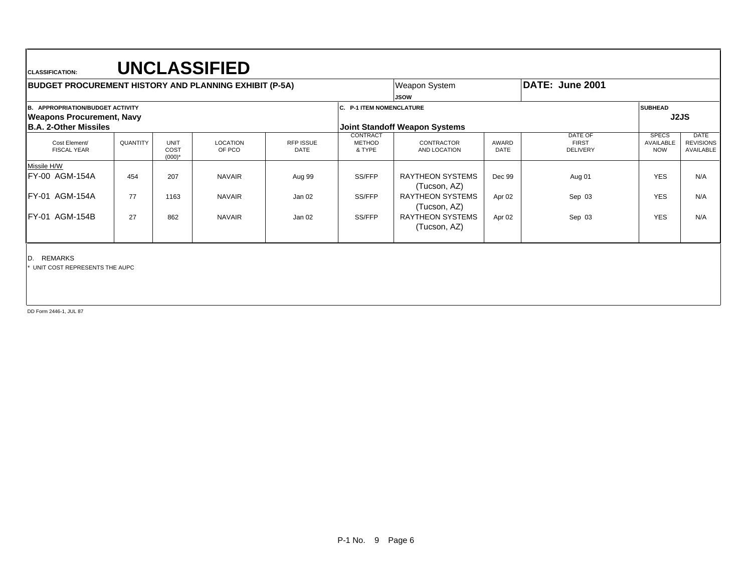**CLASSIFICATION:** **UNCLASSIFIED**

**BUDGET PROCUREMENT HISTORY AND PLANNING EXHIBIT (P-5A)**

Weapon System: **JSOW**

**DATE: June 2001**

**B. APPROPRIATION/BUDGET ACTIVITY**
**Weapons Procurement, Navy**
**B.A. 2-Other Missiles**

**C. P-1 ITEM NOMENCLATURE**
**Joint Standoff Weapon Systems**

**SUBHEAD**
**J2JS**

| Cost Element/ FISCAL YEAR | QUANTITY | UNIT COST (000)* | LOCATION OF PCO | RFP ISSUE DATE | CONTRACT METHOD & TYPE | CONTRACTOR AND LOCATION | AWARD DATE | DATE OF FIRST DELIVERY | SPECS AVAILABLE NOW | DATE REVISIONS AVAILABLE |
|---|---|---|---|---|---|---|---|---|---|---|
| Missile H/W | | | | | | | | | | |
| FY-00 AGM-154A | 454 | 207 | NAVAIR | Aug 99 | SS/FFP | RAYTHEON SYSTEMS (Tucson, AZ) | Dec 99 | Aug 01 | YES | N/A |
| FY-01 AGM-154A | 77 | 1163 | NAVAIR | Jan 02 | SS/FFP | RAYTHEON SYSTEMS (Tucson, AZ) | Apr 02 | Sep 03 | YES | N/A |
| FY-01 AGM-154B | 27 | 862 | NAVAIR | Jan 02 | SS/FFP | RAYTHEON SYSTEMS (Tucson, AZ) | Apr 02 | Sep 03 | YES | N/A |

D. REMARKS

* UNIT COST REPRESENTS THE AUPC

DD Form 2446-1, JUL 87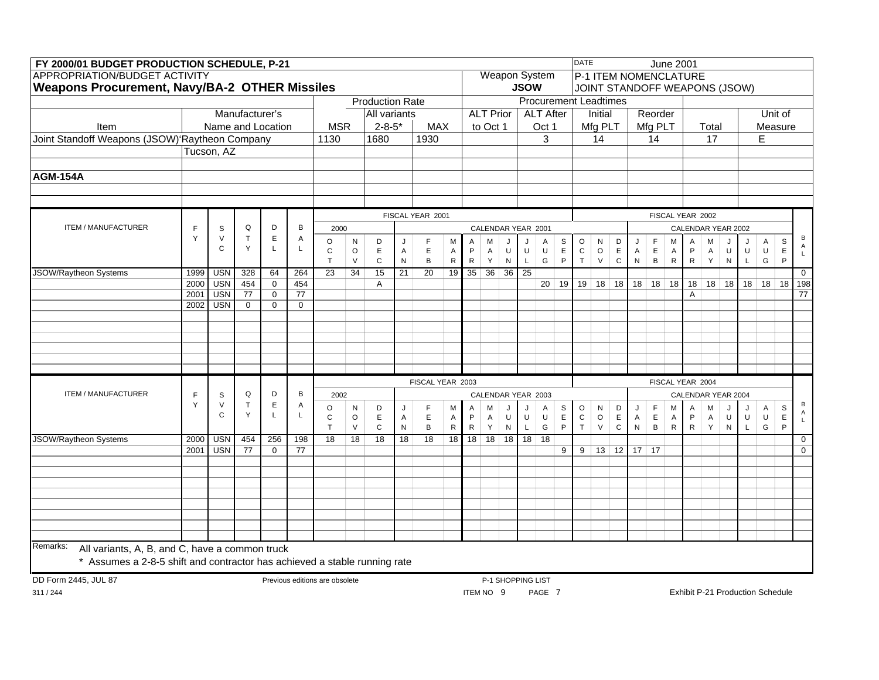**FY 2000/01 BUDGET PRODUCTION SCHEDULE, P-21**

DATE: June 2001

| APPROPRIATION/BUDGET ACTIVITY | Weapon System | P-1 ITEM NOMENCLATURE |
|---|---|---|
| **Weapons Procurement, Navy/BA-2 OTHER Missiles** | **JSOW** | JOINT STANDOFF WEAPONS (JSOW) |

| Item | Manufacturer's Name and Location | Production Rate MSR | Production Rate All variants 2-8-5* | Production Rate MAX | Procurement Leadtimes ALT Prior to Oct 1 | Procurement Leadtimes ALT After Oct 1 | Initial Mfg PLT | Reorder Mfg PLT | Total | Unit of Measure |
|---|---|---|---|---|---|---|---|---|---|---|
| Joint Standoff Weapons (JSOW) | Raytheon Company Tucson, AZ | 1130 | 1680 | 1930 | | 3 | 14 | 14 | 17 | E |
| **AGM-154A** | | | | | | | | | | |

FISCAL YEAR 2001 / FISCAL YEAR 2002 (CALENDAR YEAR 2001 / CALENDAR YEAR 2002)

| ITEM / MANUFACTURER | FY | SVC | QTY | DEL | BAL | OCT | NOV | DEC | JAN | FEB | MAR | APR | MAY | JUN | JUL | AUG | SEP | OCT | NOV | DEC | JAN | FEB | MAR | APR | MAY | JUN | JUL | AUG | SEP | BAL |
|---|---|---|---|---|---|---|---|---|---|---|---|---|---|---|---|---|---|---|---|---|---|---|---|---|---|---|---|---|---|---|
| JSOW/Raytheon Systems | 1999 | USN | 328 | 64 | 264 | 23 | 34 | 15 | 21 | 20 | 19 | 35 | 36 | 36 | 25 | | | | | | | | | | | | | | | 0 |
| | 2000 | USN | 454 | 0 | 454 | | | A | | | | | | | | 20 | 19 | 19 | 18 | 18 | 18 | 18 | 18 | 18 | 18 | 18 | 18 | 18 | 18 | 198 |
| | 2001 | USN | 77 | 0 | 77 | | | | | | | | | | | | | | | | | | | A | | | | | | 77 |
| | 2002 | USN | 0 | 0 | 0 | | | | | | | | | | | | | | | | | | | | | | | | | |

FISCAL YEAR 2003 / FISCAL YEAR 2004 (CALENDAR YEAR 2003 / CALENDAR YEAR 2004)

| ITEM / MANUFACTURER | FY | SVC | QTY | DEL | BAL | OCT | NOV | DEC | JAN | FEB | MAR | APR | MAY | JUN | JUL | AUG | SEP | OCT | NOV | DEC | JAN | FEB | MAR | APR | MAY | JUN | JUL | AUG | SEP | BAL |
|---|---|---|---|---|---|---|---|---|---|---|---|---|---|---|---|---|---|---|---|---|---|---|---|---|---|---|---|---|---|---|
| JSOW/Raytheon Systems | 2000 | USN | 454 | 256 | 198 | 18 | 18 | 18 | 18 | 18 | 18 | 18 | 18 | 18 | 18 | 18 | | | | | | | | | | | | | | 0 |
| | 2001 | USN | 77 | 0 | 77 | | | | | | | | | | | | 9 | 9 | 13 | 12 | 17 | 17 | | | | | | | | 0 |

Remarks: All variants, A, B, and C, have a common truck

\* Assumes a 2-8-5 shift and contractor has achieved a stable running rate

DD Form 2445, JUL 87 — Previous editions are obsolete — P-1 SHOPPING LIST — ITEM NO 9 — PAGE 7

311 / 244 — Exhibit P-21 Production Schedule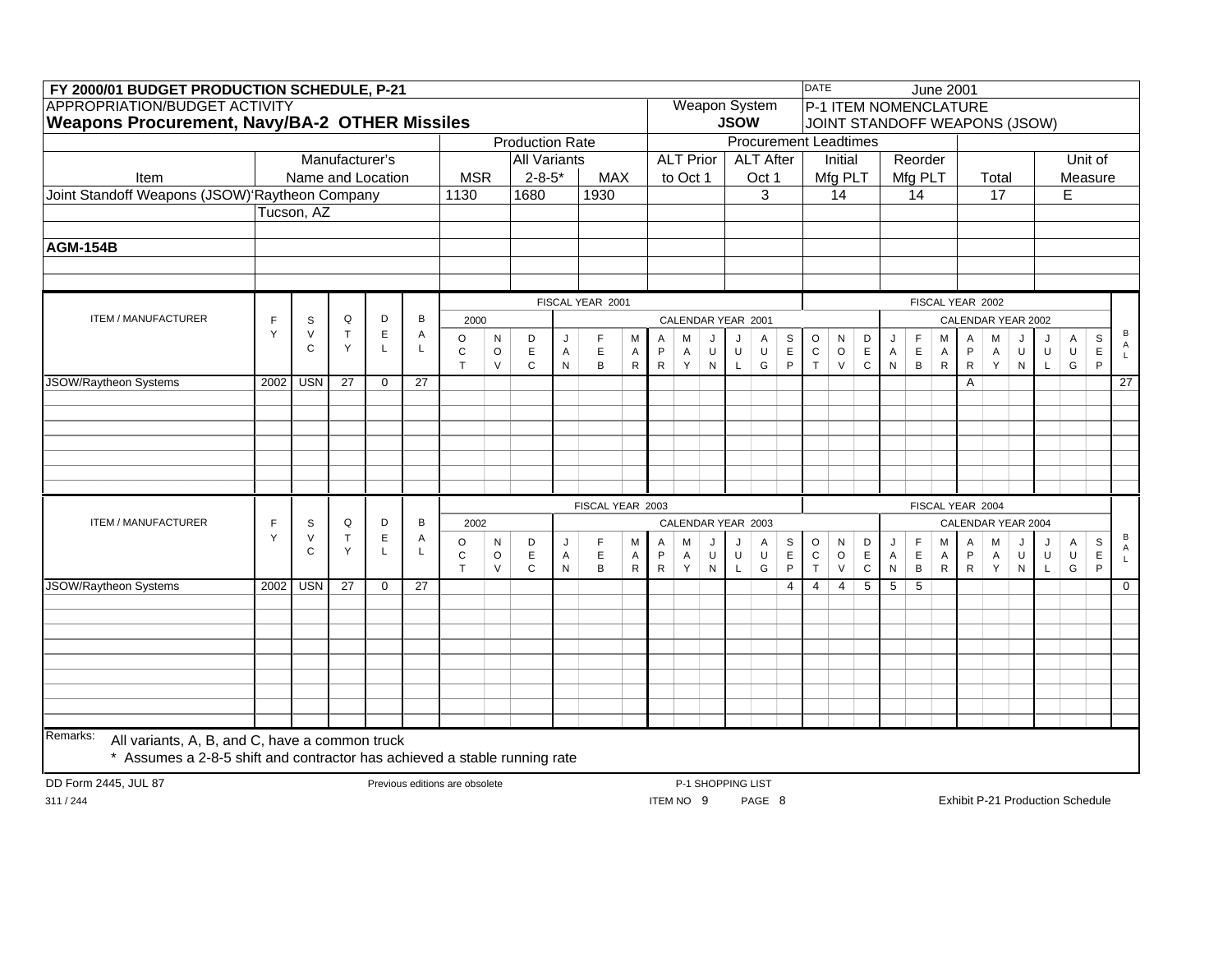**FY 2000/01 BUDGET PRODUCTION SCHEDULE, P-21**

DATE: June 2001

APPROPRIATION/BUDGET ACTIVITY
**Weapons Procurement, Navy/BA-2 OTHER Missiles**

Weapon System: **JSOW**

P-1 ITEM NOMENCLATURE
JOINT STANDOFF WEAPONS (JSOW)

| Item | Manufacturer's Name and Location | Production Rate MSR | Production Rate All Variants 2-8-5* | Production Rate MAX | Procurement Leadtimes ALT Prior to Oct 1 | Procurement Leadtimes ALT After Oct 1 | Procurement Leadtimes Initial Mfg PLT | Procurement Leadtimes Reorder Mfg PLT | Procurement Leadtimes Total | Unit of Measure |
|---|---|---|---|---|---|---|---|---|---|---|
| Joint Standoff Weapons (JSOW) | Raytheon Company Tucson, AZ | 1130 | 1680 | 1930 | | 3 | 14 | 14 | 17 | E |
| **AGM-154B** | | | | | | | | | | |

**FISCAL YEAR 2001 / FISCAL YEAR 2002** (Calendar Year 2000: Oct–Dec; Calendar Year 2001; Calendar Year 2002)

| ITEM / MANUFACTURER | FY | SVC | QTY | DEL | BAL | OCT | NOV | DEC | JAN | FEB | MAR | APR | MAY | JUN | JUL | AUG | SEP | OCT | NOV | DEC | JAN | FEB | MAR | APR | MAY | JUN | JUL | AUG | SEP | BAL |
|---|---|---|---|---|---|---|---|---|---|---|---|---|---|---|---|---|---|---|---|---|---|---|---|---|---|---|---|---|---|---|
| JSOW/Raytheon Systems | 2002 | USN | 27 | 0 | 27 | | | | | | | | | | | | | | | | | | | A | | | | | | 27 |

**FISCAL YEAR 2003 / FISCAL YEAR 2004** (Calendar Year 2002: Oct–Dec; Calendar Year 2003; Calendar Year 2004)

| ITEM / MANUFACTURER | FY | SVC | QTY | DEL | BAL | OCT | NOV | DEC | JAN | FEB | MAR | APR | MAY | JUN | JUL | AUG | SEP | OCT | NOV | DEC | JAN | FEB | MAR | APR | MAY | JUN | JUL | AUG | SEP | BAL |
|---|---|---|---|---|---|---|---|---|---|---|---|---|---|---|---|---|---|---|---|---|---|---|---|---|---|---|---|---|---|---|
| JSOW/Raytheon Systems | 2002 | USN | 27 | 0 | 27 | | | | | | | | | | | | 4 | 4 | 4 | 5 | 5 | 5 | | | | | | | | 0 |

Remarks:
All variants, A, B, and C, have a common truck
\* Assumes a 2-8-5 shift and contractor has achieved a stable running rate

DD Form 2445, JUL 87 — Previous editions are obsolete — P-1 SHOPPING LIST — ITEM NO 9 PAGE 8 — Exhibit P-21 Production Schedule

311 / 244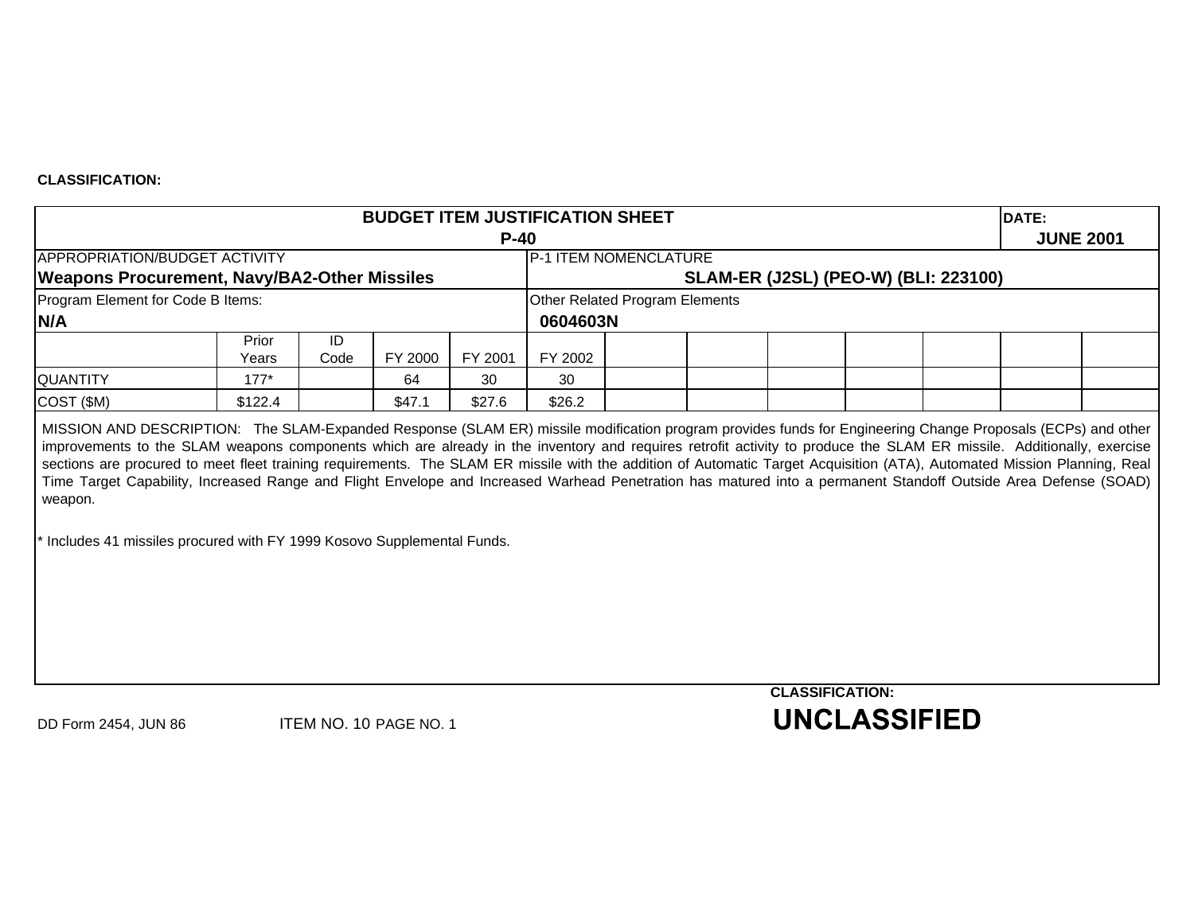CLASSIFICATION:

**BUDGET ITEM JUSTIFICATION SHEET**
**P-40**

**DATE:** **JUNE 2001**

APPROPRIATION/BUDGET ACTIVITY
**Weapons Procurement, Navy/BA2-Other Missiles**

P-1 ITEM NOMENCLATURE
**SLAM-ER (J2SL) (PEO-W) (BLI: 223100)**

Program Element for Code B Items:
**N/A**

Other Related Program Elements
**0604603N**

| | Prior Years | ID Code | FY 2000 | FY 2001 | FY 2002 | | | | | | | |
|---|---|---|---|---|---|---|---|---|---|---|---|---|
| QUANTITY | 177* | | 64 | 30 | 30 | | | | | | | |
| COST ($M) | $122.4 | | $47.1 | $27.6 | $26.2 | | | | | | | |

MISSION AND DESCRIPTION: The SLAM-Expanded Response (SLAM ER) missile modification program provides funds for Engineering Change Proposals (ECPs) and other improvements to the SLAM weapons components which are already in the inventory and requires retrofit activity to produce the SLAM ER missile. Additionally, exercise sections are procured to meet fleet training requirements. The SLAM ER missile with the addition of Automatic Target Acquisition (ATA), Automated Mission Planning, Real Time Target Capability, Increased Range and Flight Envelope and Increased Warhead Penetration has matured into a permanent Standoff Outside Area Defense (SOAD) weapon.

* Includes 41 missiles procured with FY 1999 Kosovo Supplemental Funds.

DD Form 2454, JUN 86 ITEM NO. 10 PAGE NO. 1

CLASSIFICATION:
**UNCLASSIFIED**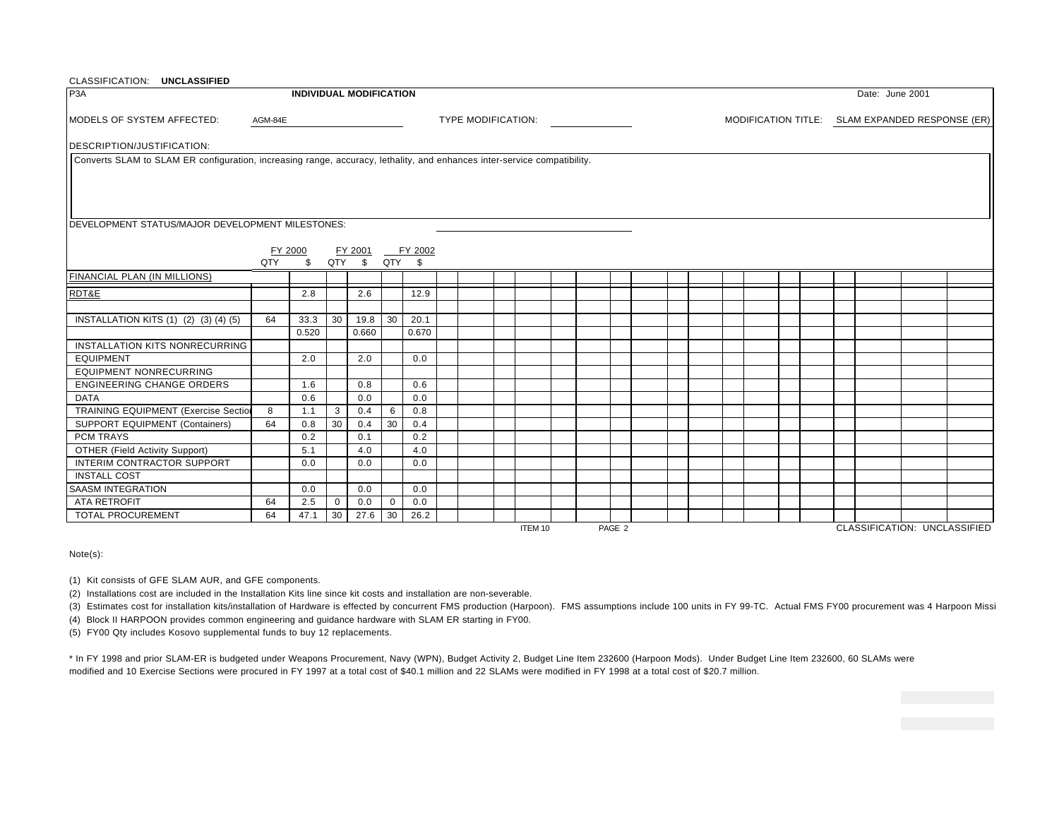CLASSIFICATION: **UNCLASSIFIED**

P3A **INDIVIDUAL MODIFICATION** Date: June 2001

MODELS OF SYSTEM AFFECTED: AGM-84E TYPE MODIFICATION: MODIFICATION TITLE: SLAM EXPANDED RESPONSE (ER)

DESCRIPTION/JUSTIFICATION:

Converts SLAM to SLAM ER configuration, increasing range, accuracy, lethality, and enhances inter-service compatibility.

DEVELOPMENT STATUS/MAJOR DEVELOPMENT MILESTONES:

| | FY 2000 | | FY 2001 | | FY 2002 | |
|---|---|---|---|---|---|---|
| | QTY | $ | QTY | $ | QTY | $ |
| FINANCIAL PLAN (IN MILLIONS) | | | | | | |
| RDT&E | | 2.8 | | 2.6 | | 12.9 |
| | | | | | | |
| INSTALLATION KITS (1) (2) (3) (4) (5) | 64 | 33.3 | 30 | 19.8 | 30 | 20.1 |
| | | 0.520 | | 0.660 | | 0.670 |
| INSTALLATION KITS NONRECURRING | | | | | | |
| EQUIPMENT | | 2.0 | | 2.0 | | 0.0 |
| EQUIPMENT NONRECURRING | | | | | | |
| ENGINEERING CHANGE ORDERS | | 1.6 | | 0.8 | | 0.6 |
| DATA | | 0.6 | | 0.0 | | 0.0 |
| TRAINING EQUIPMENT (Exercise Sectio | 8 | 1.1 | 3 | 0.4 | 6 | 0.8 |
| SUPPORT EQUIPMENT (Containers) | 64 | 0.8 | 30 | 0.4 | 30 | 0.4 |
| PCM TRAYS | | 0.2 | | 0.1 | | 0.2 |
| OTHER (Field Activity Support) | | 5.1 | | 4.0 | | 4.0 |
| INTERIM CONTRACTOR SUPPORT | | 0.0 | | 0.0 | | 0.0 |
| INSTALL COST | | | | | | |
| SAASM INTEGRATION | | 0.0 | | 0.0 | | 0.0 |
| ATA RETROFIT | 64 | 2.5 | 0 | 0.0 | 0 | 0.0 |
| TOTAL PROCUREMENT | 64 | 47.1 | 30 | 27.6 | 30 | 26.2 |

ITEM 10

CLASSIFICATION: UNCLASSIFIED

Note(s):

(1) Kit consists of GFE SLAM AUR, and GFE components.

(2) Installations cost are included in the Installation Kits line since kit costs and installation are non-severable.

(3) Estimates cost for installation kits/installation of Hardware is effected by concurrent FMS production (Harpoon). FMS assumptions include 100 units in FY 99-TC. Actual FMS FY00 procurement was 4 Harpoon Missi

(4) Block II HARPOON provides common engineering and guidance hardware with SLAM ER starting in FY00.

(5) FY00 Qty includes Kosovo supplemental funds to buy 12 replacements.

* In FY 1998 and prior SLAM-ER is budgeted under Weapons Procurement, Navy (WPN), Budget Activity 2, Budget Line Item 232600 (Harpoon Mods). Under Budget Line Item 232600, 60 SLAMs were modified and 10 Exercise Sections were procured in FY 1997 at a total cost of $40.1 million and 22 SLAMs were modified in FY 1998 at a total cost of $20.7 million.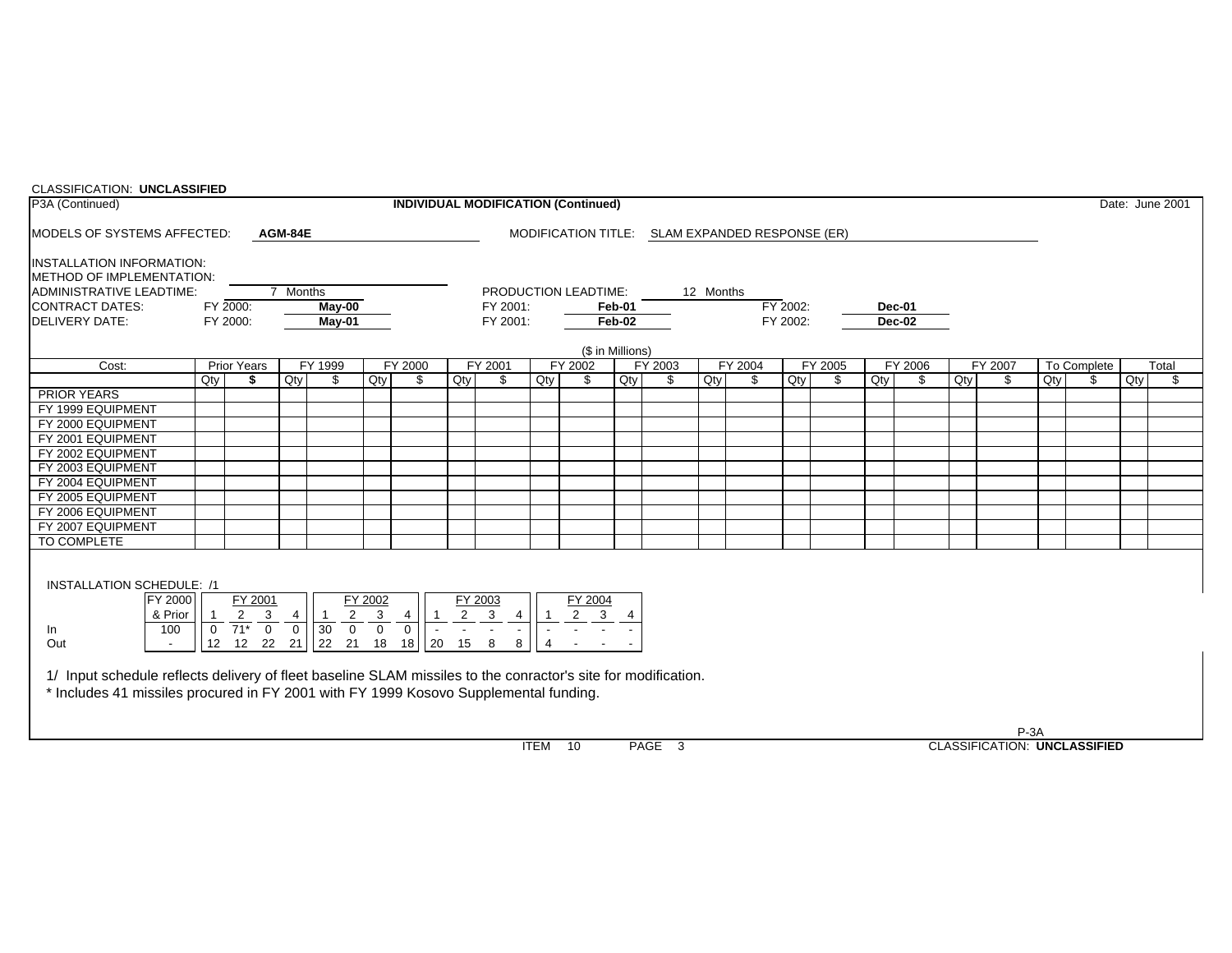CLASSIFICATION: **UNCLASSIFIED**

P3A (Continued) | **INDIVIDUAL MODIFICATION (Continued)** | Date: June 2001

MODELS OF SYSTEMS AFFECTED: **AGM-84E**

MODIFICATION TITLE: SLAM EXPANDED RESPONSE (ER)

INSTALLATION INFORMATION:
METHOD OF IMPLEMENTATION:
ADMINISTRATIVE LEADTIME: 7 Months
PRODUCTION LEADTIME: 12 Months

| | | | | | |
|---|---|---|---|---|---|
| CONTRACT DATES: | FY 2000: **May-00** | FY 2001: | **Feb-01** | FY 2002: | **Dec-01** |
| DELIVERY DATE: | FY 2000: **May-01** | FY 2001: | **Feb-02** | FY 2002: | **Dec-02** |

($ in Millions)

| Cost: | Prior Years | | FY 1999 | | FY 2000 | | FY 2001 | | FY 2002 | | FY 2003 | | FY 2004 | | FY 2005 | | FY 2006 | | FY 2007 | | To Complete | | Total | |
|---|---|---|---|---|---|---|---|---|---|---|---|---|---|---|---|---|---|---|---|---|---|---|---|---|
| | Qty | $ | Qty | $ | Qty | $ | Qty | $ | Qty | $ | Qty | $ | Qty | $ | Qty | $ | Qty | $ | Qty | $ | Qty | $ | Qty | $ |
| PRIOR YEARS | | | | | | | | | | | | | | | | | | | | | | | | |
| FY 1999 EQUIPMENT | | | | | | | | | | | | | | | | | | | | | | | | |
| FY 2000 EQUIPMENT | | | | | | | | | | | | | | | | | | | | | | | | |
| FY 2001 EQUIPMENT | | | | | | | | | | | | | | | | | | | | | | | | |
| FY 2002 EQUIPMENT | | | | | | | | | | | | | | | | | | | | | | | | |
| FY 2003 EQUIPMENT | | | | | | | | | | | | | | | | | | | | | | | | |
| FY 2004 EQUIPMENT | | | | | | | | | | | | | | | | | | | | | | | | |
| FY 2005 EQUIPMENT | | | | | | | | | | | | | | | | | | | | | | | | |
| FY 2006 EQUIPMENT | | | | | | | | | | | | | | | | | | | | | | | | |
| FY 2007 EQUIPMENT | | | | | | | | | | | | | | | | | | | | | | | | |
| TO COMPLETE | | | | | | | | | | | | | | | | | | | | | | | | |

INSTALLATION SCHEDULE: /1

| | FY 2000 & Prior | FY 2001 | | | | FY 2002 | | | | FY 2003 | | | | FY 2004 | | | |
|---|---|---|---|---|---|---|---|---|---|---|---|---|---|---|---|---|---|
| | | 1 | 2 | 3 | 4 | 1 | 2 | 3 | 4 | 1 | 2 | 3 | 4 | 1 | 2 | 3 | 4 |
| In | 100 | 0 | 71* | 0 | 0 | 30 | 0 | 0 | 0 | - | - | - | - | - | - | - | - |
| Out | - | 12 | 12 | 22 | 21 | 22 | 21 | 18 | 18 | 20 | 15 | 8 | 8 | 4 | - | - | - |

1/ Input schedule reflects delivery of fleet baseline SLAM missiles to the conractor's site for modification.
* Includes 41 missiles procured in FY 2001 with FY 1999 Kosovo Supplemental funding.

P-3A

ITEM 10 PAGE 3

CLASSIFICATION: **UNCLASSIFIED**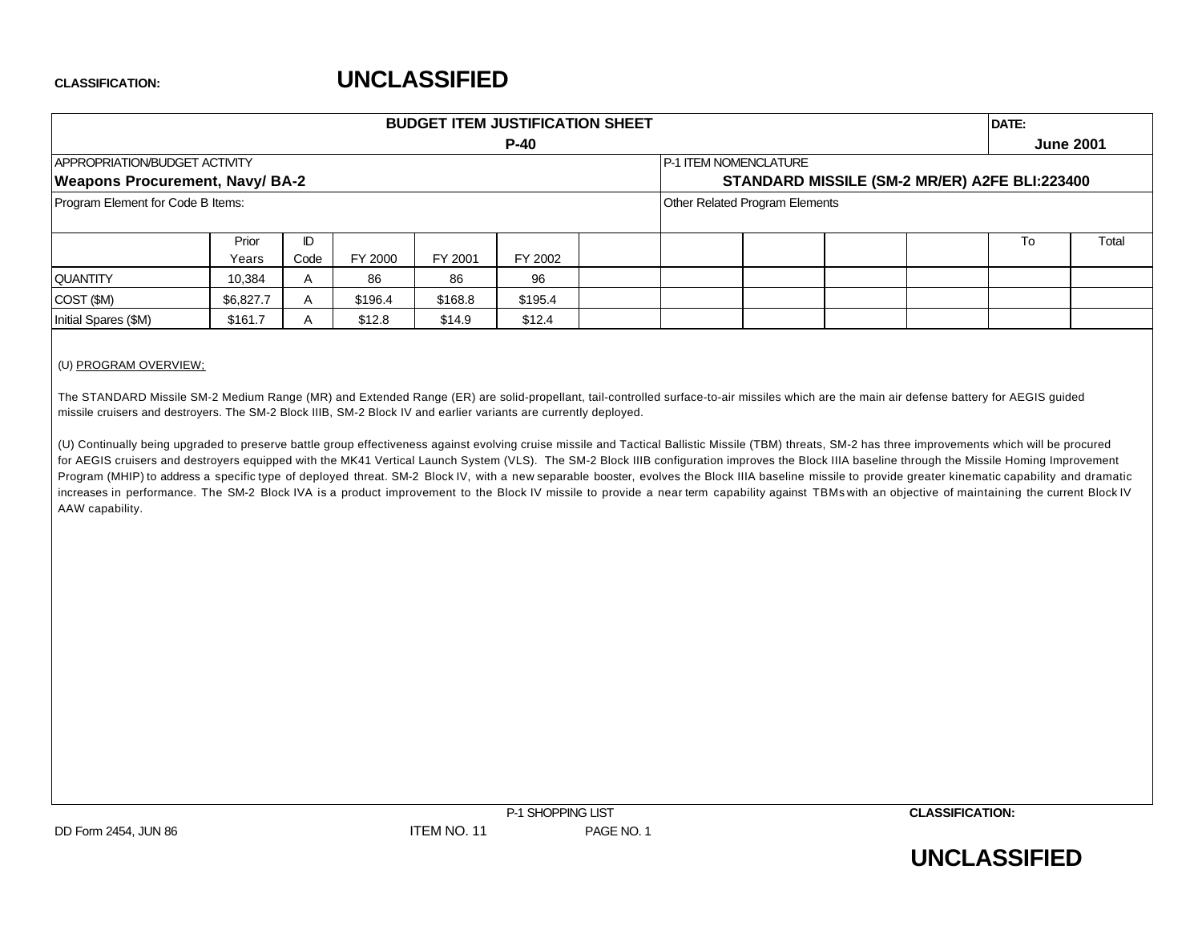CLASSIFICATION: **UNCLASSIFIED**

| BUDGET ITEM JUSTIFICATION SHEET P-40 | | DATE: June 2001 |
|---|---|---|
| APPROPRIATION/BUDGET ACTIVITY **Weapons Procurement, Navy/ BA-2** | P-1 ITEM NOMENCLATURE **STANDARD MISSILE (SM-2 MR/ER) A2FE BLI:223400** | |
| Program Element for Code B Items: | Other Related Program Elements | |

| | Prior Years | ID Code | FY 2000 | FY 2001 | FY 2002 | | | | | | To | Total |
|---|---|---|---|---|---|---|---|---|---|---|---|---|
| QUANTITY | 10,384 | A | 86 | 86 | 96 | | | | | | | |
| COST ($M) | $6,827.7 | A | $196.4 | $168.8 | $195.4 | | | | | | | |
| Initial Spares ($M) | $161.7 | A | $12.8 | $14.9 | $12.4 | | | | | | | |

(U) PROGRAM OVERVIEW;

The STANDARD Missile SM-2 Medium Range (MR) and Extended Range (ER) are solid-propellant, tail-controlled surface-to-air missiles which are the main air defense battery for AEGIS guided missile cruisers and destroyers. The SM-2 Block IIIB, SM-2 Block IV and earlier variants are currently deployed.

(U) Continually being upgraded to preserve battle group effectiveness against evolving cruise missile and Tactical Ballistic Missile (TBM) threats, SM-2 has three improvements which will be procured for AEGIS cruisers and destroyers equipped with the MK41 Vertical Launch System (VLS). The SM-2 Block IIIB configuration improves the Block IIIA baseline through the Missile Homing Improvement Program (MHIP) to address a specific type of deployed threat. SM-2 Block IV, with a new separable booster, evolves the Block IIIA baseline missile to provide greater kinematic capability and dramatic increases in performance. The SM-2 Block IVA is a product improvement to the Block IV missile to provide a near term capability against TBMs with an objective of maintaining the current Block IV AAW capability.

P-1 SHOPPING LIST

DD Form 2454, JUN 86 ITEM NO. 11 PAGE NO. 1

CLASSIFICATION: **UNCLASSIFIED**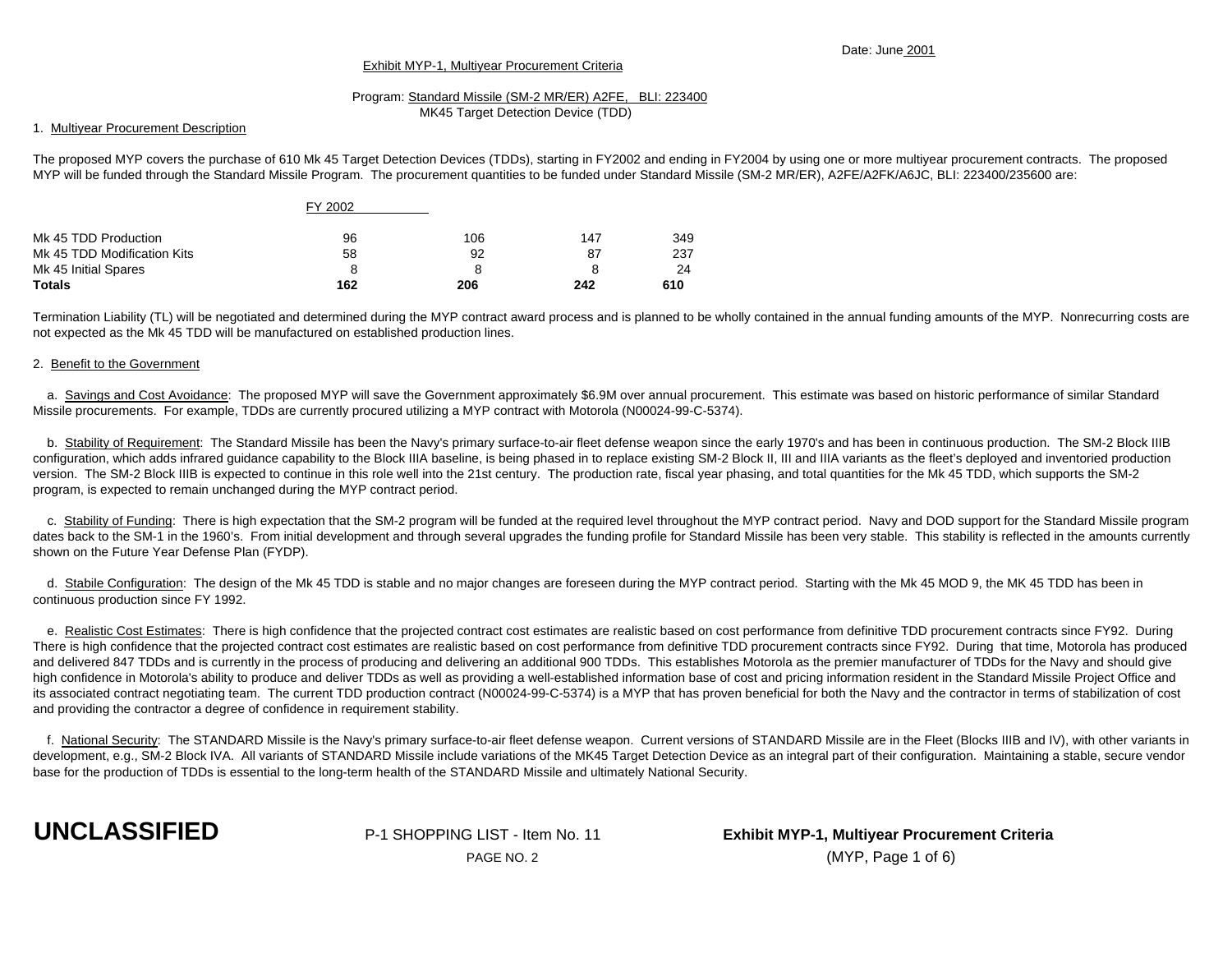Date: June 2001

Exhibit MYP-1, Multiyear Procurement Criteria

Program: Standard Missile (SM-2 MR/ER) A2FE, BLI: 223400
MK45 Target Detection Device (TDD)

1. Multiyear Procurement Description

The proposed MYP covers the purchase of 610 Mk 45 Target Detection Devices (TDDs), starting in FY2002 and ending in FY2004 by using one or more multiyear procurement contracts. The proposed MYP will be funded through the Standard Missile Program. The procurement quantities to be funded under Standard Missile (SM-2 MR/ER), A2FE/A2FK/A6JC, BLI: 223400/235600 are:

| | FY 2002 | | | |
|---|---|---|---|---|
| Mk 45 TDD Production | 96 | 106 | 147 | 349 |
| Mk 45 TDD Modification Kits | 58 | 92 | 87 | 237 |
| Mk 45 Initial Spares | 8 | 8 | 8 | 24 |
| **Totals** | **162** | **206** | **242** | **610** |

Termination Liability (TL) will be negotiated and determined during the MYP contract award process and is planned to be wholly contained in the annual funding amounts of the MYP. Nonrecurring costs are not expected as the Mk 45 TDD will be manufactured on established production lines.

2. Benefit to the Government

a. Savings and Cost Avoidance: The proposed MYP will save the Government approximately $6.9M over annual procurement. This estimate was based on historic performance of similar Standard Missile procurements. For example, TDDs are currently procured utilizing a MYP contract with Motorola (N00024-99-C-5374).

b. Stability of Requirement: The Standard Missile has been the Navy's primary surface-to-air fleet defense weapon since the early 1970's and has been in continuous production. The SM-2 Block IIIB configuration, which adds infrared guidance capability to the Block IIIA baseline, is being phased in to replace existing SM-2 Block II, III and IIIA variants as the fleet's deployed and inventoried production version. The SM-2 Block IIIB is expected to continue in this role well into the 21st century. The production rate, fiscal year phasing, and total quantities for the Mk 45 TDD, which supports the SM-2 program, is expected to remain unchanged during the MYP contract period.

c. Stability of Funding: There is high expectation that the SM-2 program will be funded at the required level throughout the MYP contract period. Navy and DOD support for the Standard Missile program dates back to the SM-1 in the 1960's. From initial development and through several upgrades the funding profile for Standard Missile has been very stable. This stability is reflected in the amounts currently shown on the Future Year Defense Plan (FYDP).

d. Stabile Configuration: The design of the Mk 45 TDD is stable and no major changes are foreseen during the MYP contract period. Starting with the Mk 45 MOD 9, the MK 45 TDD has been in continuous production since FY 1992.

e. Realistic Cost Estimates: There is high confidence that the projected contract cost estimates are realistic based on cost performance from definitive TDD procurement contracts since FY92. During There is high confidence that the projected contract cost estimates are realistic based on cost performance from definitive TDD procurement contracts since FY92. During that time, Motorola has produced and delivered 847 TDDs and is currently in the process of producing and delivering an additional 900 TDDs. This establishes Motorola as the premier manufacturer of TDDs for the Navy and should give high confidence in Motorola's ability to produce and deliver TDDs as well as providing a well-established information base of cost and pricing information resident in the Standard Missile Project Office and its associated contract negotiating team. The current TDD production contract (N00024-99-C-5374) is a MYP that has proven beneficial for both the Navy and the contractor in terms of stabilization of cost and providing the contractor a degree of confidence in requirement stability.

f. National Security: The STANDARD Missile is the Navy's primary surface-to-air fleet defense weapon. Current versions of STANDARD Missile are in the Fleet (Blocks IIIB and IV), with other variants in development, e.g., SM-2 Block IVA. All variants of STANDARD Missile include variations of the MK45 Target Detection Device as an integral part of their configuration. Maintaining a stable, secure vendor base for the production of TDDs is essential to the long-term health of the STANDARD Missile and ultimately National Security.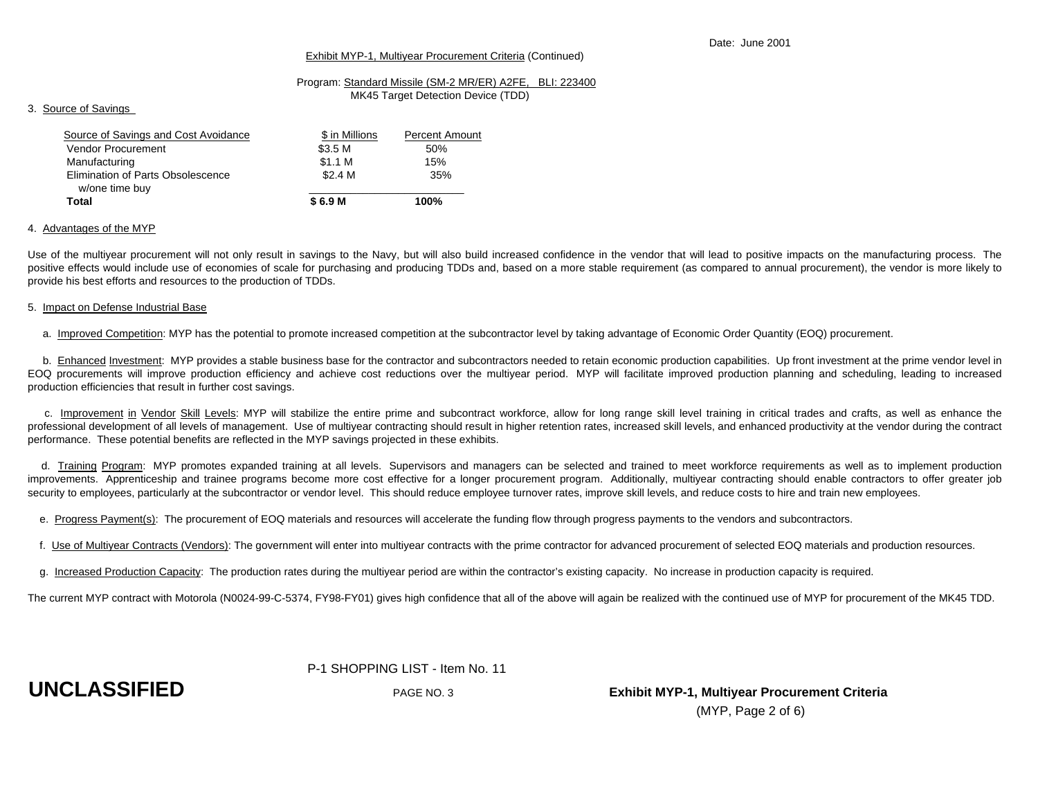Date: June 2001

Exhibit MYP-1, Multiyear Procurement Criteria (Continued)

Program: Standard Missile (SM-2 MR/ER) A2FE, BLI: 223400
MK45 Target Detection Device (TDD)

3. Source of Savings

| Source of Savings and Cost Avoidance | $ in Millions | Percent Amount |
|---|---|---|
| Vendor Procurement | $3.5 M | 50% |
| Manufacturing | $1.1 M | 15% |
| Elimination of Parts Obsolescence w/one time buy | $2.4 M | 35% |
| **Total** | **$ 6.9 M** | **100%** |

4. Advantages of the MYP

Use of the multiyear procurement will not only result in savings to the Navy, but will also build increased confidence in the vendor that will lead to positive impacts on the manufacturing process. The positive effects would include use of economies of scale for purchasing and producing TDDs and, based on a more stable requirement (as compared to annual procurement), the vendor is more likely to provide his best efforts and resources to the production of TDDs.

5. Impact on Defense Industrial Base

a. Improved Competition: MYP has the potential to promote increased competition at the subcontractor level by taking advantage of Economic Order Quantity (EOQ) procurement.

b. Enhanced Investment: MYP provides a stable business base for the contractor and subcontractors needed to retain economic production capabilities. Up front investment at the prime vendor level in EOQ procurements will improve production efficiency and achieve cost reductions over the multiyear period. MYP will facilitate improved production planning and scheduling, leading to increased production efficiencies that result in further cost savings.

c. Improvement in Vendor Skill Levels: MYP will stabilize the entire prime and subcontract workforce, allow for long range skill level training in critical trades and crafts, as well as enhance the professional development of all levels of management. Use of multiyear contracting should result in higher retention rates, increased skill levels, and enhanced productivity at the vendor during the contract performance. These potential benefits are reflected in the MYP savings projected in these exhibits.

d. Training Program: MYP promotes expanded training at all levels. Supervisors and managers can be selected and trained to meet workforce requirements as well as to implement production improvements. Apprenticeship and trainee programs become more cost effective for a longer procurement program. Additionally, multiyear contracting should enable contractors to offer greater job security to employees, particularly at the subcontractor or vendor level. This should reduce employee turnover rates, improve skill levels, and reduce costs to hire and train new employees.

e. Progress Payment(s): The procurement of EOQ materials and resources will accelerate the funding flow through progress payments to the vendors and subcontractors.

f. Use of Multiyear Contracts (Vendors): The government will enter into multiyear contracts with the prime contractor for advanced procurement of selected EOQ materials and production resources.

g. Increased Production Capacity: The production rates during the multiyear period are within the contractor's existing capacity. No increase in production capacity is required.

The current MYP contract with Motorola (N0024-99-C-5374, FY98-FY01) gives high confidence that all of the above will again be realized with the continued use of MYP for procurement of the MK45 TDD.

P-1 SHOPPING LIST - Item No. 11

**UNCLASSIFIED**

**Exhibit MYP-1, Multiyear Procurement Criteria**

(MYP, Page 2 of 6)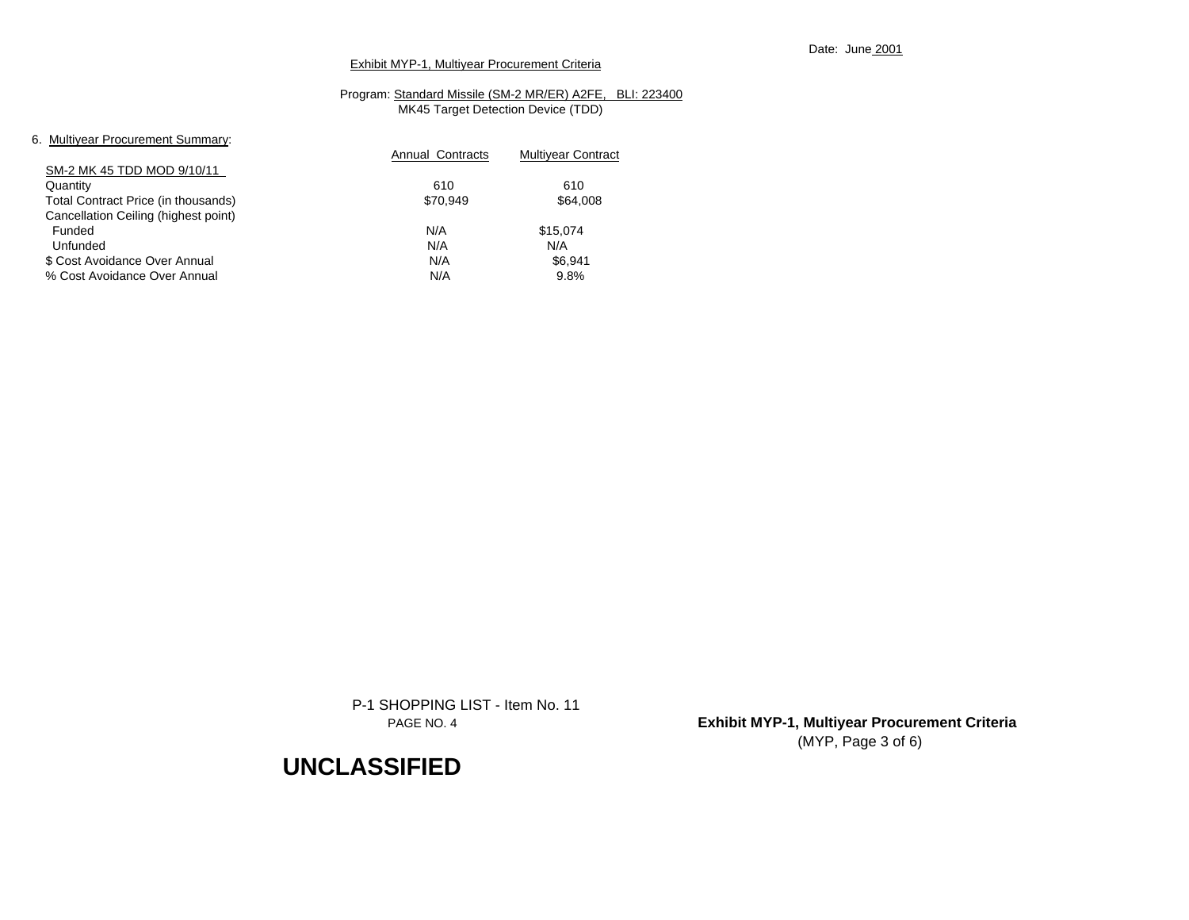Date: June 2001

Exhibit MYP-1, Multiyear Procurement Criteria

Program: Standard Missile (SM-2 MR/ER) A2FE, BLI: 223400
MK45 Target Detection Device (TDD)

6. Multiyear Procurement Summary:

| SM-2 MK 45 TDD MOD 9/10/11 | Annual Contracts | Multiyear Contract |
|---|---|---|
| Quantity | 610 | 610 |
| Total Contract Price (in thousands) | $70,949 | $64,008 |
| Cancellation Ceiling (highest point) | | |
| Funded | N/A | $15,074 |
| Unfunded | N/A | N/A |
| $ Cost Avoidance Over Annual | N/A | $6,941 |
| % Cost Avoidance Over Annual | N/A | 9.8% |

P-1 SHOPPING LIST - Item No. 11
PAGE NO. 4

**Exhibit MYP-1, Multiyear Procurement Criteria**
(MYP, Page 3 of 6)

**UNCLASSIFIED**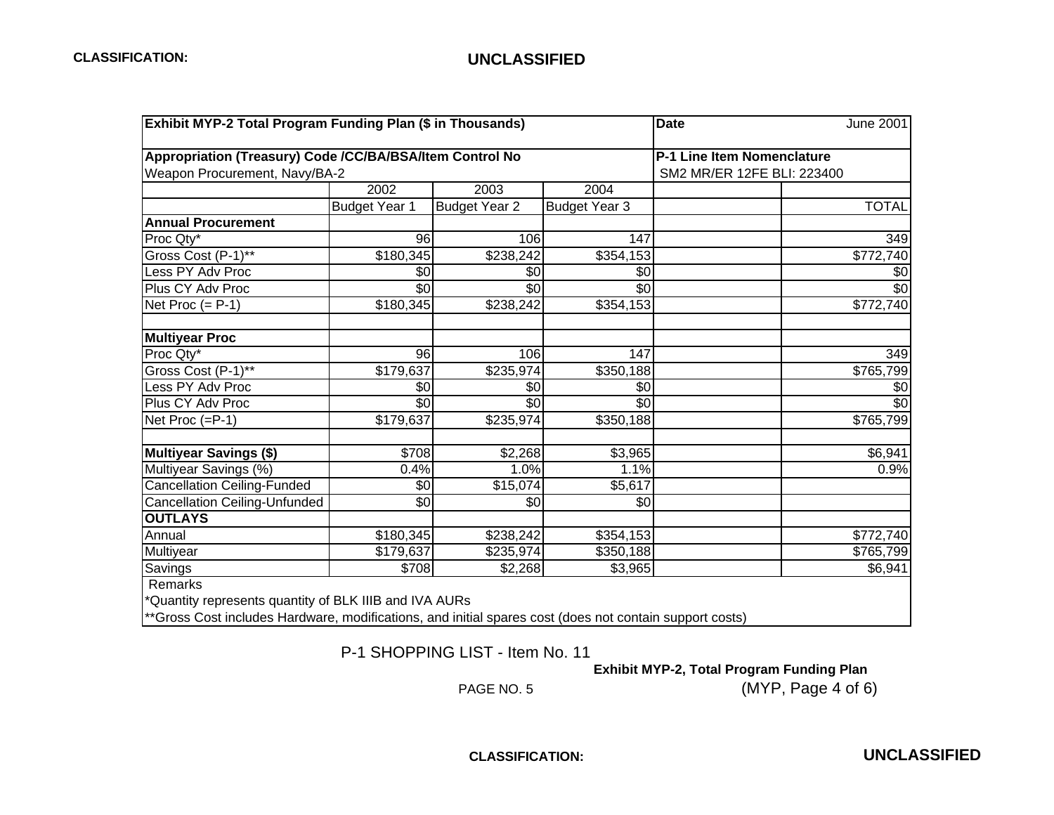CLASSIFICATION: **UNCLASSIFIED**

| Exhibit MYP-2 Total Program Funding Plan ($ in Thousands) | | | | Date | June 2001 |
|---|---|---|---|---|---|
| **Appropriation (Treasury) Code /CC/BA/BSA/Item Control No** | | | | **P-1 Line Item Nomenclature** | |
| Weapon Procurement, Navy/BA-2 | | | | SM2 MR/ER 12FE BLI: 223400 | |
| | 2002 | 2003 | 2004 | | |
| | Budget Year 1 | Budget Year 2 | Budget Year 3 | | TOTAL |
| **Annual Procurement** | | | | | |
| Proc Qty* | 96 | 106 | 147 | | 349 |
| Gross Cost (P-1)** | $180,345 | $238,242 | $354,153 | | $772,740 |
| Less PY Adv Proc | $0 | $0 | $0 | | $0 |
| Plus CY Adv Proc | $0 | $0 | $0 | | $0 |
| Net Proc (= P-1) | $180,345 | $238,242 | $354,153 | | $772,740 |
| | | | | | |
| **Multiyear Proc** | | | | | |
| Proc Qty* | 96 | 106 | 147 | | 349 |
| Gross Cost (P-1)** | $179,637 | $235,974 | $350,188 | | $765,799 |
| Less PY Adv Proc | $0 | $0 | $0 | | $0 |
| Plus CY Adv Proc | $0 | $0 | $0 | | $0 |
| Net Proc (=P-1) | $179,637 | $235,974 | $350,188 | | $765,799 |
| | | | | | |
| **Multiyear Savings ($)** | $708 | $2,268 | $3,965 | | $6,941 |
| Multiyear Savings (%) | 0.4% | 1.0% | 1.1% | | 0.9% |
| Cancellation Ceiling-Funded | $0 | $15,074 | $5,617 | | |
| Cancellation Ceiling-Unfunded | $0 | $0 | $0 | | |
| **OUTLAYS** | | | | | |
| Annual | $180,345 | $238,242 | $354,153 | | $772,740 |
| Multiyear | $179,637 | $235,974 | $350,188 | | $765,799 |
| Savings | $708 | $2,268 | $3,965 | | $6,941 |

Remarks

*Quantity represents quantity of BLK IIIB and IVA AURs

**Gross Cost includes Hardware, modifications, and initial spares cost (does not contain support costs)

P-1 SHOPPING LIST - Item No. 11

**Exhibit MYP-2, Total Program Funding Plan**

PAGE NO. 5 (MYP, Page 4 of 6)

CLASSIFICATION: **UNCLASSIFIED**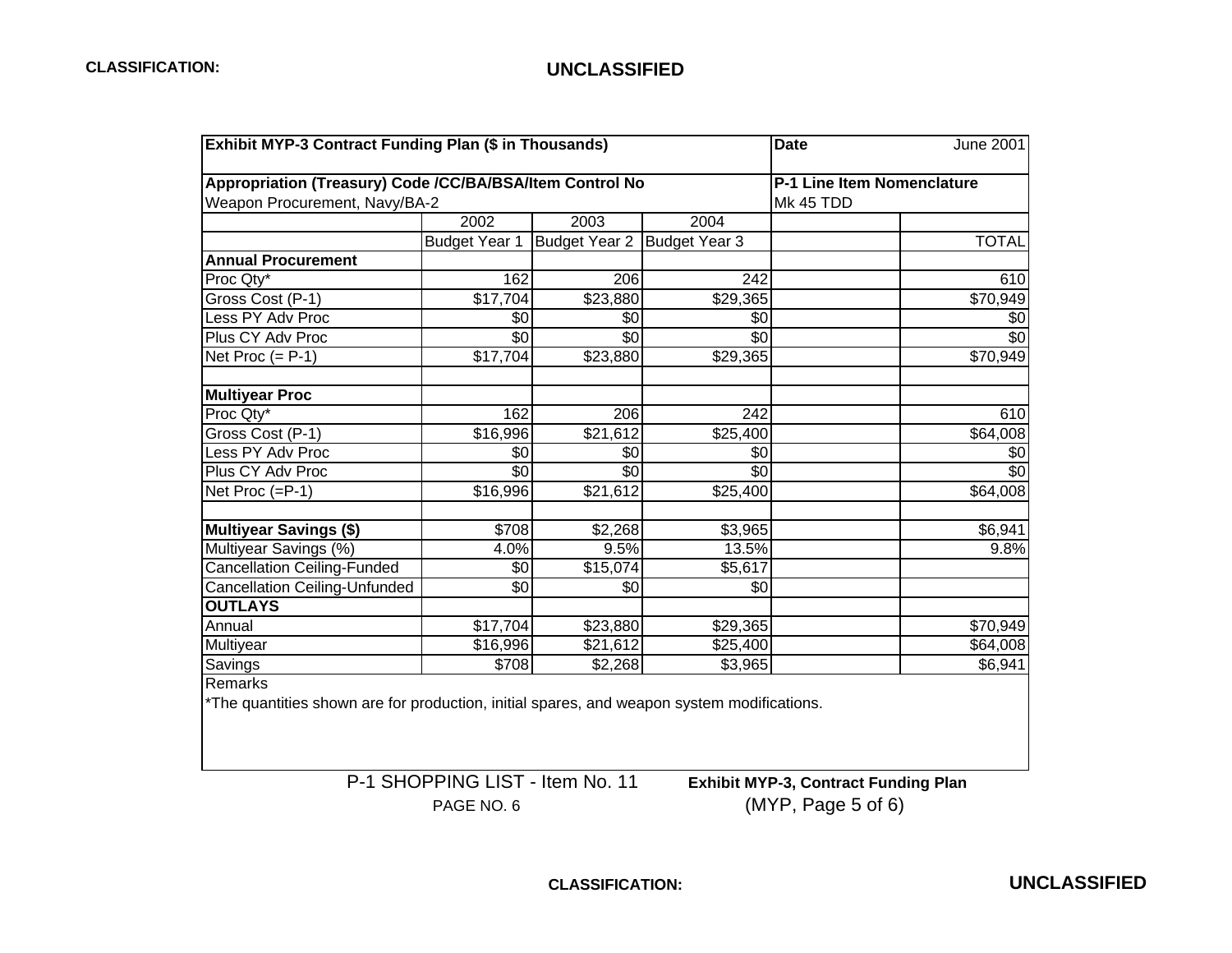CLASSIFICATION: **UNCLASSIFIED**

| Exhibit MYP-3 Contract Funding Plan ($ in Thousands) | | | | Date | June 2001 |
|---|---|---|---|---|---|
| **Appropriation (Treasury) Code /CC/BA/BSA/Item Control No** | | | | **P-1 Line Item Nomenclature** | |
| Weapon Procurement, Navy/BA-2 | | | | Mk 45 TDD | |
| | 2002 | 2003 | 2004 | | |
| | Budget Year 1 | Budget Year 2 | Budget Year 3 | | TOTAL |
| **Annual Procurement** | | | | | |
| Proc Qty* | 162 | 206 | 242 | | 610 |
| Gross Cost (P-1) | $17,704 | $23,880 | $29,365 | | $70,949 |
| Less PY Adv Proc | $0 | $0 | $0 | | $0 |
| Plus CY Adv Proc | $0 | $0 | $0 | | $0 |
| Net Proc (= P-1) | $17,704 | $23,880 | $29,365 | | $70,949 |
| | | | | | |
| **Multiyear Proc** | | | | | |
| Proc Qty* | 162 | 206 | 242 | | 610 |
| Gross Cost (P-1) | $16,996 | $21,612 | $25,400 | | $64,008 |
| Less PY Adv Proc | $0 | $0 | $0 | | $0 |
| Plus CY Adv Proc | $0 | $0 | $0 | | $0 |
| Net Proc (=P-1) | $16,996 | $21,612 | $25,400 | | $64,008 |
| | | | | | |
| **Multiyear Savings ($)** | $708 | $2,268 | $3,965 | | $6,941 |
| Multiyear Savings (%) | 4.0% | 9.5% | 13.5% | | 9.8% |
| Cancellation Ceiling-Funded | $0 | $15,074 | $5,617 | | |
| Cancellation Ceiling-Unfunded | $0 | $0 | $0 | | |
| **OUTLAYS** | | | | | |
| Annual | $17,704 | $23,880 | $29,365 | | $70,949 |
| Multiyear | $16,996 | $21,612 | $25,400 | | $64,008 |
| Savings | $708 | $2,268 | $3,965 | | $6,941 |

Remarks

*The quantities shown are for production, initial spares, and weapon system modifications.

P-1 SHOPPING LIST - Item No. 11 **Exhibit MYP-3, Contract Funding Plan**

PAGE NO. 6 (MYP, Page 5 of 6)

CLASSIFICATION: **UNCLASSIFIED**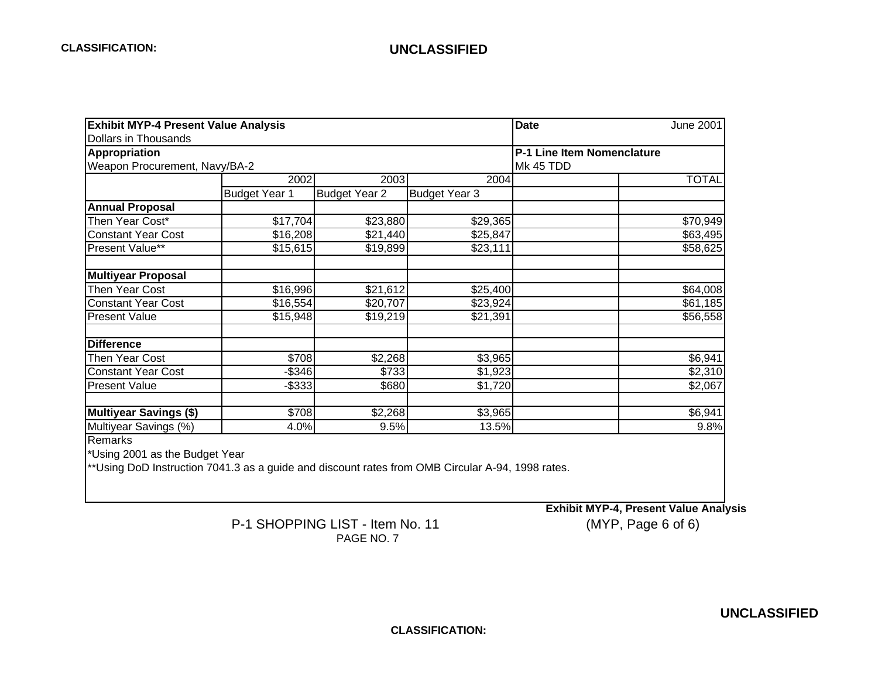CLASSIFICATION: **UNCLASSIFIED**

| **Exhibit MYP-4 Present Value Analysis**<br>Dollars in Thousands | | | | **Date** | June 2001 |
|---|---|---|---|---|---|
| **Appropriation**<br>Weapon Procurement, Navy/BA-2 | | | | **P-1 Line Item Nomenclature**<br>Mk 45 TDD | |
| | 2002 | 2003 | 2004 | | TOTAL |
| | Budget Year 1 | Budget Year 2 | Budget Year 3 | | |
| **Annual Proposal** | | | | | |
| Then Year Cost* | $17,704 | $23,880 | $29,365 | | $70,949 |
| Constant Year Cost | $16,208 | $21,440 | $25,847 | | $63,495 |
| Present Value** | $15,615 | $19,899 | $23,111 | | $58,625 |
| | | | | | |
| **Multiyear Proposal** | | | | | |
| Then Year Cost | $16,996 | $21,612 | $25,400 | | $64,008 |
| Constant Year Cost | $16,554 | $20,707 | $23,924 | | $61,185 |
| Present Value | $15,948 | $19,219 | $21,391 | | $56,558 |
| | | | | | |
| **Difference** | | | | | |
| Then Year Cost | $708 | $2,268 | $3,965 | | $6,941 |
| Constant Year Cost | -$346 | $733 | $1,923 | | $2,310 |
| Present Value | -$333 | $680 | $1,720 | | $2,067 |
| | | | | | |
| **Multiyear Savings ($)** | $708 | $2,268 | $3,965 | | $6,941 |
| Multiyear Savings (%) | 4.0% | 9.5% | 13.5% | | 9.8% |

Remarks

*Using 2001 as the Budget Year

**Using DoD Instruction 7041.3 as a guide and discount rates from OMB Circular A-94, 1998 rates.

**Exhibit MYP-4, Present Value Analysis**

P-1 SHOPPING LIST - Item No. 11

(MYP, Page 6 of 6)

**UNCLASSIFIED**

CLASSIFICATION: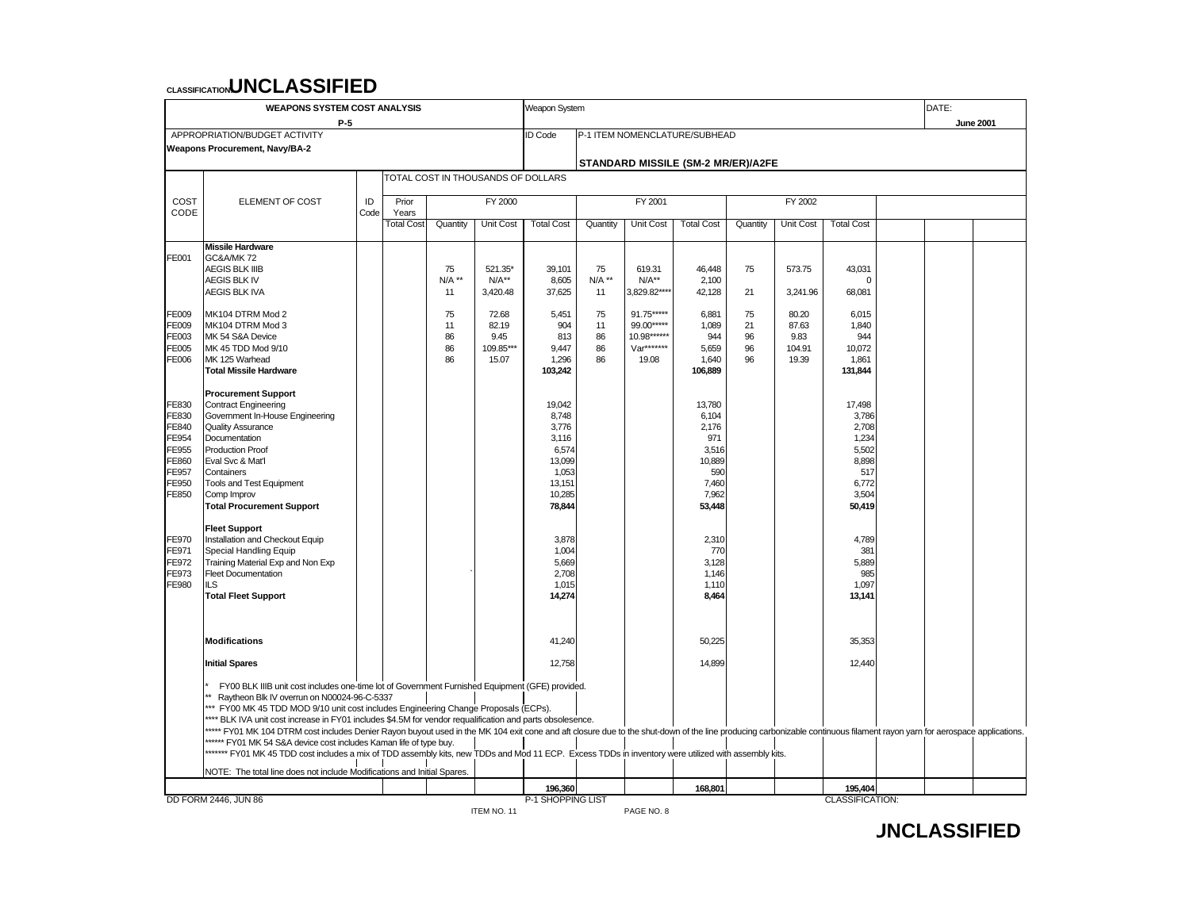CLASSIFICATION: **UNCLASSIFIED**

| WEAPONS SYSTEM COST ANALYSIS P-5 | | | | Weapon System | | | | | | | | | DATE: June 2001 |
|---|---|---|---|---|---|---|---|---|---|---|---|---|---|
| APPROPRIATION/BUDGET ACTIVITY Weapons Procurement, Navy/BA-2 | | | | ID Code | P-1 ITEM NOMENCLATURE/SUBHEAD STANDARD MISSILE (SM-2 MR/ER)/A2FE | | | | | | | | |

TOTAL COST IN THOUSANDS OF DOLLARS

| COST CODE | ELEMENT OF COST | ID Code | Prior Years Total Cost | FY 2000 Quantity | FY 2000 Unit Cost | FY 2000 Total Cost | FY 2001 Quantity | FY 2001 Unit Cost | FY 2001 Total Cost | FY 2002 Quantity | FY 2002 Unit Cost | FY 2002 Total Cost |
|---|---|---|---|---|---|---|---|---|---|---|---|---|
| | **Missile Hardware** | | | | | | | | | | | |
| FE001 | GC&A/MK 72 | | | | | | | | | | | |
| | AEGIS BLK IIIB | | | 75 | 521.35* | 39,101 | 75 | 619.31 | 46,448 | 75 | 573.75 | 43,031 |
| | AEGIS BLK IV | | | N/A ** | N/A** | 8,605 | N/A ** | N/A** | 2,100 | | | 0 |
| | AEGIS BLK IVA | | | 11 | 3,420.48 | 37,625 | 11 | 3,829.82**** | 42,128 | 21 | 3,241.96 | 68,081 |
| FE009 | MK104 DTRM Mod 2 | | | 75 | 72.68 | 5,451 | 75 | 91.75***** | 6,881 | 75 | 80.20 | 6,015 |
| FE009 | MK104 DTRM Mod 3 | | | 11 | 82.19 | 904 | 11 | 99.00***** | 1,089 | 21 | 87.63 | 1,840 |
| FE003 | MK 54 S&A Device | | | 86 | 9.45 | 813 | 86 | 10.98****** | 944 | 96 | 9.83 | 944 |
| FE005 | MK 45 TDD Mod 9/10 | | | 86 | 109.85*** | 9,447 | 86 | Var******* | 5,659 | 96 | 104.91 | 10,072 |
| FE006 | MK 125 Warhead | | | 86 | 15.07 | 1,296 | 86 | 19.08 | 1,640 | 96 | 19.39 | 1,861 |
| | **Total Missile Hardware** | | | | | **103,242** | | | **106,889** | | | **131,844** |
| | **Procurement Support** | | | | | | | | | | | |
| FE830 | Contract Engineering | | | | | 19,042 | | | 13,780 | | | 17,498 |
| FE830 | Government In-House Engineering | | | | | 8,748 | | | 6,104 | | | 3,786 |
| FE840 | Quality Assurance | | | | | 3,776 | | | 2,176 | | | 2,708 |
| FE954 | Documentation | | | | | 3,116 | | | 971 | | | 1,234 |
| FE955 | Production Proof | | | | | 6,574 | | | 3,516 | | | 5,502 |
| FE860 | Eval Svc & Mat'l | | | | | 13,099 | | | 10,889 | | | 8,898 |
| FE957 | Containers | | | | | 1,053 | | | 590 | | | 517 |
| FE950 | Tools and Test Equipment | | | | | 13,151 | | | 7,460 | | | 6,772 |
| FE850 | Comp Improv | | | | | 10,285 | | | 7,962 | | | 3,504 |
| | **Total Procurement Support** | | | | | **78,844** | | | **53,448** | | | **50,419** |
| | **Fleet Support** | | | | | | | | | | | |
| FE970 | Installation and Checkout Equip | | | | | 3,878 | | | 2,310 | | | 4,789 |
| FE971 | Special Handling Equip | | | | | 1,004 | | | 770 | | | 381 |
| FE972 | Training Material Exp and Non Exp | | | | | 5,669 | | | 3,128 | | | 5,889 |
| FE973 | Fleet Documentation | | | | | 2,708 | | | 1,146 | | | 985 |
| FE980 | ILS | | | | | 1,015 | | | 1,110 | | | 1,097 |
| | **Total Fleet Support** | | | | | **14,274** | | | **8,464** | | | **13,141** |
| | **Modifications** | | | | | 41,240 | | | 50,225 | | | 35,353 |
| | **Initial Spares** | | | | | 12,758 | | | 14,899 | | | 12,440 |
| | | | | | | **196,360** | | | **168,801** | | | **195,404** |

\* FY00 BLK IIIB unit cost includes one-time lot of Government Furnished Equipment (GFE) provided.

** Raytheon Blk IV overrun on N00024-96-C-5337

*** FY00 MK 45 TDD MOD 9/10 unit cost includes Engineering Change Proposals (ECPs).

**** BLK IVA unit cost increase in FY01 includes $4.5M for vendor requalification and parts obsolesence.

***** FY01 MK 104 DTRM cost includes Denier Rayon buyout used in the MK 104 exit cone and aft closure due to the shut-down of the line producing carbonizable continuous filament rayon yarn for aerospace applications.

****** FY01 MK 54 S&A device cost includes Kaman life of type buy.

******* FY01 MK 45 TDD cost includes a mix of TDD assembly kits, new TDDs and Mod 11 ECP. Excess TDDs in inventory were utilized with assembly kits.

NOTE: The total line does not include Modifications and Initial Spares.

DD FORM 2446, JUN 86 — P-1 SHOPPING LIST — ITEM NO. 11 — PAGE NO. 8 — CLASSIFICATION: UNCLASSIFIED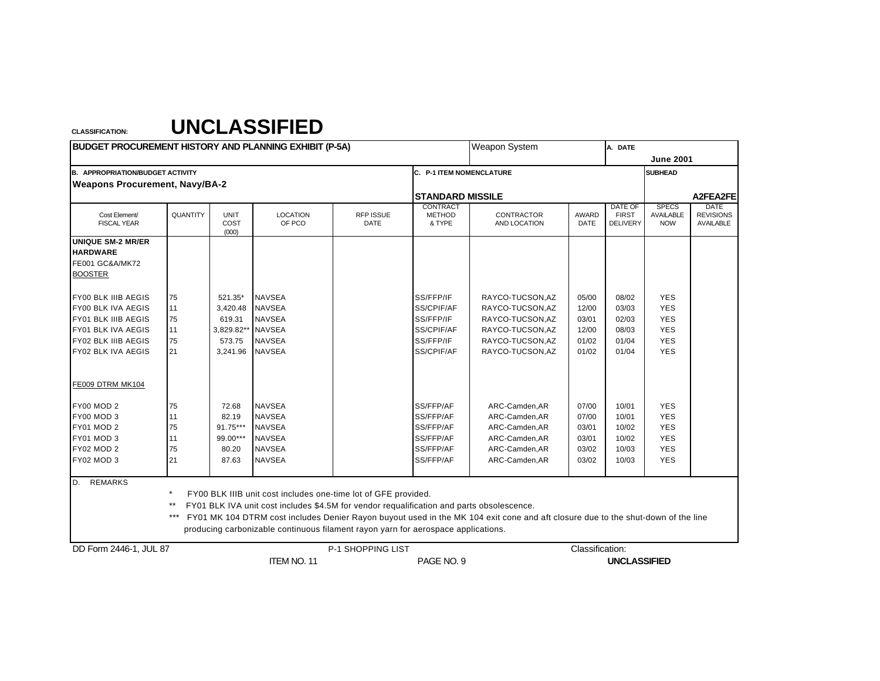CLASSIFICATION: **UNCLASSIFIED**

| BUDGET PROCUREMENT HISTORY AND PLANNING EXHIBIT (P-5A) | | | | | | Weapon System | | A. DATE June 2001 | | |
|---|---|---|---|---|---|---|---|---|---|---|
| B. APPROPRIATION/BUDGET ACTIVITY Weapons Procurement, Navy/BA-2 | | | | | C. P-1 ITEM NOMENCLATURE STANDARD MISSILE | | | | SUBHEAD A2FEA2FE | |
| Cost Element/ FISCAL YEAR | QUANTITY | UNIT COST (000) | LOCATION OF PCO | RFP ISSUE DATE | CONTRACT METHOD & TYPE | CONTRACTOR AND LOCATION | AWARD DATE | DATE OF FIRST DELIVERY | SPECS AVAILABLE NOW | DATE REVISIONS AVAILABLE |
| **UNIQUE SM-2 MR/ER HARDWARE** | | | | | | | | | | |
| FE001 GC&A/MK72 BOOSTER | | | | | | | | | | |
| FY00 BLK IIIB AEGIS | 75 | 521.35* | NAVSEA | | SS/FFP/IF | RAYCO-TUCSON,AZ | 05/00 | 08/02 | YES | |
| FY00 BLK IVA AEGIS | 11 | 3,420.48 | NAVSEA | | SS/CPIF/AF | RAYCO-TUCSON,AZ | 12/00 | 03/03 | YES | |
| FY01 BLK IIIB AEGIS | 75 | 619.31 | NAVSEA | | SS/FFP/IF | RAYCO-TUCSON,AZ | 03/01 | 02/03 | YES | |
| FY01 BLK IVA AEGIS | 11 | 3,829.82** | NAVSEA | | SS/CPIF/AF | RAYCO-TUCSON,AZ | 12/00 | 08/03 | YES | |
| FY02 BLK IIIB AEGIS | 75 | 573.75 | NAVSEA | | SS/FFP/IF | RAYCO-TUCSON,AZ | 01/02 | 01/04 | YES | |
| FY02 BLK IVA AEGIS | 21 | 3,241.96 | NAVSEA | | SS/CPIF/AF | RAYCO-TUCSON,AZ | 01/02 | 01/04 | YES | |
| FE009 DTRM MK104 | | | | | | | | | | |
| FY00 MOD 2 | 75 | 72.68 | NAVSEA | | SS/FFP/AF | ARC-Camden,AR | 07/00 | 10/01 | YES | |
| FY00 MOD 3 | 11 | 82.19 | NAVSEA | | SS/FFP/AF | ARC-Camden,AR | 07/00 | 10/01 | YES | |
| FY01 MOD 2 | 75 | 91.75*** | NAVSEA | | SS/FFP/AF | ARC-Camden,AR | 03/01 | 10/02 | YES | |
| FY01 MOD 3 | 11 | 99.00*** | NAVSEA | | SS/FFP/AF | ARC-Camden,AR | 03/01 | 10/02 | YES | |
| FY02 MOD 2 | 75 | 80.20 | NAVSEA | | SS/FFP/AF | ARC-Camden,AR | 03/02 | 10/03 | YES | |
| FY02 MOD 3 | 21 | 87.63 | NAVSEA | | SS/FFP/AF | ARC-Camden,AR | 03/02 | 10/03 | YES | |

D. REMARKS

\* FY00 BLK IIIB unit cost includes one-time lot of GFE provided.

\*\* FY01 BLK IVA unit cost includes $4.5M for vendor requalification and parts obsolescence.

\*\*\* FY01 MK 104 DTRM cost includes Denier Rayon buyout used in the MK 104 exit cone and aft closure due to the shut-down of the line producing carbonizable continuous filament rayon yarn for aerospace applications.

DD Form 2446-1, JUL 87 P-1 SHOPPING LIST Classification: UNCLASSIFIED

ITEM NO. 11 PAGE NO. 9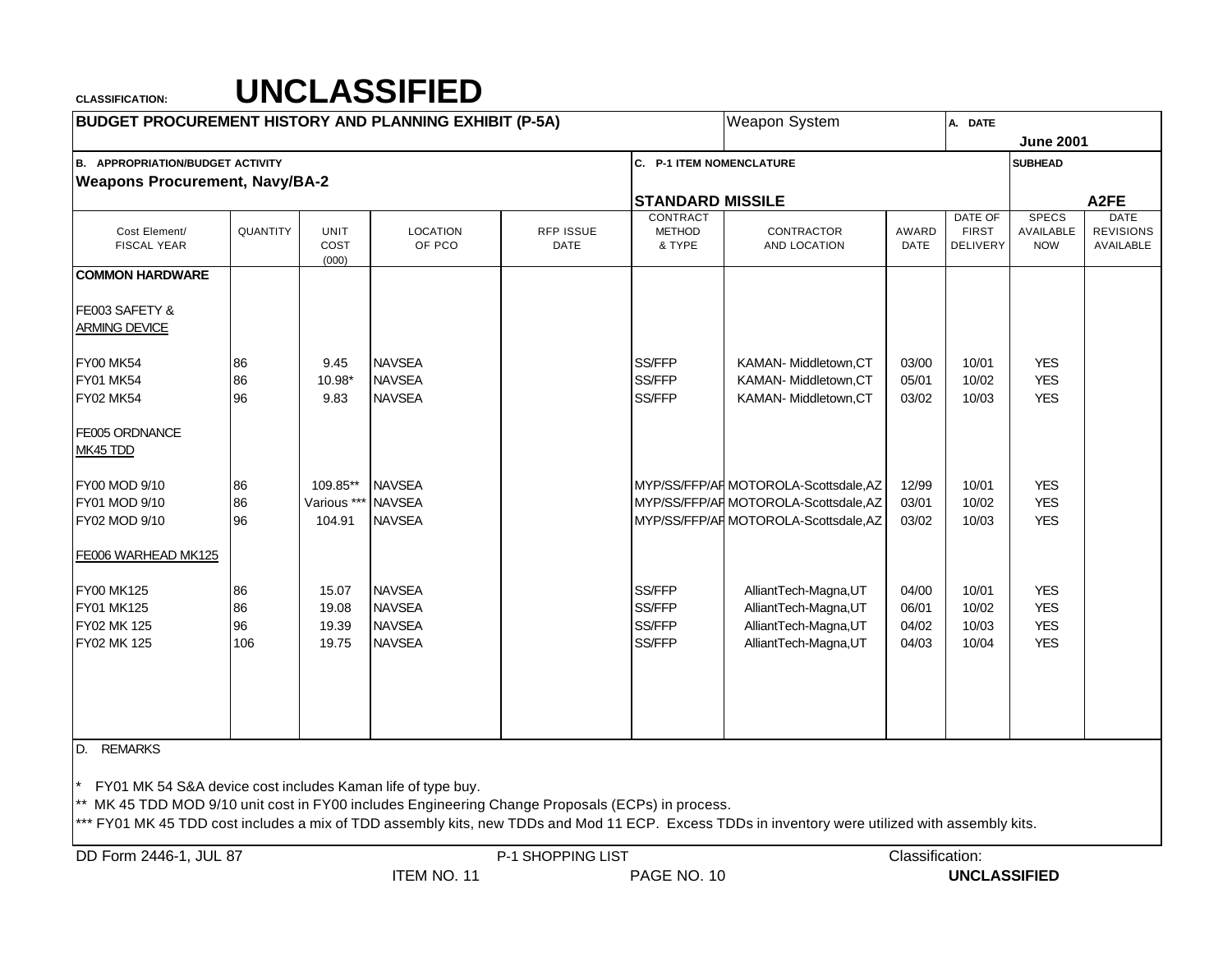CLASSIFICATION: **UNCLASSIFIED**

| BUDGET PROCUREMENT HISTORY AND PLANNING EXHIBIT (P-5A) | | | | | | Weapon System | | A. DATE June 2001 | | |
|---|---|---|---|---|---|---|---|---|---|---|
| B. APPROPRIATION/BUDGET ACTIVITY **Weapons Procurement, Navy/BA-2** | | | | | C. P-1 ITEM NOMENCLATURE **STANDARD MISSILE** | | | | SUBHEAD **A2FE** | |
| Cost Element/ FISCAL YEAR | QUANTITY | UNIT COST (000) | LOCATION OF PCO | RFP ISSUE DATE | CONTRACT METHOD & TYPE | CONTRACTOR AND LOCATION | AWARD DATE | DATE OF FIRST DELIVERY | SPECS AVAILABLE NOW | DATE REVISIONS AVAILABLE |
| **COMMON HARDWARE** | | | | | | | | | | |
| FE003 SAFETY & ARMING DEVICE | | | | | | | | | | |
| FY00 MK54 | 86 | 9.45 | NAVSEA | | SS/FFP | KAMAN- Middletown,CT | 03/00 | 10/01 | YES | |
| FY01 MK54 | 86 | 10.98* | NAVSEA | | SS/FFP | KAMAN- Middletown,CT | 05/01 | 10/02 | YES | |
| FY02 MK54 | 96 | 9.83 | NAVSEA | | SS/FFP | KAMAN- Middletown,CT | 03/02 | 10/03 | YES | |
| FE005 ORDNANCE MK45 TDD | | | | | | | | | | |
| FY00 MOD 9/10 | 86 | 109.85** | NAVSEA | | MYP/SS/FFP/AF | MOTOROLA-Scottsdale,AZ | 12/99 | 10/01 | YES | |
| FY01 MOD 9/10 | 86 | Various *** | NAVSEA | | MYP/SS/FFP/AF | MOTOROLA-Scottsdale,AZ | 03/01 | 10/02 | YES | |
| FY02 MOD 9/10 | 96 | 104.91 | NAVSEA | | MYP/SS/FFP/AF | MOTOROLA-Scottsdale,AZ | 03/02 | 10/03 | YES | |
| FE006 WARHEAD MK125 | | | | | | | | | | |
| FY00 MK125 | 86 | 15.07 | NAVSEA | | SS/FFP | AlliantTech-Magna,UT | 04/00 | 10/01 | YES | |
| FY01 MK125 | 86 | 19.08 | NAVSEA | | SS/FFP | AlliantTech-Magna,UT | 06/01 | 10/02 | YES | |
| FY02 MK 125 | 96 | 19.39 | NAVSEA | | SS/FFP | AlliantTech-Magna,UT | 04/02 | 10/03 | YES | |
| FY02 MK 125 | 106 | 19.75 | NAVSEA | | SS/FFP | AlliantTech-Magna,UT | 04/03 | 10/04 | YES | |

D. REMARKS

* FY01 MK 54 S&A device cost includes Kaman life of type buy.

** MK 45 TDD MOD 9/10 unit cost in FY00 includes Engineering Change Proposals (ECPs) in process.

*** FY01 MK 45 TDD cost includes a mix of TDD assembly kits, new TDDs and Mod 11 ECP. Excess TDDs in inventory were utilized with assembly kits.

DD Form 2446-1, JUL 87 — P-1 SHOPPING LIST — ITEM NO. 11 — PAGE NO. 10 — Classification: **UNCLASSIFIED**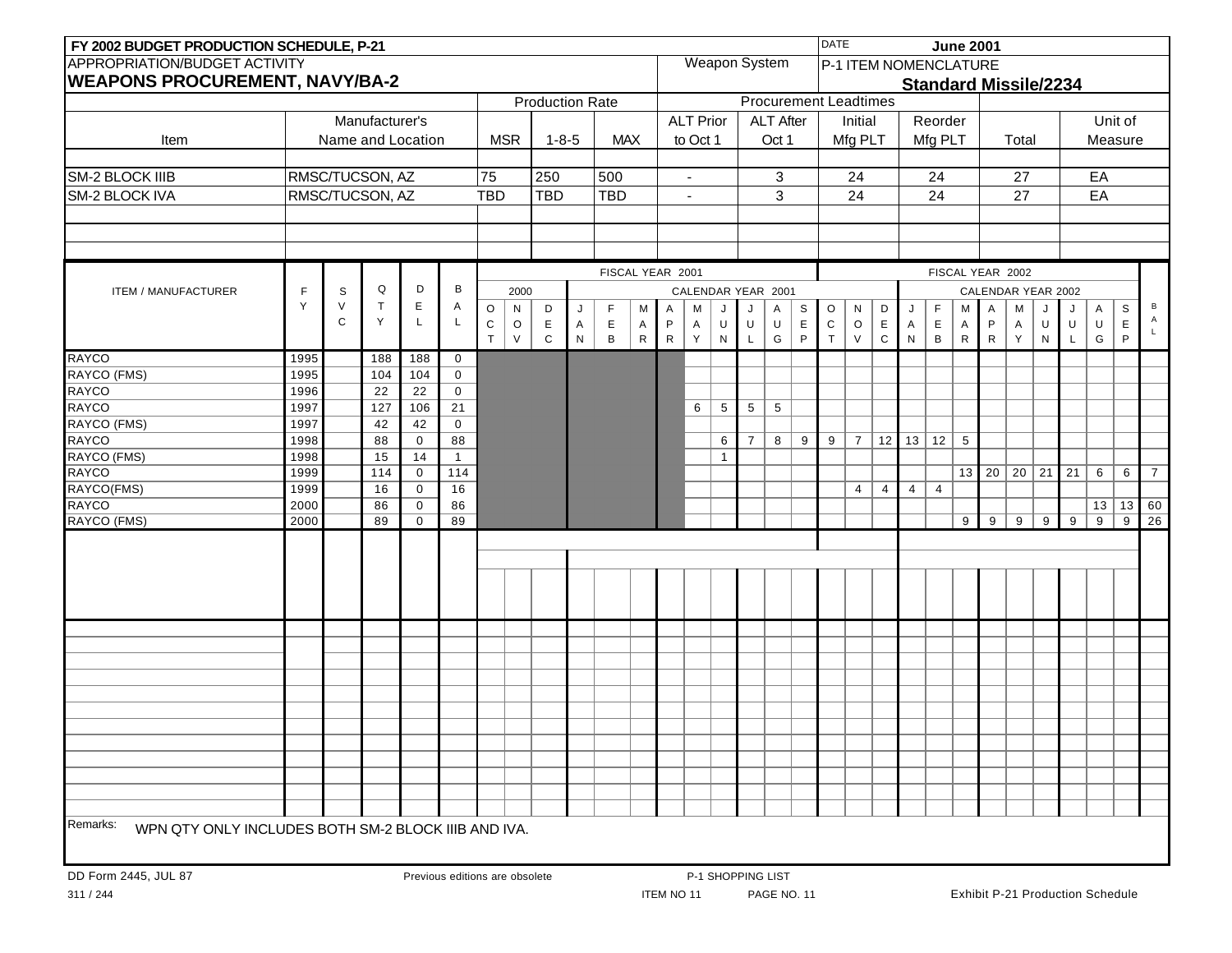**FY 2002 BUDGET PRODUCTION SCHEDULE, P-21**

DATE: **June 2001**

APPROPRIATION/BUDGET ACTIVITY
**WEAPONS PROCUREMENT, NAVY/BA-2**

Weapon System

P-1 ITEM NOMENCLATURE
**Standard Missile/2234**

| Item | Manufacturer's Name and Location | Production Rate MSR | Production Rate 1-8-5 | Production Rate MAX | Procurement Leadtimes ALT Prior to Oct 1 | ALT After Oct 1 | Initial Mfg PLT | Reorder Mfg PLT | Total | Unit of Measure |
|---|---|---|---|---|---|---|---|---|---|---|
| SM-2 BLOCK IIIB | RMSC/TUCSON, AZ | 75 | 250 | 500 | - | 3 | 24 | 24 | 27 | EA |
| SM-2 BLOCK IVA | RMSC/TUCSON, AZ | TBD | TBD | TBD | - | 3 | 24 | 24 | 27 | EA |

| ITEM / MANUFACTURER | FY | SVC | QTY | DEL | BAL | FY 2001 (CY 2000) OCT | NOV | DEC | FY 2001 (CY 2001) JAN | FEB | MAR | APR | MAY | JUN | JUL | AUG | SEP | FY 2002 (CY 2001) OCT | NOV | DEC | FY 2002 (CY 2002) JAN | FEB | MAR | APR | MAY | JUN | JUL | AUG | SEP | BAL |
|---|---|---|---|---|---|---|---|---|---|---|---|---|---|---|---|---|---|---|---|---|---|---|---|---|---|---|---|---|---|---|
| RAYCO | 1995 | | 188 | 188 | 0 | | | | | | | | | | | | | | | | | | | | | | | | | |
| RAYCO (FMS) | 1995 | | 104 | 104 | 0 | | | | | | | | | | | | | | | | | | | | | | | | | |
| RAYCO | 1996 | | 22 | 22 | 0 | | | | | | | | | | | | | | | | | | | | | | | | | |
| RAYCO | 1997 | | 127 | 106 | 21 | | | | | | | | 6 | 5 | 5 | 5 | | | | | | | | | | | | | | |
| RAYCO (FMS) | 1997 | | 42 | 42 | 0 | | | | | | | | | | | | | | | | | | | | | | | | | |
| RAYCO | 1998 | | 88 | 0 | 88 | | | | | | | | | 6 | 7 | 8 | 9 | 9 | 7 | 12 | 13 | 12 | 5 | | | | | | | |
| RAYCO (FMS) | 1998 | | 15 | 14 | 1 | | | | | | | | | 1 | | | | | | | | | | | | | | | | |
| RAYCO | 1999 | | 114 | 0 | 114 | | | | | | | | | | | | | | | | | | 13 | 20 | 20 | 21 | 21 | 6 | 6 | 7 |
| RAYCO(FMS) | 1999 | | 16 | 0 | 16 | | | | | | | | | | | | | | 4 | 4 | 4 | 4 | | | | | | | | |
| RAYCO | 2000 | | 86 | 0 | 86 | | | | | | | | | | | | | | | | | | | | | | | 13 | 13 | 60 |
| RAYCO (FMS) | 2000 | | 89 | 0 | 89 | | | | | | | | | | | | | | | | | | 9 | 9 | 9 | 9 | 9 | 9 | 9 | 26 |

Remarks: WPN QTY ONLY INCLUDES BOTH SM-2 BLOCK IIIB AND IVA.

DD Form 2445, JUL 87 — Previous editions are obsolete — P-1 SHOPPING LIST — ITEM NO 11 — Exhibit P-21 Production Schedule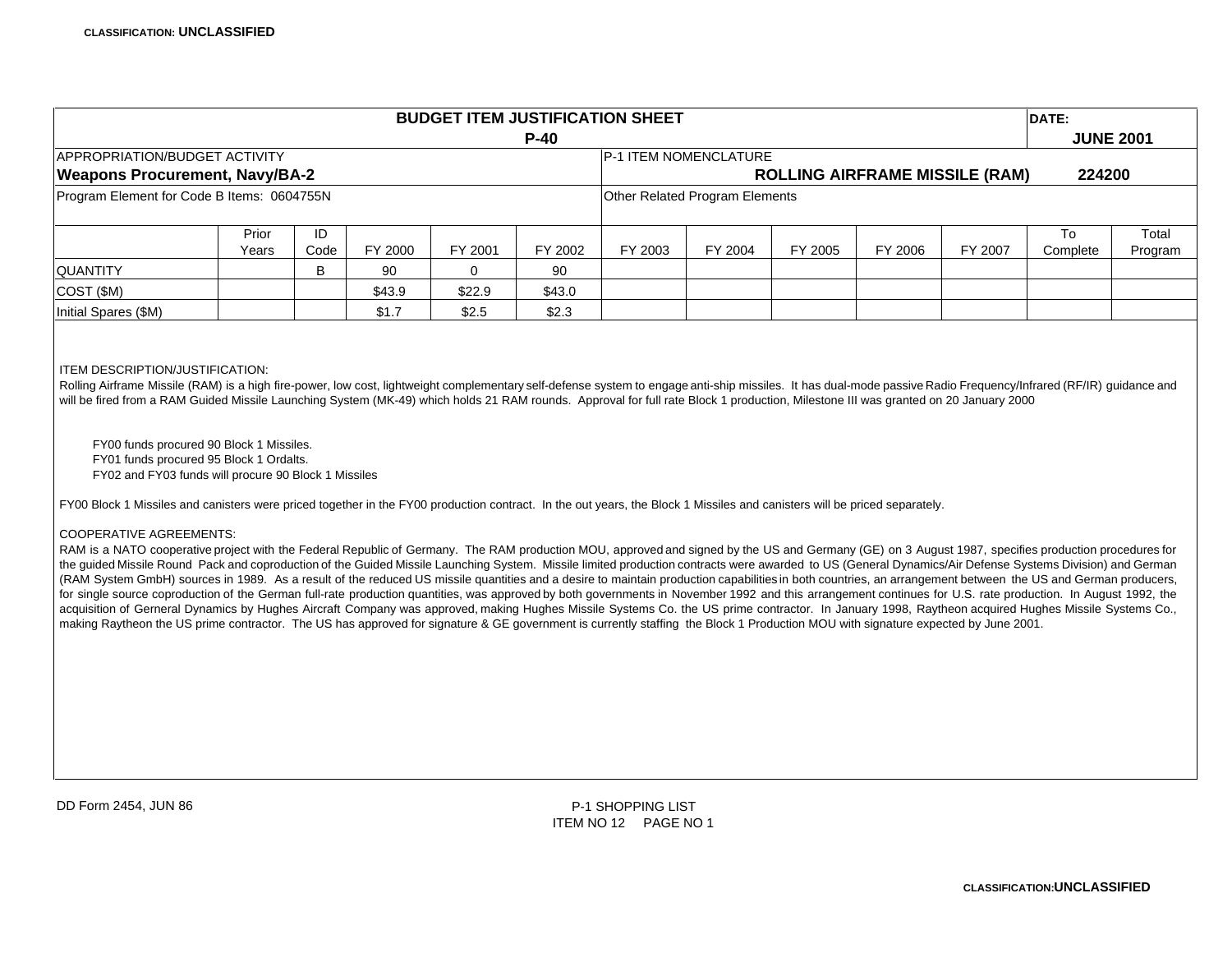CLASSIFICATION: **UNCLASSIFIED**

# BUDGET ITEM JUSTIFICATION SHEET

**P-40**

**DATE:** **JUNE 2001**

| APPROPRIATION/BUDGET ACTIVITY | P-1 ITEM NOMENCLATURE |
|---|---|
| **Weapons Procurement, Navy/BA-2** | **ROLLING AIRFRAME MISSILE (RAM) 224200** |
| Program Element for Code B Items: 0604755N | Other Related Program Elements |

| | Prior Years | ID Code | FY 2000 | FY 2001 | FY 2002 | FY 2003 | FY 2004 | FY 2005 | FY 2006 | FY 2007 | To Complete | Total Program |
|---|---|---|---|---|---|---|---|---|---|---|---|---|
| QUANTITY | | B | 90 | 0 | 90 | | | | | | | |
| COST ($M) | | | $43.9 | $22.9 | $43.0 | | | | | | | |
| Initial Spares ($M) | | | $1.7 | $2.5 | $2.3 | | | | | | | |

ITEM DESCRIPTION/JUSTIFICATION:

Rolling Airframe Missile (RAM) is a high fire-power, low cost, lightweight complementary self-defense system to engage anti-ship missiles. It has dual-mode passive Radio Frequency/Infrared (RF/IR) guidance and will be fired from a RAM Guided Missile Launching System (MK-49) which holds 21 RAM rounds. Approval for full rate Block 1 production, Milestone III was granted on 20 January 2000

FY00 funds procured 90 Block 1 Missiles.
FY01 funds procured 95 Block 1 Ordalts.
FY02 and FY03 funds will procure 90 Block 1 Missiles

FY00 Block 1 Missiles and canisters were priced together in the FY00 production contract. In the out years, the Block 1 Missiles and canisters will be priced separately.

COOPERATIVE AGREEMENTS:

RAM is a NATO cooperative project with the Federal Republic of Germany. The RAM production MOU, approved and signed by the US and Germany (GE) on 3 August 1987, specifies production procedures for the guided Missile Round Pack and coproduction of the Guided Missile Launching System. Missile limited production contracts were awarded to US (General Dynamics/Air Defense Systems Division) and German (RAM System GmbH) sources in 1989. As a result of the reduced US missile quantities and a desire to maintain production capabilities in both countries, an arrangement between the US and German producers, for single source coproduction of the German full-rate production quantities, was approved by both governments in November 1992 and this arrangement continues for U.S. rate production. In August 1992, the acquisition of Gerneral Dynamics by Hughes Aircraft Company was approved, making Hughes Missile Systems Co. the US prime contractor. In January 1998, Raytheon acquired Hughes Missile Systems Co., making Raytheon the US prime contractor. The US has approved for signature & GE government is currently staffing the Block 1 Production MOU with signature expected by June 2001.

DD Form 2454, JUN 86

P-1 SHOPPING LIST
ITEM NO 12 PAGE NO 1

CLASSIFICATION: **UNCLASSIFIED**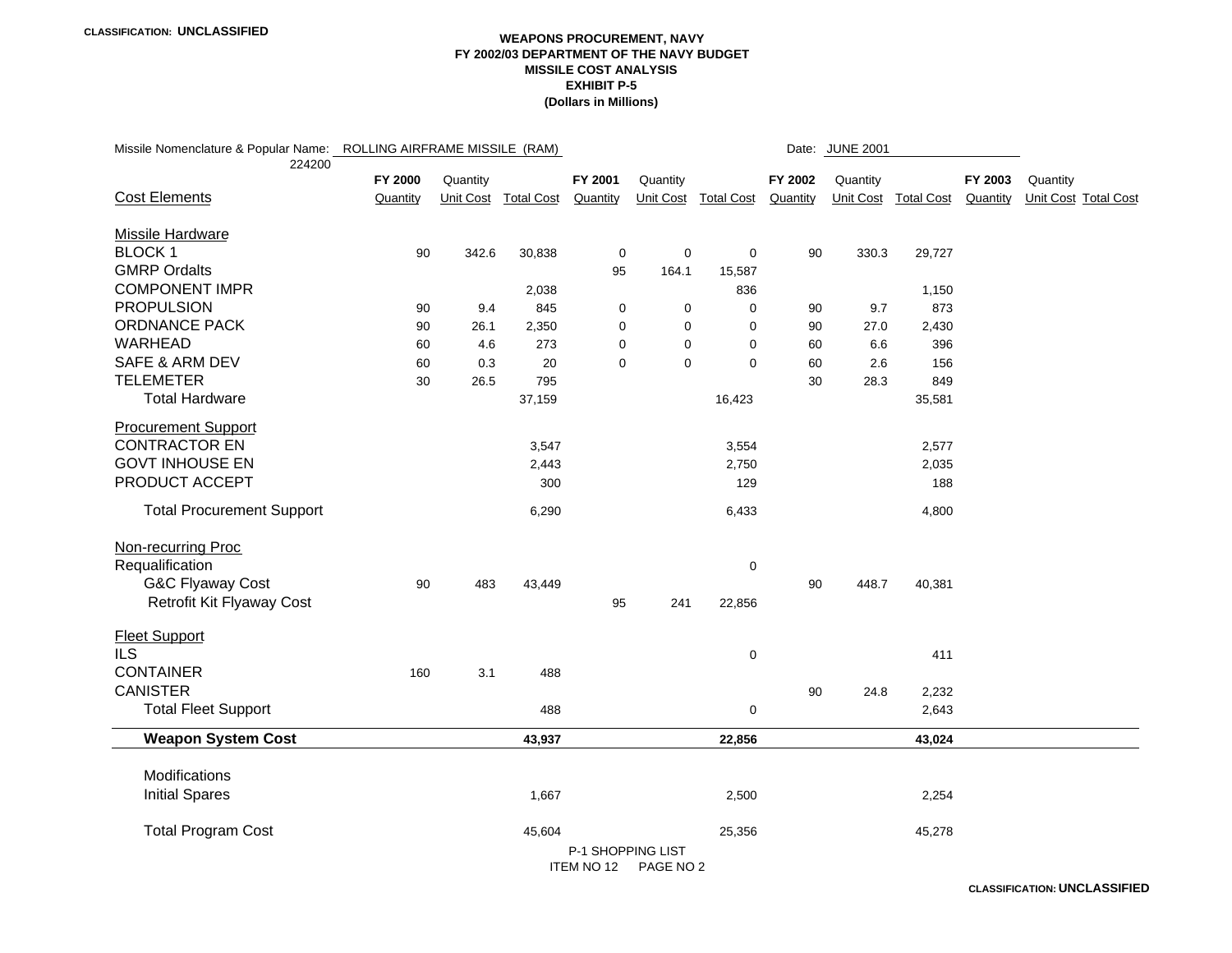**CLASSIFICATION: UNCLASSIFIED**

# WEAPONS PROCUREMENT, NAVY
## FY 2002/03 DEPARTMENT OF THE NAVY BUDGET
## MISSILE COST ANALYSIS
## EXHIBIT P-5
## (Dollars in Millions)

Missile Nomenclature & Popular Name: ROLLING AIRFRAME MISSILE (RAM) 224200

Date: JUNE 2001

| Cost Elements | FY 2000 Quantity | Unit Cost | Total Cost | FY 2001 Quantity | Unit Cost | Total Cost | FY 2002 Quantity | Unit Cost | Total Cost | FY 2003 Quantity | Unit Cost | Total Cost |
|---|---|---|---|---|---|---|---|---|---|---|---|---|
| **Missile Hardware** | | | | | | | | | | | | |
| BLOCK 1 | 90 | 342.6 | 30,838 | 0 | 0 | 0 | 90 | 330.3 | 29,727 | | | |
| GMRP Ordalts | | | | 95 | 164.1 | 15,587 | | | | | | |
| COMPONENT IMPR | | | 2,038 | | | 836 | | | 1,150 | | | |
| PROPULSION | 90 | 9.4 | 845 | 0 | 0 | 0 | 90 | 9.7 | 873 | | | |
| ORDNANCE PACK | 90 | 26.1 | 2,350 | 0 | 0 | 0 | 90 | 27.0 | 2,430 | | | |
| WARHEAD | 60 | 4.6 | 273 | 0 | 0 | 0 | 60 | 6.6 | 396 | | | |
| SAFE & ARM DEV | 60 | 0.3 | 20 | 0 | 0 | 0 | 60 | 2.6 | 156 | | | |
| TELEMETER | 30 | 26.5 | 795 | | | | 30 | 28.3 | 849 | | | |
| Total Hardware | | | 37,159 | | | 16,423 | | | 35,581 | | | |
| **Procurement Support** | | | | | | | | | | | | |
| CONTRACTOR EN | | | 3,547 | | | 3,554 | | | 2,577 | | | |
| GOVT INHOUSE EN | | | 2,443 | | | 2,750 | | | 2,035 | | | |
| PRODUCT ACCEPT | | | 300 | | | 129 | | | 188 | | | |
| Total Procurement Support | | | 6,290 | | | 6,433 | | | 4,800 | | | |
| **Non-recurring Proc** | | | | | | | | | | | | |
| Requalification | | | | | | 0 | | | | | | |
| G&C Flyaway Cost | 90 | 483 | 43,449 | | | | 90 | 448.7 | 40,381 | | | |
| Retrofit Kit Flyaway Cost | | | | 95 | 241 | 22,856 | | | | | | |
| **Fleet Support** | | | | | | | | | | | | |
| ILS | | | | | | 0 | | | 411 | | | |
| CONTAINER | 160 | 3.1 | 488 | | | | | | | | | |
| CANISTER | | | | | | | 90 | 24.8 | 2,232 | | | |
| Total Fleet Support | | | 488 | | | 0 | | | 2,643 | | | |
| **Weapon System Cost** | | | **43,937** | | | **22,856** | | | **43,024** | | | |
| Modifications | | | | | | | | | | | | |
| Initial Spares | | | 1,667 | | | 2,500 | | | 2,254 | | | |
| Total Program Cost | | | 45,604 | | | 25,356 | | | 45,278 | | | |

P-1 SHOPPING LIST
ITEM NO 12 PAGE NO 2

**CLASSIFICATION: UNCLASSIFIED**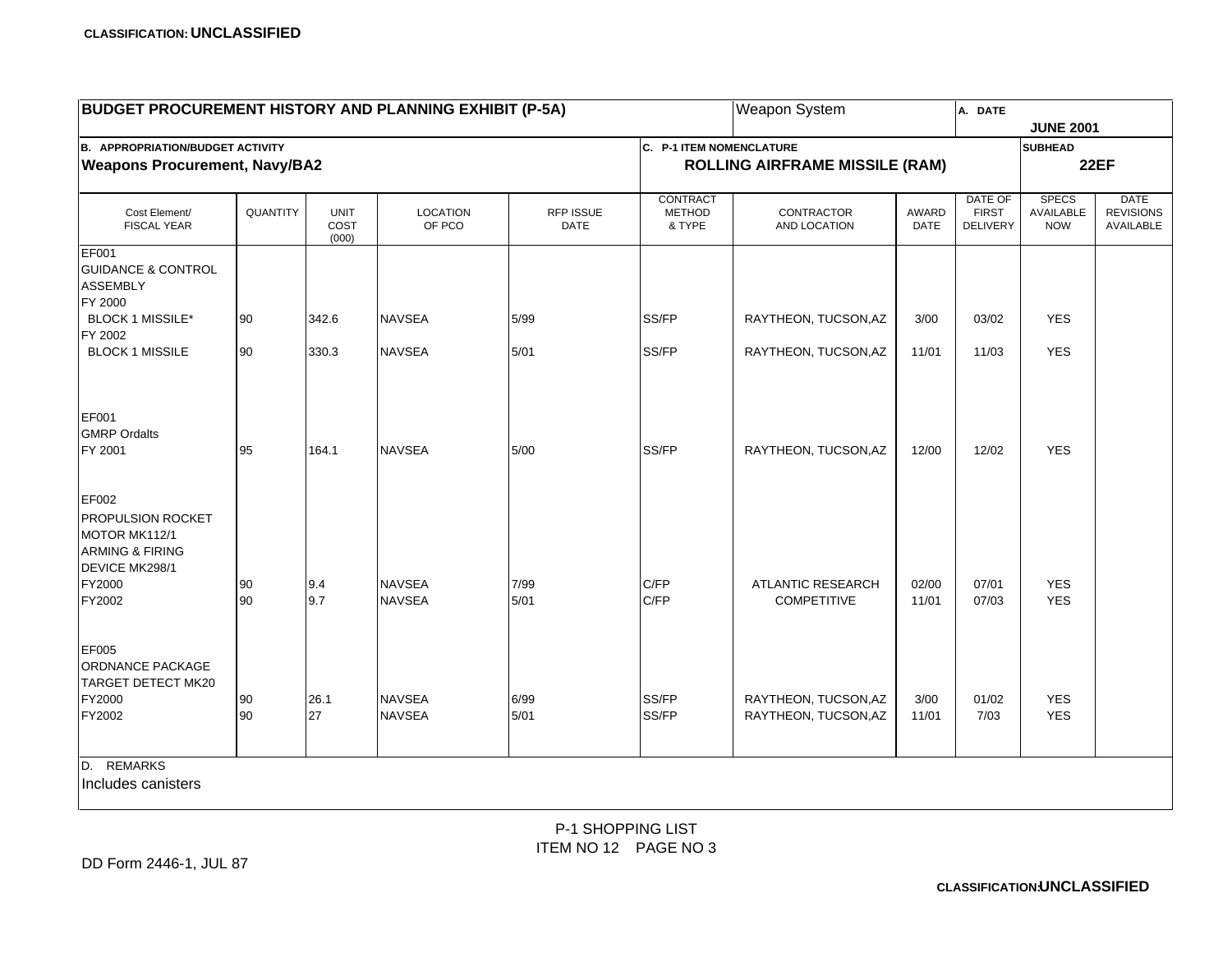CLASSIFICATION: **UNCLASSIFIED**

| **BUDGET PROCUREMENT HISTORY AND PLANNING EXHIBIT (P-5A)** | | | | | | Weapon System | | A. DATE | **JUNE 2001** | |
|---|---|---|---|---|---|---|---|---|---|---|
| B. APPROPRIATION/BUDGET ACTIVITY **Weapons Procurement, Navy/BA2** | | | | | C. P-1 ITEM NOMENCLATURE **ROLLING AIRFRAME MISSILE (RAM)** | | | | SUBHEAD **22EF** | |
| Cost Element/ FISCAL YEAR | QUANTITY | UNIT COST (000) | LOCATION OF PCO | RFP ISSUE DATE | CONTRACT METHOD & TYPE | CONTRACTOR AND LOCATION | AWARD DATE | DATE OF FIRST DELIVERY | SPECS AVAILABLE NOW | DATE REVISIONS AVAILABLE |
| EF001 GUIDANCE & CONTROL ASSEMBLY | | | | | | | | | | |
| FY 2000 | | | | | | | | | | |
| BLOCK 1 MISSILE* | 90 | 342.6 | NAVSEA | 5/99 | SS/FP | RAYTHEON, TUCSON,AZ | 3/00 | 03/02 | YES | |
| FY 2002 | | | | | | | | | | |
| BLOCK 1 MISSILE | 90 | 330.3 | NAVSEA | 5/01 | SS/FP | RAYTHEON, TUCSON,AZ | 11/01 | 11/03 | YES | |
| EF001 GMRP Ordalts | | | | | | | | | | |
| FY 2001 | 95 | 164.1 | NAVSEA | 5/00 | SS/FP | RAYTHEON, TUCSON,AZ | 12/00 | 12/02 | YES | |
| EF002 PROPULSION ROCKET MOTOR MK112/1 ARMING & FIRING DEVICE MK298/1 | | | | | | | | | | |
| FY2000 | 90 | 9.4 | NAVSEA | 7/99 | C/FP | ATLANTIC RESEARCH | 02/00 | 07/01 | YES | |
| FY2002 | 90 | 9.7 | NAVSEA | 5/01 | C/FP | COMPETITIVE | 11/01 | 07/03 | YES | |
| EF005 ORDNANCE PACKAGE TARGET DETECT MK20 | | | | | | | | | | |
| FY2000 | 90 | 26.1 | NAVSEA | 6/99 | SS/FP | RAYTHEON, TUCSON,AZ | 3/00 | 01/02 | YES | |
| FY2002 | 90 | 27 | NAVSEA | 5/01 | SS/FP | RAYTHEON, TUCSON,AZ | 11/01 | 7/03 | YES | |

D. REMARKS

Includes canisters

P-1 SHOPPING LIST
ITEM NO 12 PAGE NO 3

DD Form 2446-1, JUL 87

CLASSIFICATION: **UNCLASSIFIED**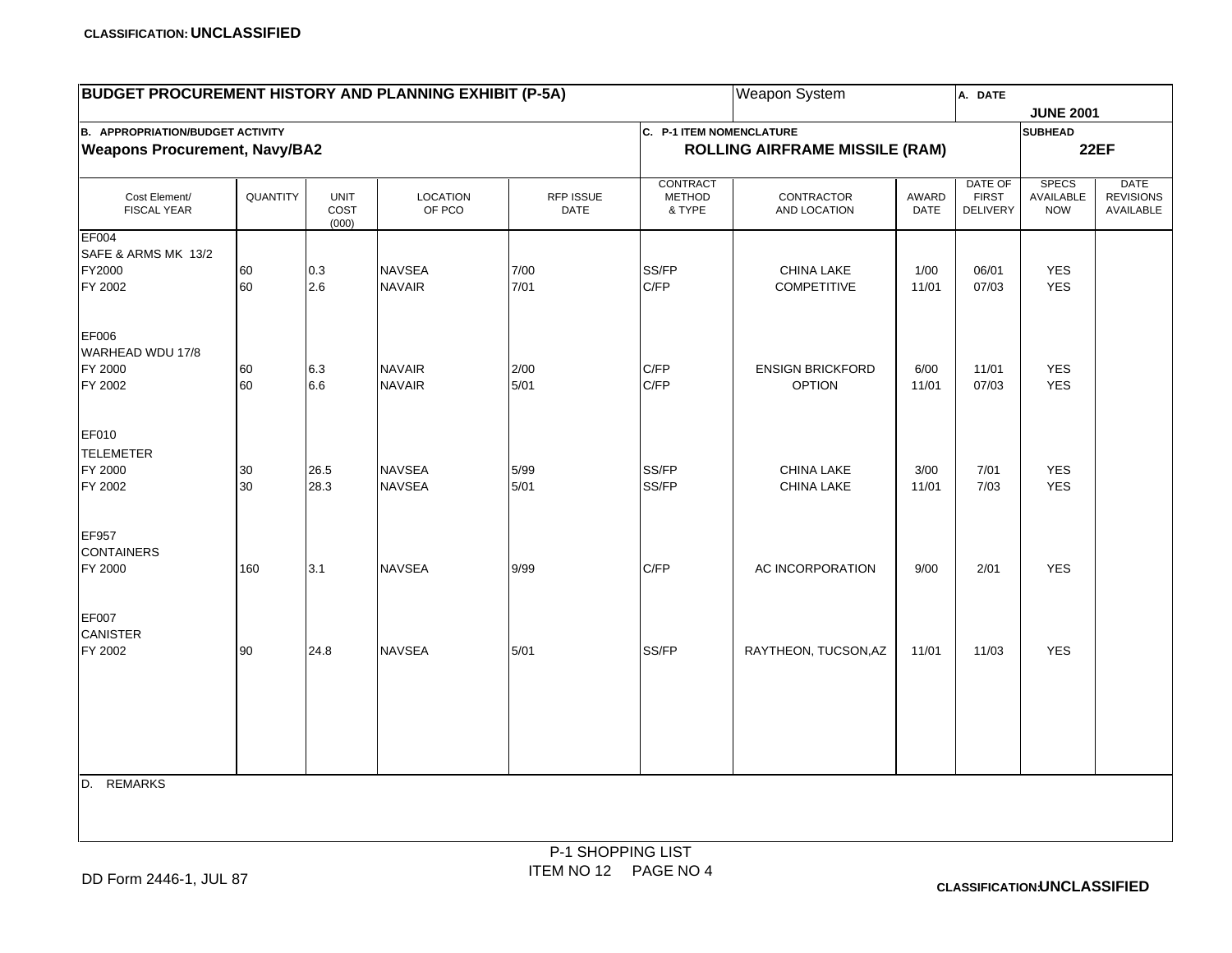CLASSIFICATION: **UNCLASSIFIED**

| **BUDGET PROCUREMENT HISTORY AND PLANNING EXHIBIT (P-5A)** | | | | | | Weapon System | | A. DATE **JUNE 2001** | | |
|---|---|---|---|---|---|---|---|---|---|---|
| **B. APPROPRIATION/BUDGET ACTIVITY** **Weapons Procurement, Navy/BA2** | | | | | **C. P-1 ITEM NOMENCLATURE** **ROLLING AIRFRAME MISSILE (RAM)** | | | | **SUBHEAD** **22EF** | |
| Cost Element/ FISCAL YEAR | QUANTITY | UNIT COST (000) | LOCATION OF PCO | RFP ISSUE DATE | CONTRACT METHOD & TYPE | CONTRACTOR AND LOCATION | AWARD DATE | DATE OF FIRST DELIVERY | SPECS AVAILABLE NOW | DATE REVISIONS AVAILABLE |
| EF004 SAFE & ARMS MK 13/2 | | | | | | | | | | |
| FY2000 | 60 | 0.3 | NAVSEA | 7/00 | SS/FP | CHINA LAKE | 1/00 | 06/01 | YES | |
| FY 2002 | 60 | 2.6 | NAVAIR | 7/01 | C/FP | COMPETITIVE | 11/01 | 07/03 | YES | |
| EF006 WARHEAD WDU 17/8 | | | | | | | | | | |
| FY 2000 | 60 | 6.3 | NAVAIR | 2/00 | C/FP | ENSIGN BRICKFORD | 6/00 | 11/01 | YES | |
| FY 2002 | 60 | 6.6 | NAVAIR | 5/01 | C/FP | OPTION | 11/01 | 07/03 | YES | |
| EF010 TELEMETER | | | | | | | | | | |
| FY 2000 | 30 | 26.5 | NAVSEA | 5/99 | SS/FP | CHINA LAKE | 3/00 | 7/01 | YES | |
| FY 2002 | 30 | 28.3 | NAVSEA | 5/01 | SS/FP | CHINA LAKE | 11/01 | 7/03 | YES | |
| EF957 CONTAINERS | | | | | | | | | | |
| FY 2000 | 160 | 3.1 | NAVSEA | 9/99 | C/FP | AC INCORPORATION | 9/00 | 2/01 | YES | |
| EF007 CANISTER | | | | | | | | | | |
| FY 2002 | 90 | 24.8 | NAVSEA | 5/01 | SS/FP | RAYTHEON, TUCSON,AZ | 11/01 | 11/03 | YES | |

D. REMARKS

P-1 SHOPPING LIST
ITEM NO 12 PAGE NO 4

DD Form 2446-1, JUL 87

CLASSIFICATION: **UNCLASSIFIED**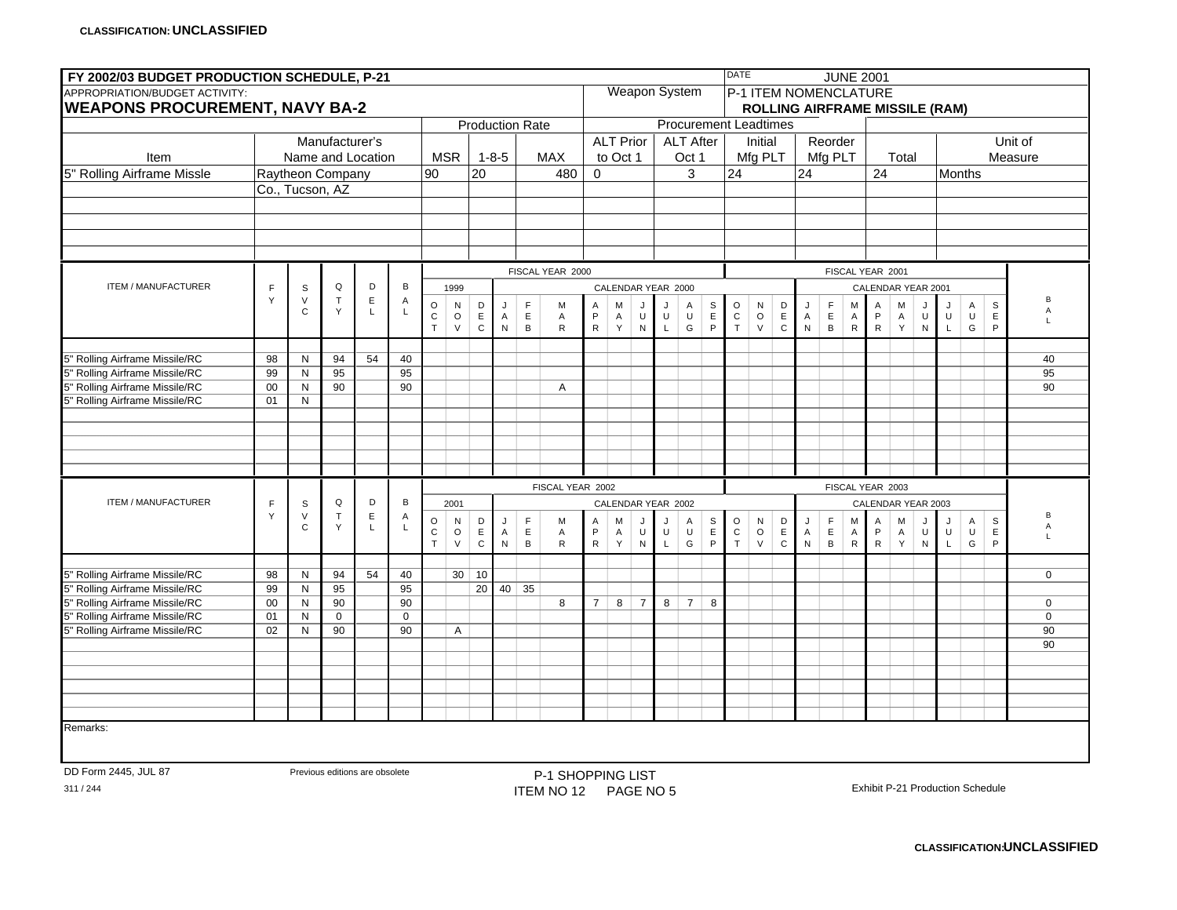CLASSIFICATION: UNCLASSIFIED

| FY 2002/03 BUDGET PRODUCTION SCHEDULE, P-21 | | | | | | | DATE JUNE 2001 | | |
|---|---|---|---|---|---|---|---|---|---|
| APPROPRIATION/BUDGET ACTIVITY: **WEAPONS PROCUREMENT, NAVY BA-2** | | | | | Weapon System | | P-1 ITEM NOMENCLATURE **ROLLING AIRFRAME MISSILE (RAM)** | | |
| | | Production Rate | | | Procurement Leadtimes | | | | |
| Item | Manufacturer's Name and Location | MSR | 1-8-5 | MAX | ALT Prior to Oct 1 | ALT After Oct 1 | Initial Mfg PLT | Reorder Mfg PLT | Total | Unit of Measure |
| 5" Rolling Airframe Missle | Raytheon Company Co., Tucson, AZ | 90 | 20 | 480 | 0 | 3 | 24 | 24 | 24 | Months |

FISCAL YEAR 2000 / FISCAL YEAR 2001

| ITEM / MANUFACTURER | FY | SVC | QTY | DEL | BAL | OCT 1999 | NOV 1999 | DEC 1999 | JAN 2000 | FEB | MAR | APR | MAY | JUN | JUL | AUG | SEP | OCT | NOV | DEC | JAN 2001 | FEB | MAR | APR | MAY | JUN | JUL | AUG | SEP | BAL |
|---|---|---|---|---|---|---|---|---|---|---|---|---|---|---|---|---|---|---|---|---|---|---|---|---|---|---|---|---|---|---|
| 5" Rolling Airframe Missile/RC | 98 | N | 94 | 54 | 40 | | | | | | | | | | | | | | | | | | | | | | | | | 40 |
| 5" Rolling Airframe Missile/RC | 99 | N | 95 | | 95 | | | | | | | | | | | | | | | | | | | | | | | | | 95 |
| 5" Rolling Airframe Missile/RC | 00 | N | 90 | | 90 | | | | | | A | | | | | | | | | | | | | | | | | | | 90 |
| 5" Rolling Airframe Missile/RC | 01 | N | | | | | | | | | | | | | | | | | | | | | | | | | | | | |

FISCAL YEAR 2002 / FISCAL YEAR 2003

| ITEM / MANUFACTURER | FY | SVC | QTY | DEL | BAL | OCT 2001 | NOV 2001 | DEC 2001 | JAN 2002 | FEB | MAR | APR | MAY | JUN | JUL | AUG | SEP | OCT | NOV | DEC | JAN 2003 | FEB | MAR | APR | MAY | JUN | JUL | AUG | SEP | BAL |
|---|---|---|---|---|---|---|---|---|---|---|---|---|---|---|---|---|---|---|---|---|---|---|---|---|---|---|---|---|---|---|
| 5" Rolling Airframe Missile/RC | 98 | N | 94 | 54 | 40 | | 30 | 10 | | | | | | | | | | | | | | | | | | | | | | 0 |
| 5" Rolling Airframe Missile/RC | 99 | N | 95 | | 95 | | | 20 | 40 | 35 | | | | | | | | | | | | | | | | | | | | |
| 5" Rolling Airframe Missile/RC | 00 | N | 90 | | 90 | | | | | | 8 | 7 | 8 | 7 | 8 | 7 | 8 | | | | | | | | | | | | | 0 |
| 5" Rolling Airframe Missile/RC | 01 | N | 0 | | 0 | | | | | | | | | | | | | | | | | | | | | | | | | 0 |
| 5" Rolling Airframe Missile/RC | 02 | N | 90 | | 90 | | A | | | | | | | | | | | | | | | | | | | | | | | 90 |
| | | | | | | | | | | | | | | | | | | | | | | | | | | | | | | 90 |

Remarks:

DD Form 2445, JUL 87 — Previous editions are obsolete

311 / 244

P-1 SHOPPING LIST ITEM NO 12 PAGE NO 5

Exhibit P-21 Production Schedule

CLASSIFICATION: UNCLASSIFIED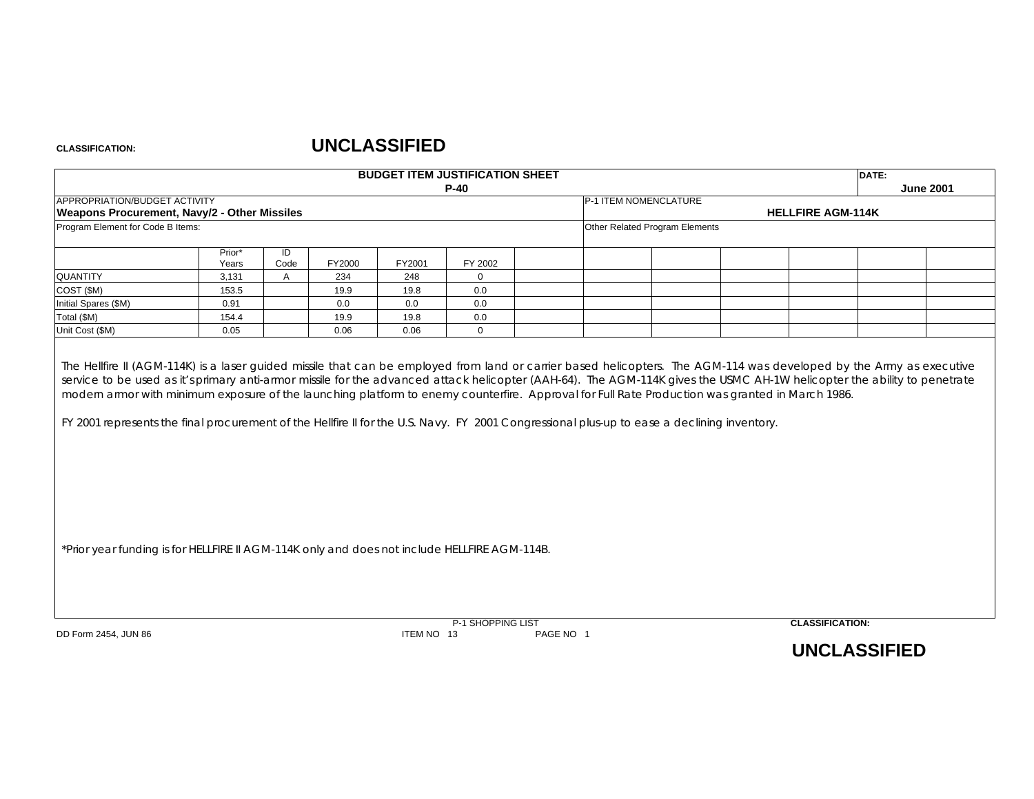**CLASSIFICATION:** **UNCLASSIFIED**

| BUDGET ITEM JUSTIFICATION SHEET P-40 | | DATE: June 2001 |
|---|---|---|
| APPROPRIATION/BUDGET ACTIVITY **Weapons Procurement, Navy/2 - Other Missiles** | P-1 ITEM NOMENCLATURE **HELLFIRE AGM-114K** | |
| Program Element for Code B Items: | Other Related Program Elements | |

| | Prior* Years | ID Code | FY2000 | FY2001 | FY 2002 | | | | | | | |
|---|---|---|---|---|---|---|---|---|---|---|---|---|
| QUANTITY | 3,131 | A | 234 | 248 | 0 | | | | | | | |
| COST ($M) | 153.5 | | 19.9 | 19.8 | 0.0 | | | | | | | |
| Initial Spares ($M) | 0.91 | | 0.0 | 0.0 | 0.0 | | | | | | | |
| Total ($M) | 154.4 | | 19.9 | 19.8 | 0.0 | | | | | | | |
| Unit Cost ($M) | 0.05 | | 0.06 | 0.06 | 0 | | | | | | | |

The Hellfire II (AGM-114K) is a laser guided missile that can be employed from land or carrier based helicopters. The AGM-114 was developed by the Army as executive service to be used as it'sprimary anti-armor missile for the advanced attack helicopter (AAH-64). The AGM-114K gives the USMC AH-1W helicopter the ability to penetrate modern armor with minimum exposure of the launching platform to enemy counterfire. Approval for Full Rate Production was granted in March 1986.

FY 2001 represents the final procurement of the Hellfire II for the U.S. Navy. FY 2001 Congressional plus-up to ease a declining inventory.

*Prior year funding is for HELLFIRE II AGM-114K only and does not include HELLFIRE AGM-114B.

DD Form 2454, JUN 86 — P-1 SHOPPING LIST ITEM NO 13 PAGE NO 1

**CLASSIFICATION:** **UNCLASSIFIED**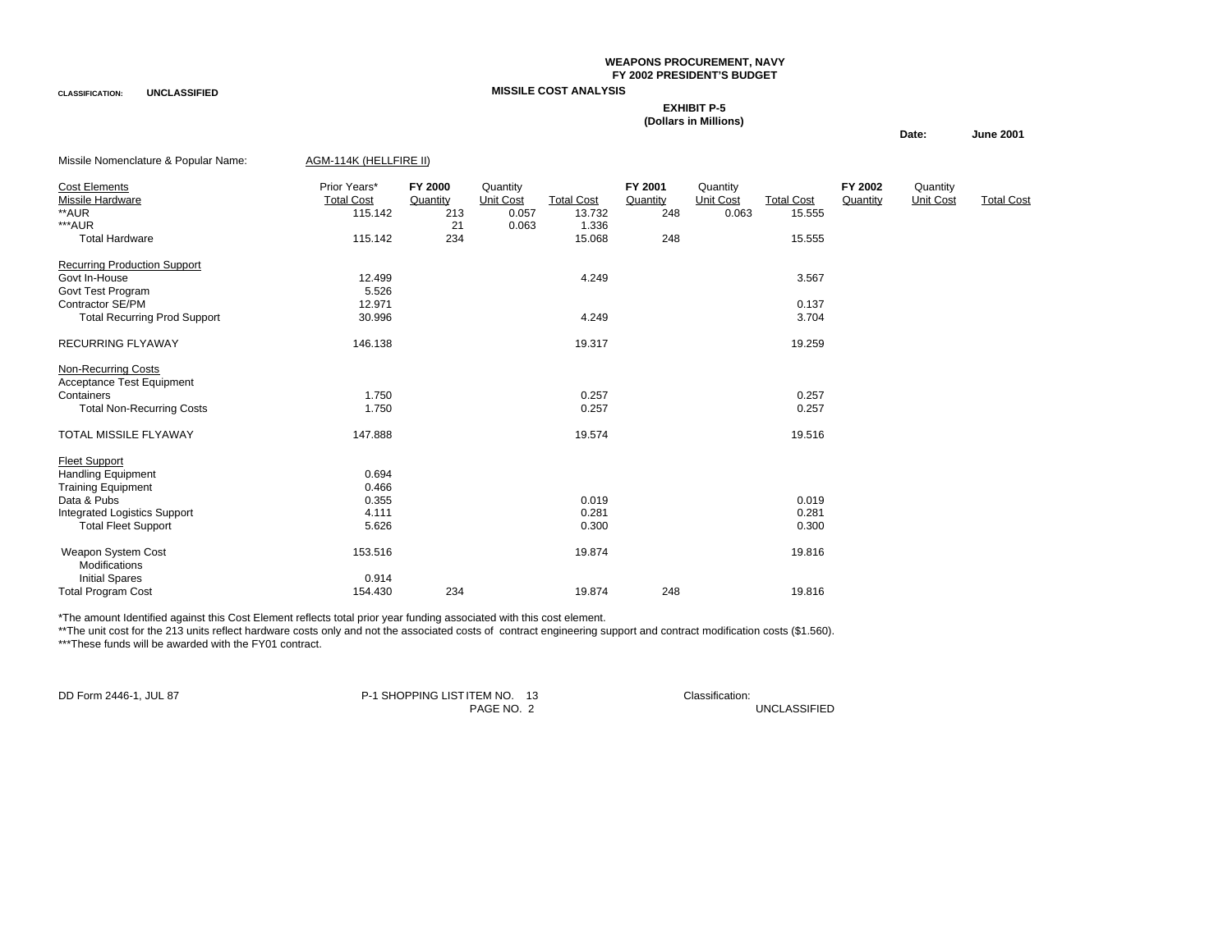CLASSIFICATION: UNCLASSIFIED

**WEAPONS PROCUREMENT, NAVY**
**FY 2002 PRESIDENT'S BUDGET**
**MISSILE COST ANALYSIS**

**EXHIBIT P-5**
**(Dollars in Millions)**

**Date:** **June 2001**

Missile Nomenclature & Popular Name: AGM-114K (HELLFIRE II)

| Cost Elements | Prior Years* | FY 2000 | Quantity | | FY 2001 | Quantity | | FY 2002 | Quantity | |
|---|---|---|---|---|---|---|---|---|---|---|
| Missile Hardware | Total Cost | Quantity | Unit Cost | Total Cost | Quantity | Unit Cost | Total Cost | Quantity | Unit Cost | Total Cost |
| **AUR | 115.142 | 213 | 0.057 | 13.732 | 248 | 0.063 | 15.555 | | | |
| ***AUR | | 21 | 0.063 | 1.336 | | | | | | |
| Total Hardware | 115.142 | 234 | | 15.068 | 248 | | 15.555 | | | |
| Recurring Production Support | | | | | | | | | | |
| Govt In-House | 12.499 | | | 4.249 | | | 3.567 | | | |
| Govt Test Program | 5.526 | | | | | | | | | |
| Contractor SE/PM | 12.971 | | | | | | 0.137 | | | |
| Total Recurring Prod Support | 30.996 | | | 4.249 | | | 3.704 | | | |
| RECURRING FLYAWAY | 146.138 | | | 19.317 | | | 19.259 | | | |
| Non-Recurring Costs | | | | | | | | | | |
| Acceptance Test Equipment | | | | | | | | | | |
| Containers | 1.750 | | | 0.257 | | | 0.257 | | | |
| Total Non-Recurring Costs | 1.750 | | | 0.257 | | | 0.257 | | | |
| TOTAL MISSILE FLYAWAY | 147.888 | | | 19.574 | | | 19.516 | | | |
| Fleet Support | | | | | | | | | | |
| Handling Equipment | 0.694 | | | | | | | | | |
| Training Equipment | 0.466 | | | | | | | | | |
| Data & Pubs | 0.355 | | | 0.019 | | | 0.019 | | | |
| Integrated Logistics Support | 4.111 | | | 0.281 | | | 0.281 | | | |
| Total Fleet Support | 5.626 | | | 0.300 | | | 0.300 | | | |
| Weapon System Cost | 153.516 | | | 19.874 | | | 19.816 | | | |
| Modifications | | | | | | | | | | |
| Initial Spares | 0.914 | | | | | | | | | |
| Total Program Cost | 154.430 | 234 | | 19.874 | 248 | | 19.816 | | | |

*The amount Identified against this Cost Element reflects total prior year funding associated with this cost element.
**The unit cost for the 213 units reflect hardware costs only and not the associated costs of contract engineering support and contract modification costs ($1.560).
***These funds will be awarded with the FY01 contract.

DD Form 2446-1, JUL 87 P-1 SHOPPING LIST ITEM NO. 13 PAGE NO. 2 Classification: UNCLASSIFIED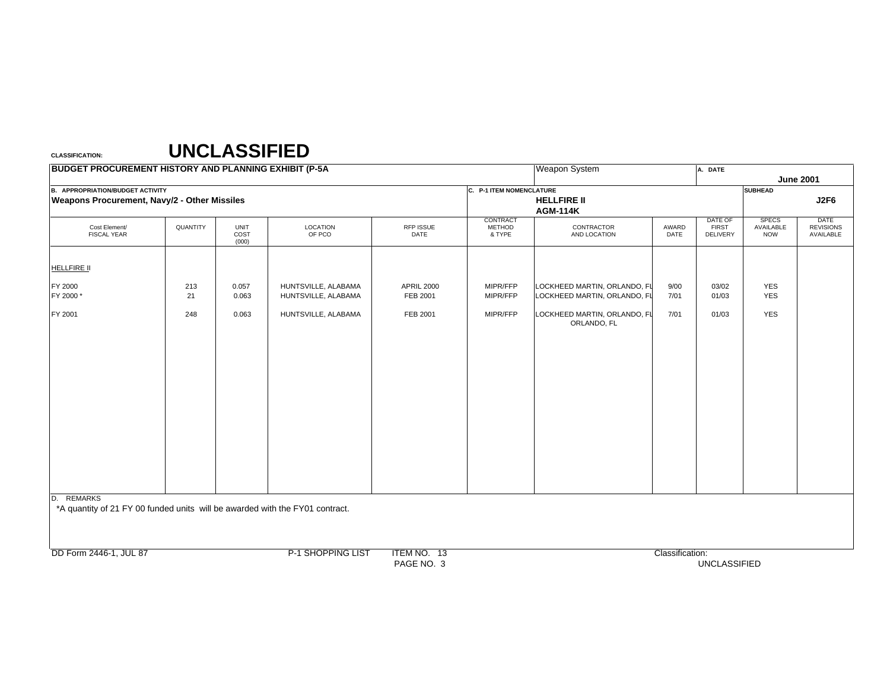**CLASSIFICATION:** **UNCLASSIFIED**

| BUDGET PROCUREMENT HISTORY AND PLANNING EXHIBIT (P-5A | | | | | | Weapon System | | A. DATE | | June 2001 |
|---|---|---|---|---|---|---|---|---|---|---|
| B. APPROPRIATION/BUDGET ACTIVITY<br>Weapons Procurement, Navy/2 - Other Missiles | | | | | C. P-1 ITEM NOMENCLATURE | HELLFIRE II<br>AGM-114K | | | SUBHEAD | J2F6 |
| Cost Element/ FISCAL YEAR | QUANTITY | UNIT COST (000) | LOCATION OF PCO | RFP ISSUE DATE | CONTRACT METHOD & TYPE | CONTRACTOR AND LOCATION | AWARD DATE | DATE OF FIRST DELIVERY | SPECS AVAILABLE NOW | DATE REVISIONS AVAILABLE |
| HELLFIRE II | | | | | | | | | | |
| FY 2000 | 213 | 0.057 | HUNTSVILLE, ALABAMA | APRIL 2000 | MIPR/FFP | LOCKHEED MARTIN, ORLANDO, FL | 9/00 | 03/02 | YES | |
| FY 2000 * | 21 | 0.063 | HUNTSVILLE, ALABAMA | FEB 2001 | MIPR/FFP | LOCKHEED MARTIN, ORLANDO, FL | 7/01 | 01/03 | YES | |
| FY 2001 | 248 | 0.063 | HUNTSVILLE, ALABAMA | FEB 2001 | MIPR/FFP | LOCKHEED MARTIN, ORLANDO, FL ORLANDO, FL | 7/01 | 01/03 | YES | |

D. REMARKS

*A quantity of 21 FY 00 funded units will be awarded with the FY01 contract.

DD Form 2446-1, JUL 87 P-1 SHOPPING LIST ITEM NO. 13 PAGE NO. 3 Classification: UNCLASSIFIED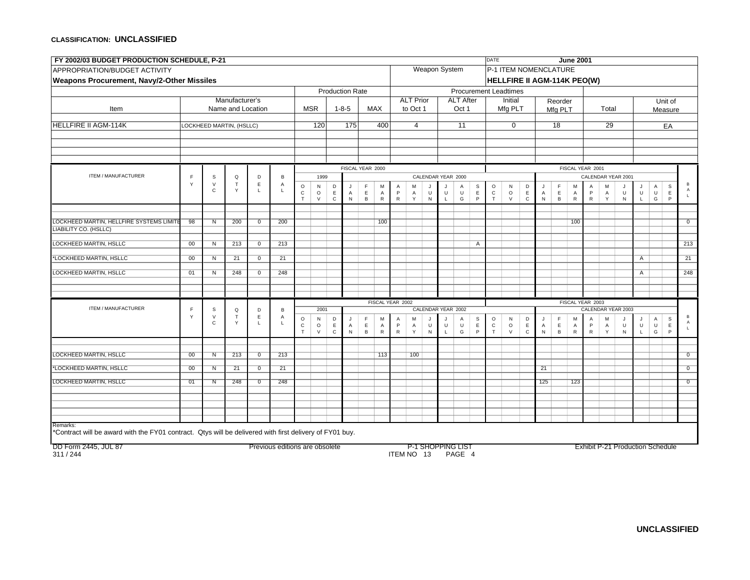**CLASSIFICATION: UNCLASSIFIED**

| FY 2002/03 BUDGET PRODUCTION SCHEDULE, P-21 | | DATE June 2001 |
|---|---|---|
| APPROPRIATION/BUDGET ACTIVITY | Weapon System | P-1 ITEM NOMENCLATURE |
| **Weapons Procurement, Navy/2-Other Missiles** | | **HELLFIRE II AGM-114K PEO(W)** |

| Item | Manufacturer's Name and Location | Production Rate MSR | Production Rate 1-8-5 | Production Rate MAX | Procurement Leadtimes ALT Prior to Oct 1 | ALT After Oct 1 | Initial Mfg PLT | Reorder Mfg PLT | Total | Unit of Measure |
|---|---|---|---|---|---|---|---|---|---|---|
| HELLFIRE II AGM-114K | LOCKHEED MARTIN, (HSLLC) | 120 | 175 | 400 | 4 | 11 | 0 | 18 | 29 | EA |

FISCAL YEAR 2000 / FISCAL YEAR 2001

| ITEM / MANUFACTURER | FY | SVC | QTY | DEL | BAL | 1999 OCT | NOV | DEC | 2000 JAN | FEB | MAR | APR | MAY | JUN | JUL | AUG | SEP | OCT | NOV | DEC | 2001 JAN | FEB | MAR | APR | MAY | JUN | JUL | AUG | SEP | BAL |
|---|---|---|---|---|---|---|---|---|---|---|---|---|---|---|---|---|---|---|---|---|---|---|---|---|---|---|---|---|---|---|
| LOCKHEED MARTIN, HELLFIRE SYSTEMS LIMITED LIABILITY CO. (HSLLC) | 98 | N | 200 | 0 | 200 | | | | | | 100 | | | | | | | | | | | | 100 | | | | | | | 0 |
| LOCKHEED MARTIN, HSLLC | 00 | N | 213 | 0 | 213 | | | | | | | | | | | | A | | | | | | | | | | | | | 213 |
| *LOCKHEED MARTIN, HSLLC | 00 | N | 21 | 0 | 21 | | | | | | | | | | | | | | | | | | | | | | A | | | 21 |
| LOCKHEED MARTIN, HSLLC | 01 | N | 248 | 0 | 248 | | | | | | | | | | | | | | | | | | | | | | A | | | 248 |

FISCAL YEAR 2002 / FISCAL YEAR 2003

| ITEM / MANUFACTURER | FY | SVC | QTY | DEL | BAL | 2001 OCT | NOV | DEC | 2002 JAN | FEB | MAR | APR | MAY | JUN | JUL | AUG | SEP | OCT | NOV | DEC | 2003 JAN | FEB | MAR | APR | MAY | JUN | JUL | AUG | SEP | BAL |
|---|---|---|---|---|---|---|---|---|---|---|---|---|---|---|---|---|---|---|---|---|---|---|---|---|---|---|---|---|---|---|
| LOCKHEED MARTIN, HSLLC | 00 | N | 213 | 0 | 213 | | | | | | 113 | | 100 | | | | | | | | | | | | | | | | | 0 |
| *LOCKHEED MARTIN, HSLLC | 00 | N | 21 | 0 | 21 | | | | | | | | | | | | | | | | 21 | | | | | | | | | 0 |
| LOCKHEED MARTIN, HSLLC | 01 | N | 248 | 0 | 248 | | | | | | | | | | | | | | | | 125 | | 123 | | | | | | | 0 |

Remarks:
*Contract will be award with the FY01 contract. Qtys will be delivered with first delivery of FY01 buy.

DD Form 2445, JUL 87 — Previous editions are obsolete — P-1 SHOPPING LIST ITEM NO 13 PAGE 4 — Exhibit P-21 Production Schedule

311 / 244

**UNCLASSIFIED**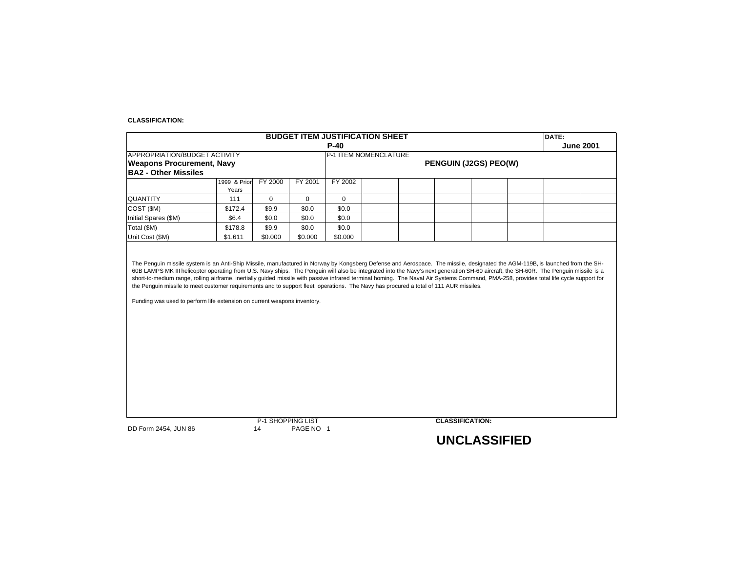**CLASSIFICATION:**

**BUDGET ITEM JUSTIFICATION SHEET**
**P-40**

**DATE:** **June 2001**

APPROPRIATION/BUDGET ACTIVITY
**Weapons Procurement, Navy**
**BA2 - Other Missiles**

P-1 ITEM NOMENCLATURE
**PENGUIN (J2GS) PEO(W)**

| | 1999 & Prior Years | FY 2000 | FY 2001 | FY 2002 | | | | | | | |
|---|---|---|---|---|---|---|---|---|---|---|---|
| QUANTITY | 111 | 0 | 0 | 0 | | | | | | | |
| COST ($M) | $172.4 | $9.9 | $0.0 | $0.0 | | | | | | | |
| Initial Spares ($M) | $6.4 | $0.0 | $0.0 | $0.0 | | | | | | | |
| Total ($M) | $178.8 | $9.9 | $0.0 | $0.0 | | | | | | | |
| Unit Cost ($M) | $1.611 | $0.000 | $0.000 | $0.000 | | | | | | | |

The Penguin missile system is an Anti-Ship Missile, manufactured in Norway by Kongsberg Defense and Aerospace. The missile, designated the AGM-119B, is launched from the SH-60B LAMPS MK III helicopter operating from U.S. Navy ships. The Penguin will also be integrated into the Navy's next generation SH-60 aircraft, the SH-60R. The Penguin missile is a short-to-medium range, rolling airframe, inertially guided missile with passive infrared terminal homing. The Naval Air Systems Command, PMA-258, provides total life cycle support for the Penguin missile to meet customer requirements and to support fleet operations. The Navy has procured a total of 111 AUR missiles.

Funding was used to perform life extension on current weapons inventory.

DD Form 2454, JUN 86

P-1 SHOPPING LIST
14 PAGE NO 1

**CLASSIFICATION:**

**UNCLASSIFIED**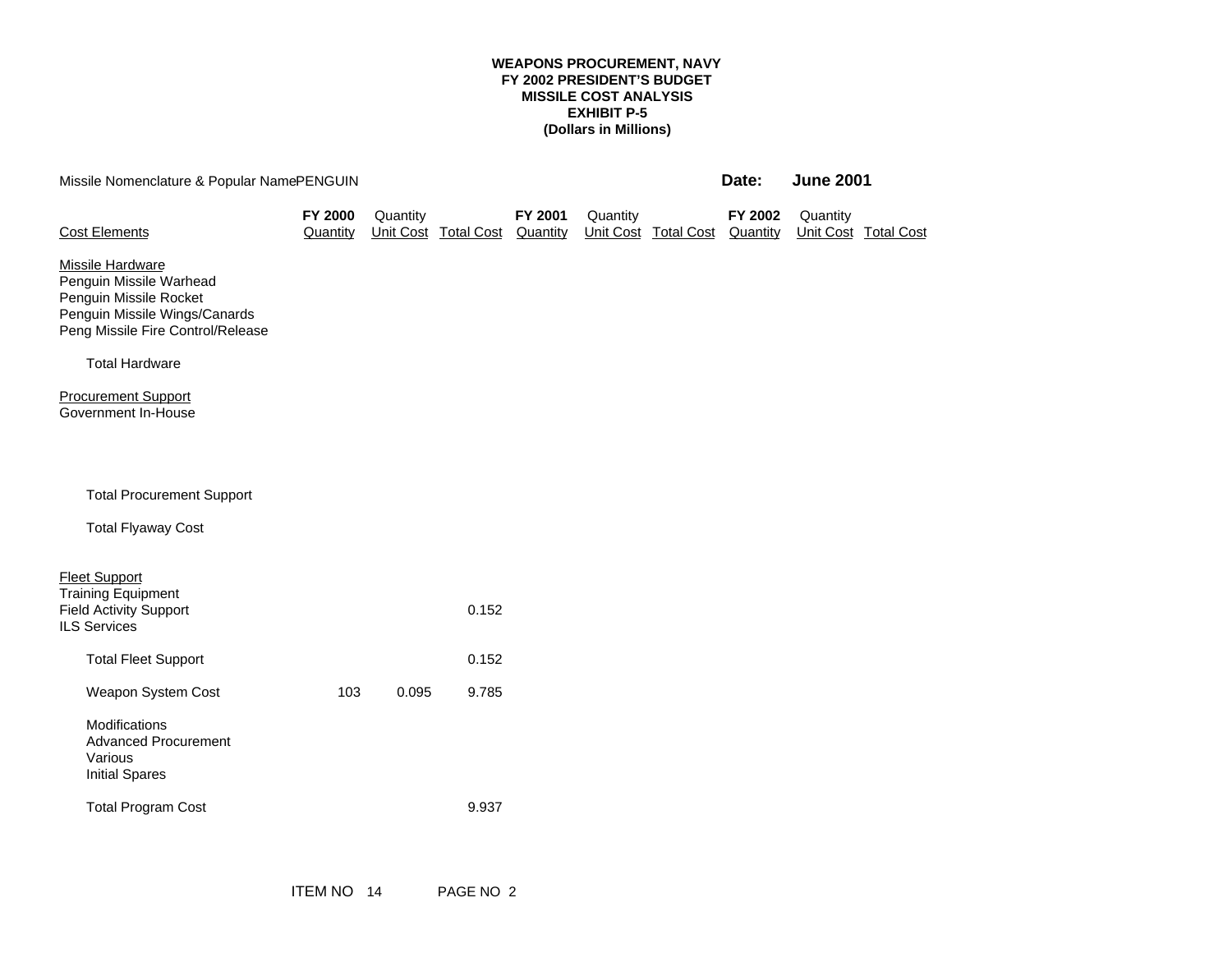**WEAPONS PROCUREMENT, NAVY**
**FY 2002 PRESIDENT'S BUDGET**
**MISSILE COST ANALYSIS**
**EXHIBIT P-5**
**(Dollars in Millions)**

Missile Nomenclature & Popular Name PENGUIN

**Date: June 2001**

| Cost Elements | FY 2000 Quantity | Quantity Unit Cost | Total Cost | FY 2001 Quantity | Quantity Unit Cost | Total Cost | FY 2002 Quantity | Quantity Unit Cost | Total Cost |
|---|---|---|---|---|---|---|---|---|---|
| Missile Hardware | | | | | | | | | |
| Penguin Missile Warhead | | | | | | | | | |
| Penguin Missile Rocket | | | | | | | | | |
| Penguin Missile Wings/Canards | | | | | | | | | |
| Peng Missile Fire Control/Release | | | | | | | | | |
| Total Hardware | | | | | | | | | |
| Procurement Support | | | | | | | | | |
| Government In-House | | | | | | | | | |
| Total Procurement Support | | | | | | | | | |
| Total Flyaway Cost | | | | | | | | | |
| Fleet Support | | | | | | | | | |
| Training Equipment | | | | | | | | | |
| Field Activity Support | | | 0.152 | | | | | | |
| ILS Services | | | | | | | | | |
| Total Fleet Support | | | 0.152 | | | | | | |
| Weapon System Cost | 103 | 0.095 | 9.785 | | | | | | |
| Modifications | | | | | | | | | |
| Advanced Procurement | | | | | | | | | |
| Various | | | | | | | | | |
| Initial Spares | | | | | | | | | |
| Total Program Cost | | | 9.937 | | | | | | |

ITEM NO 14 PAGE NO 2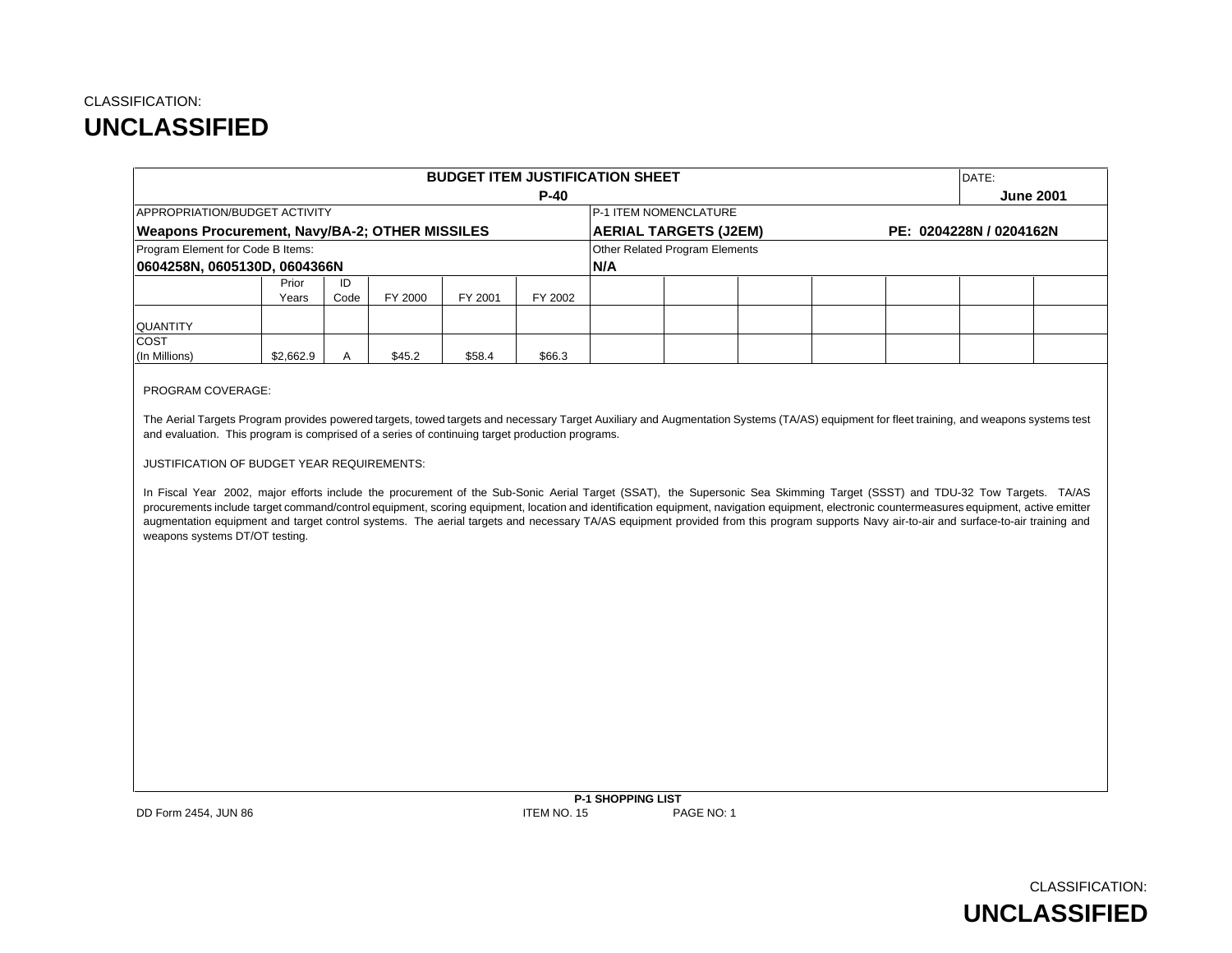CLASSIFICATION:

**UNCLASSIFIED**

| BUDGET ITEM JUSTIFICATION SHEET P-40 | | | | | | DATE: **June 2001** |
|---|---|---|---|---|---|---|
| APPROPRIATION/BUDGET ACTIVITY **Weapons Procurement, Navy/BA-2; OTHER MISSILES** | | | | | P-1 ITEM NOMENCLATURE **AERIAL TARGETS (J2EM)** | **PE: 0204228N / 0204162N** |
| Program Element for Code B Items: **0604258N, 0605130D, 0604366N** | | | | | Other Related Program Elements **N/A** | |

| | Prior Years | ID Code | FY 2000 | FY 2001 | FY 2002 | | | | | | | |
|---|---|---|---|---|---|---|---|---|---|---|---|---|
| QUANTITY | | | | | | | | | | | | |
| COST (In Millions) | $2,662.9 | A | $45.2 | $58.4 | $66.3 | | | | | | | |

PROGRAM COVERAGE:

The Aerial Targets Program provides powered targets, towed targets and necessary Target Auxiliary and Augmentation Systems (TA/AS) equipment for fleet training, and weapons systems test and evaluation. This program is comprised of a series of continuing target production programs.

JUSTIFICATION OF BUDGET YEAR REQUIREMENTS:

In Fiscal Year 2002, major efforts include the procurement of the Sub-Sonic Aerial Target (SSAT), the Supersonic Sea Skimming Target (SSST) and TDU-32 Tow Targets. TA/AS procurements include target command/control equipment, scoring equipment, location and identification equipment, navigation equipment, electronic countermeasures equipment, active emitter augmentation equipment and target control systems. The aerial targets and necessary TA/AS equipment provided from this program supports Navy air-to-air and surface-to-air training and weapons systems DT/OT testing.

**P-1 SHOPPING LIST**

DD Form 2454, JUN 86 ITEM NO. 15 PAGE NO: 1

CLASSIFICATION:

**UNCLASSIFIED**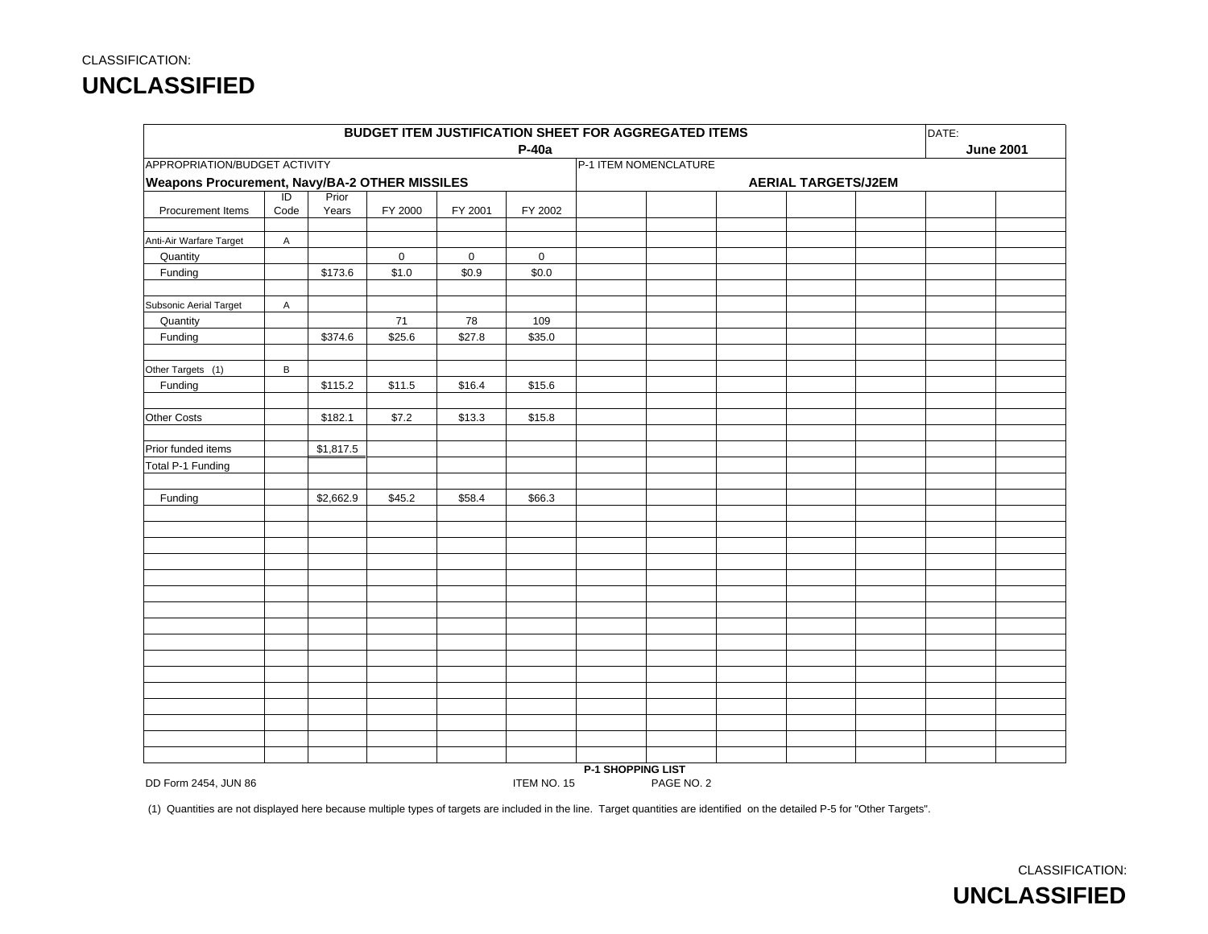CLASSIFICATION:

**UNCLASSIFIED**

**BUDGET ITEM JUSTIFICATION SHEET FOR AGGREGATED ITEMS**

**P-40a**

DATE: **June 2001**

APPROPRIATION/BUDGET ACTIVITY: **Weapons Procurement, Navy/BA-2 OTHER MISSILES**

P-1 ITEM NOMENCLATURE: **AERIAL TARGETS/J2EM**

| Procurement Items | ID Code | Prior Years | FY 2000 | FY 2001 | FY 2002 |
|---|---|---|---|---|---|
| Anti-Air Warfare Target | A | | | | |
| Quantity | | | 0 | 0 | 0 |
| Funding | | $173.6 | $1.0 | $0.9 | $0.0 |
| Subsonic Aerial Target | A | | | | |
| Quantity | | | 71 | 78 | 109 |
| Funding | | $374.6 | $25.6 | $27.8 | $35.0 |
| Other Targets (1) | B | | | | |
| Funding | | $115.2 | $11.5 | $16.4 | $15.6 |
| Other Costs | | $182.1 | $7.2 | $13.3 | $15.8 |
| Prior funded items | | $1,817.5 | | | |
| Total P-1 Funding | | | | | |
| Funding | | $2,662.9 | $45.2 | $58.4 | $66.3 |

**P-1 SHOPPING LIST**

DD Form 2454, JUN 86 — ITEM NO. 15 — PAGE NO. 2

(1) Quantities are not displayed here because multiple types of targets are included in the line. Target quantities are identified on the detailed P-5 for "Other Targets".

CLASSIFICATION:

**UNCLASSIFIED**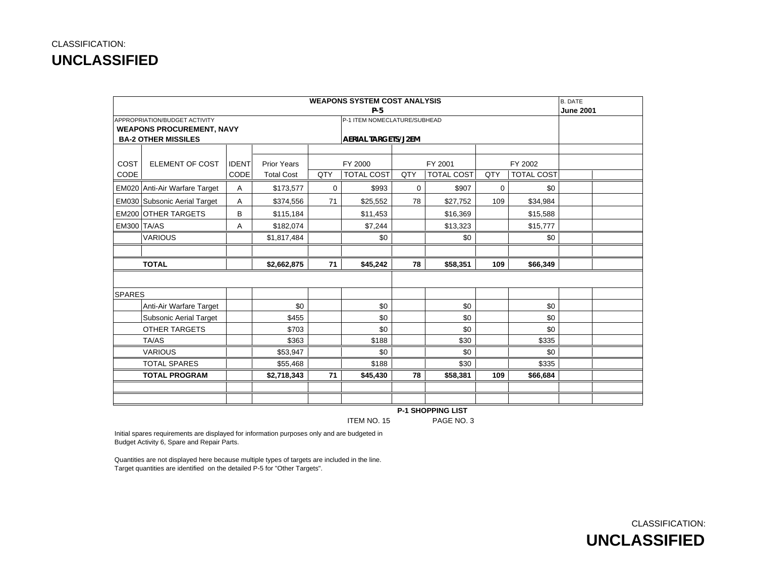CLASSIFICATION:

**UNCLASSIFIED**

| WEAPONS SYSTEM COST ANALYSIS P-5 | | | | | | | | | | B. DATE June 2001 |
|---|---|---|---|---|---|---|---|---|---|---|
| APPROPRIATION/BUDGET ACTIVITY **WEAPONS PROCUREMENT, NAVY** **BA-2 OTHER MISSILES** | | | | P-1 ITEM NOMECLATURE/SUBHEAD **AERIAL TARGETS/J2EM** | | | | | | |
| COST CODE | ELEMENT OF COST | IDENT CODE | Prior Years Total Cost | FY 2000 QTY | FY 2000 TOTAL COST | FY 2001 QTY | FY 2001 TOTAL COST | FY 2002 QTY | FY 2002 TOTAL COST | |
| EM020 | Anti-Air Warfare Target | A | $173,577 | 0 | $993 | 0 | $907 | 0 | $0 | |
| EM030 | Subsonic Aerial Target | A | $374,556 | 71 | $25,552 | 78 | $27,752 | 109 | $34,984 | |
| EM200 | OTHER TARGETS | B | $115,184 | | $11,453 | | $16,369 | | $15,588 | |
| EM300 | TA/AS | A | $182,074 | | $7,244 | | $13,323 | | $15,777 | |
| | VARIOUS | | $1,817,484 | | $0 | | $0 | | $0 | |
| | | | | | | | | | | |
| | **TOTAL** | | **$2,662,875** | **71** | **$45,242** | **78** | **$58,351** | **109** | **$66,349** | |
| | | | | | | | | | | |
| SPARES | | | | | | | | | | |
| | Anti-Air Warfare Target | | $0 | | $0 | | $0 | | $0 | |
| | Subsonic Aerial Target | | $455 | | $0 | | $0 | | $0 | |
| | OTHER TARGETS | | $703 | | $0 | | $0 | | $0 | |
| | TA/AS | | $363 | | $188 | | $30 | | $335 | |
| | VARIOUS | | $53,947 | | $0 | | $0 | | $0 | |
| | TOTAL SPARES | | $55,468 | | $188 | | $30 | | $335 | |
| | **TOTAL PROGRAM** | | **$2,718,343** | **71** | **$45,430** | **78** | **$58,381** | **109** | **$66,684** | |

**P-1 SHOPPING LIST**

ITEM NO. 15 PAGE NO. 3

Initial spares requirements are displayed for information purposes only and are budgeted in Budget Activity 6, Spare and Repair Parts.

Quantities are not displayed here because multiple types of targets are included in the line. Target quantities are identified on the detailed P-5 for "Other Targets".

CLASSIFICATION:

**UNCLASSIFIED**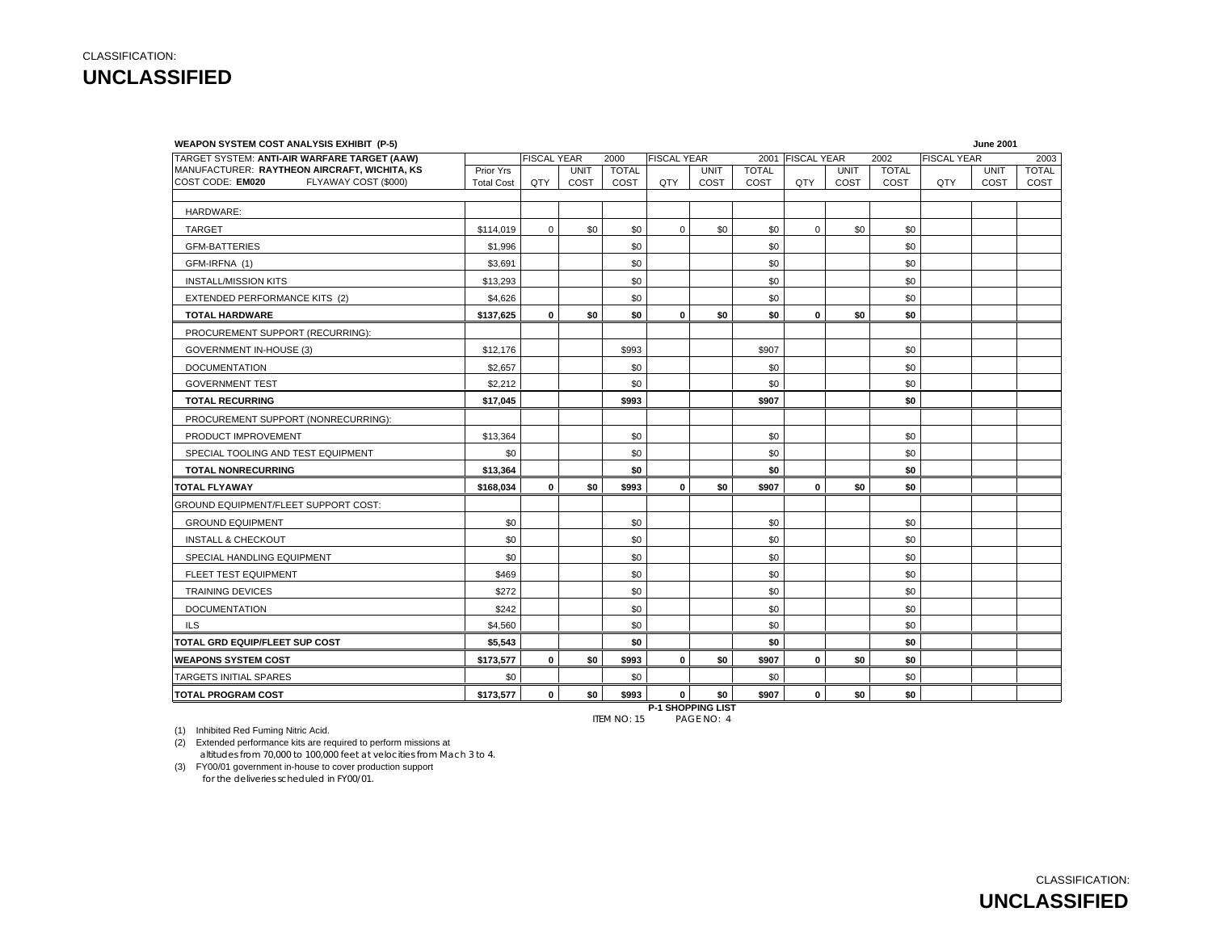CLASSIFICATION:

**UNCLASSIFIED**

**WEAPON SYSTEM COST ANALYSIS EXHIBIT (P-5)** — **June 2001**

| TARGET SYSTEM: **ANTI-AIR WARFARE TARGET (AAW)**<br>MANUFACTURER: **RAYTHEON AIRCRAFT, WICHITA, KS**<br>COST CODE: **EM020** FLYAWAY COST ($000) | Prior Yrs Total Cost | FISCAL YEAR 2000 QTY | FISCAL YEAR 2000 UNIT COST | FISCAL YEAR 2000 TOTAL COST | FISCAL YEAR 2001 QTY | FISCAL YEAR 2001 UNIT COST | FISCAL YEAR 2001 TOTAL COST | FISCAL YEAR 2002 QTY | FISCAL YEAR 2002 UNIT COST | FISCAL YEAR 2002 TOTAL COST | FISCAL YEAR 2003 QTY | FISCAL YEAR 2003 UNIT COST | FISCAL YEAR 2003 TOTAL COST |
|---|---|---|---|---|---|---|---|---|---|---|---|---|---|
| HARDWARE: | | | | | | | | | | | | | |
| TARGET | $114,019 | 0 | $0 | $0 | 0 | $0 | $0 | 0 | $0 | $0 | | | |
| GFM-BATTERIES | $1,996 | | | $0 | | | $0 | | | $0 | | | |
| GFM-IRFNA (1) | $3,691 | | | $0 | | | $0 | | | $0 | | | |
| INSTALL/MISSION KITS | $13,293 | | | $0 | | | $0 | | | $0 | | | |
| EXTENDED PERFORMANCE KITS (2) | $4,626 | | | $0 | | | $0 | | | $0 | | | |
| **TOTAL HARDWARE** | **$137,625** | **0** | **$0** | **$0** | **0** | **$0** | **$0** | **0** | **$0** | **$0** | | | |
| PROCUREMENT SUPPORT (RECURRING): | | | | | | | | | | | | | |
| GOVERNMENT IN-HOUSE (3) | $12,176 | | | $993 | | | $907 | | | $0 | | | |
| DOCUMENTATION | $2,657 | | | $0 | | | $0 | | | $0 | | | |
| GOVERNMENT TEST | $2,212 | | | $0 | | | $0 | | | $0 | | | |
| **TOTAL RECURRING** | **$17,045** | | | **$993** | | | **$907** | | | **$0** | | | |
| PROCUREMENT SUPPORT (NONRECURRING): | | | | | | | | | | | | | |
| PRODUCT IMPROVEMENT | $13,364 | | | $0 | | | $0 | | | $0 | | | |
| SPECIAL TOOLING AND TEST EQUIPMENT | $0 | | | $0 | | | $0 | | | $0 | | | |
| **TOTAL NONRECURRING** | **$13,364** | | | **$0** | | | **$0** | | | **$0** | | | |
| **TOTAL FLYAWAY** | **$168,034** | **0** | **$0** | **$993** | **0** | **$0** | **$907** | **0** | **$0** | **$0** | | | |
| GROUND EQUIPMENT/FLEET SUPPORT COST: | | | | | | | | | | | | | |
| GROUND EQUIPMENT | $0 | | | $0 | | | $0 | | | $0 | | | |
| INSTALL & CHECKOUT | $0 | | | $0 | | | $0 | | | $0 | | | |
| SPECIAL HANDLING EQUIPMENT | $0 | | | $0 | | | $0 | | | $0 | | | |
| FLEET TEST EQUIPMENT | $469 | | | $0 | | | $0 | | | $0 | | | |
| TRAINING DEVICES | $272 | | | $0 | | | $0 | | | $0 | | | |
| DOCUMENTATION | $242 | | | $0 | | | $0 | | | $0 | | | |
| ILS | $4,560 | | | $0 | | | $0 | | | $0 | | | |
| **TOTAL GRD EQUIP/FLEET SUP COST** | **$5,543** | | | **$0** | | | **$0** | | | **$0** | | | |
| **WEAPONS SYSTEM COST** | **$173,577** | **0** | **$0** | **$993** | **0** | **$0** | **$907** | **0** | **$0** | **$0** | | | |
| TARGETS INITIAL SPARES | $0 | | | $0 | | | $0 | | | $0 | | | |
| **TOTAL PROGRAM COST** | **$173,577** | **0** | **$0** | **$993** | **0** | **$0** | **$907** | **0** | **$0** | **$0** | | | |

**P-1 SHOPPING LIST**
ITEM NO: 15 PAGE NO: 4

(1) Inhibited Red Fuming Nitric Acid.

(2) Extended performance kits are required to perform missions at altitudes from 70,000 to 100,000 feet at velocities from Mach 3 to 4.

(3) FY00/01 government in-house to cover production support for the deliveries scheduled in FY00/01.

CLASSIFICATION:

**UNCLASSIFIED**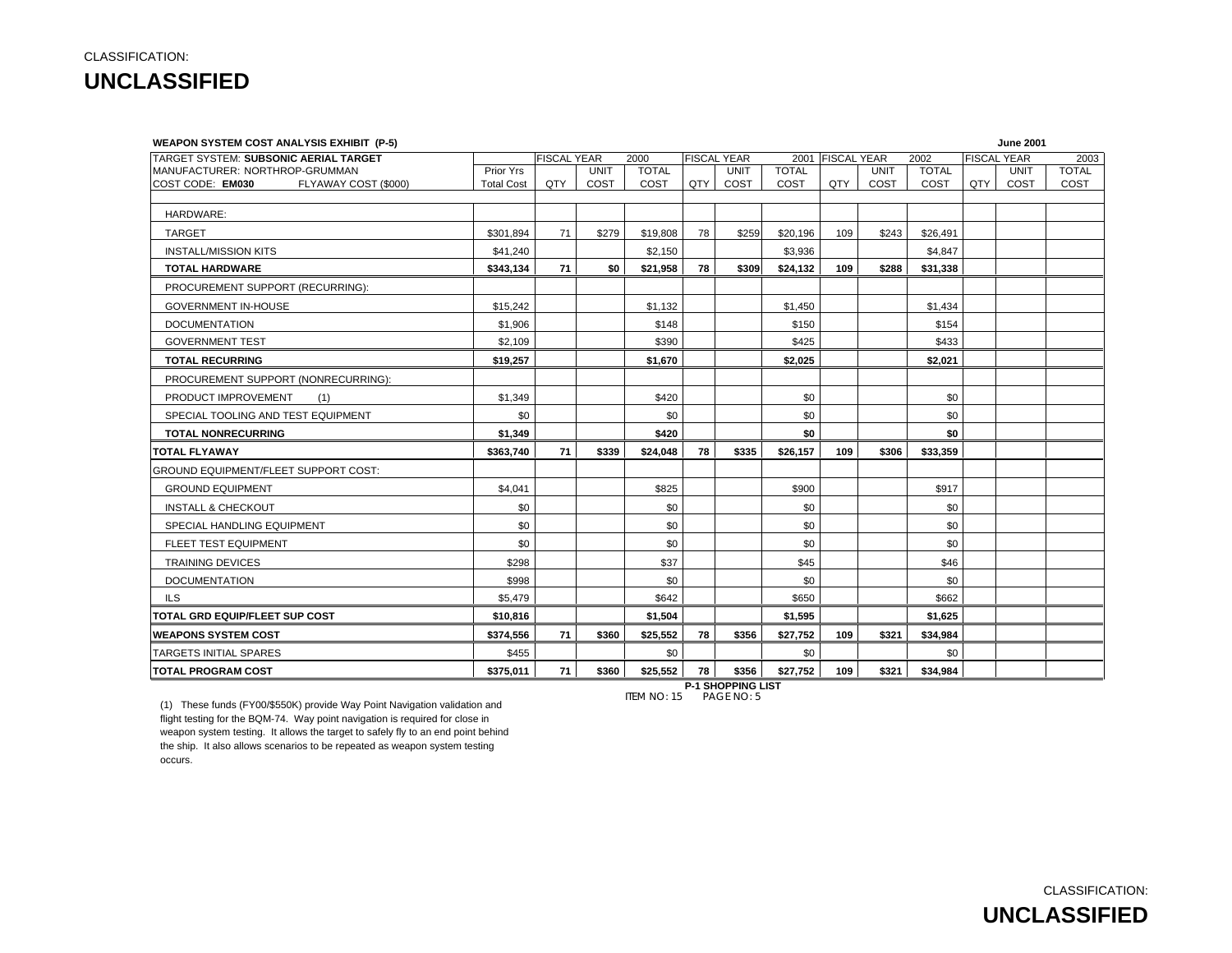CLASSIFICATION:

**UNCLASSIFIED**

**WEAPON SYSTEM COST ANALYSIS EXHIBIT (P-5)** — **June 2001**

| TARGET SYSTEM: **SUBSONIC AERIAL TARGET** | | FISCAL YEAR 2000 | | | FISCAL YEAR 2001 | | | FISCAL YEAR 2002 | | | FISCAL YEAR 2003 | | |
|---|---|---|---|---|---|---|---|---|---|---|---|---|---|
| MANUFACTURER: NORTHROP-GRUMMAN | Prior Yrs | | UNIT | TOTAL | | UNIT | TOTAL | | UNIT | TOTAL | | UNIT | TOTAL |
| COST CODE: **EM030** FLYAWAY COST ($000) | Total Cost | QTY | COST | COST | QTY | COST | COST | QTY | COST | COST | QTY | COST | COST |
| HARDWARE: | | | | | | | | | | | | | |
| TARGET | $301,894 | 71 | $279 | $19,808 | 78 | $259 | $20,196 | 109 | $243 | $26,491 | | | |
| INSTALL/MISSION KITS | $41,240 | | | $2,150 | | | $3,936 | | | $4,847 | | | |
| **TOTAL HARDWARE** | **$343,134** | **71** | **$0** | **$21,958** | **78** | **$309** | **$24,132** | **109** | **$288** | **$31,338** | | | |
| PROCUREMENT SUPPORT (RECURRING): | | | | | | | | | | | | | |
| GOVERNMENT IN-HOUSE | $15,242 | | | $1,132 | | | $1,450 | | | $1,434 | | | |
| DOCUMENTATION | $1,906 | | | $148 | | | $150 | | | $154 | | | |
| GOVERNMENT TEST | $2,109 | | | $390 | | | $425 | | | $433 | | | |
| **TOTAL RECURRING** | **$19,257** | | | **$1,670** | | | **$2,025** | | | **$2,021** | | | |
| PROCUREMENT SUPPORT (NONRECURRING): | | | | | | | | | | | | | |
| PRODUCT IMPROVEMENT (1) | $1,349 | | | $420 | | | $0 | | | $0 | | | |
| SPECIAL TOOLING AND TEST EQUIPMENT | $0 | | | $0 | | | $0 | | | $0 | | | |
| **TOTAL NONRECURRING** | **$1,349** | | | **$420** | | | **$0** | | | **$0** | | | |
| **TOTAL FLYAWAY** | **$363,740** | **71** | **$339** | **$24,048** | **78** | **$335** | **$26,157** | **109** | **$306** | **$33,359** | | | |
| GROUND EQUIPMENT/FLEET SUPPORT COST: | | | | | | | | | | | | | |
| GROUND EQUIPMENT | $4,041 | | | $825 | | | $900 | | | $917 | | | |
| INSTALL & CHECKOUT | $0 | | | $0 | | | $0 | | | $0 | | | |
| SPECIAL HANDLING EQUIPMENT | $0 | | | $0 | | | $0 | | | $0 | | | |
| FLEET TEST EQUIPMENT | $0 | | | $0 | | | $0 | | | $0 | | | |
| TRAINING DEVICES | $298 | | | $37 | | | $45 | | | $46 | | | |
| DOCUMENTATION | $998 | | | $0 | | | $0 | | | $0 | | | |
| ILS | $5,479 | | | $642 | | | $650 | | | $662 | | | |
| **TOTAL GRD EQUIP/FLEET SUP COST** | **$10,816** | | | **$1,504** | | | **$1,595** | | | **$1,625** | | | |
| **WEAPONS SYSTEM COST** | **$374,556** | **71** | **$360** | **$25,552** | **78** | **$356** | **$27,752** | **109** | **$321** | **$34,984** | | | |
| TARGETS INITIAL SPARES | $455 | | | $0 | | | $0 | | | $0 | | | |
| **TOTAL PROGRAM COST** | **$375,011** | **71** | **$360** | **$25,552** | **78** | **$356** | **$27,752** | **109** | **$321** | **$34,984** | | | |

**P-1 SHOPPING LIST**
ITEM NO: 15 PAGE NO: 5

(1) These funds (FY00/$550K) provide Way Point Navigation validation and flight testing for the BQM-74. Way point navigation is required for close in weapon system testing. It allows the target to safely fly to an end point behind the ship. It also allows scenarios to be repeated as weapon system testing occurs.

CLASSIFICATION:

**UNCLASSIFIED**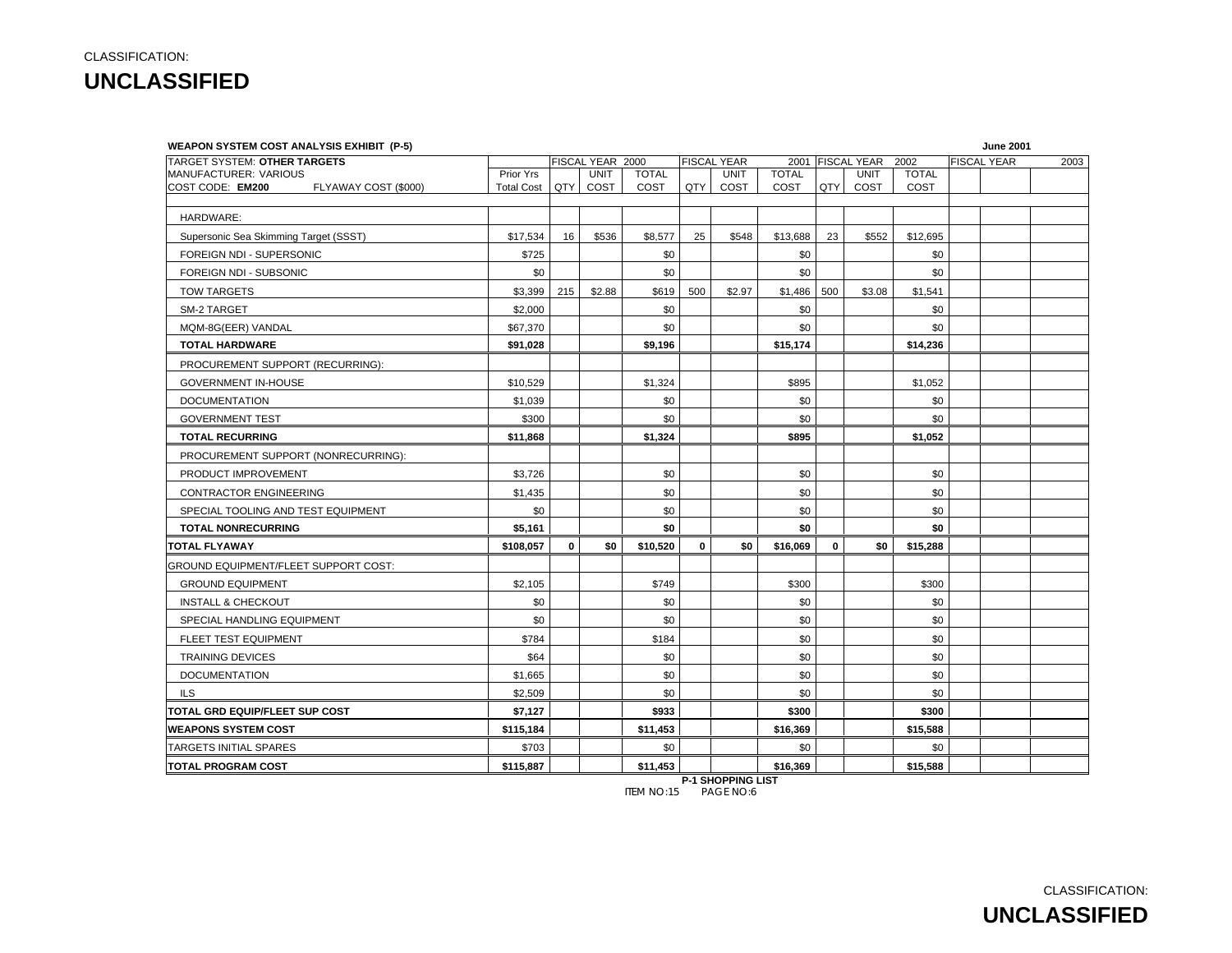CLASSIFICATION:

# UNCLASSIFIED

**WEAPON SYSTEM COST ANALYSIS EXHIBIT (P-5)** **June 2001**

| TARGET SYSTEM: **OTHER TARGETS** | | FISCAL YEAR 2000 | | | FISCAL YEAR 2001 | | | FISCAL YEAR 2002 | | | FISCAL YEAR 2003 | | |
|---|---|---|---|---|---|---|---|---|---|---|---|---|---|
| MANUFACTURER: VARIOUS | Prior Yrs | | UNIT | TOTAL | | UNIT | TOTAL | | UNIT | TOTAL | | | |
| COST CODE: **EM200** FLYAWAY COST ($000) | Total Cost | QTY | COST | COST | QTY | COST | COST | QTY | COST | COST | | | |
| HARDWARE: | | | | | | | | | | | | | |
| Supersonic Sea Skimming Target (SSST) | $17,534 | 16 | $536 | $8,577 | 25 | $548 | $13,688 | 23 | $552 | $12,695 | | | |
| FOREIGN NDI - SUPERSONIC | $725 | | | $0 | | | $0 | | | $0 | | | |
| FOREIGN NDI - SUBSONIC | $0 | | | $0 | | | $0 | | | $0 | | | |
| TOW TARGETS | $3,399 | 215 | $2.88 | $619 | 500 | $2.97 | $1,486 | 500 | $3.08 | $1,541 | | | |
| SM-2 TARGET | $2,000 | | | $0 | | | $0 | | | $0 | | | |
| MQM-8G(EER) VANDAL | $67,370 | | | $0 | | | $0 | | | $0 | | | |
| **TOTAL HARDWARE** | **$91,028** | | | **$9,196** | | | **$15,174** | | | **$14,236** | | | |
| PROCUREMENT SUPPORT (RECURRING): | | | | | | | | | | | | | |
| GOVERNMENT IN-HOUSE | $10,529 | | | $1,324 | | | $895 | | | $1,052 | | | |
| DOCUMENTATION | $1,039 | | | $0 | | | $0 | | | $0 | | | |
| GOVERNMENT TEST | $300 | | | $0 | | | $0 | | | $0 | | | |
| **TOTAL RECURRING** | **$11,868** | | | **$1,324** | | | **$895** | | | **$1,052** | | | |
| PROCUREMENT SUPPORT (NONRECURRING): | | | | | | | | | | | | | |
| PRODUCT IMPROVEMENT | $3,726 | | | $0 | | | $0 | | | $0 | | | |
| CONTRACTOR ENGINEERING | $1,435 | | | $0 | | | $0 | | | $0 | | | |
| SPECIAL TOOLING AND TEST EQUIPMENT | $0 | | | $0 | | | $0 | | | $0 | | | |
| **TOTAL NONRECURRING** | **$5,161** | | | **$0** | | | **$0** | | | **$0** | | | |
| **TOTAL FLYAWAY** | **$108,057** | **0** | **$0** | **$10,520** | **0** | **$0** | **$16,069** | **0** | **$0** | **$15,288** | | | |
| GROUND EQUIPMENT/FLEET SUPPORT COST: | | | | | | | | | | | | | |
| GROUND EQUIPMENT | $2,105 | | | $749 | | | $300 | | | $300 | | | |
| INSTALL & CHECKOUT | $0 | | | $0 | | | $0 | | | $0 | | | |
| SPECIAL HANDLING EQUIPMENT | $0 | | | $0 | | | $0 | | | $0 | | | |
| FLEET TEST EQUIPMENT | $784 | | | $184 | | | $0 | | | $0 | | | |
| TRAINING DEVICES | $64 | | | $0 | | | $0 | | | $0 | | | |
| DOCUMENTATION | $1,665 | | | $0 | | | $0 | | | $0 | | | |
| ILS | $2,509 | | | $0 | | | $0 | | | $0 | | | |
| **TOTAL GRD EQUIP/FLEET SUP COST** | **$7,127** | | | **$933** | | | **$300** | | | **$300** | | | |
| **WEAPONS SYSTEM COST** | **$115,184** | | | **$11,453** | | | **$16,369** | | | **$15,588** | | | |
| TARGETS INITIAL SPARES | $703 | | | $0 | | | $0 | | | $0 | | | |
| **TOTAL PROGRAM COST** | **$115,887** | | | **$11,453** | | | **$16,369** | | | **$15,588** | | | |

**P-1 SHOPPING LIST**
ITEM NO:15 PAGE NO:6

CLASSIFICATION:

# UNCLASSIFIED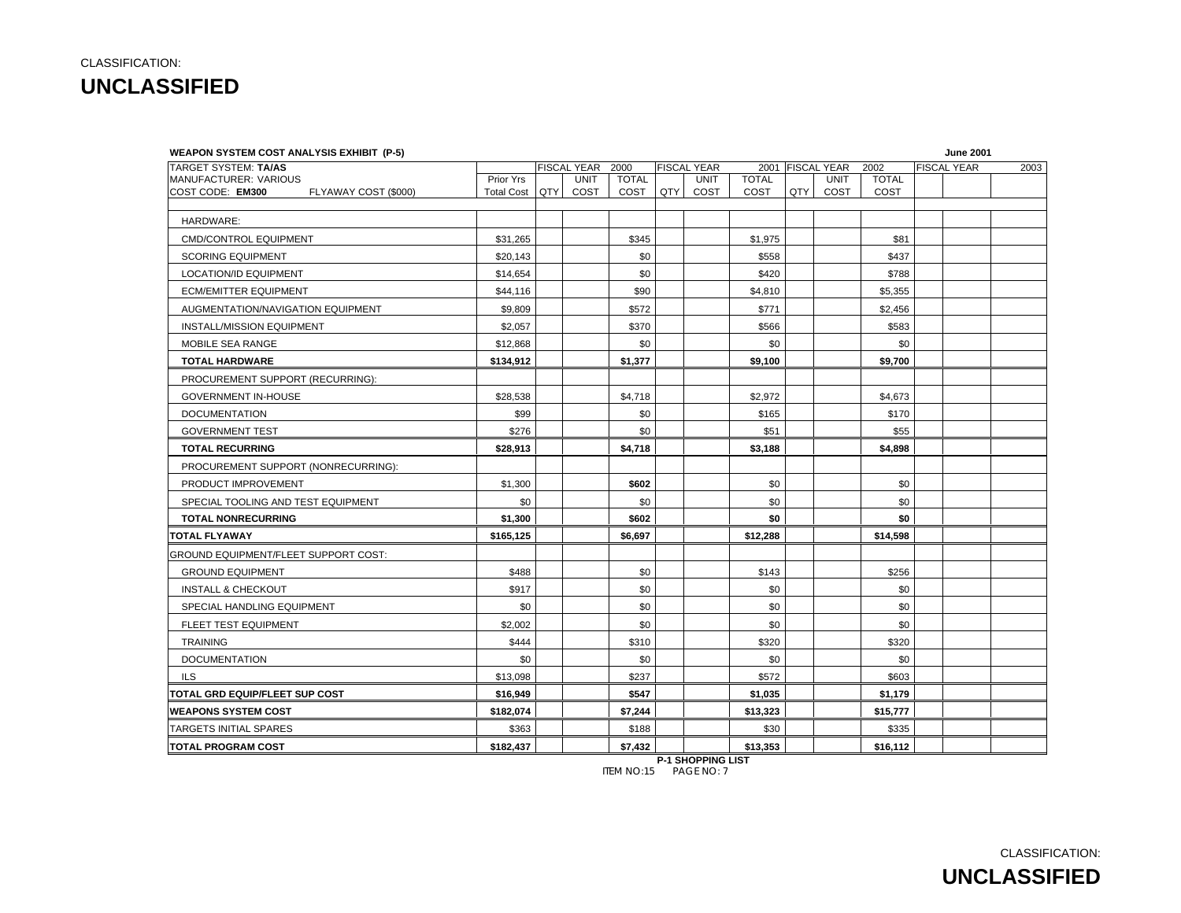CLASSIFICATION:

# UNCLASSIFIED

**WEAPON SYSTEM COST ANALYSIS EXHIBIT (P-5)** **June 2001**

| TARGET SYSTEM: **TA/AS** | | FISCAL YEAR 2000 | | | FISCAL YEAR 2001 | | | FISCAL YEAR 2002 | | | FISCAL YEAR 2003 | | |
|---|---|---|---|---|---|---|---|---|---|---|---|---|---|
| MANUFACTURER: VARIOUS | Prior Yrs | | UNIT | TOTAL | | UNIT | TOTAL | | UNIT | TOTAL | | | |
| COST CODE: **EM300** FLYAWAY COST ($000) | Total Cost | QTY | COST | COST | QTY | COST | COST | QTY | COST | COST | | | |
| HARDWARE: | | | | | | | | | | | | | |
| CMD/CONTROL EQUIPMENT | $31,265 | | | $345 | | | $1,975 | | | $81 | | | |
| SCORING EQUIPMENT | $20,143 | | | $0 | | | $558 | | | $437 | | | |
| LOCATION/ID EQUIPMENT | $14,654 | | | $0 | | | $420 | | | $788 | | | |
| ECM/EMITTER EQUIPMENT | $44,116 | | | $90 | | | $4,810 | | | $5,355 | | | |
| AUGMENTATION/NAVIGATION EQUIPMENT | $9,809 | | | $572 | | | $771 | | | $2,456 | | | |
| INSTALL/MISSION EQUIPMENT | $2,057 | | | $370 | | | $566 | | | $583 | | | |
| MOBILE SEA RANGE | $12,868 | | | $0 | | | $0 | | | $0 | | | |
| **TOTAL HARDWARE** | **$134,912** | | | **$1,377** | | | **$9,100** | | | **$9,700** | | | |
| PROCUREMENT SUPPORT (RECURRING): | | | | | | | | | | | | | |
| GOVERNMENT IN-HOUSE | $28,538 | | | $4,718 | | | $2,972 | | | $4,673 | | | |
| DOCUMENTATION | $99 | | | $0 | | | $165 | | | $170 | | | |
| GOVERNMENT TEST | $276 | | | $0 | | | $51 | | | $55 | | | |
| **TOTAL RECURRING** | **$28,913** | | | **$4,718** | | | **$3,188** | | | **$4,898** | | | |
| PROCUREMENT SUPPORT (NONRECURRING): | | | | | | | | | | | | | |
| PRODUCT IMPROVEMENT | $1,300 | | | **$602** | | | $0 | | | $0 | | | |
| SPECIAL TOOLING AND TEST EQUIPMENT | $0 | | | $0 | | | $0 | | | $0 | | | |
| **TOTAL NONRECURRING** | **$1,300** | | | **$602** | | | **$0** | | | **$0** | | | |
| **TOTAL FLYAWAY** | **$165,125** | | | **$6,697** | | | **$12,288** | | | **$14,598** | | | |
| GROUND EQUIPMENT/FLEET SUPPORT COST: | | | | | | | | | | | | | |
| GROUND EQUIPMENT | $488 | | | $0 | | | $143 | | | $256 | | | |
| INSTALL & CHECKOUT | $917 | | | $0 | | | $0 | | | $0 | | | |
| SPECIAL HANDLING EQUIPMENT | $0 | | | $0 | | | $0 | | | $0 | | | |
| FLEET TEST EQUIPMENT | $2,002 | | | $0 | | | $0 | | | $0 | | | |
| TRAINING | $444 | | | $310 | | | $320 | | | $320 | | | |
| DOCUMENTATION | $0 | | | $0 | | | $0 | | | $0 | | | |
| ILS | $13,098 | | | $237 | | | $572 | | | $603 | | | |
| **TOTAL GRD EQUIP/FLEET SUP COST** | **$16,949** | | | **$547** | | | **$1,035** | | | **$1,179** | | | |
| **WEAPONS SYSTEM COST** | **$182,074** | | | **$7,244** | | | **$13,323** | | | **$15,777** | | | |
| TARGETS INITIAL SPARES | $363 | | | $188 | | | $30 | | | $335 | | | |
| **TOTAL PROGRAM COST** | **$182,437** | | | **$7,432** | | | **$13,353** | | | **$16,112** | | | |

**P-1 SHOPPING LIST**
ITEM NO:15 PAGE NO: 7

CLASSIFICATION:

# UNCLASSIFIED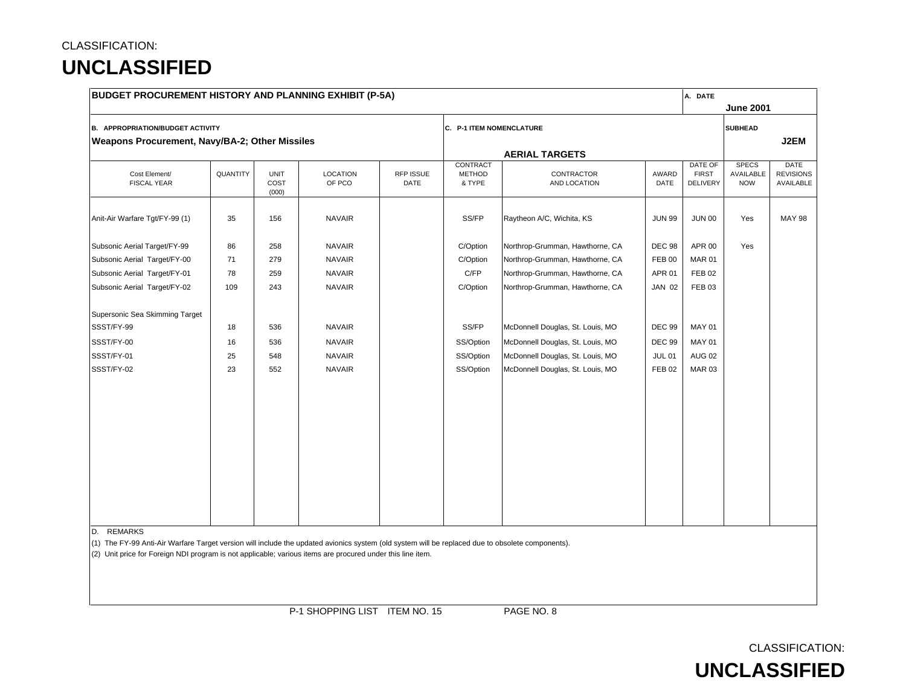CLASSIFICATION:

# UNCLASSIFIED

**BUDGET PROCUREMENT HISTORY AND PLANNING EXHIBIT (P-5A)**

A. DATE: **June 2001**

B. APPROPRIATION/BUDGET ACTIVITY: **Weapons Procurement, Navy/BA-2; Other Missiles**

C. P-1 ITEM NOMENCLATURE: **AERIAL TARGETS**

SUBHEAD: **J2EM**

| Cost Element/ FISCAL YEAR | QUANTITY | UNIT COST (000) | LOCATION OF PCO | RFP ISSUE DATE | CONTRACT METHOD & TYPE | CONTRACTOR AND LOCATION | AWARD DATE | DATE OF FIRST DELIVERY | SPECS AVAILABLE NOW | DATE REVISIONS AVAILABLE |
|---|---|---|---|---|---|---|---|---|---|---|
| Anit-Air Warfare Tgt/FY-99 (1) | 35 | 156 | NAVAIR | | SS/FP | Raytheon A/C, Wichita, KS | JUN 99 | JUN 00 | Yes | MAY 98 |
| Subsonic Aerial Target/FY-99 | 86 | 258 | NAVAIR | | C/Option | Northrop-Grumman, Hawthorne, CA | DEC 98 | APR 00 | Yes | |
| Subsonic Aerial Target/FY-00 | 71 | 279 | NAVAIR | | C/Option | Northrop-Grumman, Hawthorne, CA | FEB 00 | MAR 01 | | |
| Subsonic Aerial Target/FY-01 | 78 | 259 | NAVAIR | | C/FP | Northrop-Grumman, Hawthorne, CA | APR 01 | FEB 02 | | |
| Subsonic Aerial Target/FY-02 | 109 | 243 | NAVAIR | | C/Option | Northrop-Grumman, Hawthorne, CA | JAN 02 | FEB 03 | | |
| Supersonic Sea Skimming Target | | | | | | | | | | |
| SSST/FY-99 | 18 | 536 | NAVAIR | | SS/FP | McDonnell Douglas, St. Louis, MO | DEC 99 | MAY 01 | | |
| SSST/FY-00 | 16 | 536 | NAVAIR | | SS/Option | McDonnell Douglas, St. Louis, MO | DEC 99 | MAY 01 | | |
| SSST/FY-01 | 25 | 548 | NAVAIR | | SS/Option | McDonnell Douglas, St. Louis, MO | JUL 01 | AUG 02 | | |
| SSST/FY-02 | 23 | 552 | NAVAIR | | SS/Option | McDonnell Douglas, St. Louis, MO | FEB 02 | MAR 03 | | |

D. REMARKS

(1) The FY-99 Anti-Air Warfare Target version will include the updated avionics system (old system will be replaced due to obsolete components).

(2) Unit price for Foreign NDI program is not applicable; various items are procured under this line item.

P-1 SHOPPING LIST ITEM NO. 15 PAGE NO. 8

CLASSIFICATION:

# UNCLASSIFIED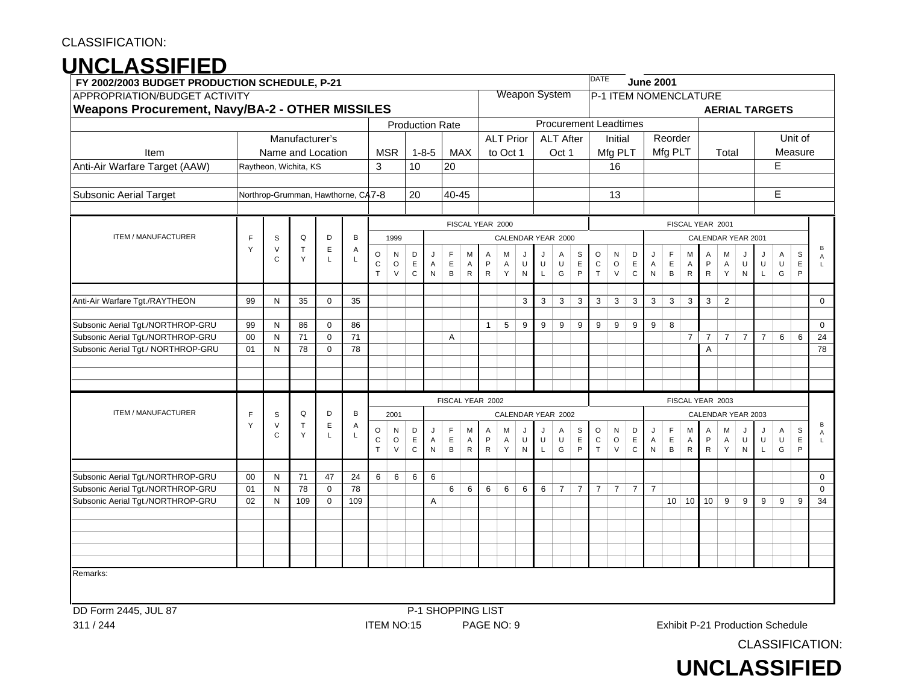CLASSIFICATION:

# UNCLASSIFIED

**FY 2002/2003 BUDGET PRODUCTION SCHEDULE, P-21**

DATE **June 2001**

| APPROPRIATION/BUDGET ACTIVITY | Weapon System | P-1 ITEM NOMENCLATURE |
|---|---|---|
| **Weapons Procurement, Navy/BA-2 - OTHER MISSILES** | | **AERIAL TARGETS** |

| Item | Manufacturer's Name and Location | Production Rate MSR | Production Rate 1-8-5 | Production Rate MAX | ALT Prior to Oct 1 | ALT After Oct 1 | Initial Mfg PLT | Reorder Mfg PLT | Total | Unit of Measure |
|---|---|---|---|---|---|---|---|---|---|---|
| Anti-Air Warfare Target (AAW) | Raytheon, Wichita, KS | 3 | 10 | 20 | | | 16 | | | E |
| Subsonic Aerial Target | Northrop-Grumman, Hawthorne, CA | 7-8 | 20 | 40-45 | | | 13 | | | E |

| ITEM / MANUFACTURER | FY | SVC | QTY | DEL | BAL | OCT 1999 | NOV 1999 | DEC 1999 | JAN 2000 | FEB 2000 | MAR 2000 | APR 2000 | MAY 2000 | JUN 2000 | JUL 2000 | AUG 2000 | SEP 2000 | OCT 2000 | NOV 2000 | DEC 2000 | JAN 2001 | FEB 2001 | MAR 2001 | APR 2001 | MAY 2001 | JUN 2001 | JUL 2001 | AUG 2001 | SEP 2001 | BAL |
|---|---|---|---|---|---|---|---|---|---|---|---|---|---|---|---|---|---|---|---|---|---|---|---|---|---|---|---|---|---|---|
| | | | | | | FISCAL YEAR 2000 | | | | | | | | | | | | FISCAL YEAR 2001 | | | | | | | | | | | | |
| Anti-Air Warfare Tgt./RAYTHEON | 99 | N | 35 | 0 | 35 | | | | | | | | | 3 | 3 | 3 | 3 | 3 | 3 | 3 | 3 | 3 | 3 | 3 | 2 | | | | | 0 |
| Subsonic Aerial Tgt./NORTHROP-GRU | 99 | N | 86 | 0 | 86 | | | | | | | 1 | 5 | 9 | 9 | 9 | 9 | 9 | 9 | 9 | 9 | 8 | | | | | | | | 0 |
| Subsonic Aerial Tgt./NORTHROP-GRU | 00 | N | 71 | 0 | 71 | | | | | A | | | | | | | | | | | | | 7 | 7 | 7 | 7 | 7 | 6 | 6 | 24 |
| Subsonic Aerial Tgt./ NORTHROP-GRU | 01 | N | 78 | 0 | 78 | | | | | | | | | | | | | | | | | | | A | | | | | | 78 |

| ITEM / MANUFACTURER | FY | SVC | QTY | DEL | BAL | OCT 2001 | NOV 2001 | DEC 2001 | JAN 2002 | FEB 2002 | MAR 2002 | APR 2002 | MAY 2002 | JUN 2002 | JUL 2002 | AUG 2002 | SEP 2002 | OCT 2002 | NOV 2002 | DEC 2002 | JAN 2003 | FEB 2003 | MAR 2003 | APR 2003 | MAY 2003 | JUN 2003 | JUL 2003 | AUG 2003 | SEP 2003 | BAL |
|---|---|---|---|---|---|---|---|---|---|---|---|---|---|---|---|---|---|---|---|---|---|---|---|---|---|---|---|---|---|---|
| | | | | | | FISCAL YEAR 2002 | | | | | | | | | | | | FISCAL YEAR 2003 | | | | | | | | | | | | |
| Subsonic Aerial Tgt./NORTHROP-GRU | 00 | N | 71 | 47 | 24 | 6 | 6 | 6 | 6 | | | | | | | | | | | | | | | | | | | | | 0 |
| Subsonic Aerial Tgt./NORTHROP-GRU | 01 | N | 78 | 0 | 78 | | | | | 6 | 6 | 6 | 6 | 6 | 6 | 7 | 7 | 7 | 7 | 7 | 7 | | | | | | | | | 0 |
| Subsonic Aerial Tgt./NORTHROP-GRU | 02 | N | 109 | 0 | 109 | | | | A | | | | | | | | | | | | | 10 | 10 | 10 | 9 | 9 | 9 | 9 | 9 | 34 |

Remarks:

DD Form 2445, JUL 87 — P-1 SHOPPING LIST — ITEM NO:15 — Exhibit P-21 Production Schedule

311 / 244

CLASSIFICATION:

# UNCLASSIFIED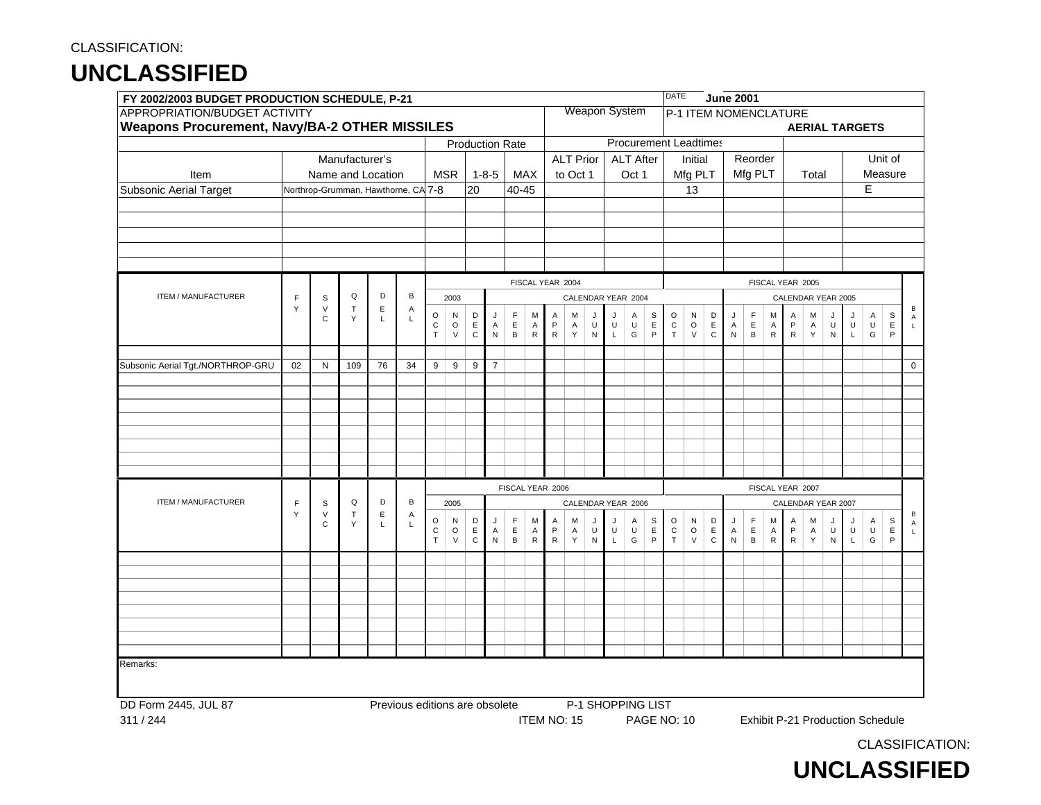CLASSIFICATION:

# UNCLASSIFIED

| FY 2002/2003 BUDGET PRODUCTION SCHEDULE, P-21 | | | | | | | | | DATE June 2001 | | | |
|---|---|---|---|---|---|---|---|---|---|---|---|---|
| APPROPRIATION/BUDGET ACTIVITY | | | | | | Weapon System | | | P-1 ITEM NOMENCLATURE | | | |
| **Weapons Procurement, Navy/BA-2 OTHER MISSILES** | | | | | | | | | **AERIAL TARGETS** | | | |
| | | Production Rate | | | | Procurement Leadtimes | | | | | | |
| Item | Manufacturer's Name and Location | MSR | 1-8-5 | MAX | ALT Prior to Oct 1 | ALT After Oct 1 | Initial Mfg PLT | Reorder Mfg PLT | Total | Unit of Measure | | |
| Subsonic Aerial Target | Northrop-Grumman, Hawthorne, CA | 7-8 | 20 | 40-45 | | | 13 | | | E | | |

FISCAL YEAR 2004 / FISCAL YEAR 2005

| ITEM / MANUFACTURER | FY | SVC | QTY | DEL | BAL | OCT 2003 | NOV 2003 | DEC 2003 | JAN 2004 | FEB 2004 | MAR 2004 | APR 2004 | MAY 2004 | JUN 2004 | JUL 2004 | AUG 2004 | SEP 2004 | OCT 2004 | NOV 2004 | DEC 2004 | JAN 2005 | FEB 2005 | MAR 2005 | APR 2005 | MAY 2005 | JUN 2005 | JUL 2005 | AUG 2005 | SEP 2005 | BAL |
|---|---|---|---|---|---|---|---|---|---|---|---|---|---|---|---|---|---|---|---|---|---|---|---|---|---|---|---|---|---|---|
| Subsonic Aerial Tgt./NORTHROP-GRU | 02 | N | 109 | 76 | 34 | 9 | 9 | 9 | 7 | | | | | | | | | | | | | | | | | | | | | 0 |

FISCAL YEAR 2006 / FISCAL YEAR 2007

| ITEM / MANUFACTURER | FY | SVC | QTY | DEL | BAL | OCT 2005 | NOV 2005 | DEC 2005 | JAN 2006 | FEB 2006 | MAR 2006 | APR 2006 | MAY 2006 | JUN 2006 | JUL 2006 | AUG 2006 | SEP 2006 | OCT 2006 | NOV 2006 | DEC 2006 | JAN 2007 | FEB 2007 | MAR 2007 | APR 2007 | MAY 2007 | JUN 2007 | JUL 2007 | AUG 2007 | SEP 2007 | BAL |
|---|---|---|---|---|---|---|---|---|---|---|---|---|---|---|---|---|---|---|---|---|---|---|---|---|---|---|---|---|---|---|
| | | | | | | | | | | | | | | | | | | | | | | | | | | | | | | |

Remarks:

DD Form 2445, JUL 87 Previous editions are obsolete P-1 SHOPPING LIST

311 / 244 ITEM NO: 15 PAGE NO: 10 Exhibit P-21 Production Schedule

CLASSIFICATION:

# UNCLASSIFIED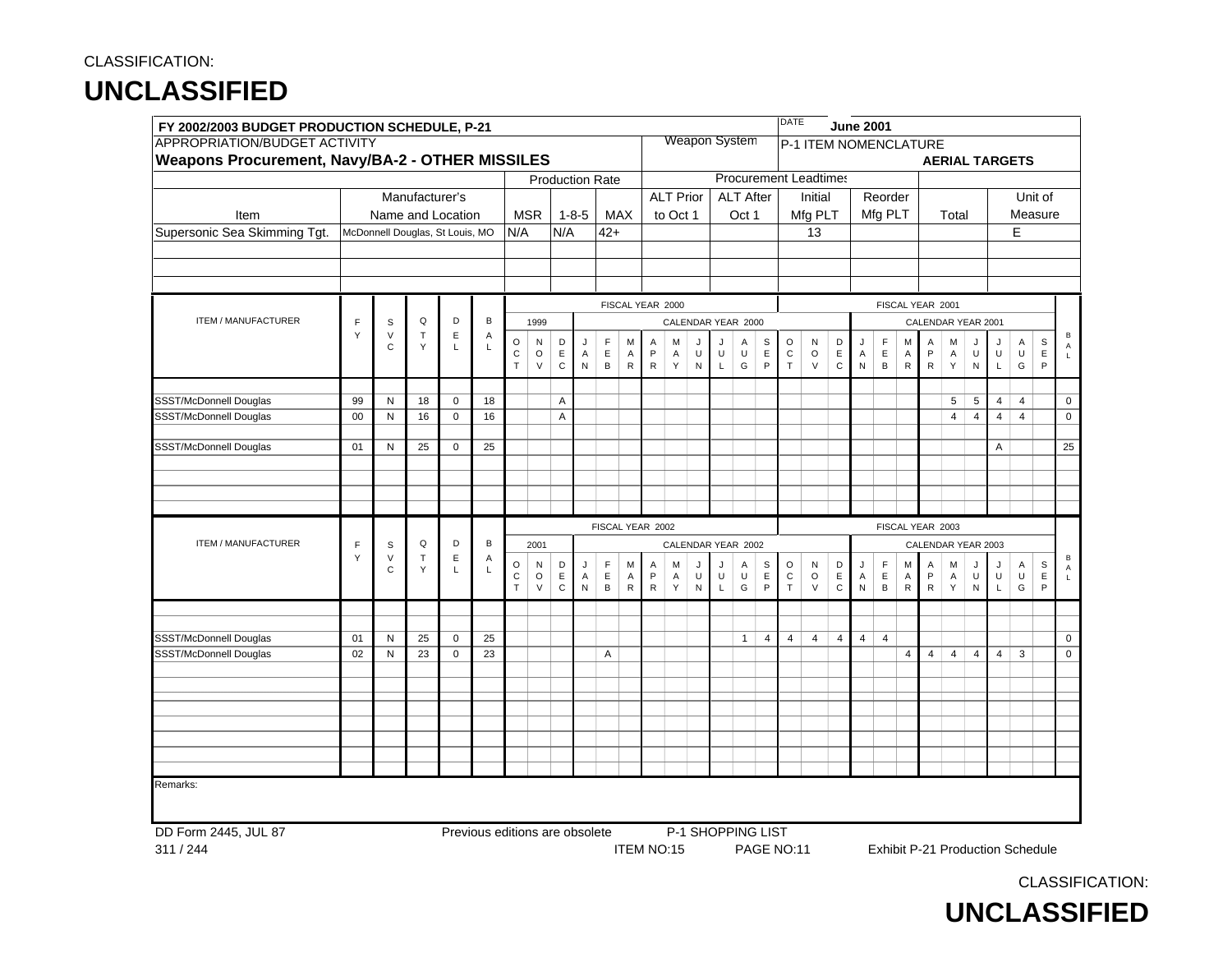CLASSIFICATION:

# UNCLASSIFIED

**FY 2002/2003 BUDGET PRODUCTION SCHEDULE, P-21**

DATE: **June 2001**

APPROPRIATION/BUDGET ACTIVITY: **Weapons Procurement, Navy/BA-2 - OTHER MISSILES**

Weapon System

P-1 ITEM NOMENCLATURE: **AERIAL TARGETS**

| Item | Manufacturer's Name and Location | Production Rate MSR | Production Rate 1-8-5 | Production Rate MAX | Procurement Leadtimes ALT Prior to Oct 1 | Procurement Leadtimes ALT After Oct 1 | Procurement Leadtimes Initial Mfg PLT | Procurement Leadtimes Reorder Mfg PLT | Procurement Leadtimes Total | Unit of Measure |
|---|---|---|---|---|---|---|---|---|---|---|
| Supersonic Sea Skimming Tgt. | McDonnell Douglas, St Louis, MO | N/A | N/A | 42+ | | | 13 | | | E |

| ITEM / MANUFACTURER | FY | SVC | QTY | DEL | BAL | FY 2000 (1999) OCT | NOV | DEC | FY 2000 (CY 2000) JAN | FEB | MAR | APR | MAY | JUN | JUL | AUG | SEP | FY 2001 OCT | NOV | DEC | FY 2001 (CY 2001) JAN | FEB | MAR | APR | MAY | JUN | JUL | AUG | SEP | BAL |
|---|---|---|---|---|---|---|---|---|---|---|---|---|---|---|---|---|---|---|---|---|---|---|---|---|---|---|---|---|---|---|
| SSST/McDonnell Douglas | 99 | N | 18 | 0 | 18 | | | A | | | | | | | | | | | | | | | | | 5 | 5 | 4 | 4 | | 0 |
| SSST/McDonnell Douglas | 00 | N | 16 | 0 | 16 | | | A | | | | | | | | | | | | | | | | | 4 | 4 | 4 | 4 | | 0 |
| SSST/McDonnell Douglas | 01 | N | 25 | 0 | 25 | | | | | | | | | | | | | | | | | | | | | | A | | | 25 |

| ITEM / MANUFACTURER | FY | SVC | QTY | DEL | BAL | FY 2002 (2001) OCT | NOV | DEC | FY 2002 (CY 2002) JAN | FEB | MAR | APR | MAY | JUN | JUL | AUG | SEP | FY 2003 OCT | NOV | DEC | FY 2003 (CY 2003) JAN | FEB | MAR | APR | MAY | JUN | JUL | AUG | SEP | BAL |
|---|---|---|---|---|---|---|---|---|---|---|---|---|---|---|---|---|---|---|---|---|---|---|---|---|---|---|---|---|---|---|
| SSST/McDonnell Douglas | 01 | N | 25 | 0 | 25 | | | | | | | | | | | 1 | 4 | 4 | 4 | 4 | 4 | 4 | | | | | | | | 0 |
| SSST/McDonnell Douglas | 02 | N | 23 | 0 | 23 | | | | | A | | | | | | | | | | | | | 4 | 4 | 4 | 4 | 4 | 3 | | 0 |

Remarks:

DD Form 2445, JUL 87 | Previous editions are obsolete | P-1 SHOPPING LIST

311 / 244 | ITEM NO:15 | PAGE NO:11 | Exhibit P-21 Production Schedule

CLASSIFICATION:

# UNCLASSIFIED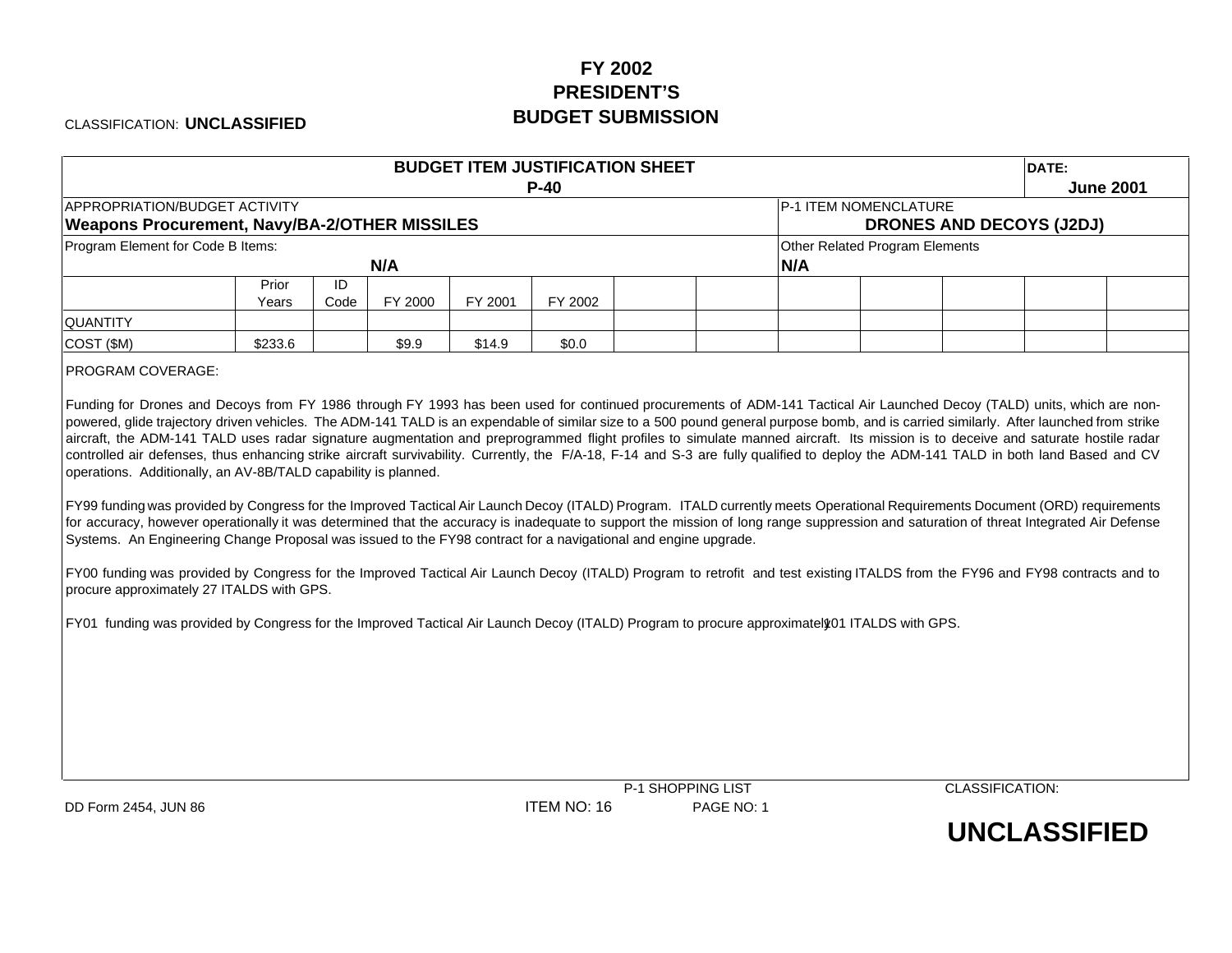# FY 2002 PRESIDENT'S BUDGET SUBMISSION

CLASSIFICATION: **UNCLASSIFIED**

| BUDGET ITEM JUSTIFICATION SHEET P-40 | | | | | | | | | | | | | DATE: June 2001 |
|---|---|---|---|---|---|---|---|---|---|---|---|---|---|
| APPROPRIATION/BUDGET ACTIVITY **Weapons Procurement, Navy/BA-2/OTHER MISSILES** | | | | | | | | P-1 ITEM NOMENCLATURE **DRONES AND DECOYS (J2DJ)** | | | | | |
| Program Element for Code B Items: **N/A** | | | | | | | | Other Related Program Elements **N/A** | | | | | |
| | Prior Years | ID Code | FY 2000 | FY 2001 | FY 2002 | | | | | | | | |
| QUANTITY | | | | | | | | | | | | | |
| COST ($M) | $233.6 | | $9.9 | $14.9 | $0.0 | | | | | | | | |

PROGRAM COVERAGE:

Funding for Drones and Decoys from FY 1986 through FY 1993 has been used for continued procurements of ADM-141 Tactical Air Launched Decoy (TALD) units, which are non-powered, glide trajectory driven vehicles. The ADM-141 TALD is an expendable of similar size to a 500 pound general purpose bomb, and is carried similarly. After launched from strike aircraft, the ADM-141 TALD uses radar signature augmentation and preprogrammed flight profiles to simulate manned aircraft. Its mission is to deceive and saturate hostile radar controlled air defenses, thus enhancing strike aircraft survivability. Currently, the F/A-18, F-14 and S-3 are fully qualified to deploy the ADM-141 TALD in both land Based and CV operations. Additionally, an AV-8B/TALD capability is planned.

FY99 funding was provided by Congress for the Improved Tactical Air Launch Decoy (ITALD) Program. ITALD currently meets Operational Requirements Document (ORD) requirements for accuracy, however operationally it was determined that the accuracy is inadequate to support the mission of long range suppression and saturation of threat Integrated Air Defense Systems. An Engineering Change Proposal was issued to the FY98 contract for a navigational and engine upgrade.

FY00 funding was provided by Congress for the Improved Tactical Air Launch Decoy (ITALD) Program to retrofit and test existing ITALDS from the FY96 and FY98 contracts and to procure approximately 27 ITALDS with GPS.

FY01 funding was provided by Congress for the Improved Tactical Air Launch Decoy (ITALD) Program to procure approximately 101 ITALDS with GPS.

DD Form 2454, JUN 86 — P-1 SHOPPING LIST ITEM NO: 16 — PAGE NO: 1

CLASSIFICATION: **UNCLASSIFIED**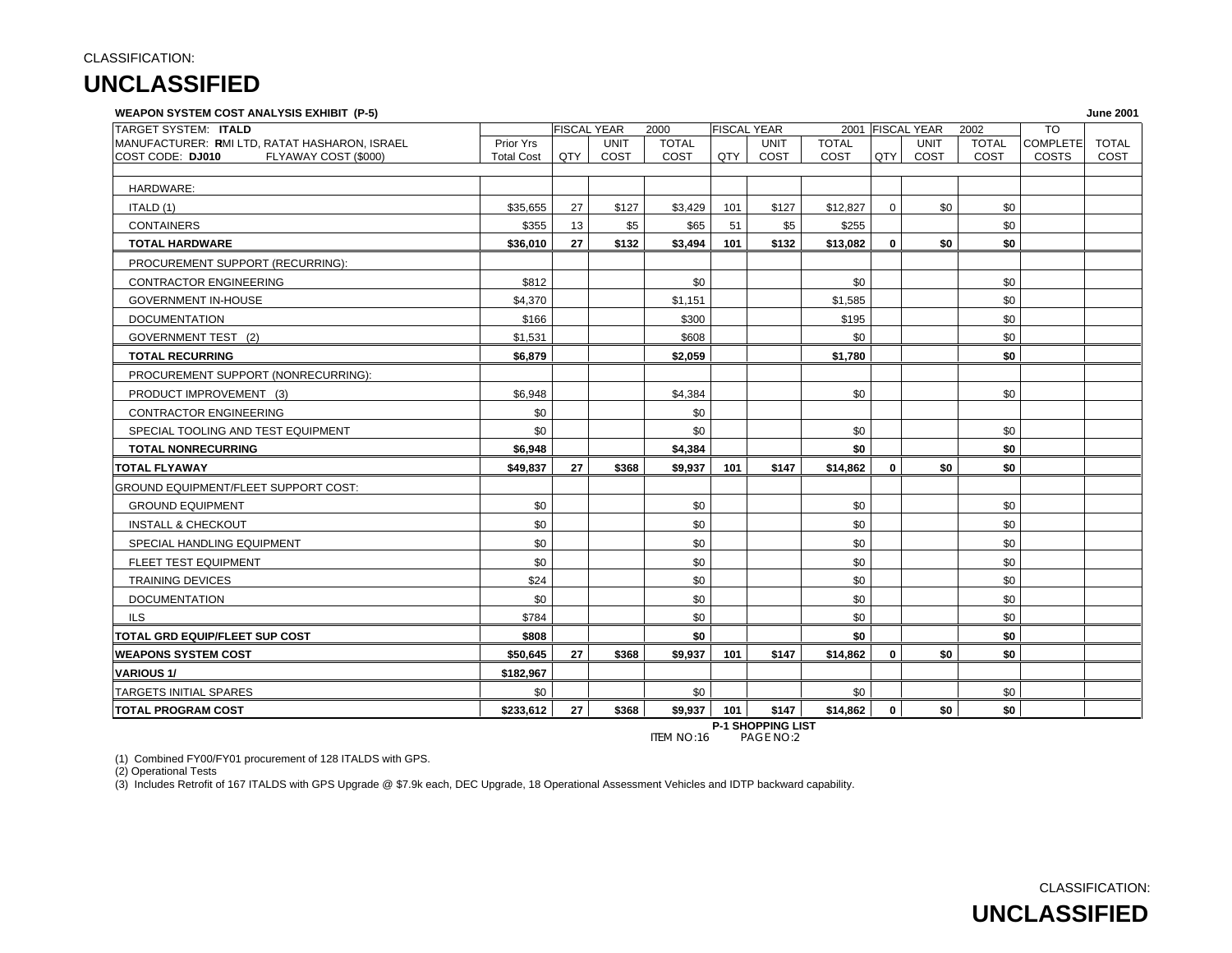CLASSIFICATION:

# UNCLASSIFIED

**WEAPON SYSTEM COST ANALYSIS EXHIBIT (P-5)** **June 2001**

| TARGET SYSTEM: **ITALD** | | FISCAL YEAR 2000 | | | FISCAL YEAR 2001 | | | FISCAL YEAR 2002 | | | TO | |
|---|---|---|---|---|---|---|---|---|---|---|---|---|
| MANUFACTURER: **R**MI LTD, RATAT HASHARON, ISRAEL | Prior Yrs | | UNIT | TOTAL | | UNIT | TOTAL | | UNIT | TOTAL | COMPLETE | TOTAL |
| COST CODE: **DJ010** FLYAWAY COST ($000) | Total Cost | QTY | COST | COST | QTY | COST | COST | QTY | COST | COST | COSTS | COST |
| HARDWARE: | | | | | | | | | | | | |
| ITALD (1) | $35,655 | 27 | $127 | $3,429 | 101 | $127 | $12,827 | 0 | $0 | $0 | | |
| CONTAINERS | $355 | 13 | $5 | $65 | 51 | $5 | $255 | | | $0 | | |
| **TOTAL HARDWARE** | **$36,010** | **27** | **$132** | **$3,494** | **101** | **$132** | **$13,082** | **0** | **$0** | **$0** | | |
| PROCUREMENT SUPPORT (RECURRING): | | | | | | | | | | | | |
| CONTRACTOR ENGINEERING | $812 | | | $0 | | | $0 | | | $0 | | |
| GOVERNMENT IN-HOUSE | $4,370 | | | $1,151 | | | $1,585 | | | $0 | | |
| DOCUMENTATION | $166 | | | $300 | | | $195 | | | $0 | | |
| GOVERNMENT TEST (2) | $1,531 | | | $608 | | | $0 | | | $0 | | |
| **TOTAL RECURRING** | **$6,879** | | | **$2,059** | | | **$1,780** | | | **$0** | | |
| PROCUREMENT SUPPORT (NONRECURRING): | | | | | | | | | | | | |
| PRODUCT IMPROVEMENT (3) | $6,948 | | | $4,384 | | | $0 | | | $0 | | |
| CONTRACTOR ENGINEERING | $0 | | | $0 | | | | | | | | |
| SPECIAL TOOLING AND TEST EQUIPMENT | $0 | | | $0 | | | $0 | | | $0 | | |
| **TOTAL NONRECURRING** | **$6,948** | | | **$4,384** | | | **$0** | | | **$0** | | |
| **TOTAL FLYAWAY** | **$49,837** | **27** | **$368** | **$9,937** | **101** | **$147** | **$14,862** | **0** | **$0** | **$0** | | |
| GROUND EQUIPMENT/FLEET SUPPORT COST: | | | | | | | | | | | | |
| GROUND EQUIPMENT | $0 | | | $0 | | | $0 | | | $0 | | |
| INSTALL & CHECKOUT | $0 | | | $0 | | | $0 | | | $0 | | |
| SPECIAL HANDLING EQUIPMENT | $0 | | | $0 | | | $0 | | | $0 | | |
| FLEET TEST EQUIPMENT | $0 | | | $0 | | | $0 | | | $0 | | |
| TRAINING DEVICES | $24 | | | $0 | | | $0 | | | $0 | | |
| DOCUMENTATION | $0 | | | $0 | | | $0 | | | $0 | | |
| ILS | $784 | | | $0 | | | $0 | | | $0 | | |
| **TOTAL GRD EQUIP/FLEET SUP COST** | **$808** | | | **$0** | | | **$0** | | | **$0** | | |
| **WEAPONS SYSTEM COST** | **$50,645** | **27** | **$368** | **$9,937** | **101** | **$147** | **$14,862** | **0** | **$0** | **$0** | | |
| **VARIOUS 1/** | **$182,967** | | | | | | | | | | | |
| TARGETS INITIAL SPARES | $0 | | | $0 | | | $0 | | | $0 | | |
| **TOTAL PROGRAM COST** | **$233,612** | **27** | **$368** | **$9,937** | **101** | **$147** | **$14,862** | **0** | **$0** | **$0** | | |

**P-1 SHOPPING LIST**
ITEM NO:16 PAGE NO:2

(1) Combined FY00/FY01 procurement of 128 ITALDS with GPS.
(2) Operational Tests
(3) Includes Retrofit of 167 ITALDS with GPS Upgrade @ $7.9k each, DEC Upgrade, 18 Operational Assessment Vehicles and IDTP backward capability.

CLASSIFICATION:

# UNCLASSIFIED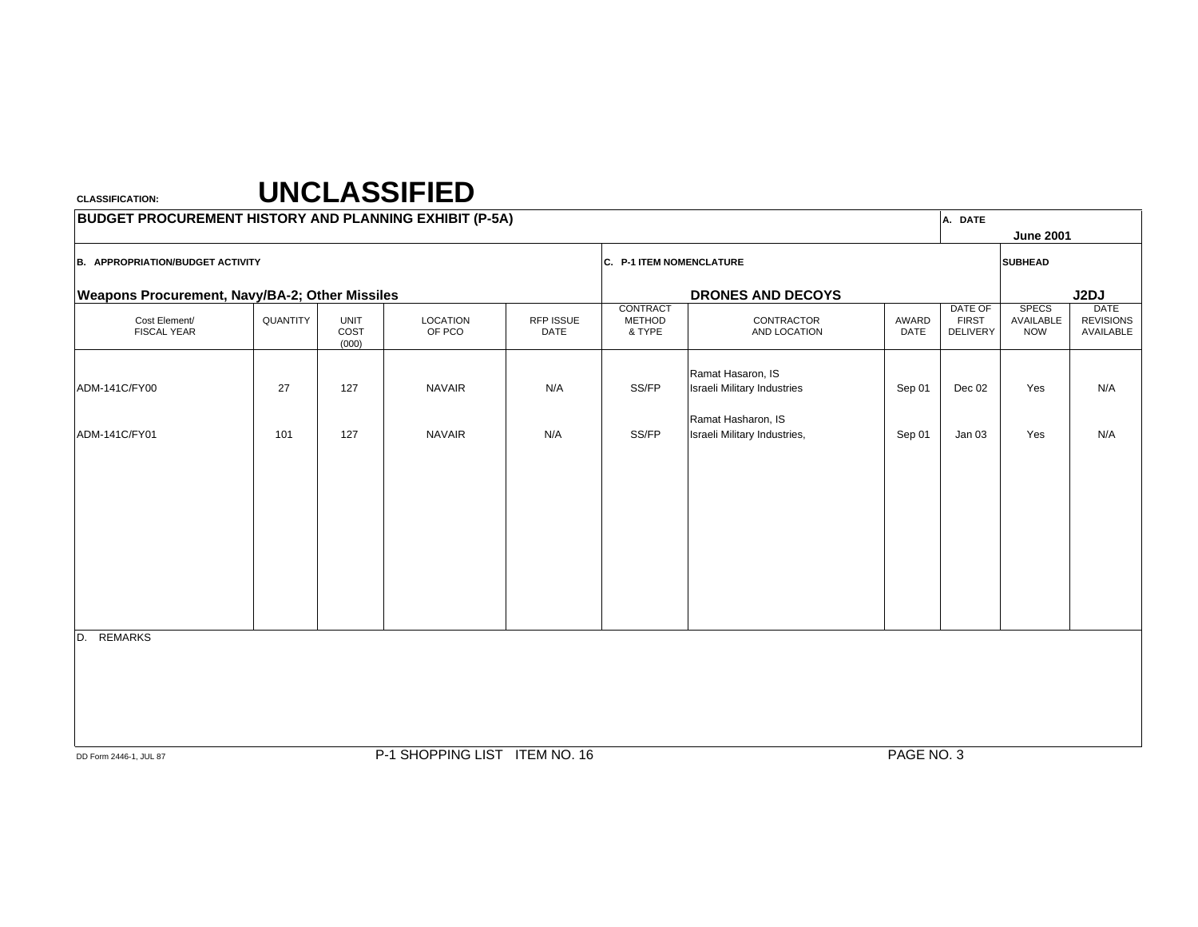CLASSIFICATION: **UNCLASSIFIED**

## BUDGET PROCUREMENT HISTORY AND PLANNING EXHIBIT (P-5A)

**A. DATE**
**June 2001**

**B. APPROPRIATION/BUDGET ACTIVITY**
**Weapons Procurement, Navy/BA-2; Other Missiles**

**C. P-1 ITEM NOMENCLATURE**
**DRONES AND DECOYS**

**SUBHEAD**
**J2DJ**

| Cost Element/ FISCAL YEAR | QUANTITY | UNIT COST (000) | LOCATION OF PCO | RFP ISSUE DATE | CONTRACT METHOD & TYPE | CONTRACTOR AND LOCATION | AWARD DATE | DATE OF FIRST DELIVERY | SPECS AVAILABLE NOW | DATE REVISIONS AVAILABLE |
|---|---|---|---|---|---|---|---|---|---|---|
| ADM-141C/FY00 | 27 | 127 | NAVAIR | N/A | SS/FP | Ramat Hasaron, IS Israeli Military Industries | Sep 01 | Dec 02 | Yes | N/A |
| ADM-141C/FY01 | 101 | 127 | NAVAIR | N/A | SS/FP | Ramat Hasharon, IS Israeli Military Industries, | Sep 01 | Jan 03 | Yes | N/A |

D. REMARKS

DD Form 2446-1, JUL 87

P-1 SHOPPING LIST ITEM NO. 16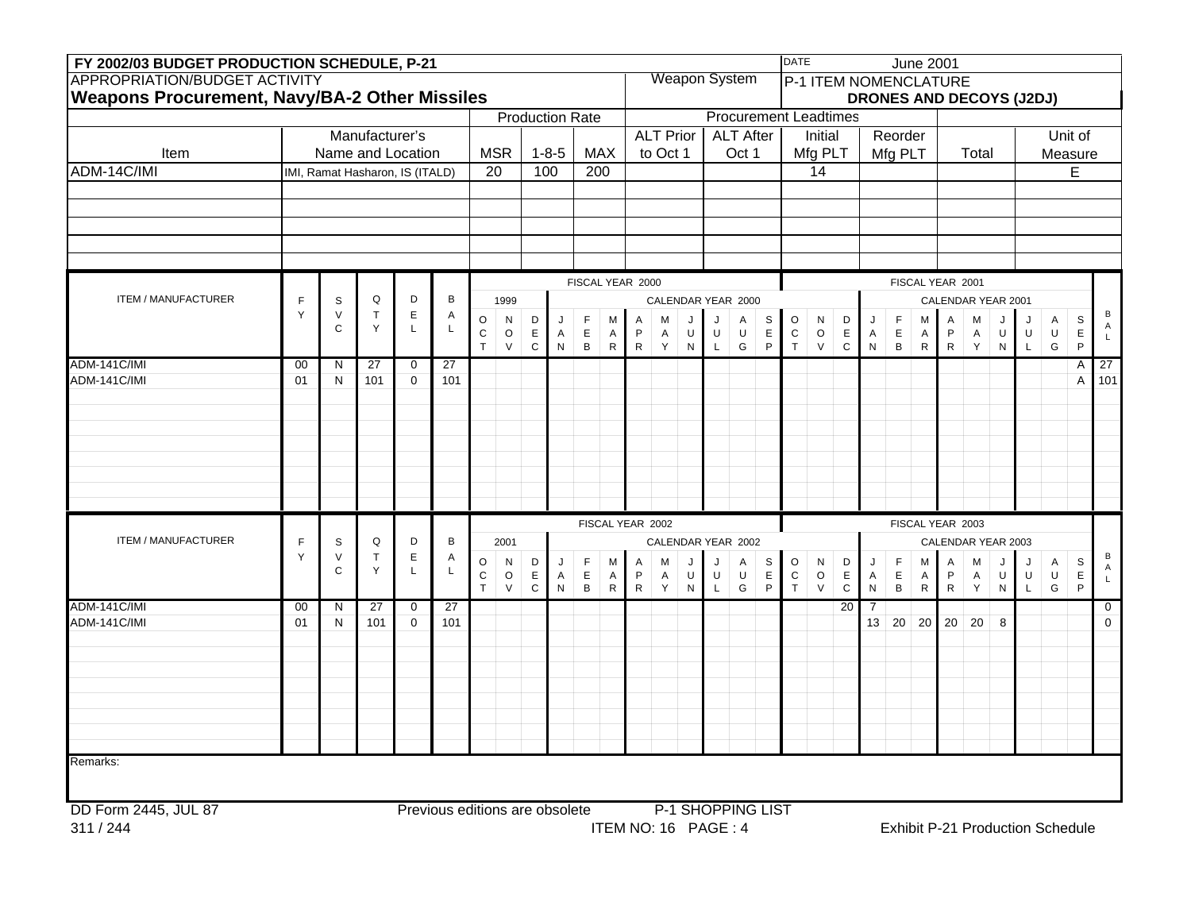**FY 2002/03 BUDGET PRODUCTION SCHEDULE, P-21**

DATE: June 2001

APPROPRIATION/BUDGET ACTIVITY
**Weapons Procurement, Navy/BA-2 Other Missiles**

Weapon System

P-1 ITEM NOMENCLATURE
**DRONES AND DECOYS (J2DJ)**

| Item | Manufacturer's Name and Location | Production Rate MSR | Production Rate 1-8-5 | Production Rate MAX | Procurement Leadtimes ALT Prior to Oct 1 | Procurement Leadtimes ALT After Oct 1 | Procurement Leadtimes Initial Mfg PLT | Procurement Leadtimes Reorder Mfg PLT | Procurement Leadtimes Total | Unit of Measure |
|---|---|---|---|---|---|---|---|---|---|---|
| ADM-14C/IMI | IMI, Ramat Hasharon, IS (ITALD) | 20 | 100 | 200 | | | 14 | | | E |

FISCAL YEAR 2000 / FISCAL YEAR 2001 (1999 / CALENDAR YEAR 2000 / CALENDAR YEAR 2001)

| ITEM / MANUFACTURER | FY | SVC | QTY | DEL | BAL | OCT | NOV | DEC | JAN | FEB | MAR | APR | MAY | JUN | JUL | AUG | SEP | OCT | NOV | DEC | JAN | FEB | MAR | APR | MAY | JUN | JUL | AUG | SEP | BAL |
|---|---|---|---|---|---|---|---|---|---|---|---|---|---|---|---|---|---|---|---|---|---|---|---|---|---|---|---|---|---|---|
| ADM-141C/IMI | 00 | N | 27 | 0 | 27 | | | | | | | | | | | | | | | | | | | | | | | | A | 27 |
| ADM-141C/IMI | 01 | N | 101 | 0 | 101 | | | | | | | | | | | | | | | | | | | | | | | | A | 101 |

FISCAL YEAR 2002 / FISCAL YEAR 2003 (2001 / CALENDAR YEAR 2002 / CALENDAR YEAR 2003)

| ITEM / MANUFACTURER | FY | SVC | QTY | DEL | BAL | OCT | NOV | DEC | JAN | FEB | MAR | APR | MAY | JUN | JUL | AUG | SEP | OCT | NOV | DEC | JAN | FEB | MAR | APR | MAY | JUN | JUL | AUG | SEP | BAL |
|---|---|---|---|---|---|---|---|---|---|---|---|---|---|---|---|---|---|---|---|---|---|---|---|---|---|---|---|---|---|---|
| ADM-141C/IMI | 00 | N | 27 | 0 | 27 | | | | | | | | | | | | | | | 20 | 7 | | | | | | | | | 0 |
| ADM-141C/IMI | 01 | N | 101 | 0 | 101 | | | | | | | | | | | | | | | | 13 | 20 | 20 | 20 | 20 | 8 | | | | 0 |

Remarks:

DD Form 2445, JUL 87 — Previous editions are obsolete — P-1 SHOPPING LIST

311 / 244 — ITEM NO: 16 PAGE : 4 — Exhibit P-21 Production Schedule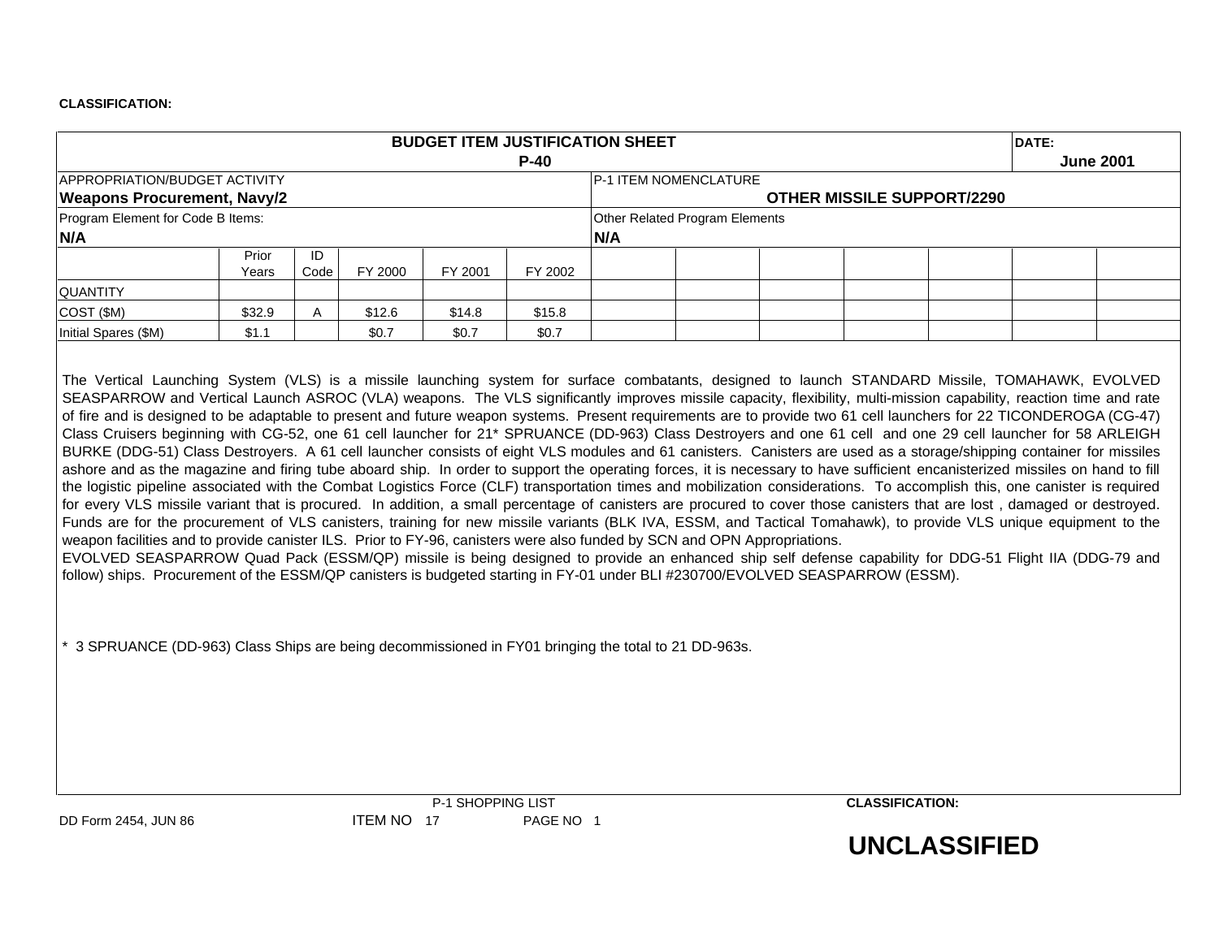**CLASSIFICATION:**

# BUDGET ITEM JUSTIFICATION SHEET
## P-40

**DATE:** June 2001

| APPROPRIATION/BUDGET ACTIVITY | P-1 ITEM NOMENCLATURE |
|---|---|
| **Weapons Procurement, Navy/2** | **OTHER MISSILE SUPPORT/2290** |
| Program Element for Code B Items: | Other Related Program Elements |
| **N/A** | **N/A** |

| | Prior Years | ID Code | FY 2000 | FY 2001 | FY 2002 | | | | | | | |
|---|---|---|---|---|---|---|---|---|---|---|---|---|
| QUANTITY | | | | | | | | | | | | |
| COST ($M) | $32.9 | A | $12.6 | $14.8 | $15.8 | | | | | | | |
| Initial Spares ($M) | $1.1 | | $0.7 | $0.7 | $0.7 | | | | | | | |

The Vertical Launching System (VLS) is a missile launching system for surface combatants, designed to launch STANDARD Missile, TOMAHAWK, EVOLVED SEASPARROW and Vertical Launch ASROC (VLA) weapons. The VLS significantly improves missile capacity, flexibility, multi-mission capability, reaction time and rate of fire and is designed to be adaptable to present and future weapon systems. Present requirements are to provide two 61 cell launchers for 22 TICONDEROGA (CG-47) Class Cruisers beginning with CG-52, one 61 cell launcher for 21* SPRUANCE (DD-963) Class Destroyers and one 61 cell and one 29 cell launcher for 58 ARLEIGH BURKE (DDG-51) Class Destroyers. A 61 cell launcher consists of eight VLS modules and 61 canisters. Canisters are used as a storage/shipping container for missiles ashore and as the magazine and firing tube aboard ship. In order to support the operating forces, it is necessary to have sufficient encanisterized missiles on hand to fill the logistic pipeline associated with the Combat Logistics Force (CLF) transportation times and mobilization considerations. To accomplish this, one canister is required for every VLS missile variant that is procured. In addition, a small percentage of canisters are procured to cover those canisters that are lost , damaged or destroyed. Funds are for the procurement of VLS canisters, training for new missile variants (BLK IVA, ESSM, and Tactical Tomahawk), to provide VLS unique equipment to the weapon facilities and to provide canister ILS. Prior to FY-96, canisters were also funded by SCN and OPN Appropriations.

EVOLVED SEASPARROW Quad Pack (ESSM/QP) missile is being designed to provide an enhanced ship self defense capability for DDG-51 Flight IIA (DDG-79 and follow) ships. Procurement of the ESSM/QP canisters is budgeted starting in FY-01 under BLI #230700/EVOLVED SEASPARROW (ESSM).

* 3 SPRUANCE (DD-963) Class Ships are being decommissioned in FY01 bringing the total to 21 DD-963s.

P-1 SHOPPING LIST

DD Form 2454, JUN 86 ITEM NO 17 PAGE NO 1

**CLASSIFICATION:**

**UNCLASSIFIED**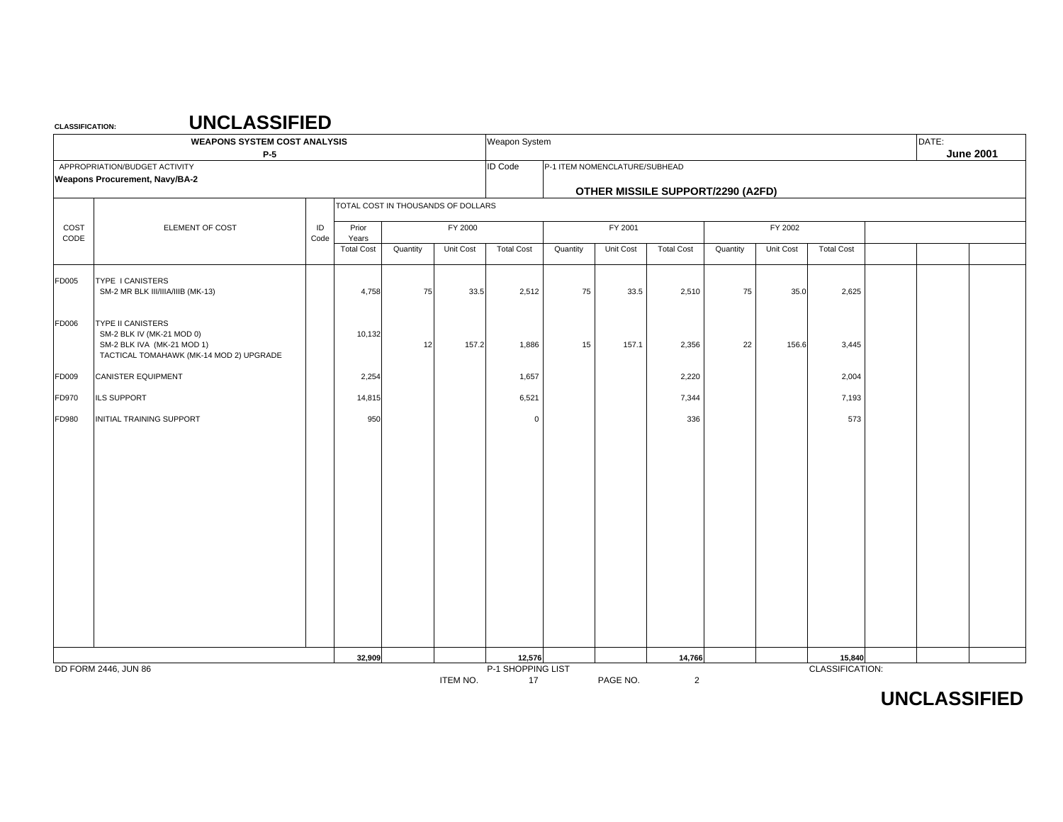CLASSIFICATION: **UNCLASSIFIED**

| WEAPONS SYSTEM COST ANALYSIS P-5 | Weapon System | DATE: June 2001 |
|---|---|---|
| APPROPRIATION/BUDGET ACTIVITY **Weapons Procurement, Navy/BA-2** | ID Code | P-1 ITEM NOMENCLATURE/SUBHEAD **OTHER MISSILE SUPPORT/2290 (A2FD)** |

TOTAL COST IN THOUSANDS OF DOLLARS

| COST CODE | ELEMENT OF COST | ID Code | Prior Years | FY 2000 | | | FY 2001 | | | FY 2002 | | |
|---|---|---|---|---|---|---|---|---|---|---|---|---|
| | | | Total Cost | Quantity | Unit Cost | Total Cost | Quantity | Unit Cost | Total Cost | Quantity | Unit Cost | Total Cost |
| FD005 | TYPE I CANISTERS<br>SM-2 MR BLK III/IIIA/IIIB (MK-13) | | 4,758 | 75 | 33.5 | 2,512 | 75 | 33.5 | 2,510 | 75 | 35.0 | 2,625 |
| FD006 | TYPE II CANISTERS<br>SM-2 BLK IV (MK-21 MOD 0) | | 10,132 | | | | | | | | | |
| | SM-2 BLK IVA (MK-21 MOD 1)<br>TACTICAL TOMAHAWK (MK-14 MOD 2) UPGRADE | | | 12 | 157.2 | 1,886 | 15 | 157.1 | 2,356 | 22 | 156.6 | 3,445 |
| FD009 | CANISTER EQUIPMENT | | 2,254 | | | 1,657 | | | 2,220 | | | 2,004 |
| FD970 | ILS SUPPORT | | 14,815 | | | 6,521 | | | 7,344 | | | 7,193 |
| FD980 | INITIAL TRAINING SUPPORT | | 950 | | | 0 | | | 336 | | | 573 |
| | | | **32,909** | | | **12,576** | | | **14,766** | | | **15,840** |

DD FORM 2446, JUN 86 — P-1 SHOPPING LIST — ITEM NO. 17 — PAGE NO. 2 — CLASSIFICATION:

**UNCLASSIFIED**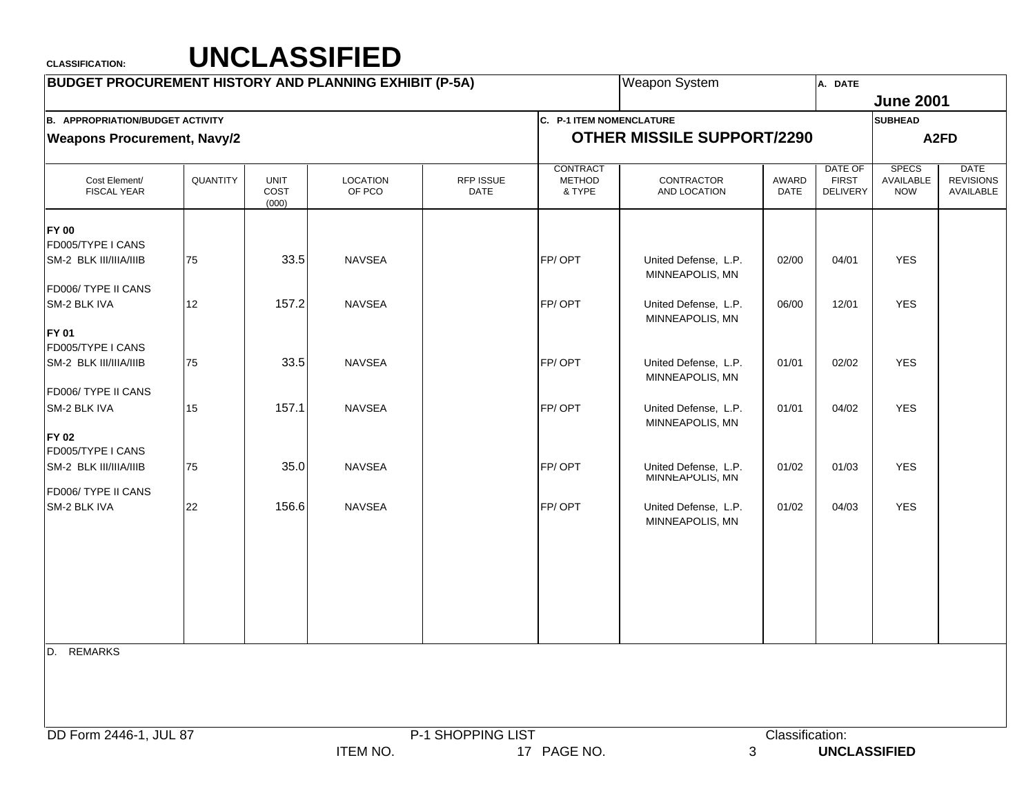**CLASSIFICATION:** **UNCLASSIFIED**

## BUDGET PROCUREMENT HISTORY AND PLANNING EXHIBIT (P-5A)

Weapon System

**A. DATE** June 2001

**B. APPROPRIATION/BUDGET ACTIVITY**
**Weapons Procurement, Navy/2**

**C. P-1 ITEM NOMENCLATURE**
**OTHER MISSILE SUPPORT/2290**

**SUBHEAD** A2FD

| Cost Element/ FISCAL YEAR | QUANTITY | UNIT COST (000) | LOCATION OF PCO | RFP ISSUE DATE | CONTRACT METHOD & TYPE | CONTRACTOR AND LOCATION | AWARD DATE | DATE OF FIRST DELIVERY | SPECS AVAILABLE NOW | DATE REVISIONS AVAILABLE |
|---|---|---|---|---|---|---|---|---|---|---|
| **FY 00** | | | | | | | | | | |
| FD005/TYPE I CANS | | | | | | | | | | |
| SM-2 BLK III/IIIA/IIIB | 75 | 33.5 | NAVSEA | | FP/ OPT | United Defense, L.P. MINNEAPOLIS, MN | 02/00 | 04/01 | YES | |
| FD006/ TYPE II CANS | | | | | | | | | | |
| SM-2 BLK IVA | 12 | 157.2 | NAVSEA | | FP/ OPT | United Defense, L.P. MINNEAPOLIS, MN | 06/00 | 12/01 | YES | |
| **FY 01** | | | | | | | | | | |
| FD005/TYPE I CANS | | | | | | | | | | |
| SM-2 BLK III/IIIA/IIIB | 75 | 33.5 | NAVSEA | | FP/ OPT | United Defense, L.P. MINNEAPOLIS, MN | 01/01 | 02/02 | YES | |
| FD006/ TYPE II CANS | | | | | | | | | | |
| SM-2 BLK IVA | 15 | 157.1 | NAVSEA | | FP/ OPT | United Defense, L.P. MINNEAPOLIS, MN | 01/01 | 04/02 | YES | |
| **FY 02** | | | | | | | | | | |
| FD005/TYPE I CANS | | | | | | | | | | |
| SM-2 BLK III/IIIA/IIIB | 75 | 35.0 | NAVSEA | | FP/ OPT | United Defense, L.P. MINNEAPOLIS, MN | 01/02 | 01/03 | YES | |
| FD006/ TYPE II CANS | | | | | | | | | | |
| SM-2 BLK IVA | 22 | 156.6 | NAVSEA | | FP/ OPT | United Defense, L.P. MINNEAPOLIS, MN | 01/02 | 04/03 | YES | |

D. REMARKS

DD Form 2446-1, JUL 87 P-1 SHOPPING LIST ITEM NO. 17 PAGE NO. 3

Classification: **UNCLASSIFIED**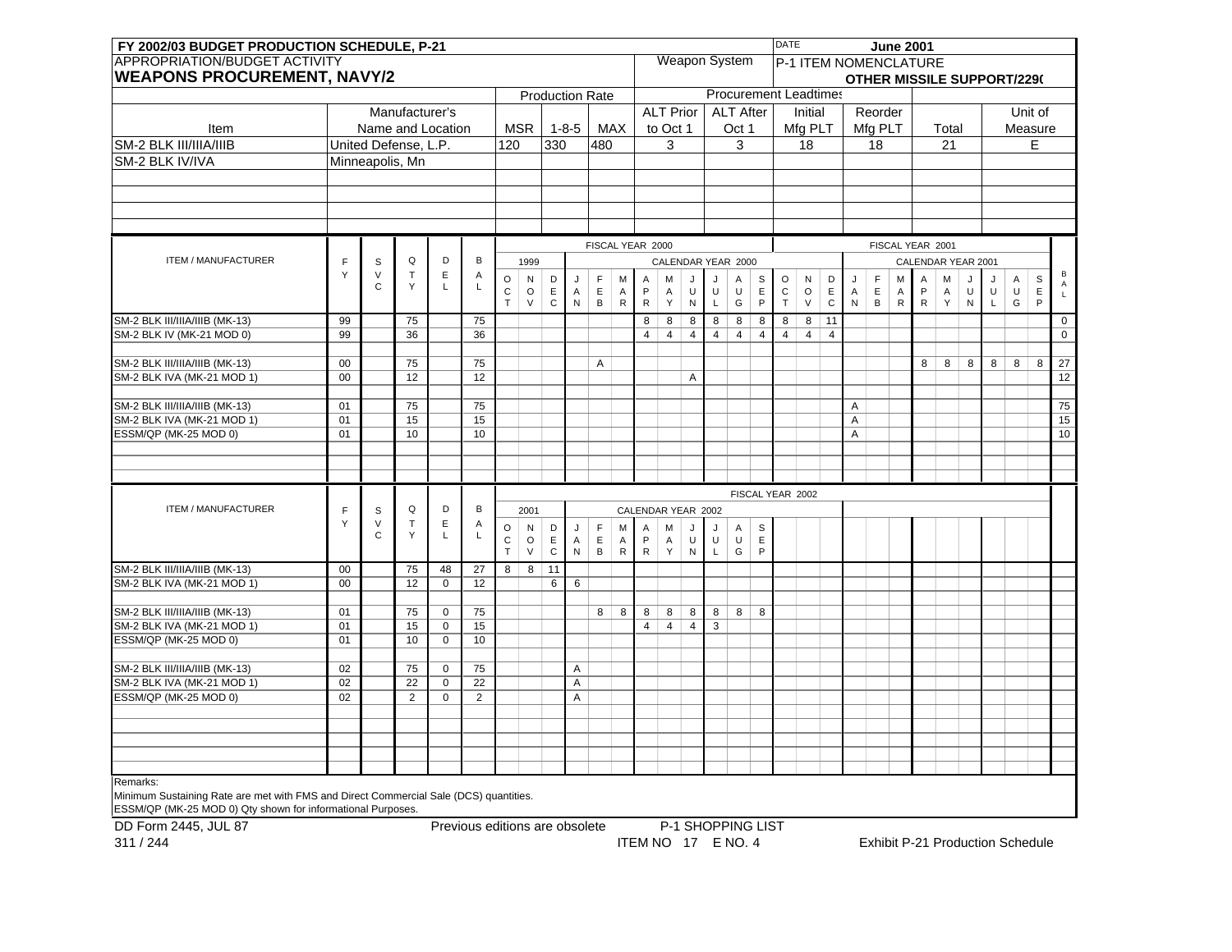**FY 2002/03 BUDGET PRODUCTION SCHEDULE, P-21** — DATE: **June 2001**

APPROPRIATION/BUDGET ACTIVITY: **WEAPONS PROCUREMENT, NAVY/2**

Weapon System — P-1 ITEM NOMENCLATURE: **OTHER MISSILE SUPPORT/2290**

| Item | Manufacturer's Name and Location | Production Rate MSR | Production Rate 1-8-5 | Production Rate MAX | Procurement Leadtimes ALT Prior to Oct 1 | ALT After Oct 1 | Initial Mfg PLT | Reorder Mfg PLT | Total | Unit of Measure |
|---|---|---|---|---|---|---|---|---|---|---|
| SM-2 BLK III/IIIA/IIIB | United Defense, L.P. | 120 | 330 | 480 | 3 | 3 | 18 | 18 | 21 | E |
| SM-2 BLK IV/IVA | Minneapolis, Mn | | | | | | | | | |

FISCAL YEAR 2000 / FISCAL YEAR 2001 (Calendar Year 1999 Oct–Dec, Calendar Year 2000, Calendar Year 2001)

| ITEM / MANUFACTURER | FY | SVC | QTY | DEL | BAL | OCT | NOV | DEC | JAN | FEB | MAR | APR | MAY | JUN | JUL | AUG | SEP | OCT | NOV | DEC | JAN | FEB | MAR | APR | MAY | JUN | JUL | AUG | SEP | BAL |
|---|---|---|---|---|---|---|---|---|---|---|---|---|---|---|---|---|---|---|---|---|---|---|---|---|---|---|---|---|---|---|
| SM-2 BLK III/IIIA/IIIB (MK-13) | 99 | | 75 | | 75 | | | | | | | 8 | 8 | 8 | 8 | 8 | 8 | 8 | 8 | 11 | | | | | | | | | | 0 |
| SM-2 BLK IV (MK-21 MOD 0) | 99 | | 36 | | 36 | | | | | | | 4 | 4 | 4 | 4 | 4 | 4 | 4 | 4 | 4 | | | | | | | | | | 0 |
| | | | | | | | | | | | | | | | | | | | | | | | | | | | | | | |
| SM-2 BLK III/IIIA/IIIB (MK-13) | 00 | | 75 | | 75 | | | | | A | | | | | | | | | | | | | | 8 | 8 | 8 | 8 | 8 | 8 | 27 |
| SM-2 BLK IVA (MK-21 MOD 1) | 00 | | 12 | | 12 | | | | | | | | | A | | | | | | | | | | | | | | | | 12 |
| | | | | | | | | | | | | | | | | | | | | | | | | | | | | | | |
| SM-2 BLK III/IIIA/IIIB (MK-13) | 01 | | 75 | | 75 | | | | | | | | | | | | | | | | A | | | | | | | | | 75 |
| SM-2 BLK IVA (MK-21 MOD 1) | 01 | | 15 | | 15 | | | | | | | | | | | | | | | | A | | | | | | | | | 15 |
| ESSM/QP (MK-25 MOD 0) | 01 | | 10 | | 10 | | | | | | | | | | | | | | | | A | | | | | | | | | 10 |

FISCAL YEAR 2002 (Calendar Year 2001 Oct–Dec, Calendar Year 2002)

| ITEM / MANUFACTURER | FY | SVC | QTY | DEL | BAL | OCT | NOV | DEC | JAN | FEB | MAR | APR | MAY | JUN | JUL | AUG | SEP |
|---|---|---|---|---|---|---|---|---|---|---|---|---|---|---|---|---|---|
| SM-2 BLK III/IIIA/IIIB (MK-13) | 00 | | 75 | 48 | 27 | 8 | 8 | 11 | | | | | | | | | |
| SM-2 BLK IVA (MK-21 MOD 1) | 00 | | 12 | 0 | 12 | | | 6 | 6 | | | | | | | | |
| | | | | | | | | | | | | | | | | | |
| SM-2 BLK III/IIIA/IIIB (MK-13) | 01 | | 75 | 0 | 75 | | | | | 8 | 8 | 8 | 8 | 8 | 8 | 8 | 8 |
| SM-2 BLK IVA (MK-21 MOD 1) | 01 | | 15 | 0 | 15 | | | | | | | 4 | 4 | 4 | 3 | | |
| ESSM/QP (MK-25 MOD 0) | 01 | | 10 | 0 | 10 | | | | | | | | | | | | |
| | | | | | | | | | | | | | | | | | |
| SM-2 BLK III/IIIA/IIIB (MK-13) | 02 | | 75 | 0 | 75 | | | | A | | | | | | | | |
| SM-2 BLK IVA (MK-21 MOD 1) | 02 | | 22 | 0 | 22 | | | | A | | | | | | | | |
| ESSM/QP (MK-25 MOD 0) | 02 | | 2 | 0 | 2 | | | | A | | | | | | | | |

Remarks:
Minimum Sustaining Rate are met with FMS and Direct Commercial Sale (DCS) quantities.
ESSM/QP (MK-25 MOD 0) Qty shown for informational Purposes.

DD Form 2445, JUL 87 — Previous editions are obsolete — P-1 SHOPPING LIST — ITEM NO 17 E NO. 4 — Exhibit P-21 Production Schedule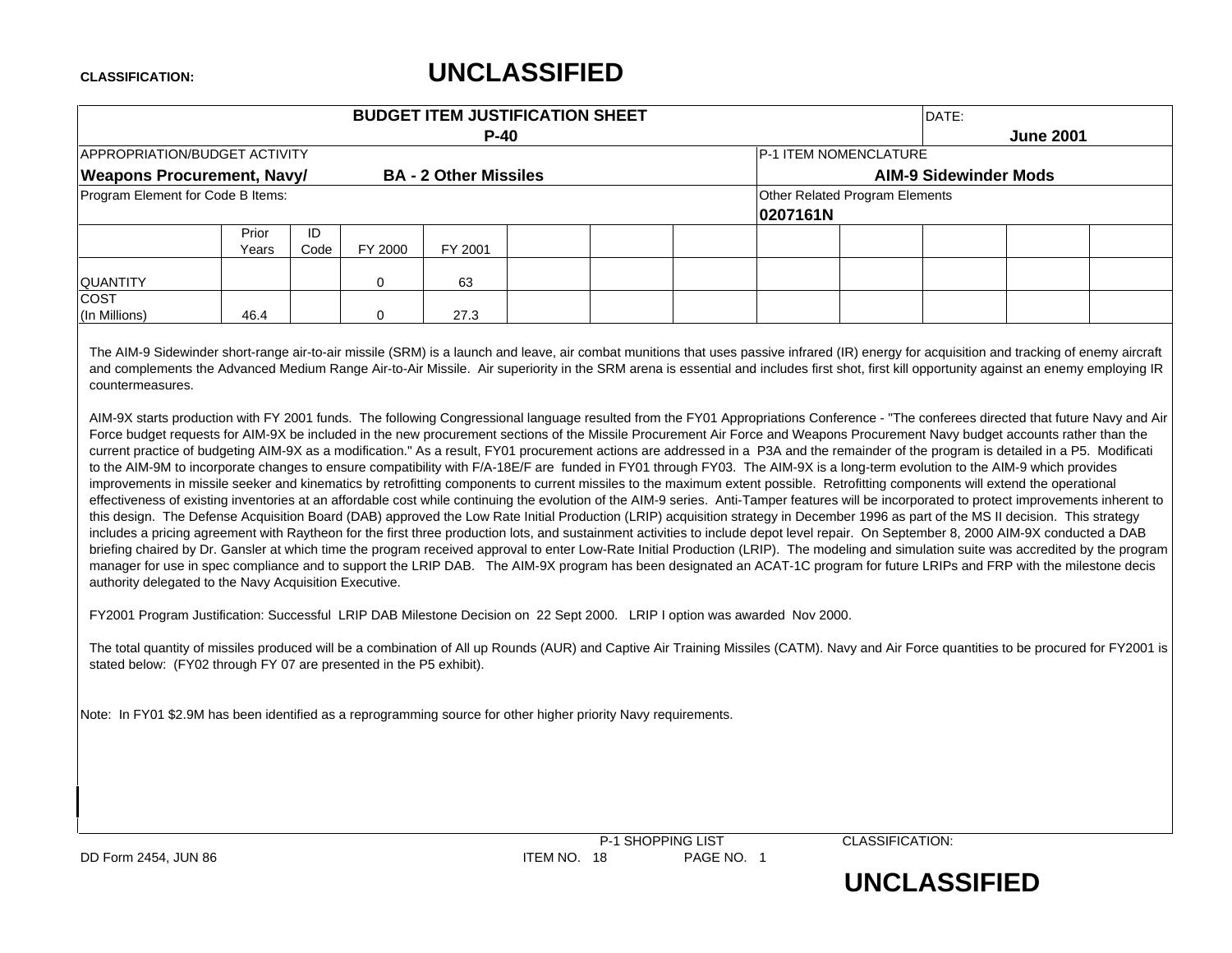**CLASSIFICATION:** **UNCLASSIFIED**

| BUDGET ITEM JUSTIFICATION SHEET P-40 | | | | | | | | | DATE: June 2001 | | | |
|---|---|---|---|---|---|---|---|---|---|---|---|---|
| APPROPRIATION/BUDGET ACTIVITY **Weapons Procurement, Navy/ BA - 2 Other Missiles** | | | | | | | | P-1 ITEM NOMENCLATURE **AIM-9 Sidewinder Mods** | | | | |
| Program Element for Code B Items: | | | | | | | | Other Related Program Elements **0207161N** | | | | |
| | Prior Years | ID Code | FY 2000 | FY 2001 | | | | | | | | |
| QUANTITY | | | 0 | 63 | | | | | | | | |
| COST (In Millions) | 46.4 | | 0 | 27.3 | | | | | | | | |

The AIM-9 Sidewinder short-range air-to-air missile (SRM) is a launch and leave, air combat munitions that uses passive infrared (IR) energy for acquisition and tracking of enemy aircraft and complements the Advanced Medium Range Air-to-Air Missile. Air superiority in the SRM arena is essential and includes first shot, first kill opportunity against an enemy employing IR countermeasures.

AIM-9X starts production with FY 2001 funds. The following Congressional language resulted from the FY01 Appropriations Conference - "The conferees directed that future Navy and Air Force budget requests for AIM-9X be included in the new procurement sections of the Missile Procurement Air Force and Weapons Procurement Navy budget accounts rather than the current practice of budgeting AIM-9X as a modification." As a result, FY01 procurement actions are addressed in a P3A and the remainder of the program is detailed in a P5. Modificati to the AIM-9M to incorporate changes to ensure compatibility with F/A-18E/F are funded in FY01 through FY03. The AIM-9X is a long-term evolution to the AIM-9 which provides improvements in missile seeker and kinematics by retrofitting components to current missiles to the maximum extent possible. Retrofitting components will extend the operational effectiveness of existing inventories at an affordable cost while continuing the evolution of the AIM-9 series. Anti-Tamper features will be incorporated to protect improvements inherent to this design. The Defense Acquisition Board (DAB) approved the Low Rate Initial Production (LRIP) acquisition strategy in December 1996 as part of the MS II decision. This strategy includes a pricing agreement with Raytheon for the first three production lots, and sustainment activities to include depot level repair. On September 8, 2000 AIM-9X conducted a DAB briefing chaired by Dr. Gansler at which time the program received approval to enter Low-Rate Initial Production (LRIP). The modeling and simulation suite was accredited by the program manager for use in spec compliance and to support the LRIP DAB. The AIM-9X program has been designated an ACAT-1C program for future LRIPs and FRP with the milestone decis authority delegated to the Navy Acquisition Executive.

FY2001 Program Justification: Successful LRIP DAB Milestone Decision on 22 Sept 2000. LRIP I option was awarded Nov 2000.

The total quantity of missiles produced will be a combination of All up Rounds (AUR) and Captive Air Training Missiles (CATM). Navy and Air Force quantities to be procured for FY2001 is stated below: (FY02 through FY 07 are presented in the P5 exhibit).

Note: In FY01 $2.9M has been identified as a reprogramming source for other higher priority Navy requirements.

DD Form 2454, JUN 86 — P-1 SHOPPING LIST ITEM NO. 18 PAGE NO. 1 — CLASSIFICATION: **UNCLASSIFIED**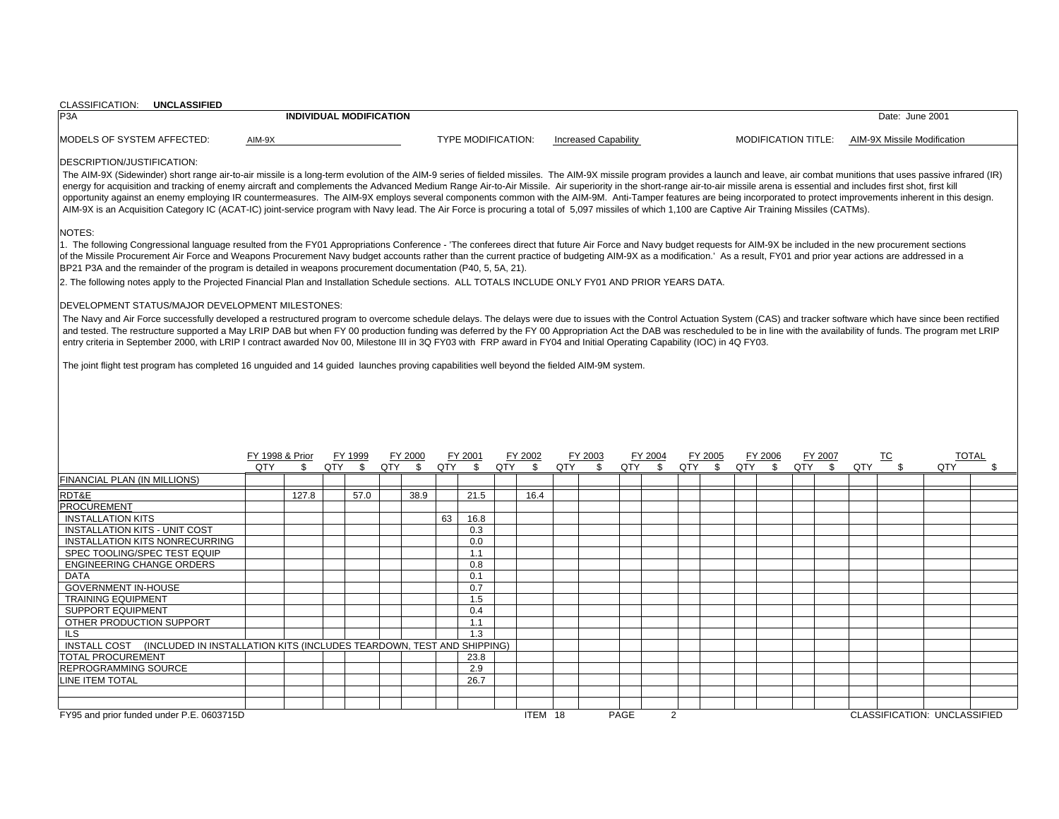CLASSIFICATION: **UNCLASSIFIED**

P3A **INDIVIDUAL MODIFICATION** Date: June 2001

MODELS OF SYSTEM AFFECTED: AIM-9X TYPE MODIFICATION: Increased Capability MODIFICATION TITLE: AIM-9X Missile Modification

DESCRIPTION/JUSTIFICATION:

The AIM-9X (Sidewinder) short range air-to-air missile is a long-term evolution of the AIM-9 series of fielded missiles. The AIM-9X missile program provides a launch and leave, air combat munitions that uses passive infrared (IR) energy for acquisition and tracking of enemy aircraft and complements the Advanced Medium Range Air-to-Air Missile. Air superiority in the short-range air-to-air missile arena is essential and includes first shot, first kill opportunity against an enemy employing IR countermeasures. The AIM-9X employs several components common with the AIM-9M. Anti-Tamper features are being incorporated to protect improvements inherent in this design. AIM-9X is an Acquisition Category IC (ACAT-IC) joint-service program with Navy lead. The Air Force is procuring a total of 5,097 missiles of which 1,100 are Captive Air Training Missiles (CATMs).

NOTES:

1. The following Congressional language resulted from the FY01 Appropriations Conference - 'The conferees direct that future Air Force and Navy budget requests for AIM-9X be included in the new procurement sections of the Missile Procurement Air Force and Weapons Procurement Navy budget accounts rather than the current practice of budgeting AIM-9X as a modification.' As a result, FY01 and prior year actions are addressed in a BP21 P3A and the remainder of the program is detailed in weapons procurement documentation (P40, 5, 5A, 21).

2. The following notes apply to the Projected Financial Plan and Installation Schedule sections. ALL TOTALS INCLUDE ONLY FY01 AND PRIOR YEARS DATA.

DEVELOPMENT STATUS/MAJOR DEVELOPMENT MILESTONES:

The Navy and Air Force successfully developed a restructured program to overcome schedule delays. The delays were due to issues with the Control Actuation System (CAS) and tracker software which have since been rectified and tested. The restructure supported a May LRIP DAB but when FY 00 production funding was deferred by the FY 00 Appropriation Act the DAB was rescheduled to be in line with the availability of funds. The program met LRIP entry criteria in September 2000, with LRIP I contract awarded Nov 00, Milestone III in 3Q FY03 with FRP award in FY04 and Initial Operating Capability (IOC) in 4Q FY03.

The joint flight test program has completed 16 unguided and 14 guided launches proving capabilities well beyond the fielded AIM-9M system.

| | FY 1998 & Prior | | FY 1999 | | FY 2000 | | FY 2001 | | FY 2002 | | FY 2003 | | FY 2004 | | FY 2005 | | FY 2006 | | FY 2007 | | TC | | TOTAL | |
|---|---|---|---|---|---|---|---|---|---|---|---|---|---|---|---|---|---|---|---|---|---|---|---|---|
| | QTY | $ | QTY | $ | QTY | $ | QTY | $ | QTY | $ | QTY | $ | QTY | $ | QTY | $ | QTY | $ | QTY | $ | QTY | $ | QTY | $ |
| FINANCIAL PLAN (IN MILLIONS) | | | | | | | | | | | | | | | | | | | | | | | | |
| RDT&E | | 127.8 | | 57.0 | | 38.9 | | 21.5 | | 16.4 | | | | | | | | | | | | | | |
| PROCUREMENT | | | | | | | | | | | | | | | | | | | | | | | | |
| INSTALLATION KITS | | | | | | | 63 | 16.8 | | | | | | | | | | | | | | | | |
| INSTALLATION KITS - UNIT COST | | | | | | | | 0.3 | | | | | | | | | | | | | | | | |
| INSTALLATION KITS NONRECURRING | | | | | | | | 0.0 | | | | | | | | | | | | | | | | |
| SPEC TOOLING/SPEC TEST EQUIP | | | | | | | | 1.1 | | | | | | | | | | | | | | | | |
| ENGINEERING CHANGE ORDERS | | | | | | | | 0.8 | | | | | | | | | | | | | | | | |
| DATA | | | | | | | | 0.1 | | | | | | | | | | | | | | | | |
| GOVERNMENT IN-HOUSE | | | | | | | | 0.7 | | | | | | | | | | | | | | | | |
| TRAINING EQUIPMENT | | | | | | | | 1.5 | | | | | | | | | | | | | | | | |
| SUPPORT EQUIPMENT | | | | | | | | 0.4 | | | | | | | | | | | | | | | | |
| OTHER PRODUCTION SUPPORT | | | | | | | | 1.1 | | | | | | | | | | | | | | | | |
| ILS | | | | | | | | 1.3 | | | | | | | | | | | | | | | | |
| INSTALL COST (INCLUDED IN INSTALLATION KITS (INCLUDES TEARDOWN, TEST AND SHIPPING) | | | | | | | | | | | | | | | | | | | | | | | | |
| TOTAL PROCUREMENT | | | | | | | | 23.8 | | | | | | | | | | | | | | | | |
| REPROGRAMMING SOURCE | | | | | | | | 2.9 | | | | | | | | | | | | | | | | |
| LINE ITEM TOTAL | | | | | | | | 26.7 | | | | | | | | | | | | | | | | |

FY95 and prior funded under P.E. 0603715D ITEM 18 PAGE 2 CLASSIFICATION: UNCLASSIFIED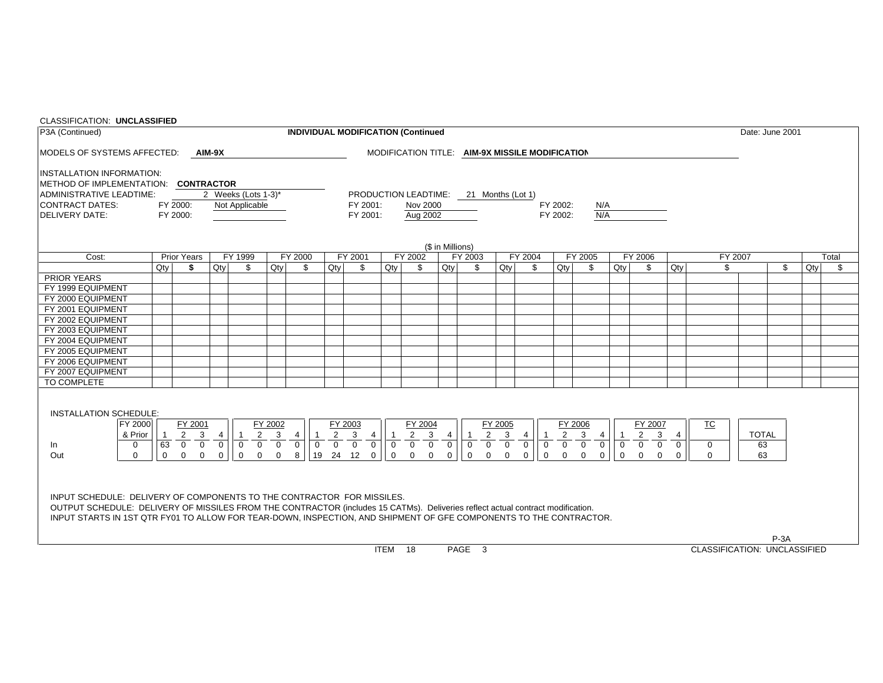CLASSIFICATION: **UNCLASSIFIED**

P3A (Continued) — **INDIVIDUAL MODIFICATION (Continued** — Date: June 2001

MODELS OF SYSTEMS AFFECTED: **AIM-9X** — MODIFICATION TITLE: **AIM-9X MISSILE MODIFICATION**

INSTALLATION INFORMATION:
METHOD OF IMPLEMENTATION: **CONTRACTOR**
ADMINISTRATIVE LEADTIME: 2 Weeks (Lots 1-3)* — PRODUCTION LEADTIME: 21 Months (Lot 1)
CONTRACT DATES: FY 2000: Not Applicable — FY 2001: Nov 2000 — FY 2002: N/A
DELIVERY DATE: FY 2000: — FY 2001: Aug 2002 — FY 2002: N/A

($ in Millions)

| Cost: | Prior Years | | FY 1999 | | FY 2000 | | FY 2001 | | FY 2002 | | FY 2003 | | FY 2004 | | FY 2005 | | FY 2006 | | FY 2007 | | | Total | |
|---|---|---|---|---|---|---|---|---|---|---|---|---|---|---|---|---|---|---|---|---|---|---|---|
| | Qty | $ | Qty | $ | Qty | $ | Qty | $ | Qty | $ | Qty | $ | Qty | $ | Qty | $ | Qty | $ | Qty | $ | $ | Qty | $ |
| PRIOR YEARS | | | | | | | | | | | | | | | | | | | | | | | |
| FY 1999 EQUIPMENT | | | | | | | | | | | | | | | | | | | | | | | |
| FY 2000 EQUIPMENT | | | | | | | | | | | | | | | | | | | | | | | |
| FY 2001 EQUIPMENT | | | | | | | | | | | | | | | | | | | | | | | |
| FY 2002 EQUIPMENT | | | | | | | | | | | | | | | | | | | | | | | |
| FY 2003 EQUIPMENT | | | | | | | | | | | | | | | | | | | | | | | |
| FY 2004 EQUIPMENT | | | | | | | | | | | | | | | | | | | | | | | |
| FY 2005 EQUIPMENT | | | | | | | | | | | | | | | | | | | | | | | |
| FY 2006 EQUIPMENT | | | | | | | | | | | | | | | | | | | | | | | |
| FY 2007 EQUIPMENT | | | | | | | | | | | | | | | | | | | | | | | |
| TO COMPLETE | | | | | | | | | | | | | | | | | | | | | | | |

INSTALLATION SCHEDULE:

| | FY 2000 & Prior | FY 2001 | | | | FY 2002 | | | | FY 2003 | | | | FY 2004 | | | | FY 2005 | | | | FY 2006 | | | | FY 2007 | | | | TC | TOTAL |
|---|---|---|---|---|---|---|---|---|---|---|---|---|---|---|---|---|---|---|---|---|---|---|---|---|---|---|---|---|---|---|---|
| | | 1 | 2 | 3 | 4 | 1 | 2 | 3 | 4 | 1 | 2 | 3 | 4 | 1 | 2 | 3 | 4 | 1 | 2 | 3 | 4 | 1 | 2 | 3 | 4 | 1 | 2 | 3 | 4 | | |
| In | 0 | 63 | 0 | 0 | 0 | 0 | 0 | 0 | 0 | 0 | 0 | 0 | 0 | 0 | 0 | 0 | 0 | 0 | 0 | 0 | 0 | 0 | 0 | 0 | 0 | 0 | 0 | 0 | 0 | 0 | 63 |
| Out | 0 | 0 | 0 | 0 | 0 | 0 | 0 | 0 | 8 | 19 | 24 | 12 | 0 | 0 | 0 | 0 | 0 | 0 | 0 | 0 | 0 | 0 | 0 | 0 | 0 | 0 | 0 | 0 | 0 | 0 | 63 |

INPUT SCHEDULE: DELIVERY OF COMPONENTS TO THE CONTRACTOR FOR MISSILES.
OUTPUT SCHEDULE: DELIVERY OF MISSILES FROM THE CONTRACTOR (includes 15 CATMs). Deliveries reflect actual contract modification.
INPUT STARTS IN 1ST QTR FY01 TO ALLOW FOR TEAR-DOWN, INSPECTION, AND SHIPMENT OF GFE COMPONENTS TO THE CONTRACTOR.

P-3A

ITEM 18 PAGE 3

CLASSIFICATION: UNCLASSIFIED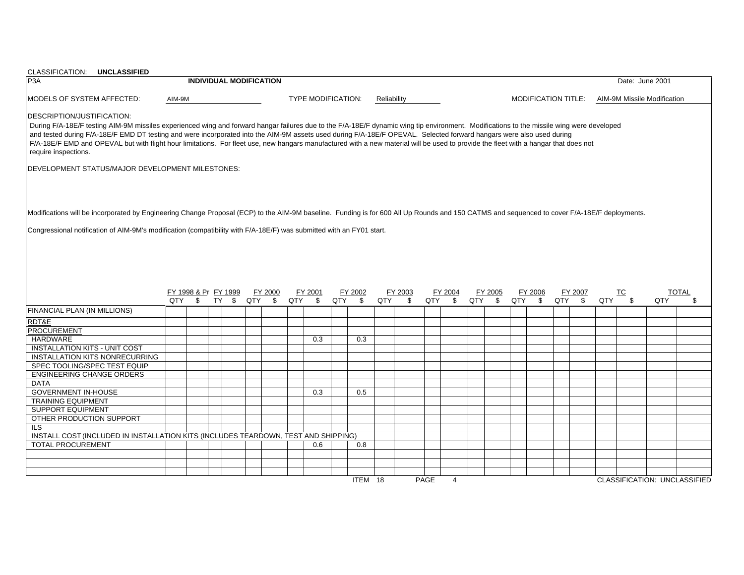CLASSIFICATION: **UNCLASSIFIED**

P3A **INDIVIDUAL MODIFICATION** Date: June 2001

MODELS OF SYSTEM AFFECTED: AIM-9M TYPE MODIFICATION: Reliability MODIFICATION TITLE: AIM-9M Missile Modification

DESCRIPTION/JUSTIFICATION:

During F/A-18E/F testing AIM-9M missiles experienced wing and forward hangar failures due to the F/A-18E/F dynamic wing tip environment. Modifications to the missile wing were developed and tested during F/A-18E/F EMD DT testing and were incorporated into the AIM-9M assets used during F/A-18E/F OPEVAL. Selected forward hangars were also used during F/A-18E/F EMD and OPEVAL but with flight hour limitations. For fleet use, new hangars manufactured with a new material will be used to provide the fleet with a hangar that does not require inspections.

DEVELOPMENT STATUS/MAJOR DEVELOPMENT MILESTONES:

Modifications will be incorporated by Engineering Change Proposal (ECP) to the AIM-9M baseline. Funding is for 600 All Up Rounds and 150 CATMS and sequenced to cover F/A-18E/F deployments.

Congressional notification of AIM-9M's modification (compatibility with F/A-18E/F) was submitted with an FY01 start.

| | FY 1998 & Pr | | FY 1999 | | FY 2000 | | FY 2001 | | FY 2002 | | FY 2003 | | FY 2004 | | FY 2005 | | FY 2006 | | FY 2007 | | TC | | TOTAL | |
|---|---|---|---|---|---|---|---|---|---|---|---|---|---|---|---|---|---|---|---|---|---|---|---|---|
| | QTY | $ | TY | $ | QTY | $ | QTY | $ | QTY | $ | QTY | $ | QTY | $ | QTY | $ | QTY | $ | QTY | $ | QTY | $ | QTY | $ |
| FINANCIAL PLAN (IN MILLIONS) | | | | | | | | | | | | | | | | | | | | | | | | |
| RDT&E | | | | | | | | | | | | | | | | | | | | | | | | |
| PROCUREMENT | | | | | | | | | | | | | | | | | | | | | | | | |
| HARDWARE | | | | | | | | 0.3 | | 0.3 | | | | | | | | | | | | | | |
| INSTALLATION KITS - UNIT COST | | | | | | | | | | | | | | | | | | | | | | | | |
| INSTALLATION KITS NONRECURRING | | | | | | | | | | | | | | | | | | | | | | | | |
| SPEC TOOLING/SPEC TEST EQUIP | | | | | | | | | | | | | | | | | | | | | | | | |
| ENGINEERING CHANGE ORDERS | | | | | | | | | | | | | | | | | | | | | | | | |
| DATA | | | | | | | | | | | | | | | | | | | | | | | | |
| GOVERNMENT IN-HOUSE | | | | | | | | 0.3 | | 0.5 | | | | | | | | | | | | | | |
| TRAINING EQUIPMENT | | | | | | | | | | | | | | | | | | | | | | | | |
| SUPPORT EQUIPMENT | | | | | | | | | | | | | | | | | | | | | | | | |
| OTHER PRODUCTION SUPPORT | | | | | | | | | | | | | | | | | | | | | | | | |
| ILS | | | | | | | | | | | | | | | | | | | | | | | | |
| INSTALL COST (INCLUDED IN INSTALLATION KITS (INCLUDES TEARDOWN, TEST AND SHIPPING) | | | | | | | | | | | | | | | | | | | | | | | | |
| TOTAL PROCUREMENT | | | | | | | | 0.6 | | 0.8 | | | | | | | | | | | | | | |

ITEM 18 PAGE 4

CLASSIFICATION: UNCLASSIFIED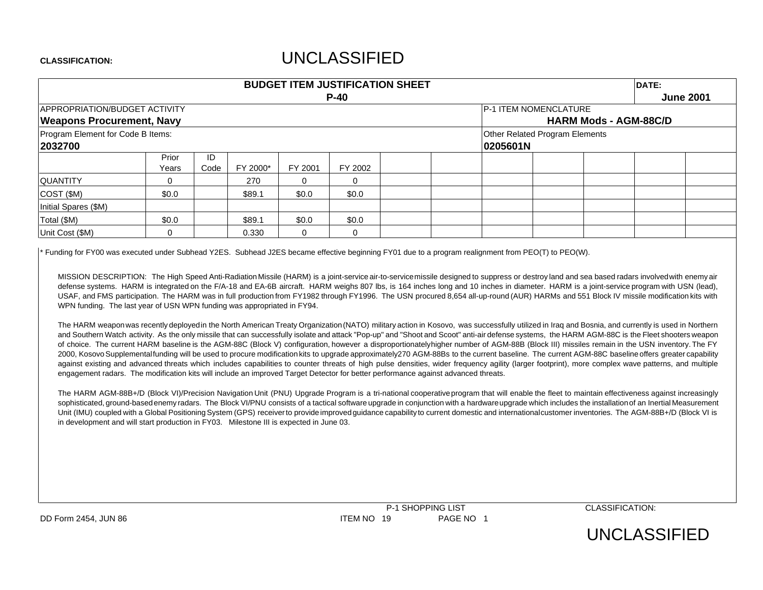CLASSIFICATION: UNCLASSIFIED

| BUDGET ITEM JUSTIFICATION SHEET P-40 | | | | | | | | | | | DATE: June 2001 | |
|---|---|---|---|---|---|---|---|---|---|---|---|---|
| APPROPRIATION/BUDGET ACTIVITY **Weapons Procurement, Navy** | | | | | | | | P-1 ITEM NOMENCLATURE **HARM Mods - AGM-88C/D** | | | | |
| Program Element for Code B Items: **2032700** | | | | | | | | Other Related Program Elements **0205601N** | | | | |
| | Prior Years | ID Code | FY 2000* | FY 2001 | FY 2002 | | | | | | | |
| QUANTITY | 0 | | 270 | 0 | 0 | | | | | | | |
| COST ($M) | $0.0 | | $89.1 | $0.0 | $0.0 | | | | | | | |
| Initial Spares ($M) | | | | | | | | | | | | |
| Total ($M) | $0.0 | | $89.1 | $0.0 | $0.0 | | | | | | | |
| Unit Cost ($M) | 0 | | 0.330 | 0 | 0 | | | | | | | |

* Funding for FY00 was executed under Subhead Y2ES. Subhead J2ES became effective beginning FY01 due to a program realignment from PEO(T) to PEO(W).

MISSION DESCRIPTION: The High Speed Anti-Radiation Missile (HARM) is a joint-service air-to-service missile designed to suppress or destroy land and sea based radars involved with enemy air defense systems. HARM is integrated on the F/A-18 and EA-6B aircraft. HARM weighs 807 lbs, is 164 inches long and 10 inches in diameter. HARM is a joint-service program with USN (lead), USAF, and FMS participation. The HARM was in full production from FY1982 through FY1996. The USN procured 8,654 all-up-round (AUR) HARMs and 551 Block IV missile modification kits with WPN funding. The last year of USN WPN funding was appropriated in FY94.

The HARM weapon was recently deployed in the North American Treaty Organization (NATO) military action in Kosovo, was successfully utilized in Iraq and Bosnia, and currently is used in Northern and Southern Watch activity. As the only missile that can successfully isolate and attack "Pop-up" and "Shoot and Scoot" anti-air defense systems, the HARM AGM-88C is the Fleet shooters weapon of choice. The current HARM baseline is the AGM-88C (Block V) configuration, however a disproportionately higher number of AGM-88B (Block III) missiles remain in the USN inventory. The FY 2000, Kosovo Supplemental funding will be used to procure modification kits to upgrade approximately270 AGM-88Bs to the current baseline. The current AGM-88C baseline offers greater capability against existing and advanced threats which includes capabilities to counter threats of high pulse densities, wider frequency agility (larger footprint), more complex wave patterns, and multiple engagement radars. The modification kits will include an improved Target Detector for better performance against advanced threats.

The HARM AGM-88B+/D (Block VI)/Precision Navigation Unit (PNU) Upgrade Program is a tri-national cooperative program that will enable the fleet to maintain effectiveness against increasingly sophisticated, ground-based enemy radars. The Block VI/PNU consists of a tactical software upgrade in conjunction with a hardware upgrade which includes the installation of an Inertial Measurement Unit (IMU) coupled with a Global Positioning System (GPS) receiver to provide improved guidance capability to current domestic and international customer inventories. The AGM-88B+/D (Block VI is in development and will start production in FY03. Milestone III is expected in June 03.

DD Form 2454, JUN 86 P-1 SHOPPING LIST ITEM NO 19 PAGE NO 1 CLASSIFICATION: UNCLASSIFIED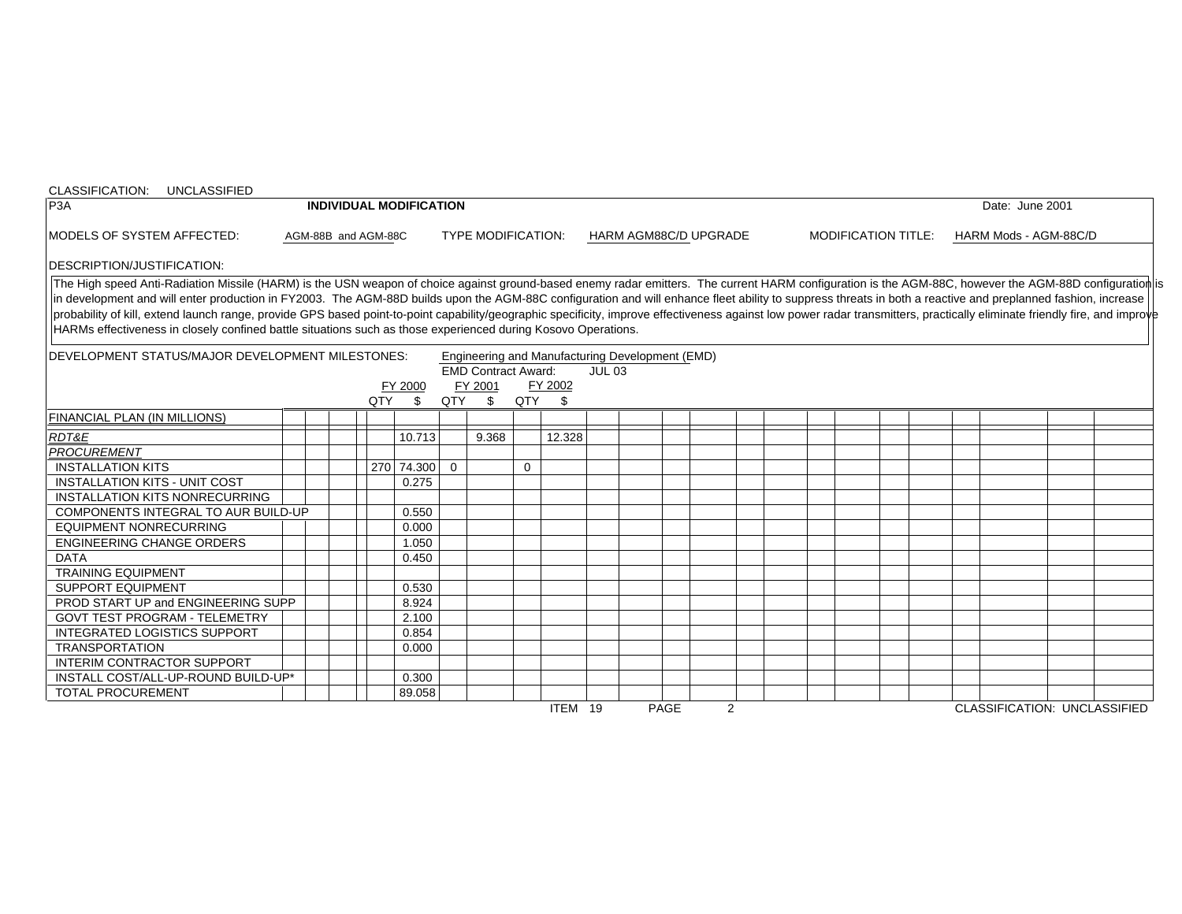CLASSIFICATION: UNCLASSIFIED

**P3A** | **INDIVIDUAL MODIFICATION** | Date: June 2001

MODELS OF SYSTEM AFFECTED: AGM-88B and AGM-88C

TYPE MODIFICATION: HARM AGM88C/D UPGRADE

MODIFICATION TITLE: HARM Mods - AGM-88C/D

DESCRIPTION/JUSTIFICATION:

The High speed Anti-Radiation Missile (HARM) is the USN weapon of choice against ground-based enemy radar emitters. The current HARM configuration is the AGM-88C, however the AGM-88D configuration is in development and will enter production in FY2003. The AGM-88D builds upon the AGM-88C configuration and will enhance fleet ability to suppress threats in both a reactive and preplanned fashion, increase probability of kill, extend launch range, provide GPS based point-to-point capability/geographic specificity, improve effectiveness against low power radar transmitters, practically eliminate friendly fire, and improve HARMs effectiveness in closely confined battle situations such as those experienced during Kosovo Operations.

DEVELOPMENT STATUS/MAJOR DEVELOPMENT MILESTONES: Engineering and Manufacturing Development (EMD)

EMD Contract Award: JUL 03

| FINANCIAL PLAN (IN MILLIONS) | FY 2000 QTY | FY 2000 $ | FY 2001 QTY | FY 2001 $ | FY 2002 QTY | FY 2002 $ |
|---|---|---|---|---|---|---|
| *RDT&E* | | 10.713 | | 9.368 | | 12.328 |
| *PROCUREMENT* | | | | | | |
| INSTALLATION KITS | 270 | 74.300 | 0 | | 0 | |
| INSTALLATION KITS - UNIT COST | | 0.275 | | | | |
| INSTALLATION KITS NONRECURRING | | | | | | |
| COMPONENTS INTEGRAL TO AUR BUILD-UP | | 0.550 | | | | |
| EQUIPMENT NONRECURRING | | 0.000 | | | | |
| ENGINEERING CHANGE ORDERS | | 1.050 | | | | |
| DATA | | 0.450 | | | | |
| TRAINING EQUIPMENT | | | | | | |
| SUPPORT EQUIPMENT | | 0.530 | | | | |
| PROD START UP and ENGINEERING SUPP | | 8.924 | | | | |
| GOVT TEST PROGRAM - TELEMETRY | | 2.100 | | | | |
| INTEGRATED LOGISTICS SUPPORT | | 0.854 | | | | |
| TRANSPORTATION | | 0.000 | | | | |
| INTERIM CONTRACTOR SUPPORT | | | | | | |
| INSTALL COST/ALL-UP-ROUND BUILD-UP* | | 0.300 | | | | |
| TOTAL PROCUREMENT | | 89.058 | | | | |

ITEM 19 PAGE 2

CLASSIFICATION: UNCLASSIFIED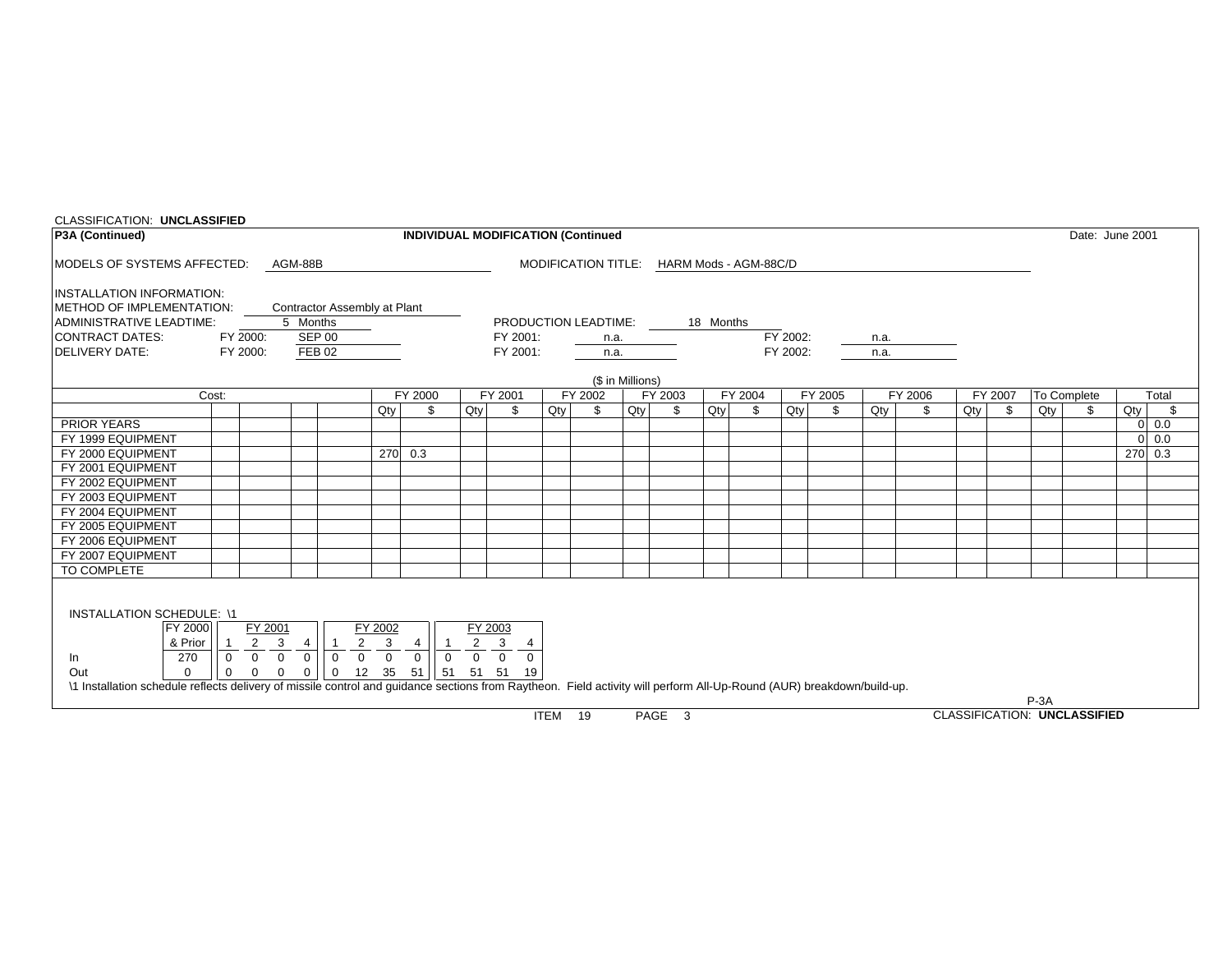CLASSIFICATION: **UNCLASSIFIED**

**P3A (Continued)** — **INDIVIDUAL MODIFICATION (Continued** — Date: June 2001

MODELS OF SYSTEMS AFFECTED: AGM-88B

MODIFICATION TITLE: HARM Mods - AGM-88C/D

INSTALLATION INFORMATION:

METHOD OF IMPLEMENTATION: Contractor Assembly at Plant

ADMINISTRATIVE LEADTIME: 5 Months

PRODUCTION LEADTIME: 18 Months

CONTRACT DATES: FY 2000: SEP 00 — FY 2001: n.a. — FY 2002: n.a.

DELIVERY DATE: FY 2000: FEB 02 — FY 2001: n.a. — FY 2002: n.a.

($ in Millions)

| Cost: | | | | | FY 2000 | | FY 2001 | | FY 2002 | | FY 2003 | | FY 2004 | | FY 2005 | | FY 2006 | | FY 2007 | | To Complete | | Total | |
|---|---|---|---|---|---|---|---|---|---|---|---|---|---|---|---|---|---|---|---|---|---|---|---|---|
| | | | | | Qty | $ | Qty | $ | Qty | $ | Qty | $ | Qty | $ | Qty | $ | Qty | $ | Qty | $ | Qty | $ | Qty | $ |
| PRIOR YEARS | | | | | | | | | | | | | | | | | | | | | | | 0 | 0.0 |
| FY 1999 EQUIPMENT | | | | | | | | | | | | | | | | | | | | | | | 0 | 0.0 |
| FY 2000 EQUIPMENT | | | | | 270 | 0.3 | | | | | | | | | | | | | | | | | 270 | 0.3 |
| FY 2001 EQUIPMENT | | | | | | | | | | | | | | | | | | | | | | | | |
| FY 2002 EQUIPMENT | | | | | | | | | | | | | | | | | | | | | | | | |
| FY 2003 EQUIPMENT | | | | | | | | | | | | | | | | | | | | | | | | |
| FY 2004 EQUIPMENT | | | | | | | | | | | | | | | | | | | | | | | | |
| FY 2005 EQUIPMENT | | | | | | | | | | | | | | | | | | | | | | | | |
| FY 2006 EQUIPMENT | | | | | | | | | | | | | | | | | | | | | | | | |
| FY 2007 EQUIPMENT | | | | | | | | | | | | | | | | | | | | | | | | |
| TO COMPLETE | | | | | | | | | | | | | | | | | | | | | | | | |

INSTALLATION SCHEDULE: \1

| | FY 2000 & Prior | FY 2001 1 | 2 | 3 | 4 | FY 2002 1 | 2 | 3 | 4 | FY 2003 1 | 2 | 3 | 4 |
|---|---|---|---|---|---|---|---|---|---|---|---|---|---|
| In | 270 | 0 | 0 | 0 | 0 | 0 | 0 | 0 | 0 | 0 | 0 | 0 | 0 |
| Out | 0 | 0 | 0 | 0 | 0 | 0 | 12 | 35 | 51 | 51 | 51 | 51 | 19 |

\1 Installation schedule reflects delivery of missile control and guidance sections from Raytheon. Field activity will perform All-Up-Round (AUR) breakdown/build-up.

P-3A

ITEM 19 PAGE 3

CLASSIFICATION: **UNCLASSIFIED**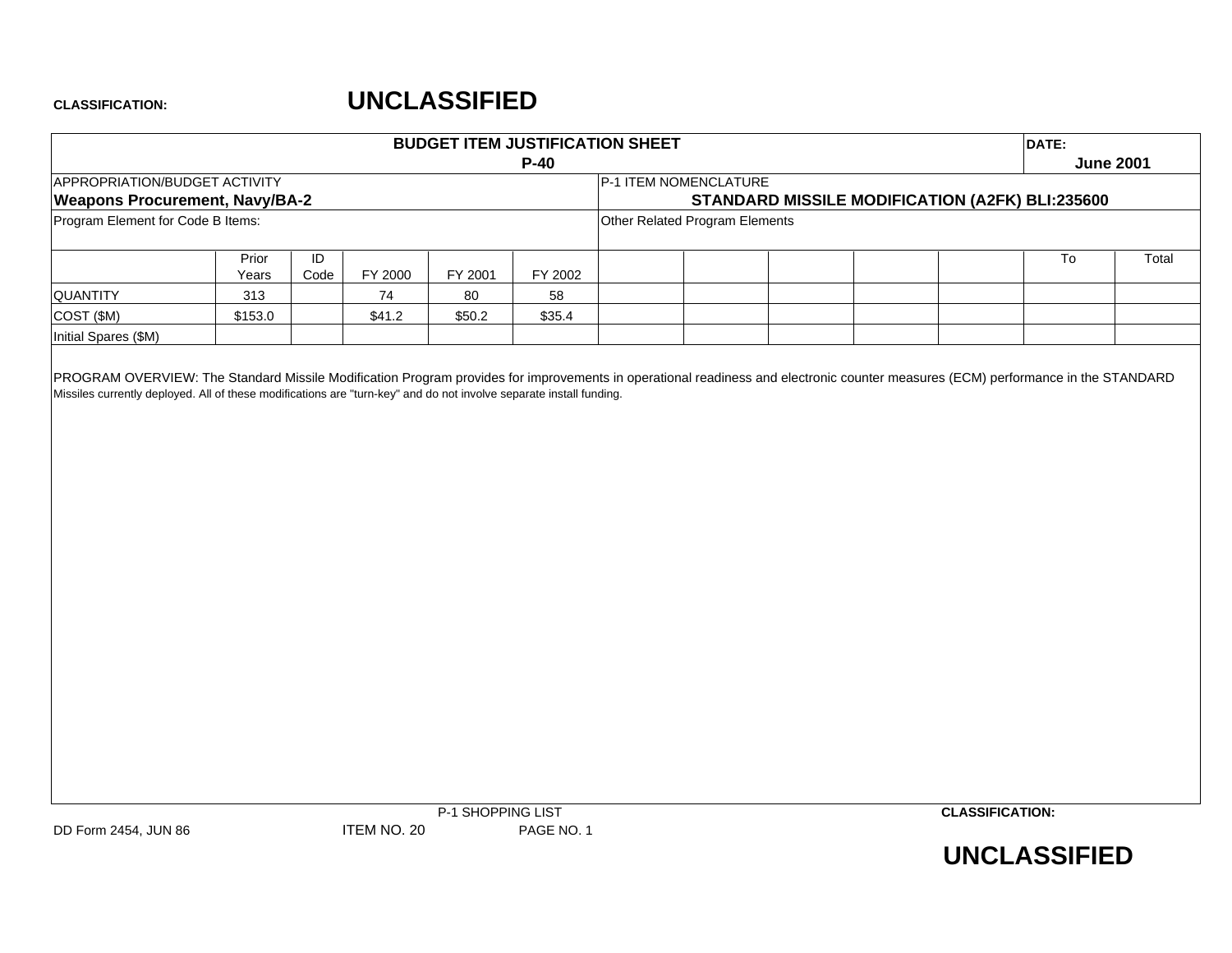**CLASSIFICATION: UNCLASSIFIED**

# BUDGET ITEM JUSTIFICATION SHEET
## P-40

**DATE:** June 2001

APPROPRIATION/BUDGET ACTIVITY
**Weapons Procurement, Navy/BA-2**

P-1 ITEM NOMENCLATURE
**STANDARD MISSILE MODIFICATION (A2FK) BLI:235600**

Program Element for Code B Items:

Other Related Program Elements

| | Prior Years | ID Code | FY 2000 | FY 2001 | FY 2002 | | | | | | To | Total |
|---|---|---|---|---|---|---|---|---|---|---|---|---|
| QUANTITY | 313 | | 74 | 80 | 58 | | | | | | | |
| COST ($M) | $153.0 | | $41.2 | $50.2 | $35.4 | | | | | | | |
| Initial Spares ($M) | | | | | | | | | | | | |

PROGRAM OVERVIEW: The Standard Missile Modification Program provides for improvements in operational readiness and electronic counter measures (ECM) performance in the STANDARD Missiles currently deployed. All of these modifications are "turn-key" and do not involve separate install funding.

P-1 SHOPPING LIST

DD Form 2454, JUN 86 ITEM NO. 20 PAGE NO. 1

**CLASSIFICATION: UNCLASSIFIED**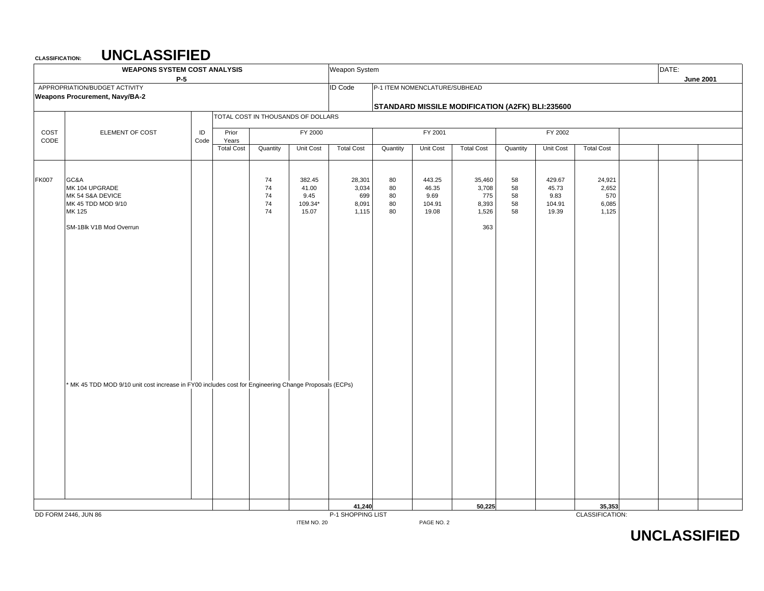**CLASSIFICATION: UNCLASSIFIED**

| WEAPONS SYSTEM COST ANALYSIS P-5 | Weapon System | DATE: June 2001 |
|---|---|---|
| APPROPRIATION/BUDGET ACTIVITY: **Weapons Procurement, Navy/BA-2** | ID Code | P-1 ITEM NOMENCLATURE/SUBHEAD: **STANDARD MISSILE MODIFICATION (A2FK) BLI:235600** |

TOTAL COST IN THOUSANDS OF DOLLARS

| COST CODE | ELEMENT OF COST | ID Code | Prior Years Total Cost | FY 2000 Quantity | FY 2000 Unit Cost | FY 2000 Total Cost | FY 2001 Quantity | FY 2001 Unit Cost | FY 2001 Total Cost | FY 2002 Quantity | FY 2002 Unit Cost | FY 2002 Total Cost |
|---|---|---|---|---|---|---|---|---|---|---|---|---|
| FK007 | GC&A | | | 74 | 382.45 | 28,301 | 80 | 443.25 | 35,460 | 58 | 429.67 | 24,921 |
| | MK 104 UPGRADE | | | 74 | 41.00 | 3,034 | 80 | 46.35 | 3,708 | 58 | 45.73 | 2,652 |
| | MK 54 S&A DEVICE | | | 74 | 9.45 | 699 | 80 | 9.69 | 775 | 58 | 9.83 | 570 |
| | MK 45 TDD MOD 9/10 | | | 74 | 109.34* | 8,091 | 80 | 104.91 | 8,393 | 58 | 104.91 | 6,085 |
| | MK 125 | | | 74 | 15.07 | 1,115 | 80 | 19.08 | 1,526 | 58 | 19.39 | 1,125 |
| | SM-1Blk V1B Mod Overrun | | | | | | | | 363 | | | |
| | | | | | | **41,240** | | | **50,225** | | | **35,353** |

* MK 45 TDD MOD 9/10 unit cost increase in FY00 includes cost for Engineering Change Proposals (ECPs)

DD FORM 2446, JUN 86 — P-1 SHOPPING LIST — ITEM NO. 20 — PAGE NO. 2

CLASSIFICATION: **UNCLASSIFIED**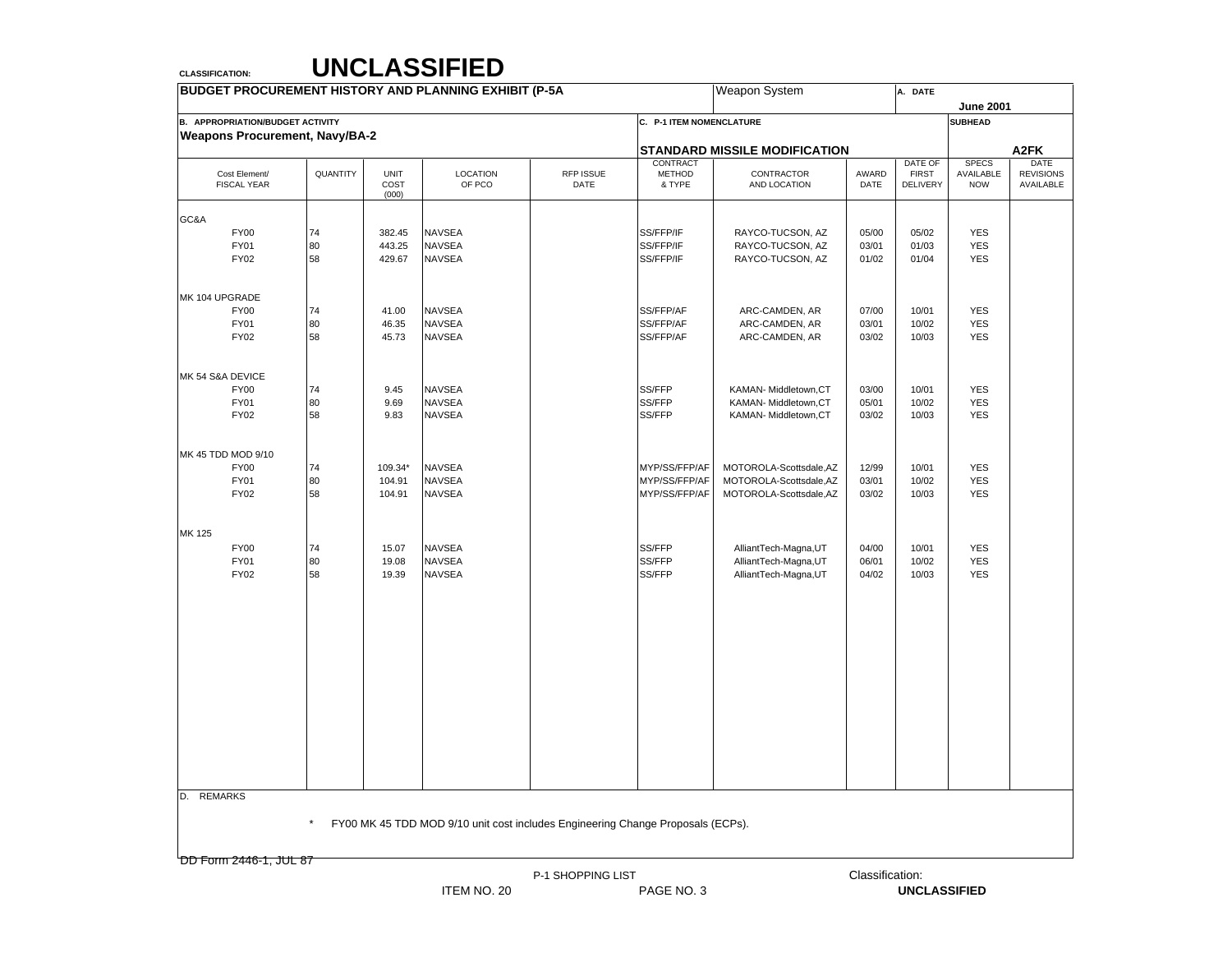CLASSIFICATION: **UNCLASSIFIED**

| BUDGET PROCUREMENT HISTORY AND PLANNING EXHIBIT (P-5A | | | | | | Weapon System | | A. DATE June 2001 | | |
|---|---|---|---|---|---|---|---|---|---|---|
| B. APPROPRIATION/BUDGET ACTIVITY<br>**Weapons Procurement, Navy/BA-2** | | | | | C. P-1 ITEM NOMENCLATURE<br>**STANDARD MISSILE MODIFICATION** | | | | SUBHEAD<br>**A2FK** | |

| Cost Element/ FISCAL YEAR | QUANTITY | UNIT COST (000) | LOCATION OF PCO | RFP ISSUE DATE | CONTRACT METHOD & TYPE | CONTRACTOR AND LOCATION | AWARD DATE | DATE OF FIRST DELIVERY | SPECS AVAILABLE NOW | DATE REVISIONS AVAILABLE |
|---|---|---|---|---|---|---|---|---|---|---|
| GC&A | | | | | | | | | | |
| FY00 | 74 | 382.45 | NAVSEA | | SS/FFP/IF | RAYCO-TUCSON, AZ | 05/00 | 05/02 | YES | |
| FY01 | 80 | 443.25 | NAVSEA | | SS/FFP/IF | RAYCO-TUCSON, AZ | 03/01 | 01/03 | YES | |
| FY02 | 58 | 429.67 | NAVSEA | | SS/FFP/IF | RAYCO-TUCSON, AZ | 01/02 | 01/04 | YES | |
| MK 104 UPGRADE | | | | | | | | | | |
| FY00 | 74 | 41.00 | NAVSEA | | SS/FFP/AF | ARC-CAMDEN, AR | 07/00 | 10/01 | YES | |
| FY01 | 80 | 46.35 | NAVSEA | | SS/FFP/AF | ARC-CAMDEN, AR | 03/01 | 10/02 | YES | |
| FY02 | 58 | 45.73 | NAVSEA | | SS/FFP/AF | ARC-CAMDEN, AR | 03/02 | 10/03 | YES | |
| MK 54 S&A DEVICE | | | | | | | | | | |
| FY00 | 74 | 9.45 | NAVSEA | | SS/FFP | KAMAN- Middletown,CT | 03/00 | 10/01 | YES | |
| FY01 | 80 | 9.69 | NAVSEA | | SS/FFP | KAMAN- Middletown,CT | 05/01 | 10/02 | YES | |
| FY02 | 58 | 9.83 | NAVSEA | | SS/FFP | KAMAN- Middletown,CT | 03/02 | 10/03 | YES | |
| MK 45 TDD MOD 9/10 | | | | | | | | | | |
| FY00 | 74 | 109.34* | NAVSEA | | MYP/SS/FFP/AF | MOTOROLA-Scottsdale,AZ | 12/99 | 10/01 | YES | |
| FY01 | 80 | 104.91 | NAVSEA | | MYP/SS/FFP/AF | MOTOROLA-Scottsdale,AZ | 03/01 | 10/02 | YES | |
| FY02 | 58 | 104.91 | NAVSEA | | MYP/SS/FFP/AF | MOTOROLA-Scottsdale,AZ | 03/02 | 10/03 | YES | |
| MK 125 | | | | | | | | | | |
| FY00 | 74 | 15.07 | NAVSEA | | SS/FFP | AlliantTech-Magna,UT | 04/00 | 10/01 | YES | |
| FY01 | 80 | 19.08 | NAVSEA | | SS/FFP | AlliantTech-Magna,UT | 06/01 | 10/02 | YES | |
| FY02 | 58 | 19.39 | NAVSEA | | SS/FFP | AlliantTech-Magna,UT | 04/02 | 10/03 | YES | |

D. REMARKS

\* FY00 MK 45 TDD MOD 9/10 unit cost includes Engineering Change Proposals (ECPs).

DD Form 2446-1, JUL 87

P-1 SHOPPING LIST

ITEM NO. 20 PAGE NO. 3

Classification: **UNCLASSIFIED**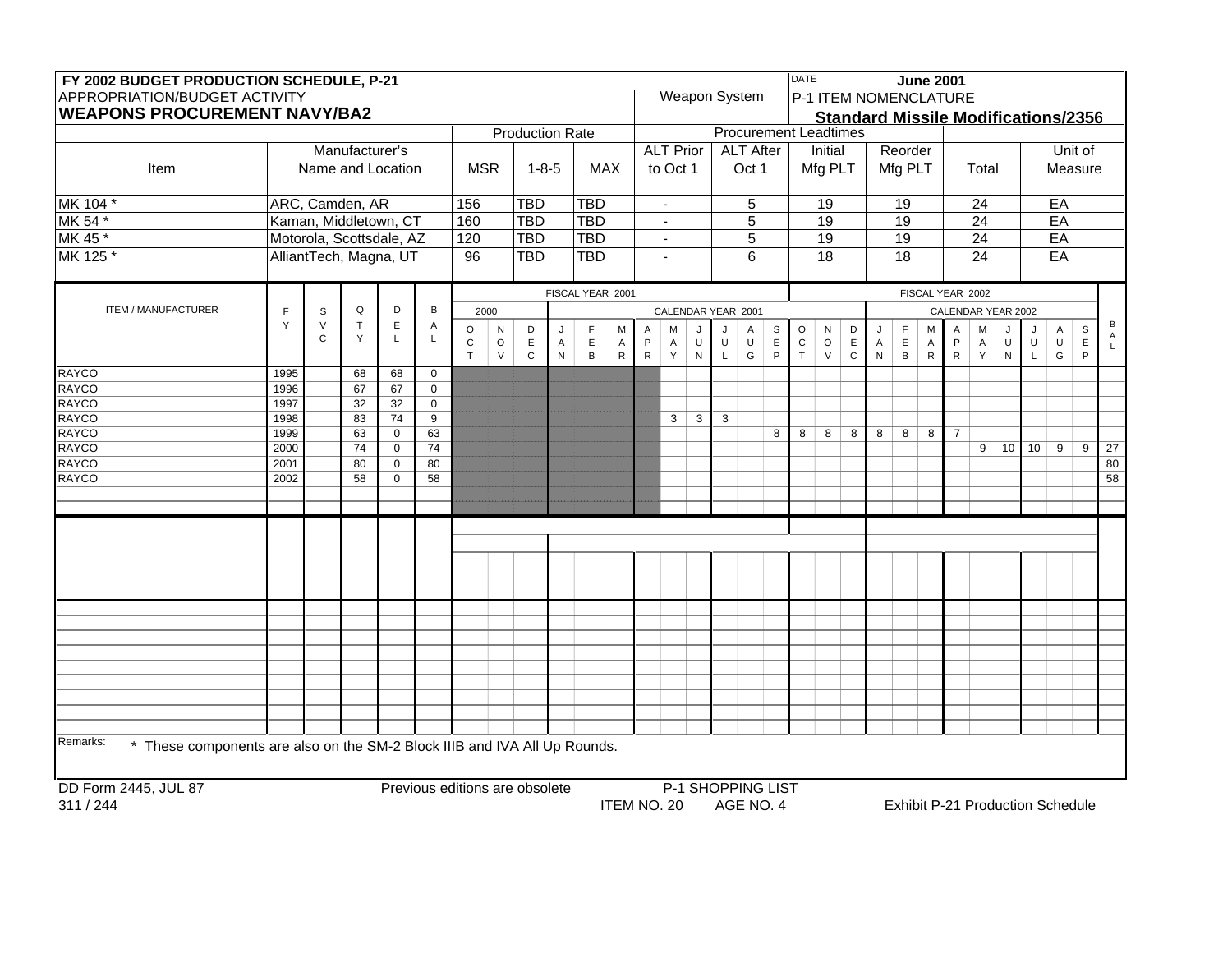**FY 2002 BUDGET PRODUCTION SCHEDULE, P-21**

DATE: **June 2001**

APPROPRIATION/BUDGET ACTIVITY
**WEAPONS PROCUREMENT NAVY/BA2**

Weapon System

P-1 ITEM NOMENCLATURE
**Standard Missile Modifications/2356**

| Item | Manufacturer's Name and Location | Production Rate MSR | Production Rate 1-8-5 | Production Rate MAX | Procurement Leadtimes ALT Prior to Oct 1 | Procurement Leadtimes ALT After Oct 1 | Procurement Leadtimes Initial Mfg PLT | Procurement Leadtimes Reorder Mfg PLT | Total | Unit of Measure |
|---|---|---|---|---|---|---|---|---|---|---|
| MK 104 * | ARC, Camden, AR | 156 | TBD | TBD | - | 5 | 19 | 19 | 24 | EA |
| MK 54 * | Kaman, Middletown, CT | 160 | TBD | TBD | - | 5 | 19 | 19 | 24 | EA |
| MK 45 * | Motorola, Scottsdale, AZ | 120 | TBD | TBD | - | 5 | 19 | 19 | 24 | EA |
| MK 125 * | AlliantTech, Magna, UT | 96 | TBD | TBD | - | 6 | 18 | 18 | 24 | EA |

| ITEM / MANUFACTURER | FY | SVC | QTY | DEL | BAL | FY2001 OCT (2000) | NOV (2000) | DEC (2000) | JAN (2001) | FEB | MAR | APR | MAY | JUN | JUL | AUG | SEP | FY2002 OCT | NOV | DEC | JAN (2002) | FEB | MAR | APR | MAY | JUN | JUL | AUG | SEP | BAL |
|---|---|---|---|---|---|---|---|---|---|---|---|---|---|---|---|---|---|---|---|---|---|---|---|---|---|---|---|---|---|---|
| RAYCO | 1995 | | 68 | 68 | 0 | | | | | | | | | | | | | | | | | | | | | | | | | |
| RAYCO | 1996 | | 67 | 67 | 0 | | | | | | | | | | | | | | | | | | | | | | | | | |
| RAYCO | 1997 | | 32 | 32 | 0 | | | | | | | | | | | | | | | | | | | | | | | | | |
| RAYCO | 1998 | | 83 | 74 | 9 | | | | | | | | 3 | 3 | 3 | | | | | | | | | | | | | | | |
| RAYCO | 1999 | | 63 | 0 | 63 | | | | | | | | | | | | 8 | 8 | 8 | 8 | 8 | 8 | 8 | 7 | | | | | | |
| RAYCO | 2000 | | 74 | 0 | 74 | | | | | | | | | | | | | | | | | | | | 9 | 10 | 10 | 9 | 9 | 27 |
| RAYCO | 2001 | | 80 | 0 | 80 | | | | | | | | | | | | | | | | | | | | | | | | | 80 |
| RAYCO | 2002 | | 58 | 0 | 58 | | | | | | | | | | | | | | | | | | | | | | | | | 58 |

Remarks: * These components are also on the SM-2 Block IIIB and IVA All Up Rounds.

DD Form 2445, JUL 87 — Previous editions are obsolete — P-1 SHOPPING LIST ITEM NO. 20 AGE NO. 4 — Exhibit P-21 Production Schedule

311 / 244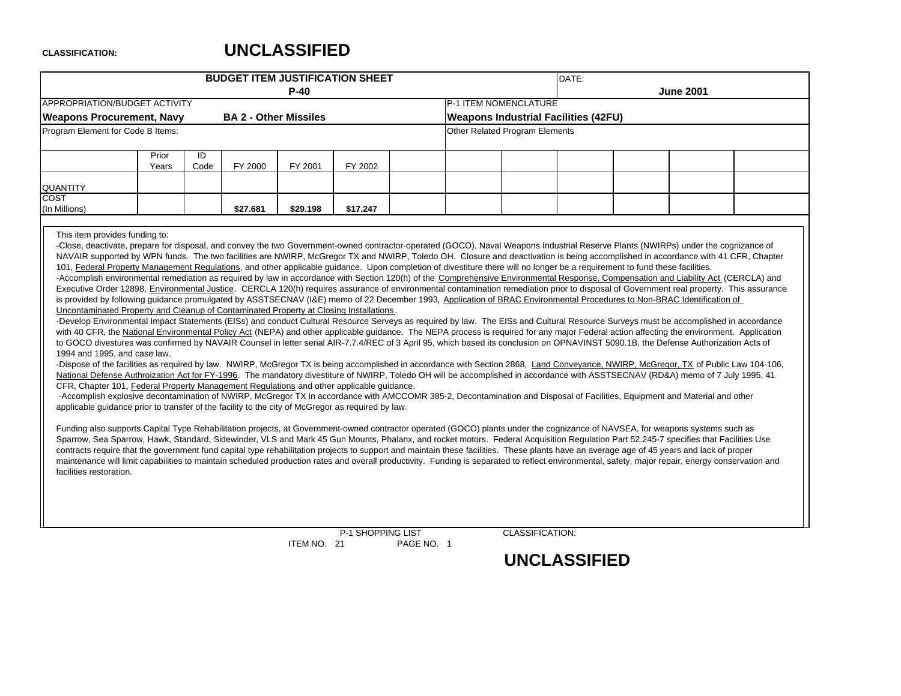CLASSIFICATION: **UNCLASSIFIED**

| BUDGET ITEM JUSTIFICATION SHEET P-40 | | DATE: June 2001 |
|---|---|---|
| APPROPRIATION/BUDGET ACTIVITY | | P-1 ITEM NOMENCLATURE |
| **Weapons Procurement, Navy** | **BA 2 - Other Missiles** | **Weapons Industrial Facilities (42FU)** |
| Program Element for Code B Items: | | Other Related Program Elements |

| | Prior Years | ID Code | FY 2000 | FY 2001 | FY 2002 | | | | | | | |
|---|---|---|---|---|---|---|---|---|---|---|---|---|
| QUANTITY | | | | | | | | | | | | |
| COST (In Millions) | | | **$27.681** | **$29.198** | **$17.247** | | | | | | | |

This item provides funding to:

-Close, deactivate, prepare for disposal, and convey the two Government-owned contractor-operated (GOCO), Naval Weapons Industrial Reserve Plants (NWIRPs) under the cognizance of NAVAIR supported by WPN funds. The two facilities are NWIRP, McGregor TX and NWIRP, Toledo OH. Closure and deactivation is being accomplished in accordance with 41 CFR, Chapter 101, Federal Property Management Regulations, and other applicable guidance. Upon completion of divestiture there will no longer be a requirement to fund these facilities.

-Accomplish environmental remediation as required by law in accordance with Section 120(h) of the Comprehensive Environmental Response, Compensation and Liability Act (CERCLA) and Executive Order 12898, Environmental Justice. CERCLA 120(h) requires assurance of environmental contamination remediation prior to disposal of Government real property. This assurance is provided by following guidance promulgated by ASSTSECNAV (I&E) memo of 22 December 1993, Application of BRAC Environmental Procedures to Non-BRAC Identification of Uncontaminated Property and Cleanup of Contaminated Property at Closing Installations.

-Develop Environmental Impact Statements (EISs) and conduct Cultural Resource Serveys as required by law. The EISs and Cultural Resource Surveys must be accomplished in accordance with 40 CFR, the National Environmental Policy Act (NEPA) and other applicable guidance. The NEPA process is required for any major Federal action affecting the environment. Application to GOCO divestures was confirmed by NAVAIR Counsel in letter serial AIR-7.7.4/REC of 3 April 95, which based its conclusion on OPNAVINST 5090.1B, the Defense Authorization Acts of 1994 and 1995, and case law.

-Dispose of the facilities as required by law. NWIRP, McGregor TX is being accomplished in accordance with Section 2868, Land Conveyance, NWIRP, McGregor, TX of Public Law 104-106, National Defense Authroization Act for FY-1996. The mandatory divestiture of NWIRP, Toledo OH will be accomplished in accordance with ASSTSECNAV (RD&A) memo of 7 July 1995, 41 CFR, Chapter 101, Federal Property Management Regulations and other applicable guidance.

-Accomplish explosive decontamination of NWIRP, McGregor TX in accordance with AMCCOMR 385-2, Decontamination and Disposal of Facilities, Equipment and Material and other applicable guidance prior to transfer of the facility to the city of McGregor as required by law.

Funding also supports Capital Type Rehabilitation projects, at Government-owned contractor operated (GOCO) plants under the cognizance of NAVSEA, for weapons systems such as Sparrow, Sea Sparrow, Hawk, Standard, Sidewinder, VLS and Mark 45 Gun Mounts, Phalanx, and rocket motors. Federal Acquisition Regulation Part 52.245-7 specifies that Facilities Use contracts require that the government fund capital type rehabilitation projects to support and maintain these facilities. These plants have an average age of 45 years and lack of proper maintenance will limit capabilities to maintain scheduled production rates and overall productivity. Funding is separated to reflect environmental, safety, major repair, energy conservation and facilities restoration.

P-1 SHOPPING LIST ITEM NO. 21 PAGE NO. 1

CLASSIFICATION: **UNCLASSIFIED**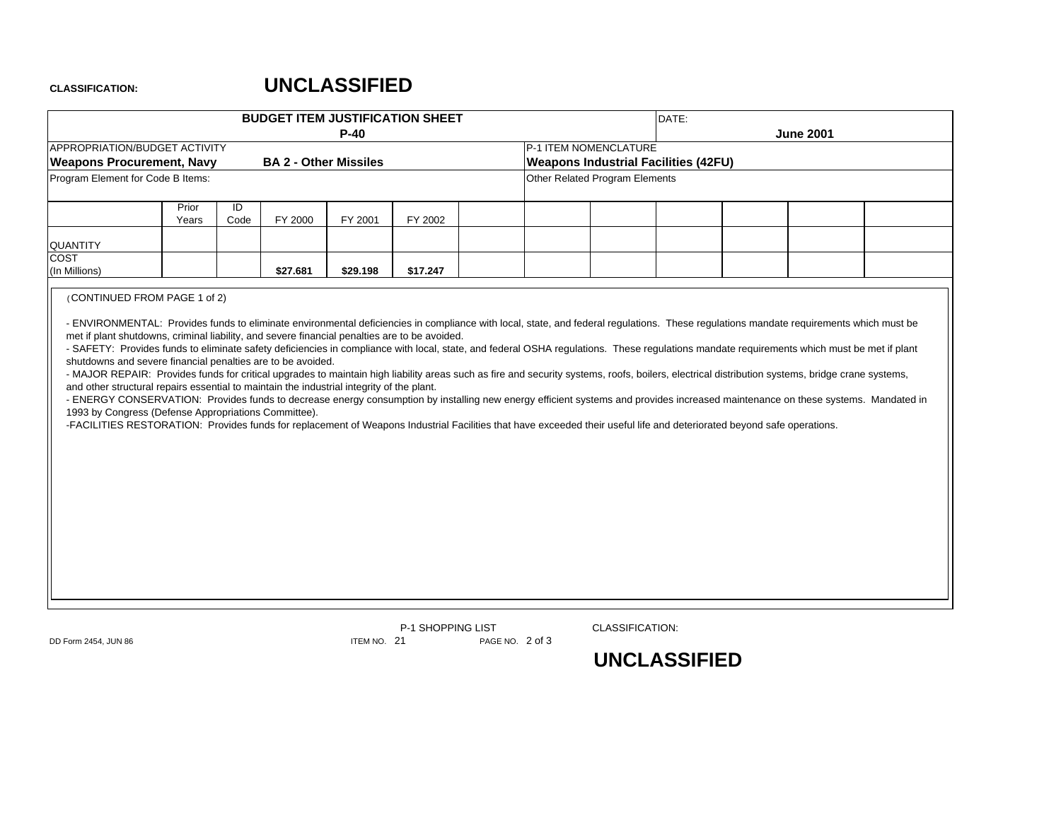**CLASSIFICATION:** **UNCLASSIFIED**

| BUDGET ITEM JUSTIFICATION SHEET P-40 | | | | | | DATE: June 2001 |
|---|---|---|---|---|---|---|
| APPROPRIATION/BUDGET ACTIVITY **Weapons Procurement, Navy** **BA 2 - Other Missiles** | | | | | | P-1 ITEM NOMENCLATURE **Weapons Industrial Facilities (42FU)** |
| Program Element for Code B Items: | | | | | | Other Related Program Elements |

| | Prior Years | ID Code | FY 2000 | FY 2001 | FY 2002 | | | | | | | |
|---|---|---|---|---|---|---|---|---|---|---|---|---|
| QUANTITY | | | | | | | | | | | | |
| COST (In Millions) | | | **$27.681** | **$29.198** | **$17.247** | | | | | | | |

(CONTINUED FROM PAGE 1 of 2)

- ENVIRONMENTAL: Provides funds to eliminate environmental deficiencies in compliance with local, state, and federal regulations. These regulations mandate requirements which must be met if plant shutdowns, criminal liability, and severe financial penalties are to be avoided.
- SAFETY: Provides funds to eliminate safety deficiencies in compliance with local, state, and federal OSHA regulations. These regulations mandate requirements which must be met if plant shutdowns and severe financial penalties are to be avoided.
- MAJOR REPAIR: Provides funds for critical upgrades to maintain high liability areas such as fire and security systems, roofs, boilers, electrical distribution systems, bridge crane systems, and other structural repairs essential to maintain the industrial integrity of the plant.
- ENERGY CONSERVATION: Provides funds to decrease energy consumption by installing new energy efficient systems and provides increased maintenance on these systems. Mandated in 1993 by Congress (Defense Appropriations Committee).
- FACILITIES RESTORATION: Provides funds for replacement of Weapons Industrial Facilities that have exceeded their useful life and deteriorated beyond safe operations.

DD Form 2454, JUN 86 P-1 SHOPPING LIST ITEM NO. 21 PAGE NO. 2 of 3

CLASSIFICATION: **UNCLASSIFIED**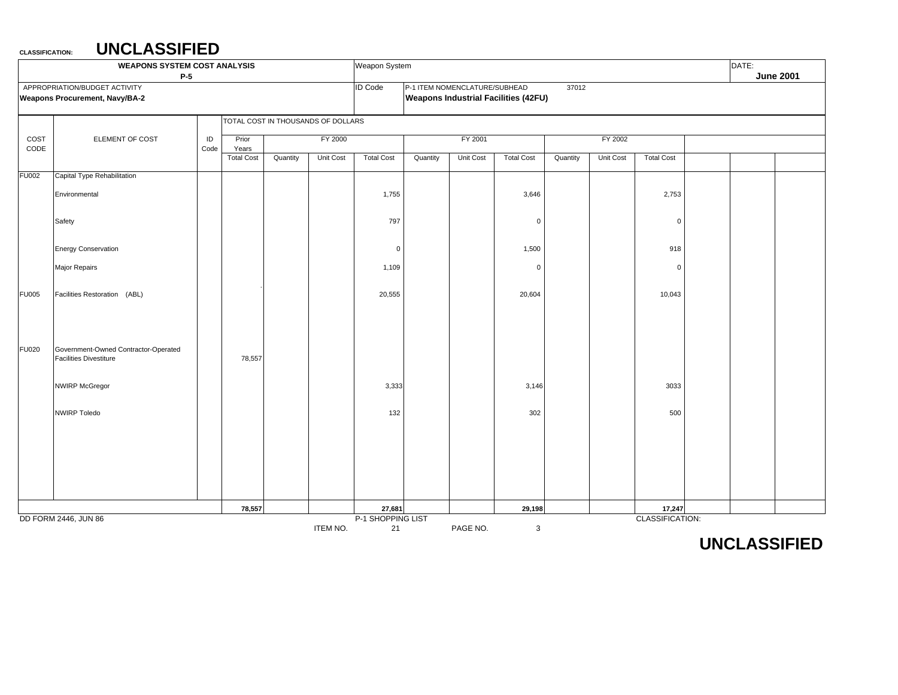**CLASSIFICATION:** **UNCLASSIFIED**

| WEAPONS SYSTEM COST ANALYSIS P-5 | Weapon System | DATE: June 2001 |
|---|---|---|
| APPROPRIATION/BUDGET ACTIVITY **Weapons Procurement, Navy/BA-2** | ID Code | P-1 ITEM NOMENCLATURE/SUBHEAD 37012 **Weapons Industrial Facilities (42FU)** |

| COST CODE | ELEMENT OF COST | ID Code | TOTAL COST IN THOUSANDS OF DOLLARS | | | | | | | | | | | | |
|---|---|---|---|---|---|---|---|---|---|---|---|---|---|---|---|
| | | | Prior Years | FY 2000 | | | FY 2001 | | | FY 2002 | | | | | |
| | | | Total Cost | Quantity | Unit Cost | Total Cost | Quantity | Unit Cost | Total Cost | Quantity | Unit Cost | Total Cost | | | |
| FU002 | Capital Type Rehabilitation | | | | | | | | | | | | | | |
| | Environmental | | | | | 1,755 | | | 3,646 | | | 2,753 | | | |
| | Safety | | | | | 797 | | | 0 | | | 0 | | | |
| | Energy Conservation | | | | | 0 | | | 1,500 | | | 918 | | | |
| | Major Repairs | | | | | 1,109 | | | 0 | | | 0 | | | |
| FU005 | Facilities Restoration (ABL) | | | | | 20,555 | | | 20,604 | | | 10,043 | | | |
| FU020 | Government-Owned Contractor-Operated Facilities Divestiture | | 78,557 | | | | | | | | | | | | |
| | NWIRP McGregor | | | | | 3,333 | | | 3,146 | | | 3033 | | | |
| | NWIRP Toledo | | | | | 132 | | | 302 | | | 500 | | | |
| | | | **78,557** | | | **27,681** | | | **29,198** | | | **17,247** | | | |

DD FORM 2446, JUN 86 P-1 SHOPPING LIST CLASSIFICATION:

ITEM NO. 21 PAGE NO. 3

**UNCLASSIFIED**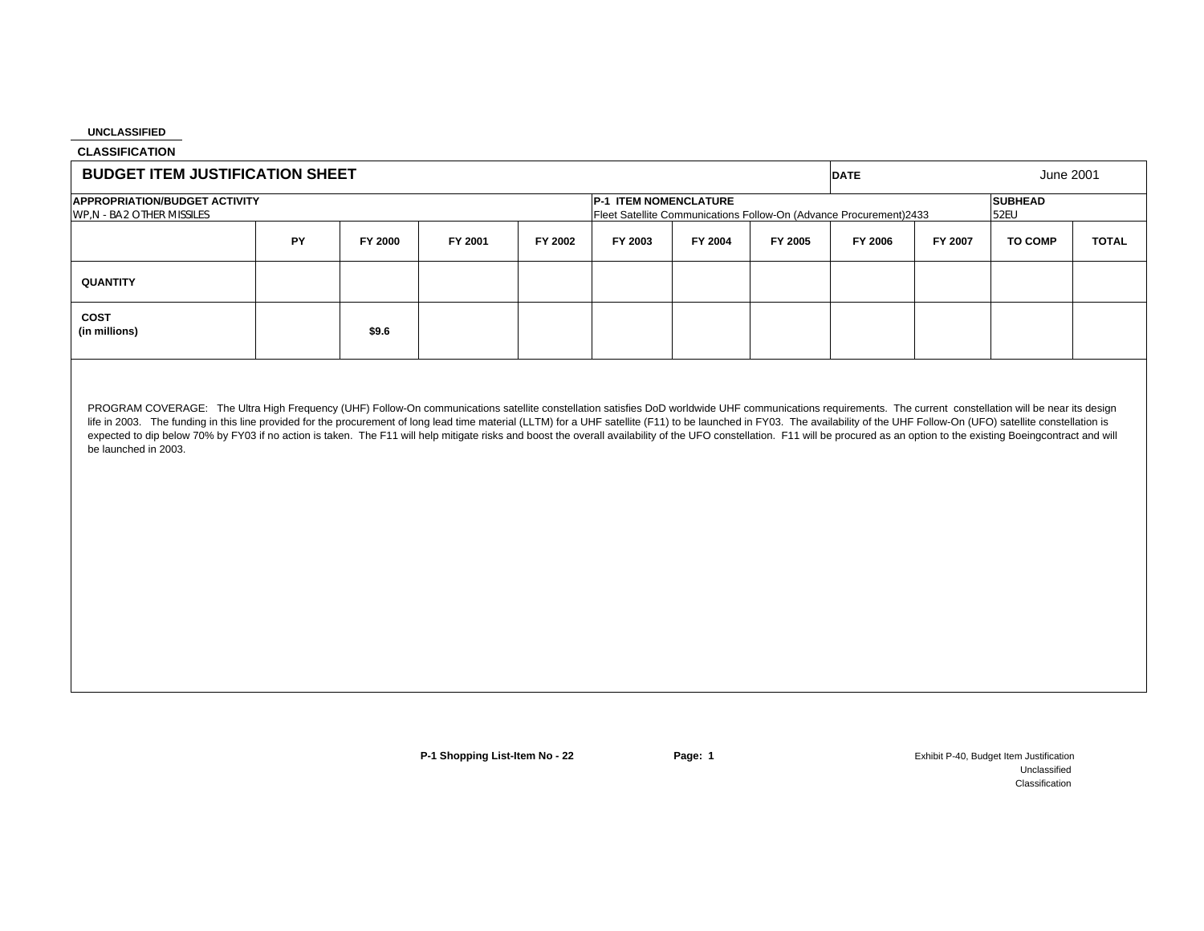UNCLASSIFIED

CLASSIFICATION

| BUDGET ITEM JUSTIFICATION SHEET | | | | | | | | DATE | | June 2001 | |
|---|---|---|---|---|---|---|---|---|---|---|---|
| APPROPRIATION/BUDGET ACTIVITY<br>WP,N - BA2 OTHER MISSILES | | | | | P-1 ITEM NOMENCLATURE<br>Fleet Satellite Communications Follow-On (Advance Procurement)2433 | | | | | SUBHEAD<br>52EU | |
| | PY | FY 2000 | FY 2001 | FY 2002 | FY 2003 | FY 2004 | FY 2005 | FY 2006 | FY 2007 | TO COMP | TOTAL |
| QUANTITY | | | | | | | | | | | |
| COST<br>(in millions) | | $9.6 | | | | | | | | | |

PROGRAM COVERAGE: The Ultra High Frequency (UHF) Follow-On communications satellite constellation satisfies DoD worldwide UHF communications requirements. The current constellation will be near its design life in 2003. The funding in this line provided for the procurement of long lead time material (LLTM) for a UHF satellite (F11) to be launched in FY03. The availability of the UHF Follow-On (UFO) satellite constellation is expected to dip below 70% by FY03 if no action is taken. The F11 will help mitigate risks and boost the overall availability of the UFO constellation. F11 will be procured as an option to the existing Boeingcontract and will be launched in 2003.

P-1 Shopping List-Item No - 22

Exhibit P-40, Budget Item Justification

Unclassified

Classification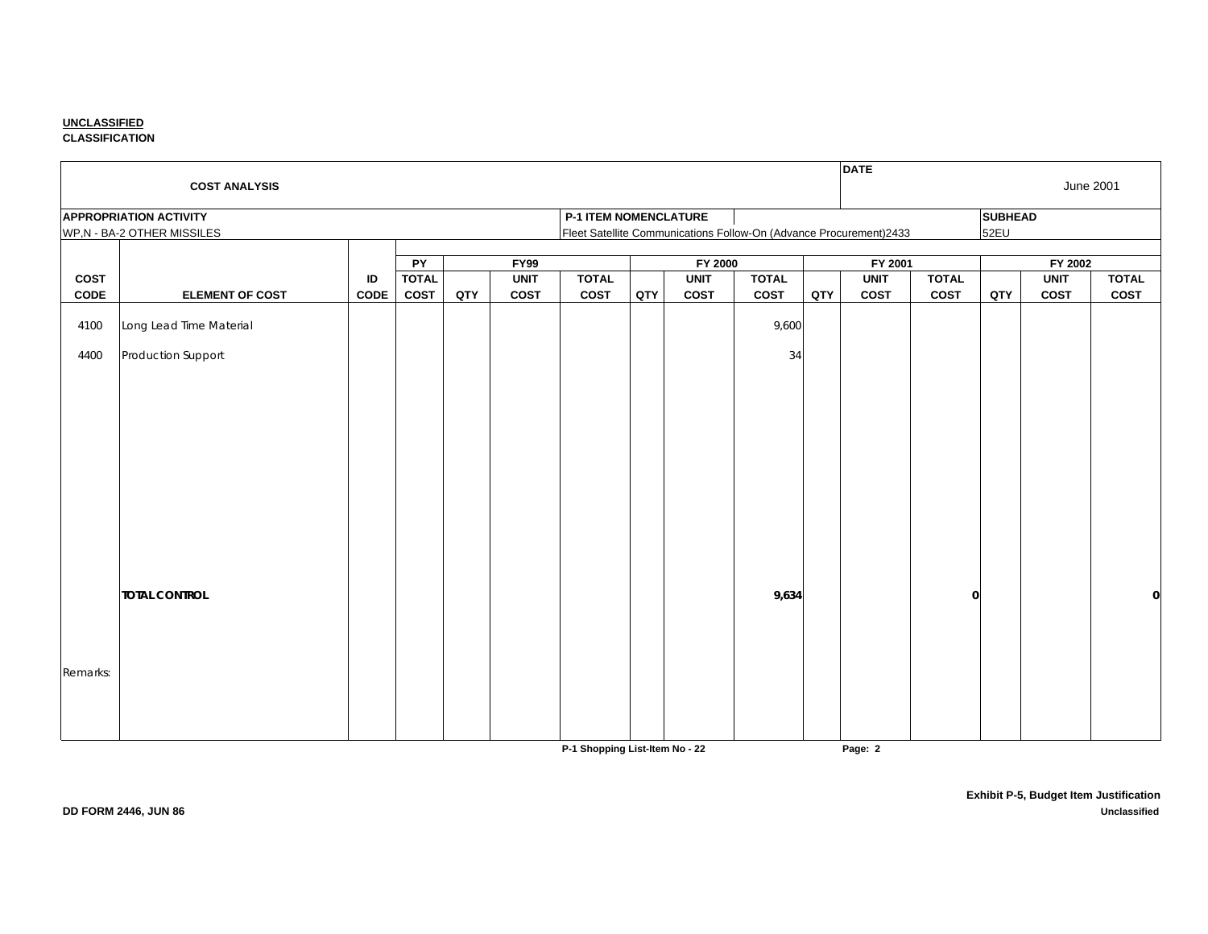**UNCLASSIFIED**
**CLASSIFICATION**

| | | | | | | | | | | | | | | | |
|---|---|---|---|---|---|---|---|---|---|---|---|---|---|---|---|
| **COST ANALYSIS** | | | | | | | | | | **DATE** | | June 2001 | | | |
| **APPROPRIATION ACTIVITY** | | | | | | **P-1 ITEM NOMENCLATURE** | | | | | | **SUBHEAD** | | | |
| WP,N - BA-2 OTHER MISSILES | | | | | | Fleet Satellite Communications Follow-On (Advance Procurement)2433 | | | | | | 52EU | | | |
| | | | **PY** | **FY99** | | | **FY 2000** | | | **FY 2001** | | | **FY 2002** | | |
| **COST CODE** | **ELEMENT OF COST** | **ID CODE** | **TOTAL COST** | **QTY** | **UNIT COST** | **TOTAL COST** | **QTY** | **UNIT COST** | **TOTAL COST** | **QTY** | **UNIT COST** | **TOTAL COST** | **QTY** | **UNIT COST** | **TOTAL COST** |
| 4100 | Long Lead Time Material | | | | | | | | 9,600 | | | | | | |
| 4400 | Production Support | | | | | | | | 34 | | | | | | |
| | **TOTAL CONTROL** | | | | | | | | **9,634** | | | **0** | | | **0** |

Remarks:

P-1 Shopping List-Item No - 22

**Exhibit P-5, Budget Item Justification**

DD FORM 2446, JUN 86

Unclassified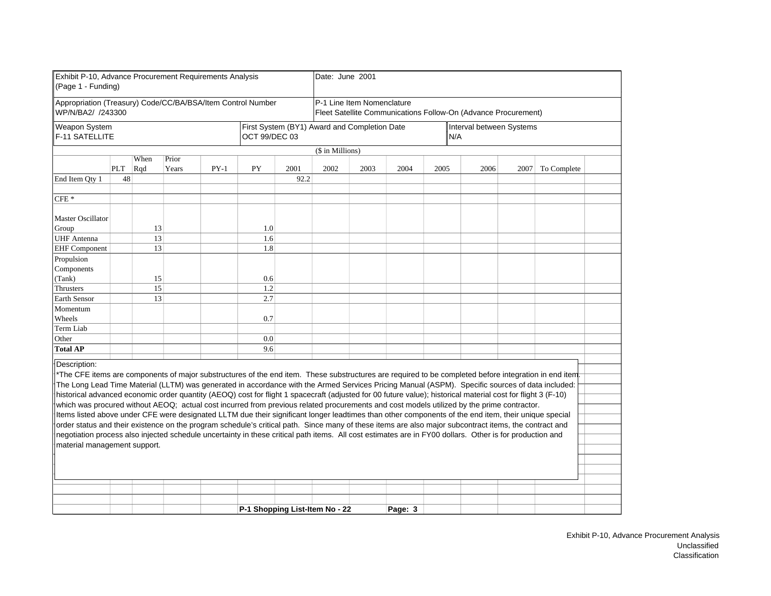Exhibit P-10, Advance Procurement Requirements Analysis
(Page 1 - Funding)

Date: June 2001

Appropriation (Treasury) Code/CC/BA/BSA/Item Control Number
WP/N/BA2/ /243300

P-1 Line Item Nomenclature
Fleet Satellite Communications Follow-On (Advance Procurement)

Weapon System
F-11 SATELLITE

First System (BY1) Award and Completion Date
OCT 99/DEC 03

Interval between Systems
N/A

($ in Millions)

| | PLT | When Rqd | Prior Years | PY-1 | PY | 2001 | 2002 | 2003 | 2004 | 2005 | 2006 | 2007 | To Complete |
|---|---|---|---|---|---|---|---|---|---|---|---|---|---|
| End Item Qty 1 | 48 | | | | | 92.2 | | | | | | | |
| CFE * | | | | | | | | | | | | | |
| Master Oscillator Group | | 13 | | | 1.0 | | | | | | | | |
| UHF Antenna | | 13 | | | 1.6 | | | | | | | | |
| EHF Component | | 13 | | | 1.8 | | | | | | | | |
| Propulsion Components (Tank) | | 15 | | | 0.6 | | | | | | | | |
| Thrusters | | 15 | | | 1.2 | | | | | | | | |
| Earth Sensor | | 13 | | | 2.7 | | | | | | | | |
| Momentum Wheels | | | | | 0.7 | | | | | | | | |
| Term Liab | | | | | | | | | | | | | |
| Other | | | | | 0.0 | | | | | | | | |
| **Total AP** | | | | | 9.6 | | | | | | | | |

Description:
*The CFE items are components of major substructures of the end item. These substructures are required to be completed before integration in end item. The Long Lead Time Material (LLTM) was generated in accordance with the Armed Services Pricing Manual (ASPM). Specific sources of data included: historical advanced economic order quantity (AEOQ) cost for flight 1 spacecraft (adjusted for 00 future value); historical material cost for flight 3 (F-10) which was procured without AEOQ; actual cost incurred from previous related procurements and cost models utilized by the prime contractor. Items listed above under CFE were designated LLTM due their significant longer leadtimes than other components of the end item, their unique special order status and their existence on the program schedule's critical path. Since many of these items are also major subcontract items, the contract and negotiation process also injected schedule uncertainty in these critical path items. All cost estimates are in FY00 dollars. Other is for production and material management support.

P-1 Shopping List-Item No - 22

Exhibit P-10, Advance Procurement Analysis
Unclassified
Classification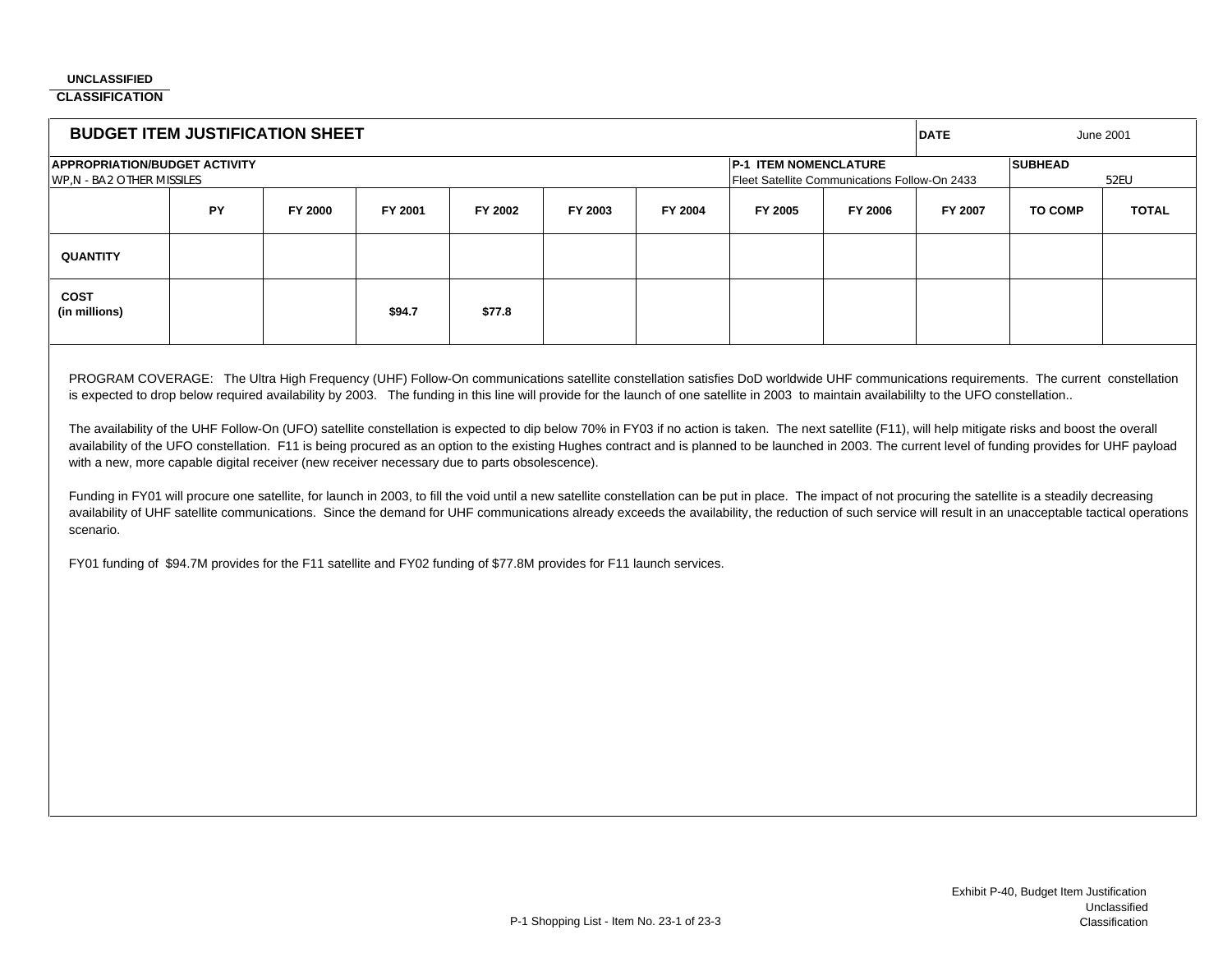UNCLASSIFIED
**CLASSIFICATION**

## BUDGET ITEM JUSTIFICATION SHEET

**DATE** June 2001

**APPROPRIATION/BUDGET ACTIVITY**
WP,N - BA2 OTHER MISSILES

**P-1 ITEM NOMENCLATURE**
Fleet Satellite Communications Follow-On 2433

**SUBHEAD**
52EU

| | PY | FY 2000 | FY 2001 | FY 2002 | FY 2003 | FY 2004 | FY 2005 | FY 2006 | FY 2007 | TO COMP | TOTAL |
|---|---|---|---|---|---|---|---|---|---|---|---|
| **QUANTITY** | | | | | | | | | | | |
| **COST (in millions)** | | | **$94.7** | **$77.8** | | | | | | | |

PROGRAM COVERAGE: The Ultra High Frequency (UHF) Follow-On communications satellite constellation satisfies DoD worldwide UHF communications requirements. The current constellation is expected to drop below required availability by 2003. The funding in this line will provide for the launch of one satellite in 2003 to maintain availabililty to the UFO constellation..

The availability of the UHF Follow-On (UFO) satellite constellation is expected to dip below 70% in FY03 if no action is taken. The next satellite (F11), will help mitigate risks and boost the overall availability of the UFO constellation. F11 is being procured as an option to the existing Hughes contract and is planned to be launched in 2003. The current level of funding provides for UHF payload with a new, more capable digital receiver (new receiver necessary due to parts obsolescence).

Funding in FY01 will procure one satellite, for launch in 2003, to fill the void until a new satellite constellation can be put in place. The impact of not procuring the satellite is a steadily decreasing availability of UHF satellite communications. Since the demand for UHF communications already exceeds the availability, the reduction of such service will result in an unacceptable tactical operations scenario.

FY01 funding of $94.7M provides for the F11 satellite and FY02 funding of $77.8M provides for F11 launch services.

Exhibit P-40, Budget Item Justification

P-1 Shopping List - Item No. 23-1 of 23-3

Unclassified
Classification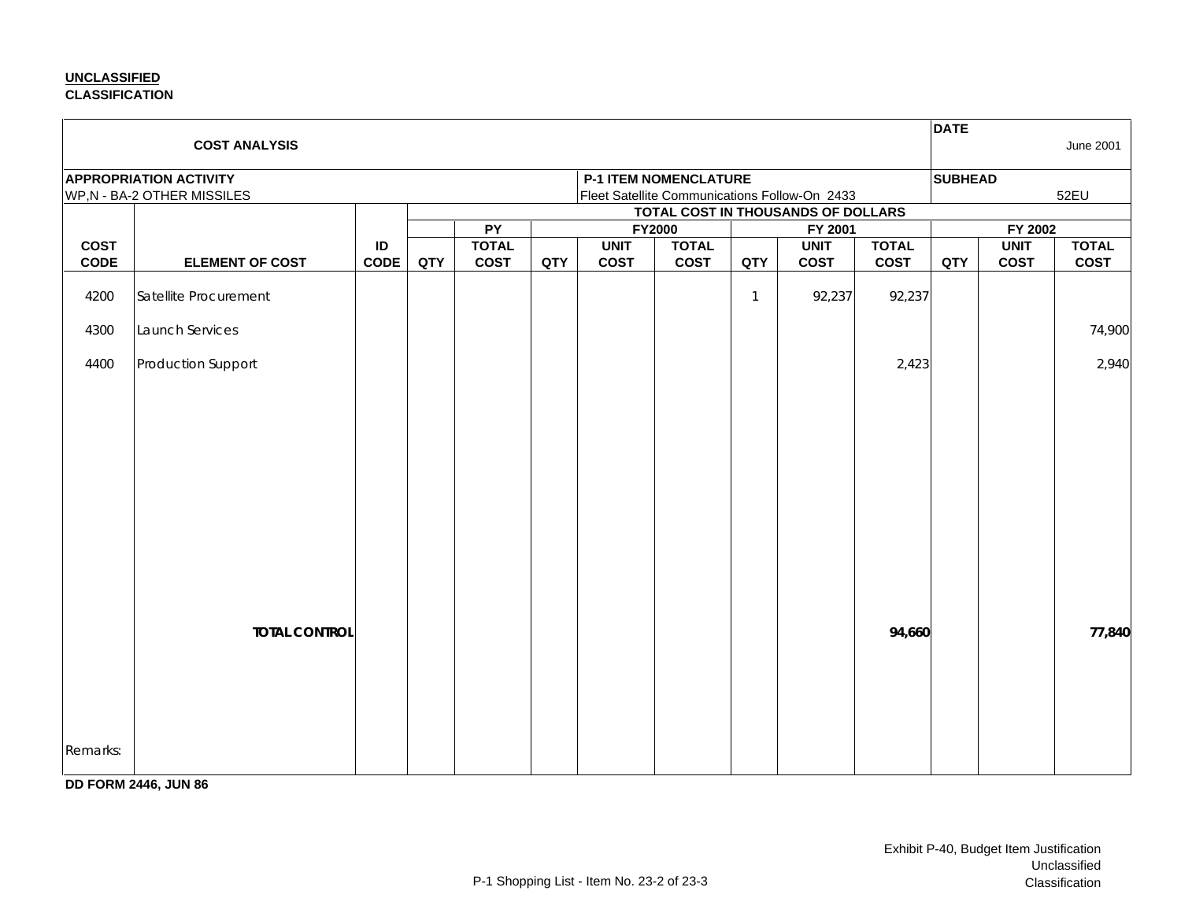**UNCLASSIFIED**
**CLASSIFICATION**

| COST ANALYSIS | | | | | | | | | | | DATE June 2001 | | |
|---|---|---|---|---|---|---|---|---|---|---|---|---|---|
| **APPROPRIATION ACTIVITY** WP,N - BA-2 OTHER MISSILES | | | | | | **P-1 ITEM NOMENCLATURE** Fleet Satellite Communications Follow-On 2433 | | | | | **SUBHEAD** 52EU | | |
| | | | TOTAL COST IN THOUSANDS OF DOLLARS | | | | | | | | | | |
| | | | PY | | FY2000 | | | FY 2001 | | | FY 2002 | | |
| **COST CODE** | **ELEMENT OF COST** | **ID CODE** | **QTY** | **TOTAL COST** | **QTY** | **UNIT COST** | **TOTAL COST** | **QTY** | **UNIT COST** | **TOTAL COST** | **QTY** | **UNIT COST** | **TOTAL COST** |
| 4200 | Satellite Procurement | | | | | | | 1 | 92,237 | 92,237 | | | |
| 4300 | Launch Services | | | | | | | | | | | | 74,900 |
| 4400 | Production Support | | | | | | | | | 2,423 | | | 2,940 |
| | **TOTAL CONTROL** | | | | | | | | | **94,660** | | | **77,840** |
| Remarks: | | | | | | | | | | | | | |

**DD FORM 2446, JUN 86**

Exhibit P-40, Budget Item Justification
Unclassified
Classification

P-1 Shopping List - Item No. 23-2 of 23-3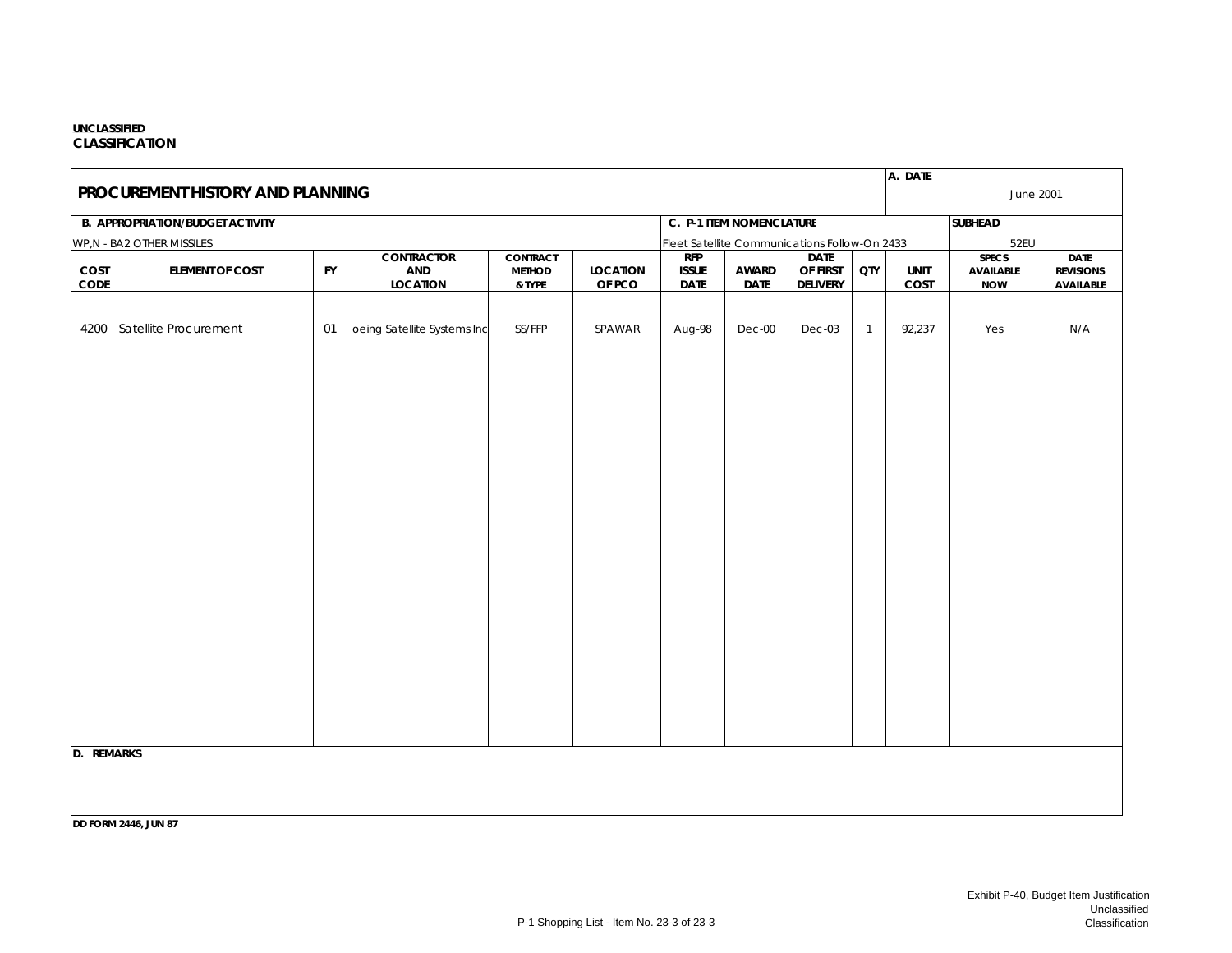UNCLASSIFIED
**CLASSIFICATION**

# PROCUREMENT HISTORY AND PLANNING

**A. DATE** June 2001

**B. APPROPRIATION/BUDGET ACTIVITY**
WP,N - BA2 OTHER MISSILES

**C. P-1 ITEM NOMENCLATURE**
Fleet Satellite Communications Follow-On 2433

**SUBHEAD**
52EU

| COST CODE | ELEMENT OF COST | FY | CONTRACTOR AND LOCATION | CONTRACT METHOD & TYPE | LOCATION OF PCO | RFP ISSUE DATE | AWARD DATE | DATE OF FIRST DELIVERY | QTY | UNIT COST | SPECS AVAILABLE NOW | DATE REVISIONS AVAILABLE |
|---|---|---|---|---|---|---|---|---|---|---|---|---|
| 4200 | Satellite Procurement | 01 | oeing Satellite Systems Inc | SS/FFP | SPAWAR | Aug-98 | Dec-00 | Dec-03 | 1 | 92,237 | Yes | N/A |

**D. REMARKS**

DD FORM 2446, JUN 87

Exhibit P-40, Budget Item Justification
Unclassified
Classification

P-1 Shopping List - Item No. 23-3 of 23-3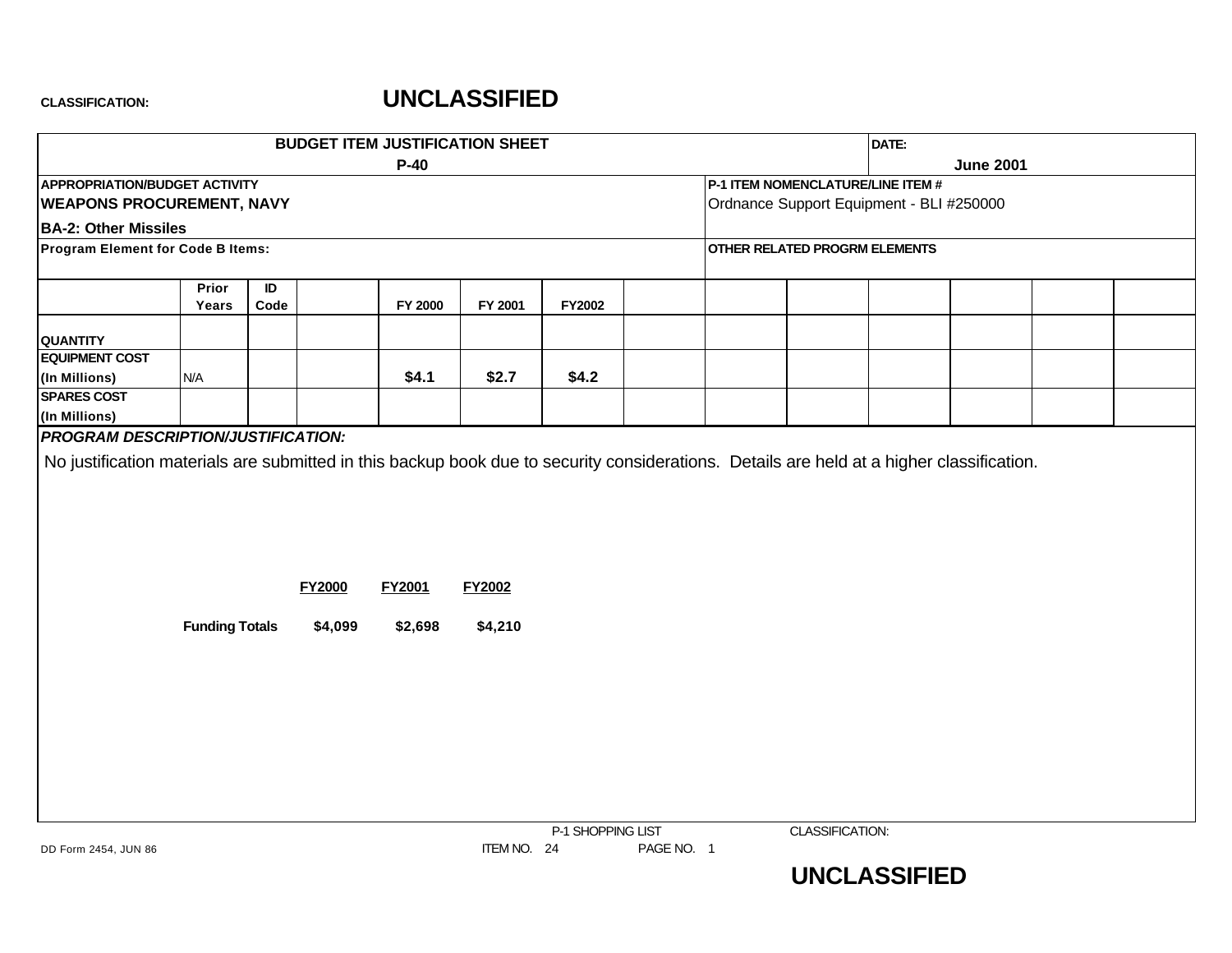CLASSIFICATION: **UNCLASSIFIED**

| BUDGET ITEM JUSTIFICATION SHEET P-40 | DATE: June 2001 |
|---|---|
| **APPROPRIATION/BUDGET ACTIVITY** WEAPONS PROCUREMENT, NAVY BA-2: Other Missiles | **P-1 ITEM NOMENCLATURE/LINE ITEM #** Ordnance Support Equipment - BLI #250000 |
| **Program Element for Code B Items:** | **OTHER RELATED PROGRM ELEMENTS** |

| | Prior Years | ID Code | | FY 2000 | FY 2001 | FY2002 | | | | | | | |
|---|---|---|---|---|---|---|---|---|---|---|---|---|---|
| QUANTITY | | | | | | | | | | | | | |
| EQUIPMENT COST (In Millions) | N/A | | | $4.1 | $2.7 | $4.2 | | | | | | | |
| SPARES COST (In Millions) | | | | | | | | | | | | | |

***PROGRAM DESCRIPTION/JUSTIFICATION:***

No justification materials are submitted in this backup book due to security considerations. Details are held at a higher classification.

| | FY2000 | FY2001 | FY2002 |
|---|---|---|---|
| **Funding Totals** | $4,099 | $2,698 | $4,210 |

DD Form 2454, JUN 86

P-1 SHOPPING LIST ITEM NO. 24 PAGE NO. 1

CLASSIFICATION: **UNCLASSIFIED**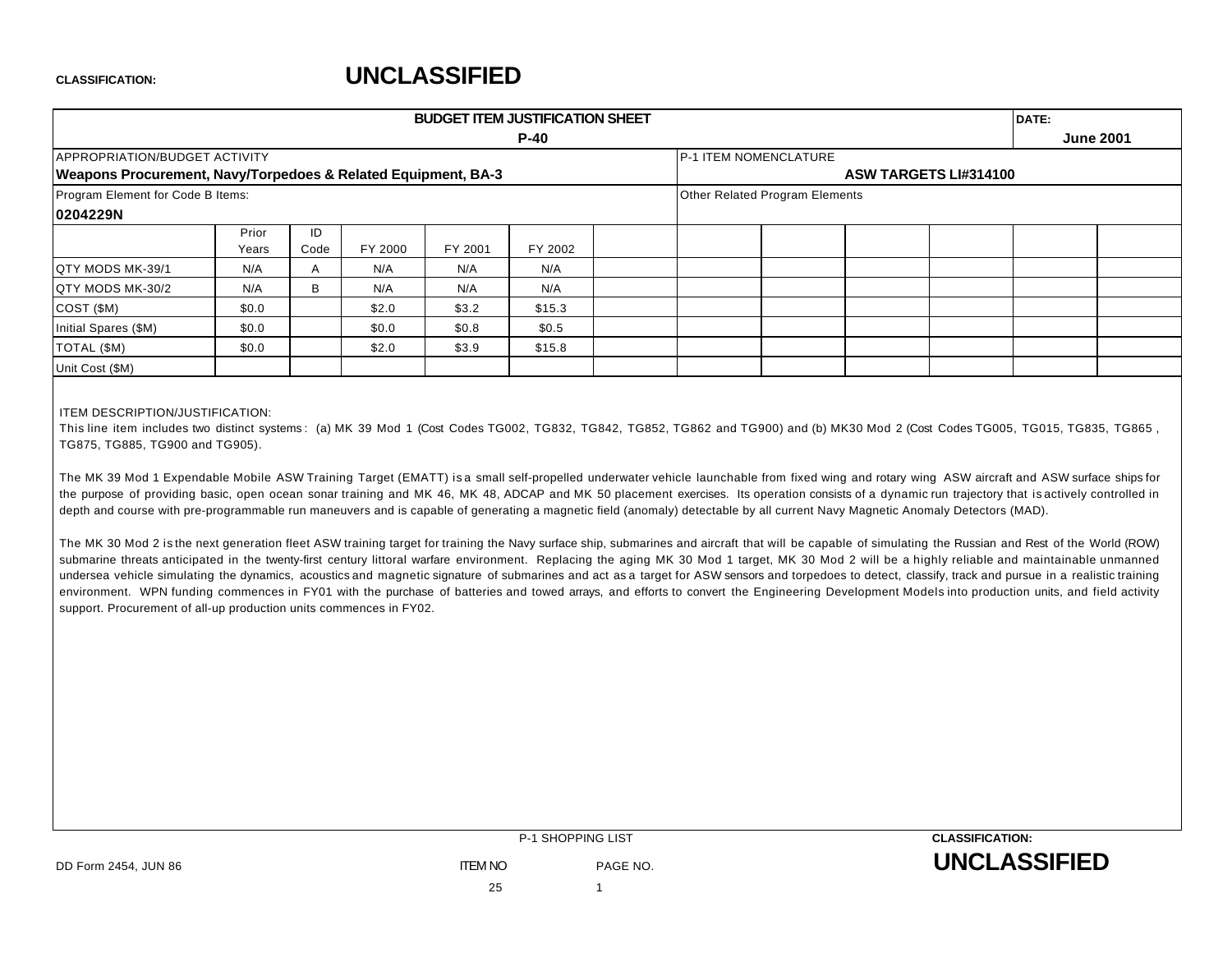**CLASSIFICATION:** **UNCLASSIFIED**

| BUDGET ITEM JUSTIFICATION SHEET | | | | | | | | | | | DATE: |
|---|---|---|---|---|---|---|---|---|---|---|---|
| P-40 | | | | | | | | | | | June 2001 |
| APPROPRIATION/BUDGET ACTIVITY | | | | | | | P-1 ITEM NOMENCLATURE | | | | |
| **Weapons Procurement, Navy/Torpedoes & Related Equipment, BA-3** | | | | | | | **ASW TARGETS LI#314100** | | | | |
| Program Element for Code B Items: | | | | | | | Other Related Program Elements | | | | |
| **0204229N** | | | | | | | | | | | |
| | Prior Years | ID Code | FY 2000 | FY 2001 | FY 2002 | | | | | | |
| QTY MODS MK-39/1 | N/A | A | N/A | N/A | N/A | | | | | | |
| QTY MODS MK-30/2 | N/A | B | N/A | N/A | N/A | | | | | | |
| COST ($M) | $0.0 | | $2.0 | $3.2 | $15.3 | | | | | | |
| Initial Spares ($M) | $0.0 | | $0.0 | $0.8 | $0.5 | | | | | | |
| TOTAL ($M) | $0.0 | | $2.0 | $3.9 | $15.8 | | | | | | |
| Unit Cost ($M) | | | | | | | | | | | |

ITEM DESCRIPTION/JUSTIFICATION:

This line item includes two distinct systems: (a) MK 39 Mod 1 (Cost Codes TG002, TG832, TG842, TG852, TG862 and TG900) and (b) MK30 Mod 2 (Cost Codes TG005, TG015, TG835, TG865, TG875, TG885, TG900 and TG905).

The MK 39 Mod 1 Expendable Mobile ASW Training Target (EMATT) is a small self-propelled underwater vehicle launchable from fixed wing and rotary wing ASW aircraft and ASW surface ships for the purpose of providing basic, open ocean sonar training and MK 46, MK 48, ADCAP and MK 50 placement exercises. Its operation consists of a dynamic run trajectory that is actively controlled in depth and course with pre-programmable run maneuvers and is capable of generating a magnetic field (anomaly) detectable by all current Navy Magnetic Anomaly Detectors (MAD).

The MK 30 Mod 2 is the next generation fleet ASW training target for training the Navy surface ship, submarines and aircraft that will be capable of simulating the Russian and Rest of the World (ROW) submarine threats anticipated in the twenty-first century littoral warfare environment. Replacing the aging MK 30 Mod 1 target, MK 30 Mod 2 will be a highly reliable and maintainable unmanned undersea vehicle simulating the dynamics, acoustics and magnetic signature of submarines and act as a target for ASW sensors and torpedoes to detect, classify, track and pursue in a realistic training environment. WPN funding commences in FY01 with the purchase of batteries and towed arrays, and efforts to convert the Engineering Development Models into production units, and field activity support. Procurement of all-up production units commences in FY02.

DD Form 2454, JUN 86 — P-1 SHOPPING LIST — ITEM NO 25 — PAGE NO. 1

**CLASSIFICATION:** **UNCLASSIFIED**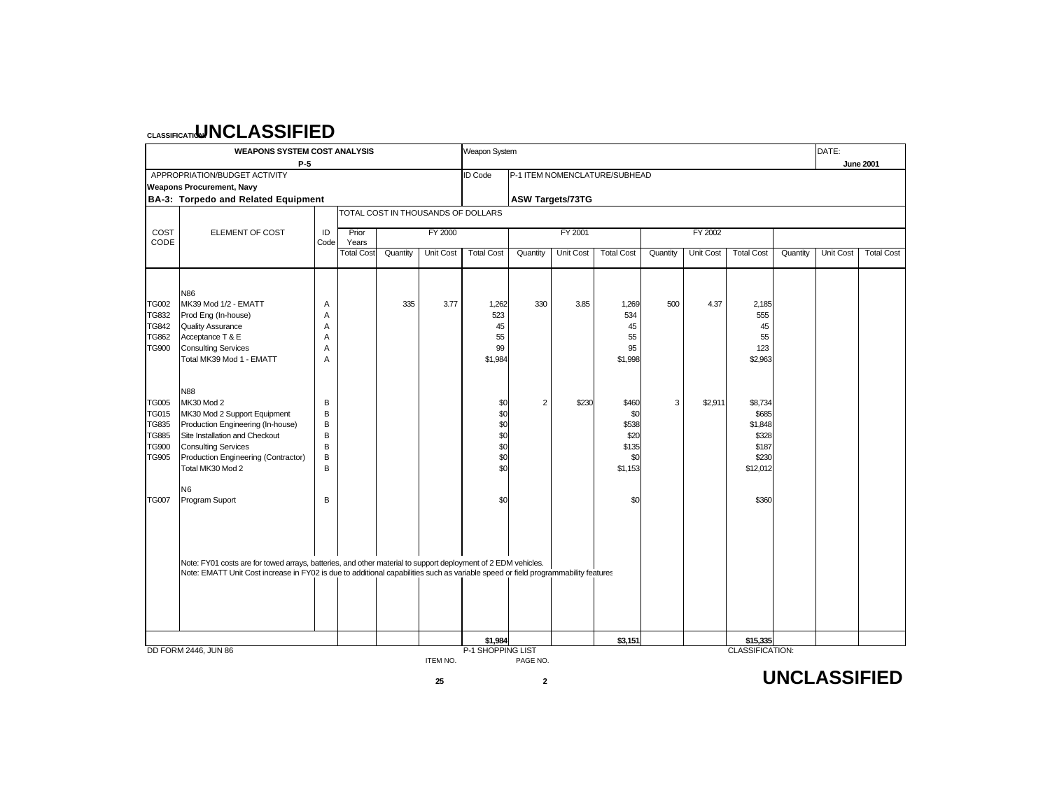**UNCLASSIFIED**

| WEAPONS SYSTEM COST ANALYSIS P-5 | | | | Weapon System | | | | | | | | | | | DATE: June 2001 |
|---|---|---|---|---|---|---|---|---|---|---|---|---|---|---|---|
| APPROPRIATION/BUDGET ACTIVITY **Weapons Procurement, Navy** **BA-3: Torpedo and Related Equipment** | | | | ID Code | P-1 ITEM NOMENCLATURE/SUBHEAD **ASW Targets/73TG** | | | | | | | | | | |

TOTAL COST IN THOUSANDS OF DOLLARS

| COST CODE | ELEMENT OF COST | ID Code | Prior Years Total Cost | FY 2000 Quantity | FY 2000 Unit Cost | FY 2000 Total Cost | FY 2001 Quantity | FY 2001 Unit Cost | FY 2001 Total Cost | FY 2002 Quantity | FY 2002 Unit Cost | FY 2002 Total Cost | Quantity | Unit Cost | Total Cost |
|---|---|---|---|---|---|---|---|---|---|---|---|---|---|---|---|
| | N86 | | | | | | | | | | | | | | |
| TG002 | MK39 Mod 1/2 - EMATT | A | | 335 | 3.77 | 1,262 | 330 | 3.85 | 1,269 | 500 | 4.37 | 2,185 | | | |
| TG832 | Prod Eng (In-house) | A | | | | 523 | | | 534 | | | 555 | | | |
| TG842 | Quality Assurance | A | | | | 45 | | | 45 | | | 45 | | | |
| TG862 | Acceptance T & E | A | | | | 55 | | | 55 | | | 55 | | | |
| TG900 | Consulting Services | A | | | | 99 | | | 95 | | | 123 | | | |
| | Total MK39 Mod 1 - EMATT | A | | | | $1,984 | | | $1,998 | | | $2,963 | | | |
| | N88 | | | | | | | | | | | | | | |
| TG005 | MK30 Mod 2 | B | | | | $0 | 2 | $230 | $460 | 3 | $2,911 | $8,734 | | | |
| TG015 | MK30 Mod 2 Support Equipment | B | | | | $0 | | | $0 | | | $685 | | | |
| TG835 | Production Engineering (In-house) | B | | | | $0 | | | $538 | | | $1,848 | | | |
| TG885 | Site Installation and Checkout | B | | | | $0 | | | $20 | | | $328 | | | |
| TG900 | Consulting Services | B | | | | $0 | | | $135 | | | $187 | | | |
| TG905 | Production Engineering (Contractor) | B | | | | $0 | | | $0 | | | $230 | | | |
| | Total MK30 Mod 2 | B | | | | $0 | | | $1,153 | | | $12,012 | | | |
| | N6 | | | | | | | | | | | | | | |
| TG007 | Program Suport | B | | | | $0 | | | $0 | | | $360 | | | |
| | | | | | | **$1,984** | | | **$3,151** | | | **$15,335** | | | |

Note: FY01 costs are for towed arrays, batteries, and other material to support deployment of 2 EDM vehicles.
Note: EMATT Unit Cost increase in FY02 is due to additional capabilities such as variable speed or field programmability features

DD FORM 2446, JUN 86 — P-1 SHOPPING LIST — ITEM NO. 25 — PAGE NO. 2 — CLASSIFICATION:

**UNCLASSIFIED**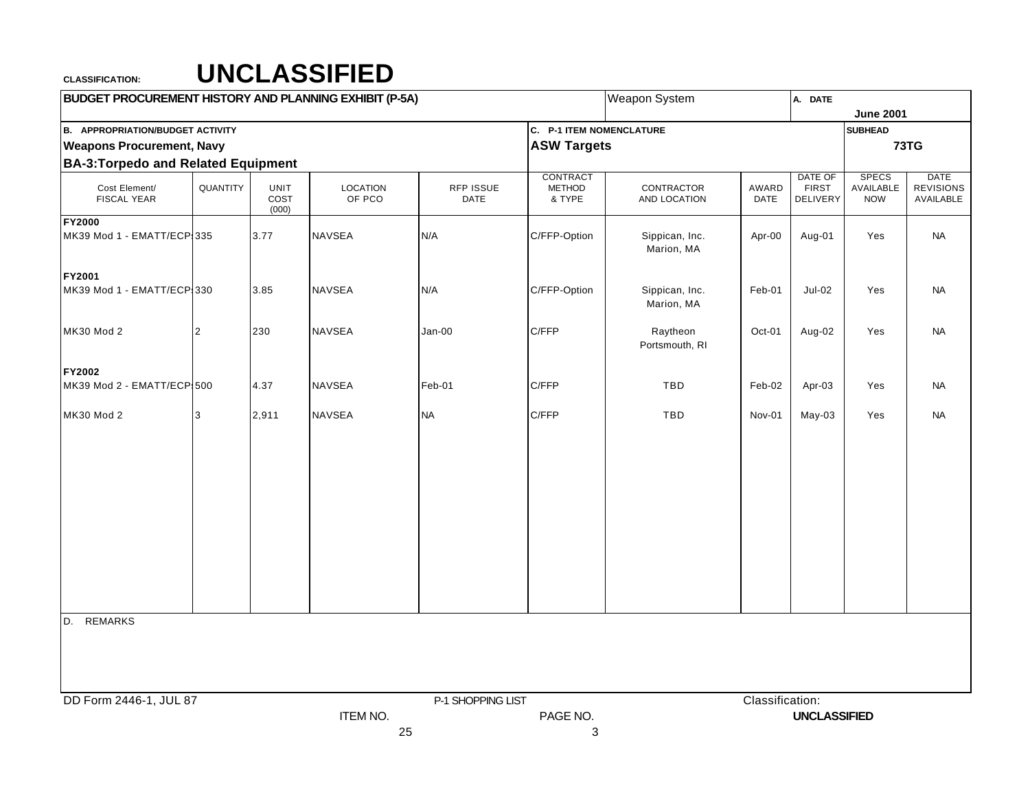CLASSIFICATION: **UNCLASSIFIED**

**BUDGET PROCUREMENT HISTORY AND PLANNING EXHIBIT (P-5A)**

Weapon System

A. DATE: **June 2001**

B. APPROPRIATION/BUDGET ACTIVITY
**Weapons Procurement, Navy**
**BA-3:Torpedo and Related Equipment**

C. P-1 ITEM NOMENCLATURE
**ASW Targets**

SUBHEAD
**73TG**

| Cost Element/ FISCAL YEAR | QUANTITY | UNIT COST (000) | LOCATION OF PCO | RFP ISSUE DATE | CONTRACT METHOD & TYPE | CONTRACTOR AND LOCATION | AWARD DATE | DATE OF FIRST DELIVERY | SPECS AVAILABLE NOW | DATE REVISIONS AVAILABLE |
|---|---|---|---|---|---|---|---|---|---|---|
| **FY2000** | | | | | | | | | | |
| MK39 Mod 1 - EMATT/ECP | 335 | 3.77 | NAVSEA | N/A | C/FFP-Option | Sippican, Inc. Marion, MA | Apr-00 | Aug-01 | Yes | NA |
| **FY2001** | | | | | | | | | | |
| MK39 Mod 1 - EMATT/ECP | 330 | 3.85 | NAVSEA | N/A | C/FFP-Option | Sippican, Inc. Marion, MA | Feb-01 | Jul-02 | Yes | NA |
| MK30 Mod 2 | 2 | 230 | NAVSEA | Jan-00 | C/FFP | Raytheon Portsmouth, RI | Oct-01 | Aug-02 | Yes | NA |
| **FY2002** | | | | | | | | | | |
| MK39 Mod 2 - EMATT/ECP | 500 | 4.37 | NAVSEA | Feb-01 | C/FFP | TBD | Feb-02 | Apr-03 | Yes | NA |
| MK30 Mod 2 | 3 | 2,911 | NAVSEA | NA | C/FFP | TBD | Nov-01 | May-03 | Yes | NA |

D. REMARKS

DD Form 2446-1, JUL 87

P-1 SHOPPING LIST

ITEM NO. 25

PAGE NO. 3

Classification: **UNCLASSIFIED**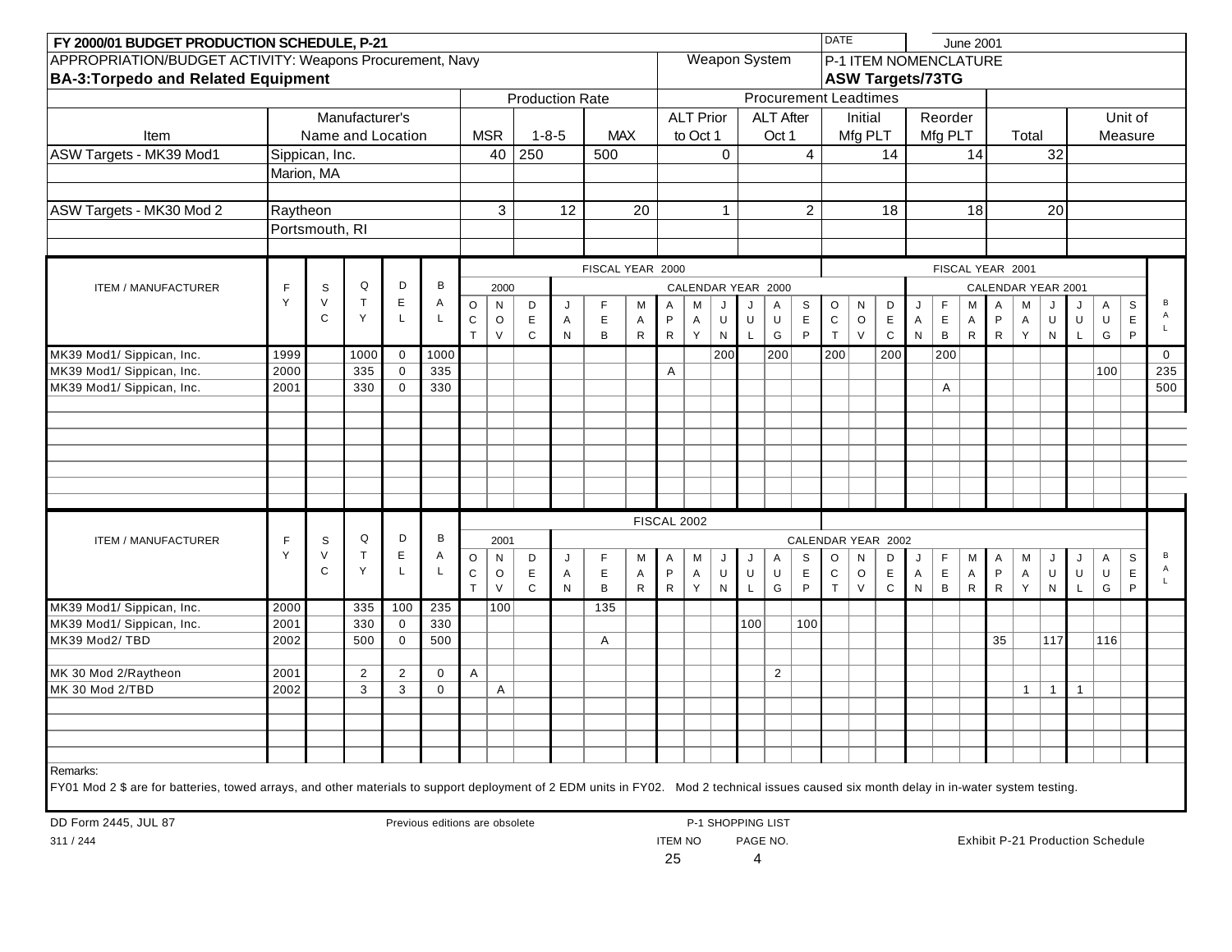**FY 2000/01 BUDGET PRODUCTION SCHEDULE, P-21**

DATE: June 2001

APPROPRIATION/BUDGET ACTIVITY: Weapons Procurement, Navy
**BA-3:Torpedo and Related Equipment**

Weapon System

P-1 ITEM NOMENCLATURE
**ASW Targets/73TG**

| Item | Manufacturer's Name and Location | Production Rate MSR | Production Rate 1-8-5 | Production Rate MAX | ALT Prior to Oct 1 | ALT After Oct 1 | Initial Mfg PLT | Reorder Mfg PLT | Total | Unit of Measure |
|---|---|---|---|---|---|---|---|---|---|---|
| ASW Targets - MK39 Mod1 | Sippican, Inc. Marion, MA | 40 | 250 | 500 | 0 | 4 | 14 | 14 | 32 | |
| ASW Targets - MK30 Mod 2 | Raytheon Portsmouth, RI | 3 | 12 | 20 | 1 | 2 | 18 | 18 | 20 | |

FISCAL YEAR 2000 / FISCAL YEAR 2001

| ITEM / MANUFACTURER | FY | SVC | QTY | DEL | BAL | OCT 1999 | NOV 1999 | DEC 1999 | JAN 2000 | FEB | MAR | APR | MAY | JUN | JUL | AUG | SEP | OCT 2000 | NOV | DEC | JAN 2001 | FEB | MAR | APR | MAY | JUN | JUL | AUG | SEP | BAL |
|---|---|---|---|---|---|---|---|---|---|---|---|---|---|---|---|---|---|---|---|---|---|---|---|---|---|---|---|---|---|---|
| MK39 Mod1/ Sippican, Inc. | 1999 | | 1000 | 0 | 1000 | | | | | | | | | 200 | | 200 | | 200 | | 200 | | 200 | | | | | | | | 0 |
| MK39 Mod1/ Sippican, Inc. | 2000 | | 335 | 0 | 335 | | | | | | | A | | | | | | | | | | | | | | | | 100 | | 235 |
| MK39 Mod1/ Sippican, Inc. | 2001 | | 330 | 0 | 330 | | | | | | | | | | | | | | | | | A | | | | | | | | 500 |

FISCAL 2002

| ITEM / MANUFACTURER | FY | SVC | QTY | DEL | BAL | OCT 2001 | NOV 2001 | DEC 2001 | JAN 2002 | FEB | MAR | APR | MAY | JUN | JUL | AUG | SEP | OCT | NOV | DEC | JAN | FEB | MAR | APR | MAY | JUN | JUL | AUG | SEP | BAL |
|---|---|---|---|---|---|---|---|---|---|---|---|---|---|---|---|---|---|---|---|---|---|---|---|---|---|---|---|---|---|---|
| MK39 Mod1/ Sippican, Inc. | 2000 | | 335 | 100 | 235 | | 100 | | | 135 | | | | | | | | | | | | | | | | | | | | |
| MK39 Mod1/ Sippican, Inc. | 2001 | | 330 | 0 | 330 | | | | | | | | | | 100 | | 100 | | | | | | | | | | | | | |
| MK39 Mod2/ TBD | 2002 | | 500 | 0 | 500 | | | | | A | | | | | | | | | | | | | | 35 | | 117 | | 116 | | |
| MK 30 Mod 2/Raytheon | 2001 | | 2 | 2 | 0 | A | | | | | | | | | | 2 | | | | | | | | | | | | | | |
| MK 30 Mod 2/TBD | 2002 | | 3 | 3 | 0 | | A | | | | | | | | | | | | | | | | | | 1 | 1 | 1 | | | |

Remarks:
FY01 Mod 2 $ are for batteries, towed arrays, and other materials to support deployment of 2 EDM units in FY02. Mod 2 technical issues caused six month delay in in-water system testing.

DD Form 2445, JUL 87 — Previous editions are obsolete — P-1 SHOPPING LIST — ITEM NO 25 — PAGE NO. 4 — Exhibit P-21 Production Schedule

311 / 244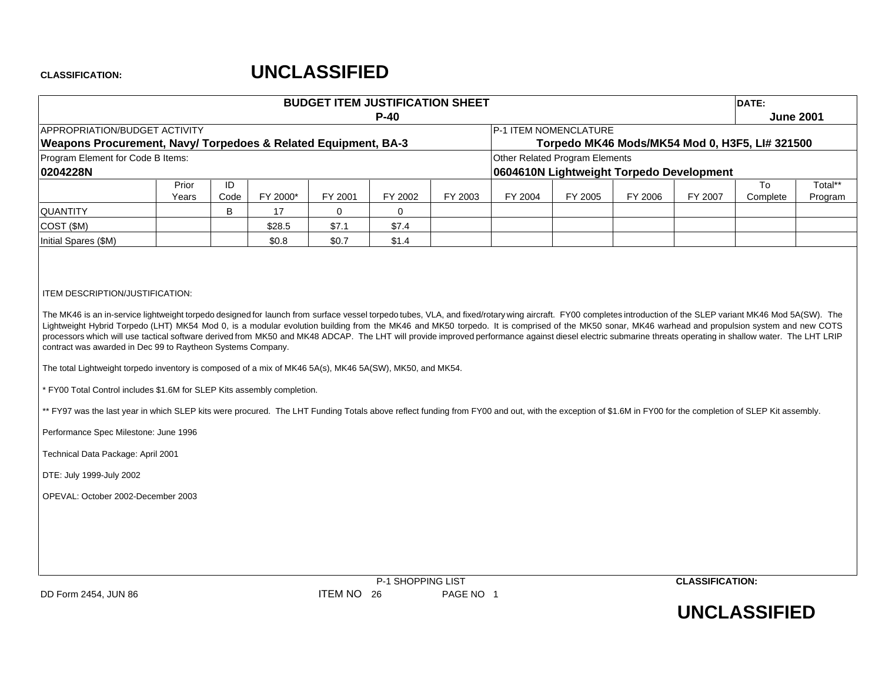**CLASSIFICATION:** **UNCLASSIFIED**

| BUDGET ITEM JUSTIFICATION SHEET P-40 | | | | | | | | | | | DATE: June 2001 |
|---|---|---|---|---|---|---|---|---|---|---|---|
| APPROPRIATION/BUDGET ACTIVITY **Weapons Procurement, Navy/ Torpedoes & Related Equipment, BA-3** | | | | | | | P-1 ITEM NOMENCLATURE **Torpedo MK46 Mods/MK54 Mod 0, H3F5, LI# 321500** | | | | |
| Program Element for Code B Items: **0204228N** | | | | | | | Other Related Program Elements **0604610N Lightweight Torpedo Development** | | | | |
| | Prior Years | ID Code | FY 2000* | FY 2001 | FY 2002 | FY 2003 | FY 2004 | FY 2005 | FY 2006 | FY 2007 | To Complete | Total** Program |
| QUANTITY | | B | 17 | 0 | 0 | | | | | | | |
| COST ($M) | | | $28.5 | $7.1 | $7.4 | | | | | | | |
| Initial Spares ($M) | | | $0.8 | $0.7 | $1.4 | | | | | | | |

ITEM DESCRIPTION/JUSTIFICATION:

The MK46 is an in-service lightweight torpedo designed for launch from surface vessel torpedo tubes, VLA, and fixed/rotary wing aircraft. FY00 completes introduction of the SLEP variant MK46 Mod 5A(SW). The Lightweight Hybrid Torpedo (LHT) MK54 Mod 0, is a modular evolution building from the MK46 and MK50 torpedo. It is comprised of the MK50 sonar, MK46 warhead and propulsion system and new COTS processors which will use tactical software derived from MK50 and MK48 ADCAP. The LHT will provide improved performance against diesel electric submarine threats operating in shallow water. The LHT LRIP contract was awarded in Dec 99 to Raytheon Systems Company.

The total Lightweight torpedo inventory is composed of a mix of MK46 5A(s), MK46 5A(SW), MK50, and MK54.

* FY00 Total Control includes $1.6M for SLEP Kits assembly completion.

** FY97 was the last year in which SLEP kits were procured. The LHT Funding Totals above reflect funding from FY00 and out, with the exception of $1.6M in FY00 for the completion of SLEP Kit assembly.

Performance Spec Milestone: June 1996

Technical Data Package: April 2001

DTE: July 1999-July 2002

OPEVAL: October 2002-December 2003

DD Form 2454, JUN 86 — P-1 SHOPPING LIST — ITEM NO 26 — PAGE NO 1

**CLASSIFICATION:** **UNCLASSIFIED**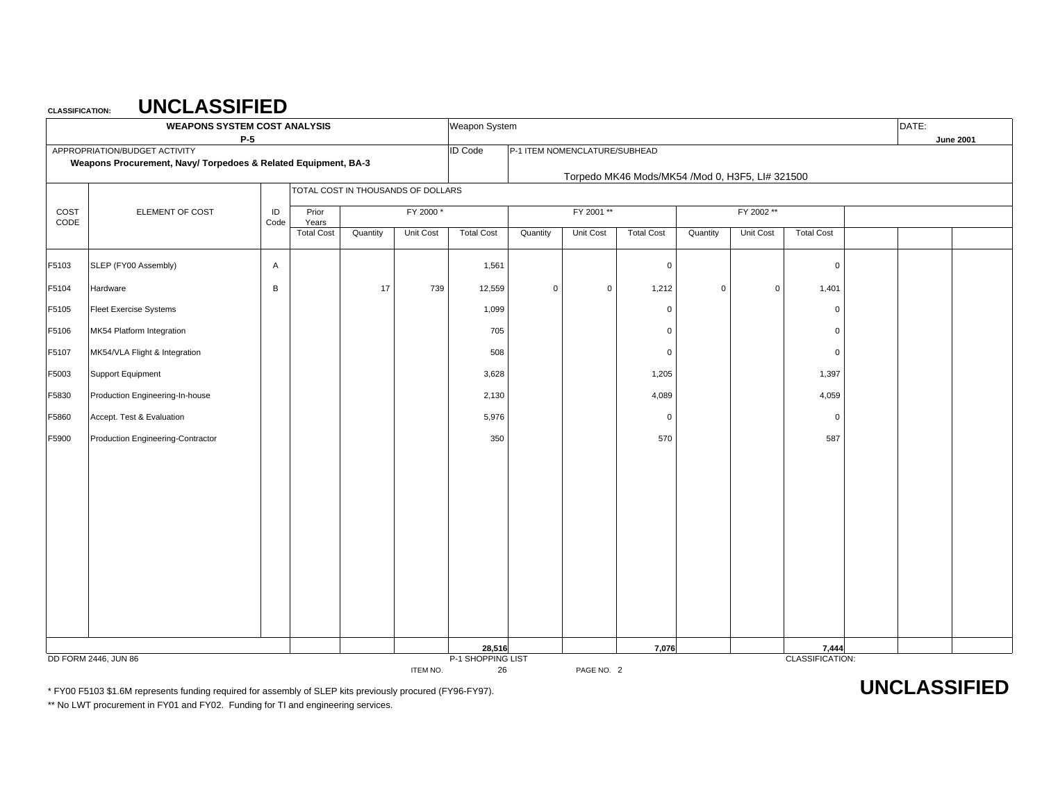CLASSIFICATION: **UNCLASSIFIED**

| WEAPONS SYSTEM COST ANALYSIS P-5 | | | Weapon System | | DATE: June 2001 |
|---|---|---|---|---|---|
| APPROPRIATION/BUDGET ACTIVITY **Weapons Procurement, Navy/ Torpedoes & Related Equipment, BA-3** | | | ID Code | P-1 ITEM NOMENCLATURE/SUBHEAD Torpedo MK46 Mods/MK54 /Mod 0, H3F5, LI# 321500 | |

TOTAL COST IN THOUSANDS OF DOLLARS

| COST CODE | ELEMENT OF COST | ID Code | Prior Years | FY 2000 * | | | FY 2001 ** | | | FY 2002 ** | | |
|---|---|---|---|---|---|---|---|---|---|---|---|---|
| | | | Total Cost | Quantity | Unit Cost | Total Cost | Quantity | Unit Cost | Total Cost | Quantity | Unit Cost | Total Cost |
| F5103 | SLEP (FY00 Assembly) | A | | | | 1,561 | | | 0 | | | 0 |
| F5104 | Hardware | B | | 17 | 739 | 12,559 | 0 | 0 | 1,212 | 0 | 0 | 1,401 |
| F5105 | Fleet Exercise Systems | | | | | 1,099 | | | 0 | | | 0 |
| F5106 | MK54 Platform Integration | | | | | 705 | | | 0 | | | 0 |
| F5107 | MK54/VLA Flight & Integration | | | | | 508 | | | 0 | | | 0 |
| F5003 | Support Equipment | | | | | 3,628 | | | 1,205 | | | 1,397 |
| F5830 | Production Engineering-In-house | | | | | 2,130 | | | 4,089 | | | 4,059 |
| F5860 | Accept. Test & Evaluation | | | | | 5,976 | | | 0 | | | 0 |
| F5900 | Production Engineering-Contractor | | | | | 350 | | | 570 | | | 587 |
| | | | | | | **28,516** | | | **7,076** | | | **7,444** |

DD FORM 2446, JUN 86 — P-1 SHOPPING LIST — ITEM NO. 26 — PAGE NO. 2 — CLASSIFICATION: **UNCLASSIFIED**

\* FY00 F5103 $1.6M represents funding required for assembly of SLEP kits previously procured (FY96-FY97).

\** No LWT procurement in FY01 and FY02. Funding for TI and engineering services.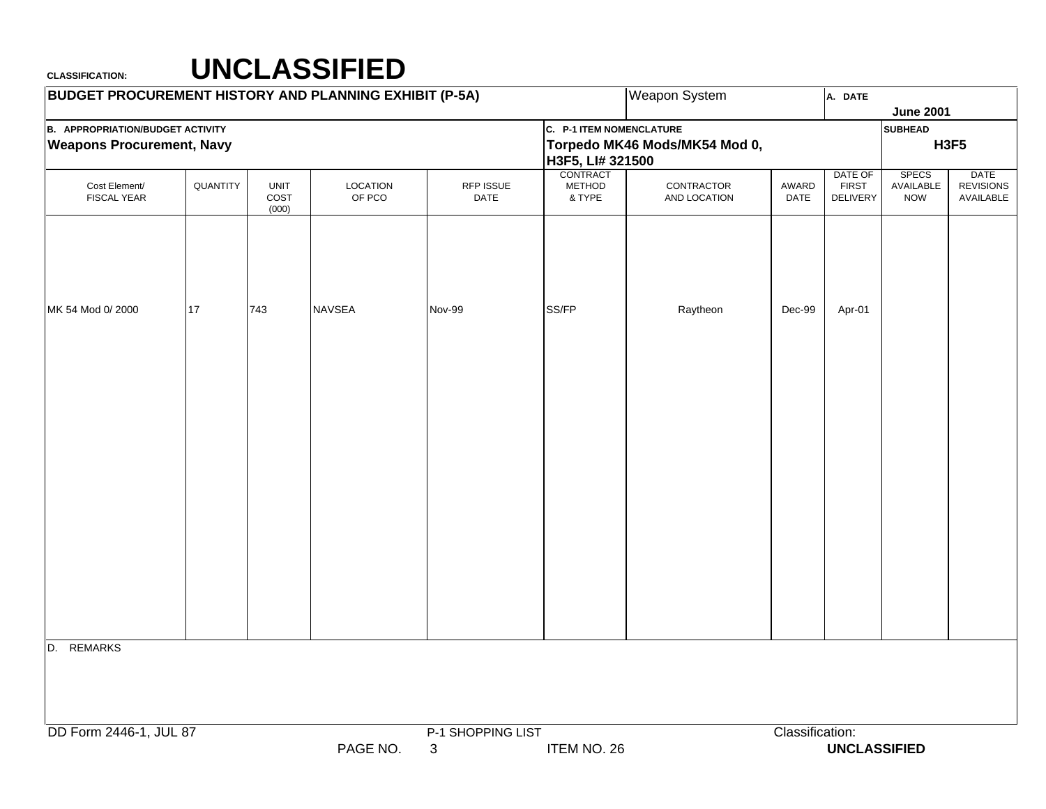**CLASSIFICATION:** **UNCLASSIFIED**

**BUDGET PROCUREMENT HISTORY AND PLANNING EXHIBIT (P-5A)**

Weapon System

**A. DATE** **June 2001**

**B. APPROPRIATION/BUDGET ACTIVITY**
**Weapons Procurement, Navy**

**C. P-1 ITEM NOMENCLATURE**
**Torpedo MK46 Mods/MK54 Mod 0, H3F5, LI# 321500**

**SUBHEAD** **H3F5**

| Cost Element/ FISCAL YEAR | QUANTITY | UNIT COST (000) | LOCATION OF PCO | RFP ISSUE DATE | CONTRACT METHOD & TYPE | CONTRACTOR AND LOCATION | AWARD DATE | DATE OF FIRST DELIVERY | SPECS AVAILABLE NOW | DATE REVISIONS AVAILABLE |
|---|---|---|---|---|---|---|---|---|---|---|
| MK 54 Mod 0/ 2000 | 17 | 743 | NAVSEA | Nov-99 | SS/FP | Raytheon | Dec-99 | Apr-01 | | |

D. REMARKS

DD Form 2446-1, JUL 87 P-1 SHOPPING LIST Classification:
PAGE NO. 3 ITEM NO. 26 **UNCLASSIFIED**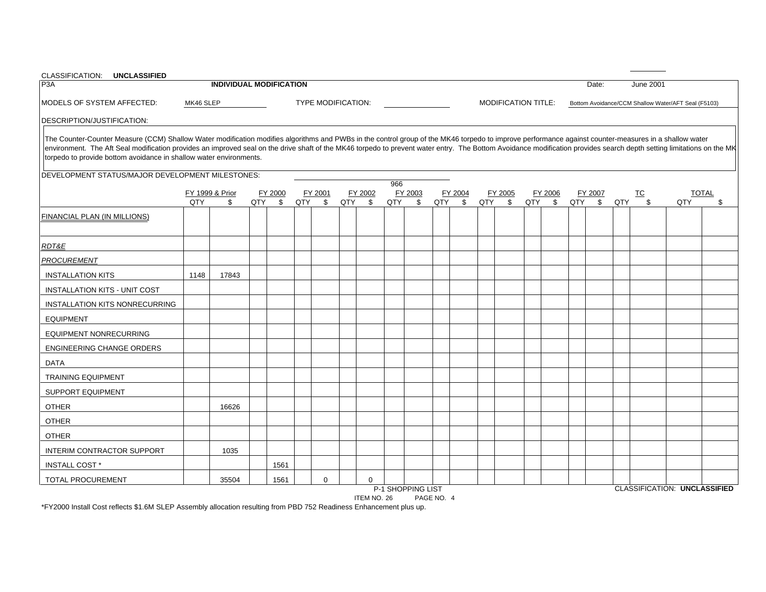CLASSIFICATION: **UNCLASSIFIED**

| P3A | **INDIVIDUAL MODIFICATION** | Date: | June 2001 |
|---|---|---|---|

MODELS OF SYSTEM AFFECTED: MK46 SLEP  TYPE MODIFICATION:  MODIFICATION TITLE: Bottom Avoidance/CCM Shallow Water/AFT Seal (F5103)

DESCRIPTION/JUSTIFICATION:

The Counter-Counter Measure (CCM) Shallow Water modification modifies algorithms and PWBs in the control group of the MK46 torpedo to improve performance against counter-measures in a shallow water environment. The Aft Seal modification provides an improved seal on the drive shaft of the MK46 torpedo to prevent water entry. The Bottom Avoidance modification provides search depth setting limitations on the MK torpedo to provide bottom avoidance in shallow water environments.

DEVELOPMENT STATUS/MAJOR DEVELOPMENT MILESTONES:

966

| | FY 1999 & Prior | | FY 2000 | | FY 2001 | | FY 2002 | | FY 2003 | | FY 2004 | | FY 2005 | | FY 2006 | | FY 2007 | | TC | | TOTAL | |
|---|---|---|---|---|---|---|---|---|---|---|---|---|---|---|---|---|---|---|---|---|---|---|
| | QTY | $ | QTY | $ | QTY | $ | QTY | $ | QTY | $ | QTY | $ | QTY | $ | QTY | $ | QTY | $ | QTY | $ | QTY | $ |
| FINANCIAL PLAN (IN MILLIONS) | | | | | | | | | | | | | | | | | | | | | | |
| *RDT&E* | | | | | | | | | | | | | | | | | | | | | | |
| *PROCUREMENT* | | | | | | | | | | | | | | | | | | | | | | |
| INSTALLATION KITS | 1148 | 17843 | | | | | | | | | | | | | | | | | | | | |
| INSTALLATION KITS - UNIT COST | | | | | | | | | | | | | | | | | | | | | | |
| INSTALLATION KITS NONRECURRING | | | | | | | | | | | | | | | | | | | | | | |
| EQUIPMENT | | | | | | | | | | | | | | | | | | | | | | |
| EQUIPMENT NONRECURRING | | | | | | | | | | | | | | | | | | | | | | |
| ENGINEERING CHANGE ORDERS | | | | | | | | | | | | | | | | | | | | | | |
| DATA | | | | | | | | | | | | | | | | | | | | | | |
| TRAINING EQUIPMENT | | | | | | | | | | | | | | | | | | | | | | |
| SUPPORT EQUIPMENT | | | | | | | | | | | | | | | | | | | | | | |
| OTHER | | 16626 | | | | | | | | | | | | | | | | | | | | |
| OTHER | | | | | | | | | | | | | | | | | | | | | | |
| OTHER | | | | | | | | | | | | | | | | | | | | | | |
| INTERIM CONTRACTOR SUPPORT | | 1035 | | | | | | | | | | | | | | | | | | | | |
| INSTALL COST * | | | | 1561 | | | | | | | | | | | | | | | | | | |
| TOTAL PROCUREMENT | | 35504 | | 1561 | | 0 | | 0 | | | | | | | | | | | | | | |

P-1 SHOPPING LIST
ITEM NO. 26  PAGE NO. 4

CLASSIFICATION: **UNCLASSIFIED**

*FY2000 Install Cost reflects $1.6M SLEP Assembly allocation resulting from PBD 752 Readiness Enhancement plus up.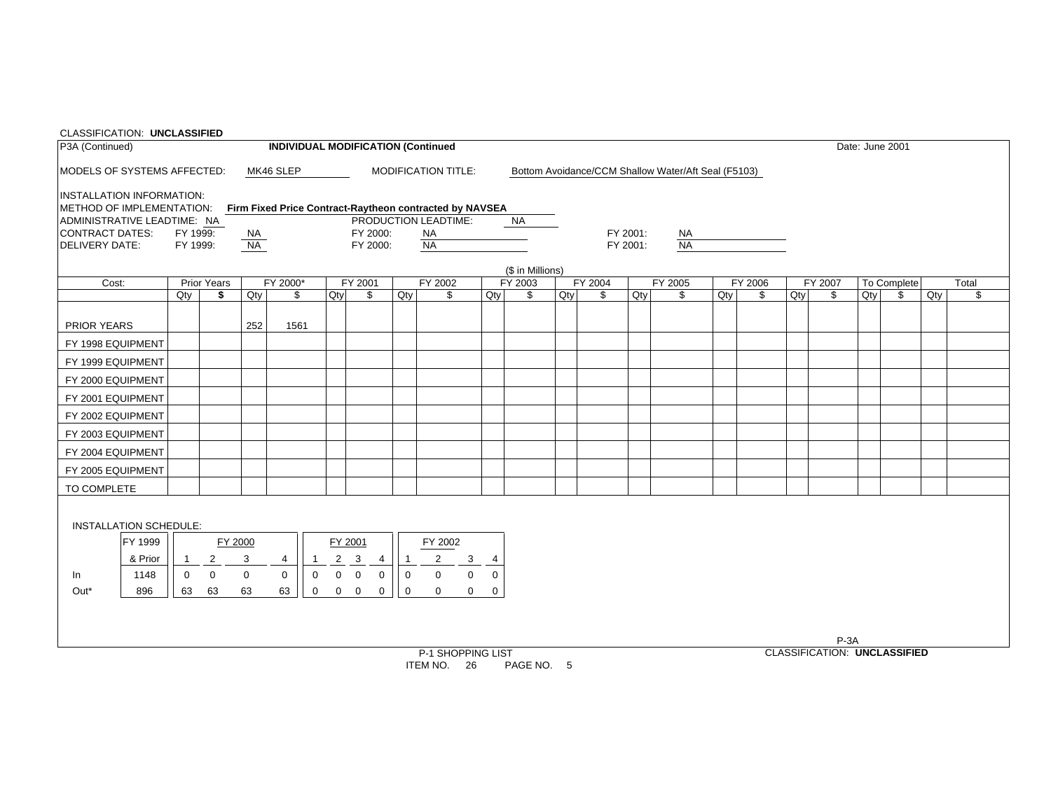CLASSIFICATION: **UNCLASSIFIED**

P3A (Continued) **INDIVIDUAL MODIFICATION (Continued** Date: June 2001

MODELS OF SYSTEMS AFFECTED: MK46 SLEP MODIFICATION TITLE: Bottom Avoidance/CCM Shallow Water/Aft Seal (F5103)

INSTALLATION INFORMATION:
METHOD OF IMPLEMENTATION: **Firm Fixed Price Contract-Raytheon contracted by NAVSEA**
ADMINISTRATIVE LEADTIME: NA PRODUCTION LEADTIME: NA
CONTRACT DATES: FY 1999: NA FY 2000: NA FY 2001: NA
DELIVERY DATE: FY 1999: NA FY 2000: NA FY 2001: NA

($ in Millions)

| Cost: | Prior Years | | FY 2000* | | FY 2001 | | FY 2002 | | FY 2003 | | FY 2004 | | FY 2005 | | FY 2006 | | FY 2007 | | To Complete | | Total | |
|---|---|---|---|---|---|---|---|---|---|---|---|---|---|---|---|---|---|---|---|---|---|---|
| | Qty | $ | Qty | $ | Qty | $ | Qty | $ | Qty | $ | Qty | $ | Qty | $ | Qty | $ | Qty | $ | Qty | $ | Qty | $ |
| PRIOR YEARS | | | 252 | 1561 | | | | | | | | | | | | | | | | | | |
| FY 1998 EQUIPMENT | | | | | | | | | | | | | | | | | | | | | | |
| FY 1999 EQUIPMENT | | | | | | | | | | | | | | | | | | | | | | |
| FY 2000 EQUIPMENT | | | | | | | | | | | | | | | | | | | | | | |
| FY 2001 EQUIPMENT | | | | | | | | | | | | | | | | | | | | | | |
| FY 2002 EQUIPMENT | | | | | | | | | | | | | | | | | | | | | | |
| FY 2003 EQUIPMENT | | | | | | | | | | | | | | | | | | | | | | |
| FY 2004 EQUIPMENT | | | | | | | | | | | | | | | | | | | | | | |
| FY 2005 EQUIPMENT | | | | | | | | | | | | | | | | | | | | | | |
| TO COMPLETE | | | | | | | | | | | | | | | | | | | | | | |

INSTALLATION SCHEDULE:

| | FY 1999 & Prior | FY 2000 1 | FY 2000 2 | FY 2000 3 | FY 2000 4 | FY 2001 1 | FY 2001 2 | FY 2001 3 | FY 2001 4 | FY 2002 1 | FY 2002 2 | FY 2002 3 | FY 2002 4 |
|---|---|---|---|---|---|---|---|---|---|---|---|---|---|
| In | 1148 | 0 | 0 | 0 | 0 | 0 | 0 | 0 | 0 | 0 | 0 | 0 | 0 |
| Out* | 896 | 63 | 63 | 63 | 63 | 0 | 0 | 0 | 0 | 0 | 0 | 0 | 0 |

P-3A

P-1 SHOPPING LIST
ITEM NO. 26 PAGE NO. 5

CLASSIFICATION: **UNCLASSIFIED**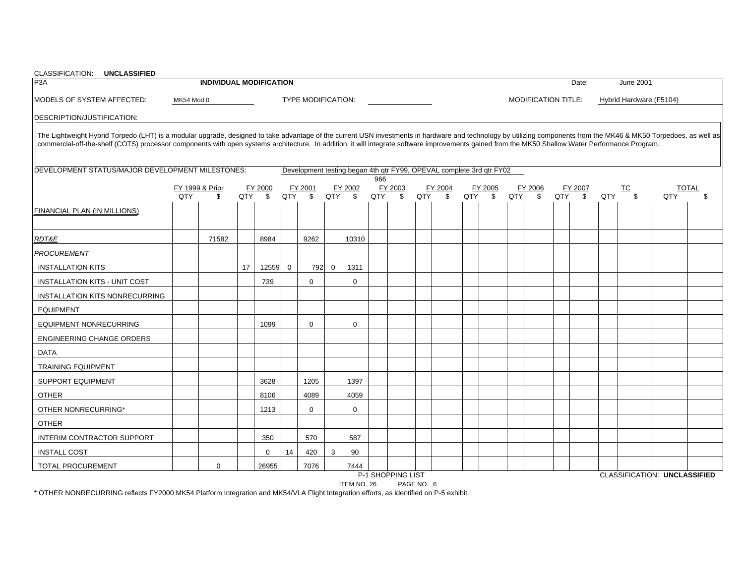CLASSIFICATION: **UNCLASSIFIED**

P3A **INDIVIDUAL MODIFICATION** Date: June 2001

MODELS OF SYSTEM AFFECTED: MK54 Mod 0 TYPE MODIFICATION: MODIFICATION TITLE: Hybrid Hardware (F5104)

DESCRIPTION/JUSTIFICATION:

The Lightweight Hybrid Torpedo (LHT) is a modular upgrade, designed to take advantage of the current USN investments in hardware and technology by utilizing components from the MK46 & MK50 Torpedoes, as well as commercial-off-the-shelf (COTS) processor components with open systems architecture. In addition, it will integrate software improvements gained from the MK50 Shallow Water Performance Program.

DEVELOPMENT STATUS/MAJOR DEVELOPMENT MILESTONES: Development testing began 4th qtr FY99, OPEVAL complete 3rd qtr FY02

| | FY 1999 & Prior | | FY 2000 | | FY 2001 | | FY 2002 | | FY 2003 | | FY 2004 | | FY 2005 | | FY 2006 | | FY 2007 | | TC | | TOTAL | |
|---|---|---|---|---|---|---|---|---|---|---|---|---|---|---|---|---|---|---|---|---|---|---|
| | QTY | $ | QTY | $ | QTY | $ | QTY | $ | QTY | $ | QTY | $ | QTY | $ | QTY | $ | QTY | $ | QTY | $ | QTY | $ |
| FINANCIAL PLAN (IN MILLIONS) | | | | | | | | | | | | | | | | | | | | | | |
| *RDT&E* | | 71582 | | 8984 | | 9262 | | 10310 | 966 | | | | | | | | | | | | | |
| *PROCUREMENT* | | | | | | | | | | | | | | | | | | | | | | |
| INSTALLATION KITS | | | 17 | 12559 | 0 | 792 | 0 | 1311 | | | | | | | | | | | | | | |
| INSTALLATION KITS - UNIT COST | | | | 739 | | 0 | | 0 | | | | | | | | | | | | | | |
| INSTALLATION KITS NONRECURRING | | | | | | | | | | | | | | | | | | | | | | |
| EQUIPMENT | | | | | | | | | | | | | | | | | | | | | | |
| EQUIPMENT NONRECURRING | | | | 1099 | | 0 | | 0 | | | | | | | | | | | | | | |
| ENGINEERING CHANGE ORDERS | | | | | | | | | | | | | | | | | | | | | | |
| DATA | | | | | | | | | | | | | | | | | | | | | | |
| TRAINING EQUIPMENT | | | | | | | | | | | | | | | | | | | | | | |
| SUPPORT EQUIPMENT | | | | 3628 | | 1205 | | 1397 | | | | | | | | | | | | | | |
| OTHER | | | | 8106 | | 4089 | | 4059 | | | | | | | | | | | | | | |
| OTHER NONRECURRING* | | | | 1213 | | 0 | | 0 | | | | | | | | | | | | | | |
| OTHER | | | | | | | | | | | | | | | | | | | | | | |
| INTERIM CONTRACTOR SUPPORT | | | | 350 | | 570 | | 587 | | | | | | | | | | | | | | |
| INSTALL COST | | | | 0 | 14 | 420 | 3 | 90 | | | | | | | | | | | | | | |
| TOTAL PROCUREMENT | | 0 | | 26955 | | 7076 | | 7444 | | | | | | | | | | | | | | |

P-1 SHOPPING LIST

ITEM NO. 26 PAGE NO. 6

CLASSIFICATION: **UNCLASSIFIED**

* OTHER NONRECURRING reflects FY2000 MK54 Platform Integration and MK54/VLA Flight Integration efforts, as identified on P-5 exhibit.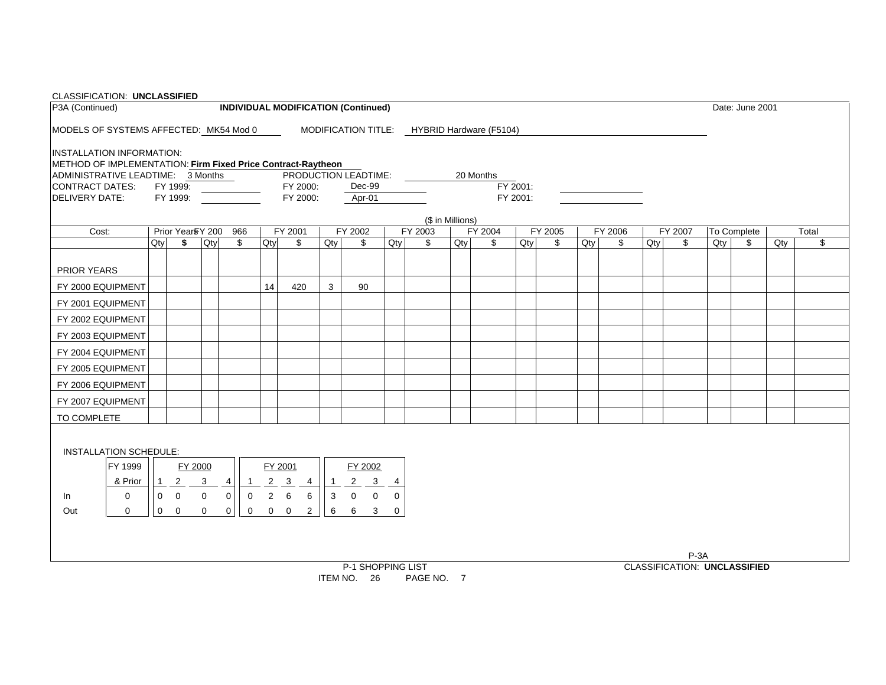CLASSIFICATION: **UNCLASSIFIED**

P3A (Continued) **INDIVIDUAL MODIFICATION (Continued)** Date: June 2001

MODELS OF SYSTEMS AFFECTED: MK54 Mod 0 MODIFICATION TITLE: HYBRID Hardware (F5104)

INSTALLATION INFORMATION:

METHOD OF IMPLEMENTATION: **Firm Fixed Price Contract-Raytheon**

ADMINISTRATIVE LEADTIME: 3 Months PRODUCTION LEADTIME: 20 Months

CONTRACT DATES: FY 1999: FY 2000: Dec-99 FY 2001:

DELIVERY DATE: FY 1999: FY 2000: Apr-01 FY 2001:

($ in Millions)

| Cost: | Prior Years | | FY 2000 | | FY 2001 | | FY 2002 | | FY 2003 | | FY 2004 | | FY 2005 | | FY 2006 | | FY 2007 | | To Complete | | Total | |
|---|---|---|---|---|---|---|---|---|---|---|---|---|---|---|---|---|---|---|---|---|---|---|
| | Qty | $ | Qty | $ | Qty | $ | Qty | $ | Qty | $ | Qty | $ | Qty | $ | Qty | $ | Qty | $ | Qty | $ | Qty | $ |
| PRIOR YEARS | | | | | | | | | | | | | | | | | | | | | | |
| FY 2000 EQUIPMENT | | | | | 14 | 420 | 3 | 90 | | | | | | | | | | | | | | |
| FY 2001 EQUIPMENT | | | | | | | | | | | | | | | | | | | | | | |
| FY 2002 EQUIPMENT | | | | | | | | | | | | | | | | | | | | | | |
| FY 2003 EQUIPMENT | | | | | | | | | | | | | | | | | | | | | | |
| FY 2004 EQUIPMENT | | | | | | | | | | | | | | | | | | | | | | |
| FY 2005 EQUIPMENT | | | | | | | | | | | | | | | | | | | | | | |
| FY 2006 EQUIPMENT | | | | | | | | | | | | | | | | | | | | | | |
| FY 2007 EQUIPMENT | | | | | | | | | | | | | | | | | | | | | | |
| TO COMPLETE | | | | | | | | | | | | | | | | | | | | | | |

INSTALLATION SCHEDULE:

| | FY 1999 & Prior | FY 2000 1 | 2 | 3 | 4 | FY 2001 1 | 2 | 3 | 4 | FY 2002 1 | 2 | 3 | 4 |
|---|---|---|---|---|---|---|---|---|---|---|---|---|---|
| In | 0 | 0 | 0 | 0 | 0 | 0 | 2 | 6 | 6 | 3 | 0 | 0 | 0 |
| Out | 0 | 0 | 0 | 0 | 0 | 0 | 0 | 0 | 2 | 6 | 6 | 3 | 0 |

P-3A

P-1 SHOPPING LIST

ITEM NO. 26 PAGE NO. 7

CLASSIFICATION: **UNCLASSIFIED**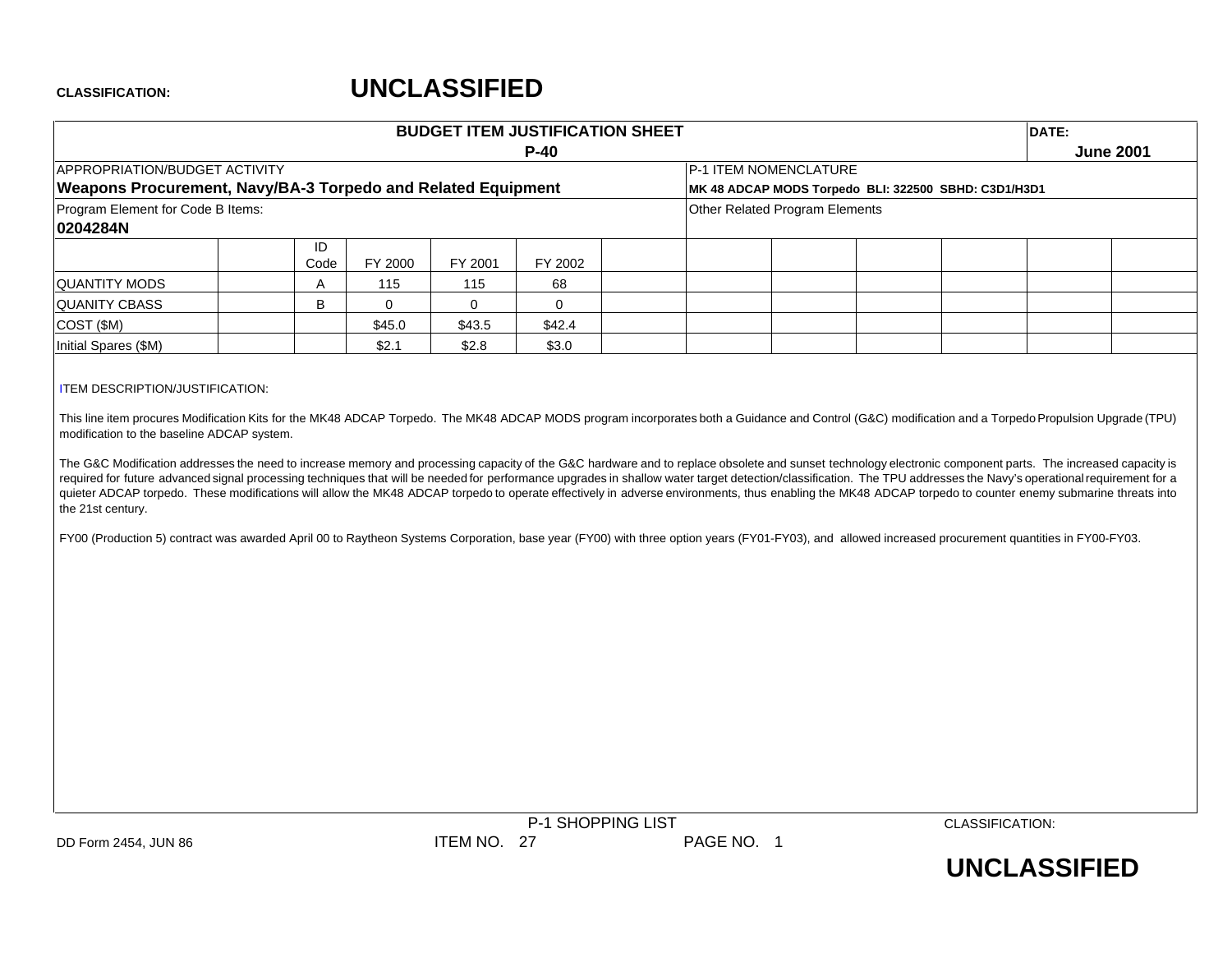CLASSIFICATION: **UNCLASSIFIED**

**BUDGET ITEM JUSTIFICATION SHEET**
**P-40**

DATE: **June 2001**

APPROPRIATION/BUDGET ACTIVITY
**Weapons Procurement, Navy/BA-3 Torpedo and Related Equipment**

P-1 ITEM NOMENCLATURE
**MK 48 ADCAP MODS Torpedo BLI: 322500 SBHD: C3D1/H3D1**

Program Element for Code B Items:
**0204284N**

Other Related Program Elements

| | | ID Code | FY 2000 | FY 2001 | FY 2002 | | | | | | | |
|---|---|---|---|---|---|---|---|---|---|---|---|---|
| QUANTITY MODS | | A | 115 | 115 | 68 | | | | | | | |
| QUANITY CBASS | | B | 0 | 0 | 0 | | | | | | | |
| COST ($M) | | | $45.0 | $43.5 | $42.4 | | | | | | | |
| Initial Spares ($M) | | | $2.1 | $2.8 | $3.0 | | | | | | | |

ITEM DESCRIPTION/JUSTIFICATION:

This line item procures Modification Kits for the MK48 ADCAP Torpedo. The MK48 ADCAP MODS program incorporates both a Guidance and Control (G&C) modification and a Torpedo Propulsion Upgrade (TPU) modification to the baseline ADCAP system.

The G&C Modification addresses the need to increase memory and processing capacity of the G&C hardware and to replace obsolete and sunset technology electronic component parts. The increased capacity is required for future advanced signal processing techniques that will be needed for performance upgrades in shallow water target detection/classification. The TPU addresses the Navy's operational requirement for a quieter ADCAP torpedo. These modifications will allow the MK48 ADCAP torpedo to operate effectively in adverse environments, thus enabling the MK48 ADCAP torpedo to counter enemy submarine threats into the 21st century.

FY00 (Production 5) contract was awarded April 00 to Raytheon Systems Corporation, base year (FY00) with three option years (FY01-FY03), and allowed increased procurement quantities in FY00-FY03.

DD Form 2454, JUN 86 — P-1 SHOPPING LIST ITEM NO. 27 PAGE NO. 1

CLASSIFICATION: **UNCLASSIFIED**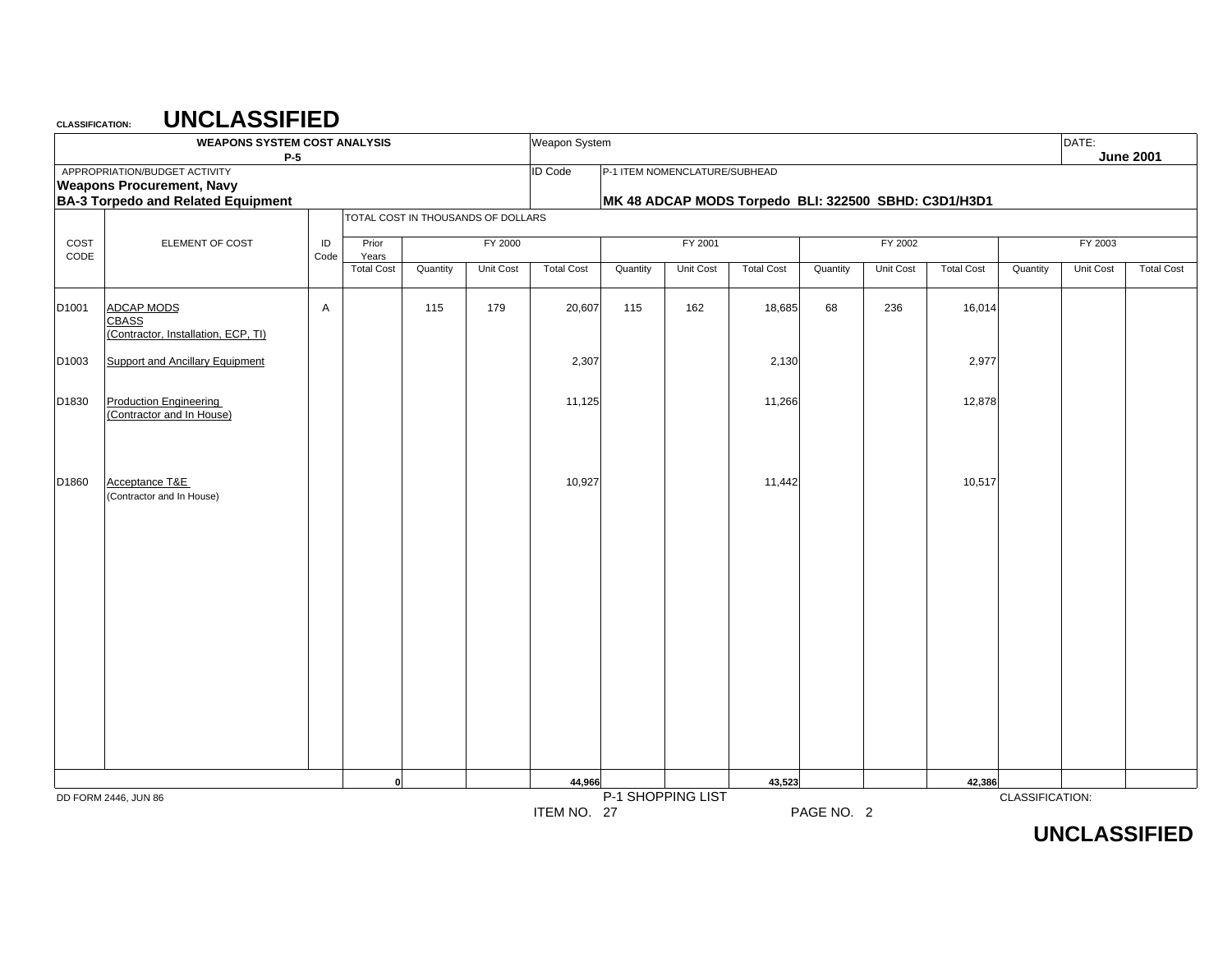CLASSIFICATION: **UNCLASSIFIED**

| WEAPONS SYSTEM COST ANALYSIS P-5 | | | | Weapon System | | | | | | | | | | DATE: June 2001 | |
|---|---|---|---|---|---|---|---|---|---|---|---|---|---|---|---|
| APPROPRIATION/BUDGET ACTIVITY **Weapons Procurement, Navy** **BA-3 Torpedo and Related Equipment** | | | | ID Code | P-1 ITEM NOMENCLATURE/SUBHEAD **MK 48 ADCAP MODS Torpedo BLI: 322500 SBHD: C3D1/H3D1** | | | | | | | | | | |
| | | | TOTAL COST IN THOUSANDS OF DOLLARS | | | | | | | | | | | | |
| COST CODE | ELEMENT OF COST | ID Code | Prior Years | FY 2000 | | | FY 2001 | | | FY 2002 | | | FY 2003 | | |
| | | | Total Cost | Quantity | Unit Cost | Total Cost | Quantity | Unit Cost | Total Cost | Quantity | Unit Cost | Total Cost | Quantity | Unit Cost | Total Cost |
| D1001 | ADCAP MODS CBASS (Contractor, Installation, ECP, TI) | A | | 115 | 179 | 20,607 | 115 | 162 | 18,685 | 68 | 236 | 16,014 | | | |
| D1003 | Support and Ancillary Equipment | | | | | 2,307 | | | 2,130 | | | 2,977 | | | |
| D1830 | Production Engineering (Contractor and In House) | | | | | 11,125 | | | 11,266 | | | 12,878 | | | |
| D1860 | Acceptance T&E (Contractor and In House) | | | | | 10,927 | | | 11,442 | | | 10,517 | | | |
| | | | **0** | | | **44,966** | | | **43,523** | | | **42,386** | | | |

DD FORM 2446, JUN 86

P-1 SHOPPING LIST

ITEM NO. 27

PAGE NO. 2

CLASSIFICATION: **UNCLASSIFIED**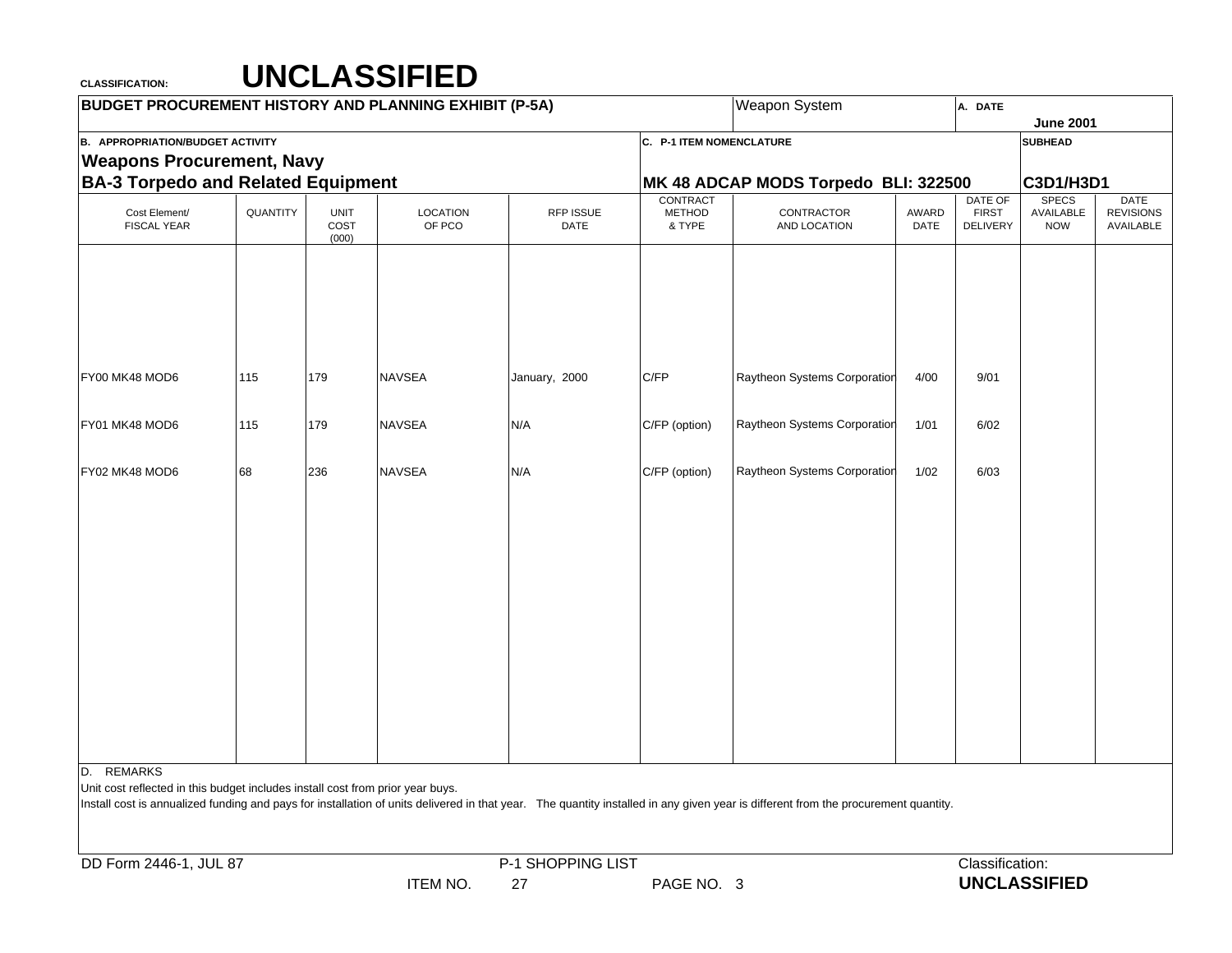CLASSIFICATION: **UNCLASSIFIED**

| BUDGET PROCUREMENT HISTORY AND PLANNING EXHIBIT (P-5A) | | | | | Weapon System | | A. DATE June 2001 | | |
|---|---|---|---|---|---|---|---|---|---|
| B. APPROPRIATION/BUDGET ACTIVITY **Weapons Procurement, Navy** **BA-3 Torpedo and Related Equipment** | | | | | C. P-1 ITEM NOMENCLATURE **MK 48 ADCAP MODS Torpedo BLI: 322500** | | | SUBHEAD **C3D1/H3D1** | |

| Cost Element/ FISCAL YEAR | QUANTITY | UNIT COST (000) | LOCATION OF PCO | RFP ISSUE DATE | CONTRACT METHOD & TYPE | CONTRACTOR AND LOCATION | AWARD DATE | DATE OF FIRST DELIVERY | SPECS AVAILABLE NOW | DATE REVISIONS AVAILABLE |
|---|---|---|---|---|---|---|---|---|---|---|
| FY00 MK48 MOD6 | 115 | 179 | NAVSEA | January, 2000 | C/FP | Raytheon Systems Corporation | 4/00 | 9/01 | | |
| FY01 MK48 MOD6 | 115 | 179 | NAVSEA | N/A | C/FP (option) | Raytheon Systems Corporation | 1/01 | 6/02 | | |
| FY02 MK48 MOD6 | 68 | 236 | NAVSEA | N/A | C/FP (option) | Raytheon Systems Corporation | 1/02 | 6/03 | | |

D. REMARKS

Unit cost reflected in this budget includes install cost from prior year buys.

Install cost is annualized funding and pays for installation of units delivered in that year. The quantity installed in any given year is different from the procurement quantity.

DD Form 2446-1, JUL 87 P-1 SHOPPING LIST ITEM NO. 27 PAGE NO. 3

Classification: **UNCLASSIFIED**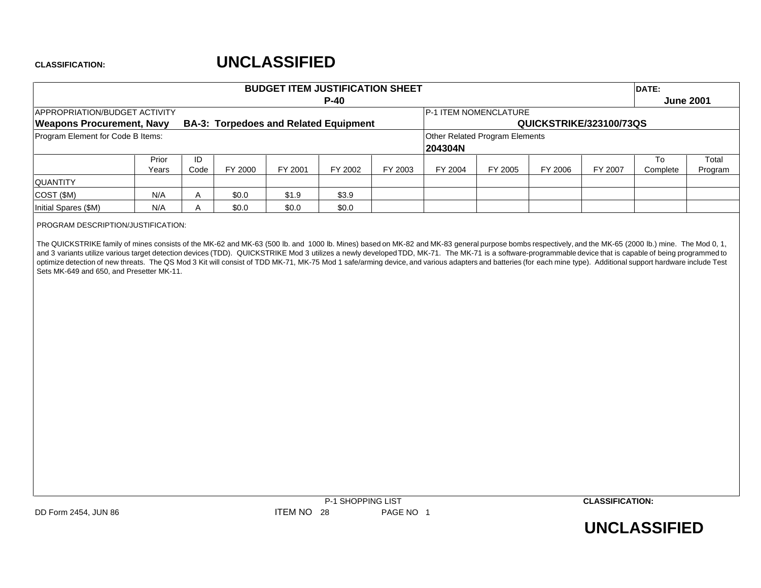CLASSIFICATION: **UNCLASSIFIED**

## BUDGET ITEM JUSTIFICATION SHEET
### P-40

DATE: **June 2001**

APPROPRIATION/BUDGET ACTIVITY
**Weapons Procurement, Navy BA-3: Torpedoes and Related Equipment**

P-1 ITEM NOMENCLATURE
**QUICKSTRIKE/323100/73QS**

Program Element for Code B Items:

Other Related Program Elements
**204304N**

| | Prior Years | ID Code | FY 2000 | FY 2001 | FY 2002 | FY 2003 | FY 2004 | FY 2005 | FY 2006 | FY 2007 | To Complete | Total Program |
|---|---|---|---|---|---|---|---|---|---|---|---|---|
| QUANTITY | | | | | | | | | | | | |
| COST ($M) | N/A | A | $0.0 | $1.9 | $3.9 | | | | | | | |
| Initial Spares ($M) | N/A | A | $0.0 | $0.0 | $0.0 | | | | | | | |

PROGRAM DESCRIPTION/JUSTIFICATION:

The QUICKSTRIKE family of mines consists of the MK-62 and MK-63 (500 lb. and 1000 lb. Mines) based on MK-82 and MK-83 general purpose bombs respectively, and the MK-65 (2000 lb.) mine. The Mod 0, 1, and 3 variants utilize various target detection devices (TDD). QUICKSTRIKE Mod 3 utilizes a newly developed TDD, MK-71. The MK-71 is a software-programmable device that is capable of being programmed to optimize detection of new threats. The QS Mod 3 Kit will consist of TDD MK-71, MK-75 Mod 1 safe/arming device, and various adapters and batteries (for each mine type). Additional support hardware include Test Sets MK-649 and 650, and Presetter MK-11.

P-1 SHOPPING LIST
DD Form 2454, JUN 86 ITEM NO 28 PAGE NO 1

CLASSIFICATION: **UNCLASSIFIED**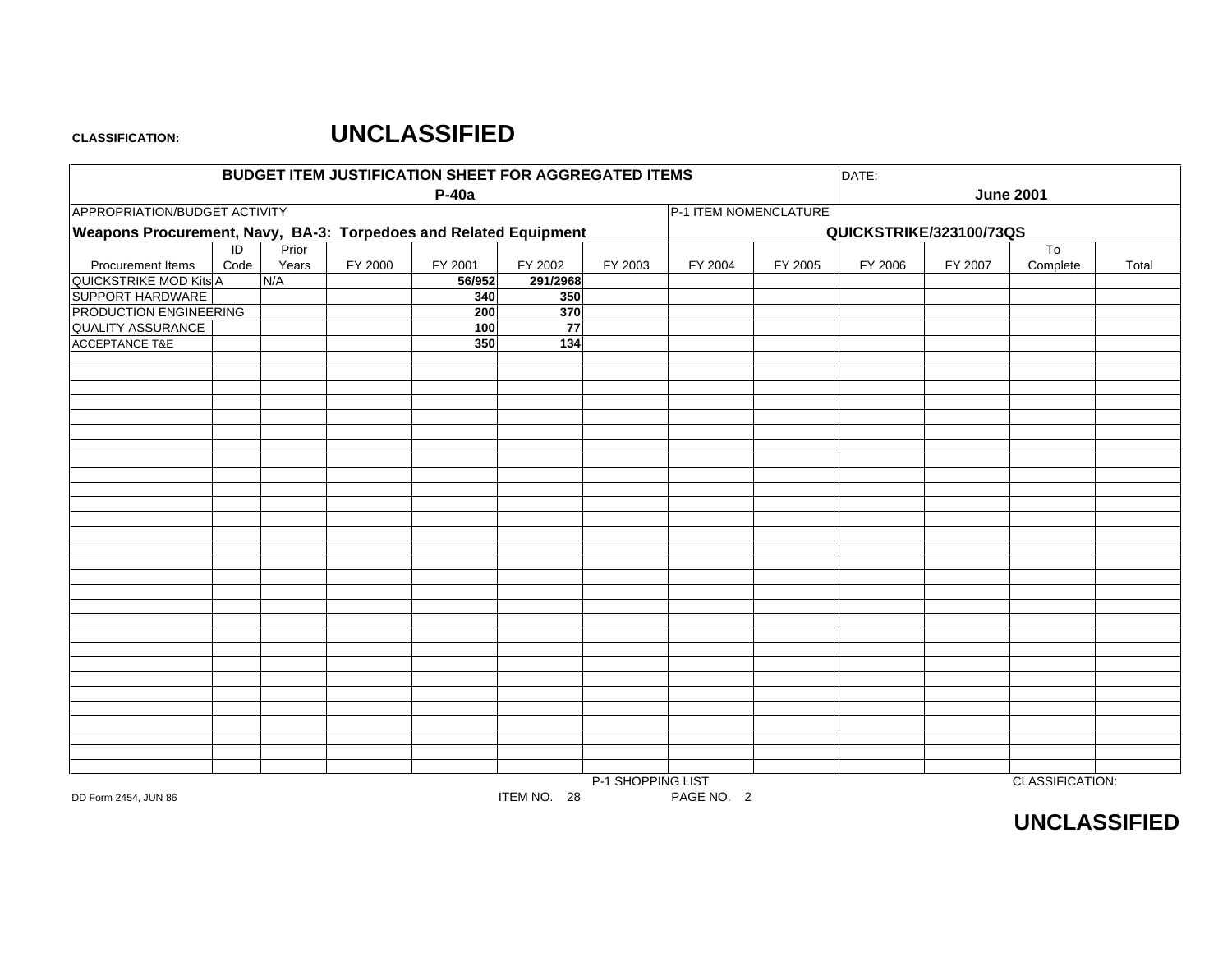**CLASSIFICATION:** **UNCLASSIFIED**

## BUDGET ITEM JUSTIFICATION SHEET FOR AGGREGATED ITEMS
## P-40a

DATE: **June 2001**

APPROPRIATION/BUDGET ACTIVITY
**Weapons Procurement, Navy, BA-3: Torpedoes and Related Equipment**

P-1 ITEM NOMENCLATURE
**QUICKSTRIKE/323100/73QS**

| Procurement Items | ID Code | Prior Years | FY 2000 | FY 2001 | FY 2002 | FY 2003 | FY 2004 | FY 2005 | FY 2006 | FY 2007 | To Complete | Total |
|---|---|---|---|---|---|---|---|---|---|---|---|---|
| QUICKSTRIKE MOD Kits | A | N/A | | **56/952** | **291/2968** | | | | | | | |
| SUPPORT HARDWARE | | | | **340** | **350** | | | | | | | |
| PRODUCTION ENGINEERING | | | | **200** | **370** | | | | | | | |
| QUALITY ASSURANCE | | | | **100** | **77** | | | | | | | |
| ACCEPTANCE T&E | | | | **350** | **134** | | | | | | | |

P-1 SHOPPING LIST
ITEM NO. 28 PAGE NO. 2

DD Form 2454, JUN 86

CLASSIFICATION: **UNCLASSIFIED**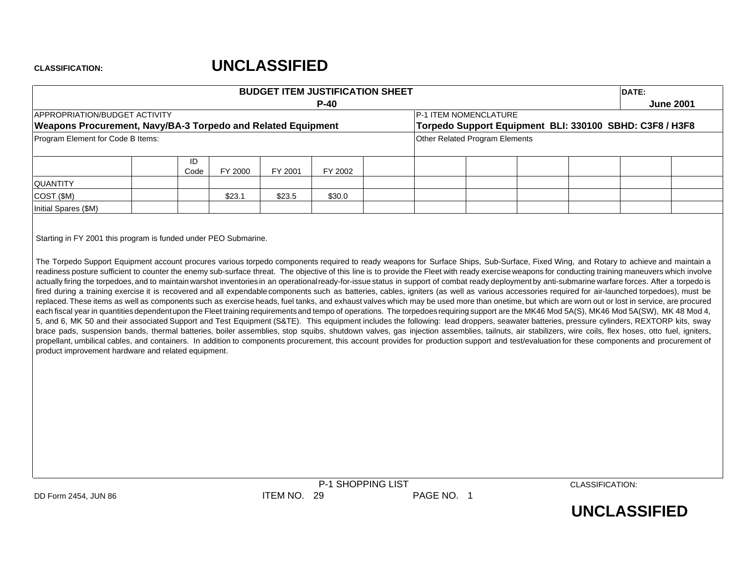CLASSIFICATION: **UNCLASSIFIED**

| BUDGET ITEM JUSTIFICATION SHEET P-40 | DATE: June 2001 |
|---|---|
| APPROPRIATION/BUDGET ACTIVITY **Weapons Procurement, Navy/BA-3 Torpedo and Related Equipment** | P-1 ITEM NOMENCLATURE **Torpedo Support Equipment BLI: 330100 SBHD: C3F8 / H3F8** |
| Program Element for Code B Items: | Other Related Program Elements |

| | | ID Code | FY 2000 | FY 2001 | FY 2002 | | | | | | | |
|---|---|---|---|---|---|---|---|---|---|---|---|---|
| QUANTITY | | | | | | | | | | | | |
| COST ($M) | | | $23.1 | $23.5 | $30.0 | | | | | | | |
| Initial Spares ($M) | | | | | | | | | | | | |

Starting in FY 2001 this program is funded under PEO Submarine.

The Torpedo Support Equipment account procures various torpedo components required to ready weapons for Surface Ships, Sub-Surface, Fixed Wing, and Rotary to achieve and maintain a readiness posture sufficient to counter the enemy sub-surface threat. The objective of this line is to provide the Fleet with ready exercise weapons for conducting training maneuvers which involve actually firing the torpedoes, and to maintain warshot inventories in an operational ready-for-issue status in support of combat ready deployment by anti-submarine warfare forces. After a torpedo is fired during a training exercise it is recovered and all expendable components such as batteries, cables, igniters (as well as various accessories required for air-launched torpedoes), must be replaced. These items as well as components such as exercise heads, fuel tanks, and exhaust valves which may be used more than onetime, but which are worn out or lost in service, are procured each fiscal year in quantities dependent upon the Fleet training requirements and tempo of operations. The torpedoes requiring support are the MK46 Mod 5A(S), MK46 Mod 5A(SW), MK 48 Mod 4, 5, and 6, MK 50 and their associated Support and Test Equipment (S&TE). This equipment includes the following: lead droppers, seawater batteries, pressure cylinders, REXTORP kits, sway brace pads, suspension bands, thermal batteries, boiler assemblies, stop squibs, shutdown valves, gas injection assemblies, tailnuts, air stabilizers, wire coils, flex hoses, otto fuel, igniters, propellant, umbilical cables, and containers. In addition to components procurement, this account provides for production support and test/evaluation for these components and procurement of product improvement hardware and related equipment.

DD Form 2454, JUN 86 — P-1 SHOPPING LIST ITEM NO. 29 — PAGE NO. 1

CLASSIFICATION: **UNCLASSIFIED**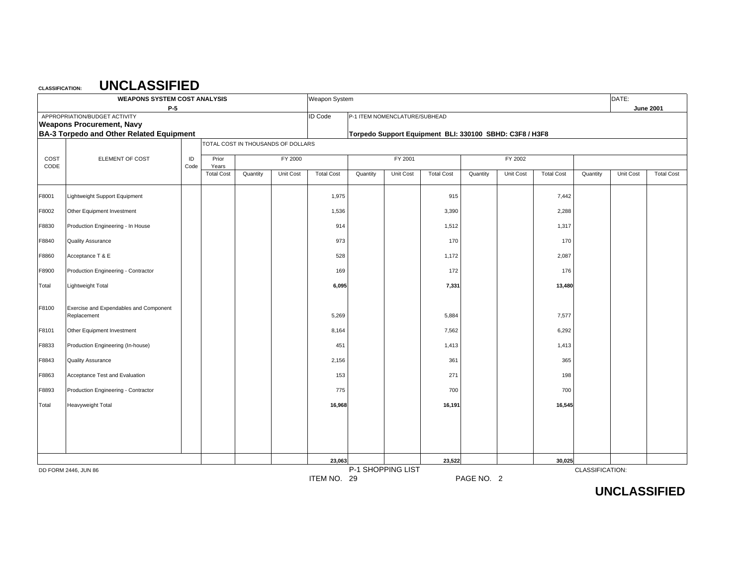**CLASSIFICATION:** **UNCLASSIFIED**

| WEAPONS SYSTEM COST ANALYSIS P-5 | | | | | | Weapon System | | | | | | | | DATE: June 2001 |
|---|---|---|---|---|---|---|---|---|---|---|---|---|---|---|
| APPROPRIATION/BUDGET ACTIVITY **Weapons Procurement, Navy** **BA-3 Torpedo and Other Related Equipment** | | | | | | ID Code | P-1 ITEM NOMENCLATURE/SUBHEAD **Torpedo Support Equipment BLI: 330100 SBHD: C3F8 / H3F8** | | | | | | | |

| COST CODE | ELEMENT OF COST | ID Code | Prior Years | FY 2000 | | | FY 2001 | | | FY 2002 | | | | | |
|---|---|---|---|---|---|---|---|---|---|---|---|---|---|---|---|
| | | | Total Cost | Quantity | Unit Cost | Total Cost | Quantity | Unit Cost | Total Cost | Quantity | Unit Cost | Total Cost | Quantity | Unit Cost | Total Cost |
| F8001 | Lightweight Support Equipment | | | | | 1,975 | | | 915 | | | 7,442 | | | |
| F8002 | Other Equipment Investment | | | | | 1,536 | | | 3,390 | | | 2,288 | | | |
| F8830 | Production Engineering - In House | | | | | 914 | | | 1,512 | | | 1,317 | | | |
| F8840 | Quality Assurance | | | | | 973 | | | 170 | | | 170 | | | |
| F8860 | Acceptance T & E | | | | | 528 | | | 1,172 | | | 2,087 | | | |
| F8900 | Production Engineering - Contractor | | | | | 169 | | | 172 | | | 176 | | | |
| Total | Lightweight Total | | | | | **6,095** | | | **7,331** | | | **13,480** | | | |
| F8100 | Exercise and Expendables and Component Replacement | | | | | 5,269 | | | 5,884 | | | 7,577 | | | |
| F8101 | Other Equipment Investment | | | | | 8,164 | | | 7,562 | | | 6,292 | | | |
| F8833 | Production Engineering (In-house) | | | | | 451 | | | 1,413 | | | 1,413 | | | |
| F8843 | Quality Assurance | | | | | 2,156 | | | 361 | | | 365 | | | |
| F8863 | Acceptance Test and Evaluation | | | | | 153 | | | 271 | | | 198 | | | |
| F8893 | Production Engineering - Contractor | | | | | 775 | | | 700 | | | 700 | | | |
| Total | Heavyweight Total | | | | | **16,968** | | | **16,191** | | | **16,545** | | | |
| | | | | | | **23,063** | | | **23,522** | | | **30,025** | | | |

TOTAL COST IN THOUSANDS OF DOLLARS

DD FORM 2446, JUN 86 — P-1 SHOPPING LIST — ITEM NO. 29 — PAGE NO. 2 — CLASSIFICATION: **UNCLASSIFIED**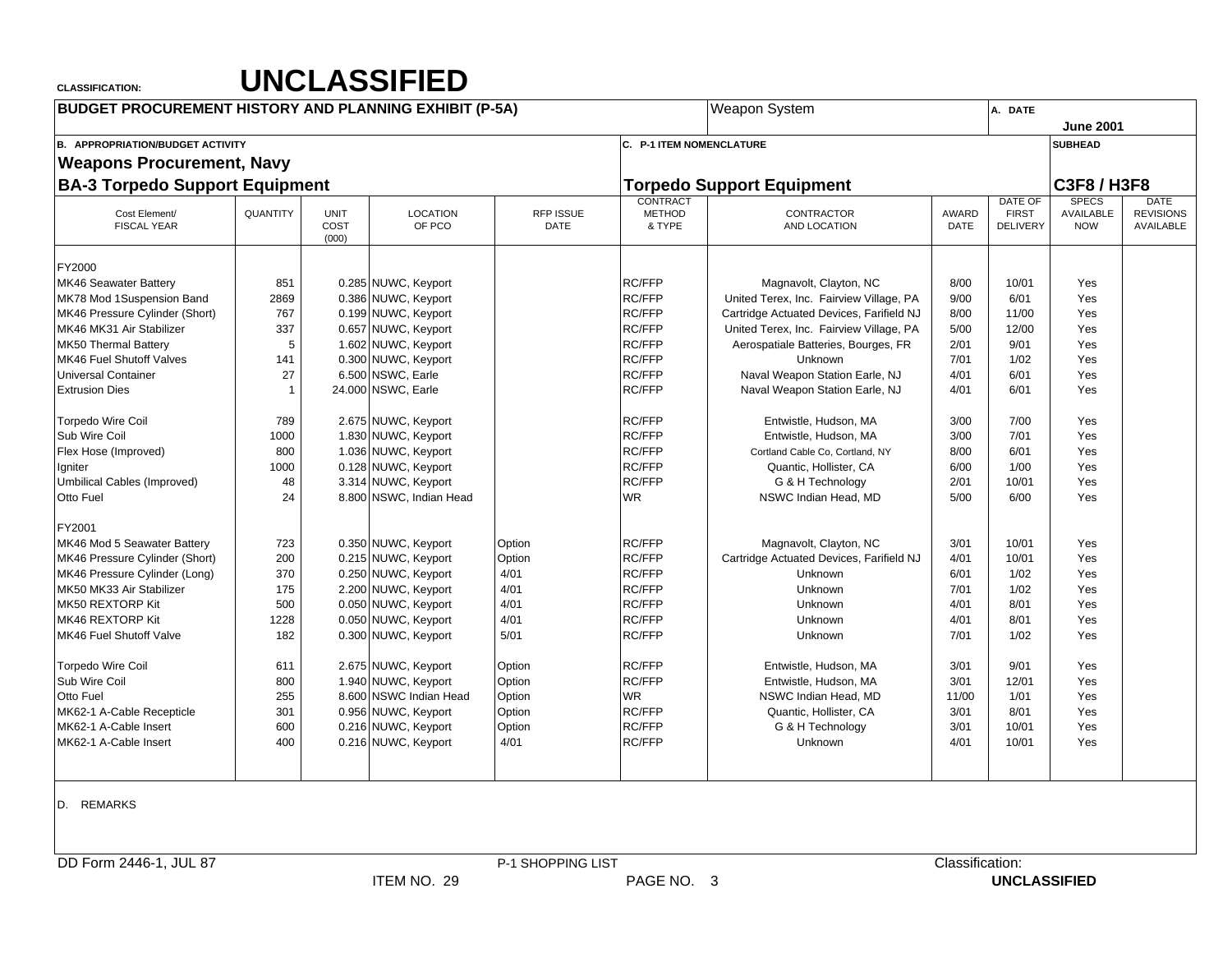CLASSIFICATION: **UNCLASSIFIED**

## BUDGET PROCUREMENT HISTORY AND PLANNING EXHIBIT (P-5A)

Weapon System

A. DATE: **June 2001**

B. APPROPRIATION/BUDGET ACTIVITY

**Weapons Procurement, Navy**

**BA-3 Torpedo Support Equipment**

C. P-1 ITEM NOMENCLATURE

**Torpedo Support Equipment**

SUBHEAD: **C3F8 / H3F8**

| Cost Element/ FISCAL YEAR | QUANTITY | UNIT COST (000) | LOCATION OF PCO | RFP ISSUE DATE | CONTRACT METHOD & TYPE | CONTRACTOR AND LOCATION | AWARD DATE | DATE OF FIRST DELIVERY | SPECS AVAILABLE NOW | DATE REVISIONS AVAILABLE |
|---|---|---|---|---|---|---|---|---|---|---|
| FY2000 | | | | | | | | | | |
| MK46 Seawater Battery | 851 | 0.285 | NUWC, Keyport | | RC/FFP | Magnavolt, Clayton, NC | 8/00 | 10/01 | Yes | |
| MK78 Mod 1Suspension Band | 2869 | 0.386 | NUWC, Keyport | | RC/FFP | United Terex, Inc. Fairview Village, PA | 9/00 | 6/01 | Yes | |
| MK46 Pressure Cylinder (Short) | 767 | 0.199 | NUWC, Keyport | | RC/FFP | Cartridge Actuated Devices, Farifield NJ | 8/00 | 11/00 | Yes | |
| MK46 MK31 Air Stabilizer | 337 | 0.657 | NUWC, Keyport | | RC/FFP | United Terex, Inc. Fairview Village, PA | 5/00 | 12/00 | Yes | |
| MK50 Thermal Battery | 5 | 1.602 | NUWC, Keyport | | RC/FFP | Aerospatiale Batteries, Bourges, FR | 2/01 | 9/01 | Yes | |
| MK46 Fuel Shutoff Valves | 141 | 0.300 | NUWC, Keyport | | RC/FFP | Unknown | 7/01 | 1/02 | Yes | |
| Universal Container | 27 | 6.500 | NSWC, Earle | | RC/FFP | Naval Weapon Station Earle, NJ | 4/01 | 6/01 | Yes | |
| Extrusion Dies | 1 | 24.000 | NSWC, Earle | | RC/FFP | Naval Weapon Station Earle, NJ | 4/01 | 6/01 | Yes | |
| Torpedo Wire Coil | 789 | 2.675 | NUWC, Keyport | | RC/FFP | Entwistle, Hudson, MA | 3/00 | 7/00 | Yes | |
| Sub Wire Coil | 1000 | 1.830 | NUWC, Keyport | | RC/FFP | Entwistle, Hudson, MA | 3/00 | 7/01 | Yes | |
| Flex Hose (Improved) | 800 | 1.036 | NUWC, Keyport | | RC/FFP | Cortland Cable Co, Cortland, NY | 8/00 | 6/01 | Yes | |
| Igniter | 1000 | 0.128 | NUWC, Keyport | | RC/FFP | Quantic, Hollister, CA | 6/00 | 1/00 | Yes | |
| Umbilical Cables (Improved) | 48 | 3.314 | NUWC, Keyport | | RC/FFP | G & H Technology | 2/01 | 10/01 | Yes | |
| Otto Fuel | 24 | 8.800 | NSWC, Indian Head | | WR | NSWC Indian Head, MD | 5/00 | 6/00 | Yes | |
| FY2001 | | | | | | | | | | |
| MK46 Mod 5 Seawater Battery | 723 | 0.350 | NUWC, Keyport | Option | RC/FFP | Magnavolt, Clayton, NC | 3/01 | 10/01 | Yes | |
| MK46 Pressure Cylinder (Short) | 200 | 0.215 | NUWC, Keyport | Option | RC/FFP | Cartridge Actuated Devices, Farifield NJ | 4/01 | 10/01 | Yes | |
| MK46 Pressure Cylinder (Long) | 370 | 0.250 | NUWC, Keyport | 4/01 | RC/FFP | Unknown | 6/01 | 1/02 | Yes | |
| MK50 MK33 Air Stabilizer | 175 | 2.200 | NUWC, Keyport | 4/01 | RC/FFP | Unknown | 7/01 | 1/02 | Yes | |
| MK50 REXTORP Kit | 500 | 0.050 | NUWC, Keyport | 4/01 | RC/FFP | Unknown | 4/01 | 8/01 | Yes | |
| MK46 REXTORP Kit | 1228 | 0.050 | NUWC, Keyport | 4/01 | RC/FFP | Unknown | 4/01 | 8/01 | Yes | |
| MK46 Fuel Shutoff Valve | 182 | 0.300 | NUWC, Keyport | 5/01 | RC/FFP | Unknown | 7/01 | 1/02 | Yes | |
| Torpedo Wire Coil | 611 | 2.675 | NUWC, Keyport | Option | RC/FFP | Entwistle, Hudson, MA | 3/01 | 9/01 | Yes | |
| Sub Wire Coil | 800 | 1.940 | NUWC, Keyport | Option | RC/FFP | Entwistle, Hudson, MA | 3/01 | 12/01 | Yes | |
| Otto Fuel | 255 | 8.600 | NSWC Indian Head | Option | WR | NSWC Indian Head, MD | 11/00 | 1/01 | Yes | |
| MK62-1 A-Cable Recepticle | 301 | 0.956 | NUWC, Keyport | Option | RC/FFP | Quantic, Hollister, CA | 3/01 | 8/01 | Yes | |
| MK62-1 A-Cable Insert | 600 | 0.216 | NUWC, Keyport | Option | RC/FFP | G & H Technology | 3/01 | 10/01 | Yes | |
| MK62-1 A-Cable Insert | 400 | 0.216 | NUWC, Keyport | 4/01 | RC/FFP | Unknown | 4/01 | 10/01 | Yes | |

D. REMARKS

DD Form 2446-1, JUL 87 — P-1 SHOPPING LIST — ITEM NO. 29 — Classification: **UNCLASSIFIED**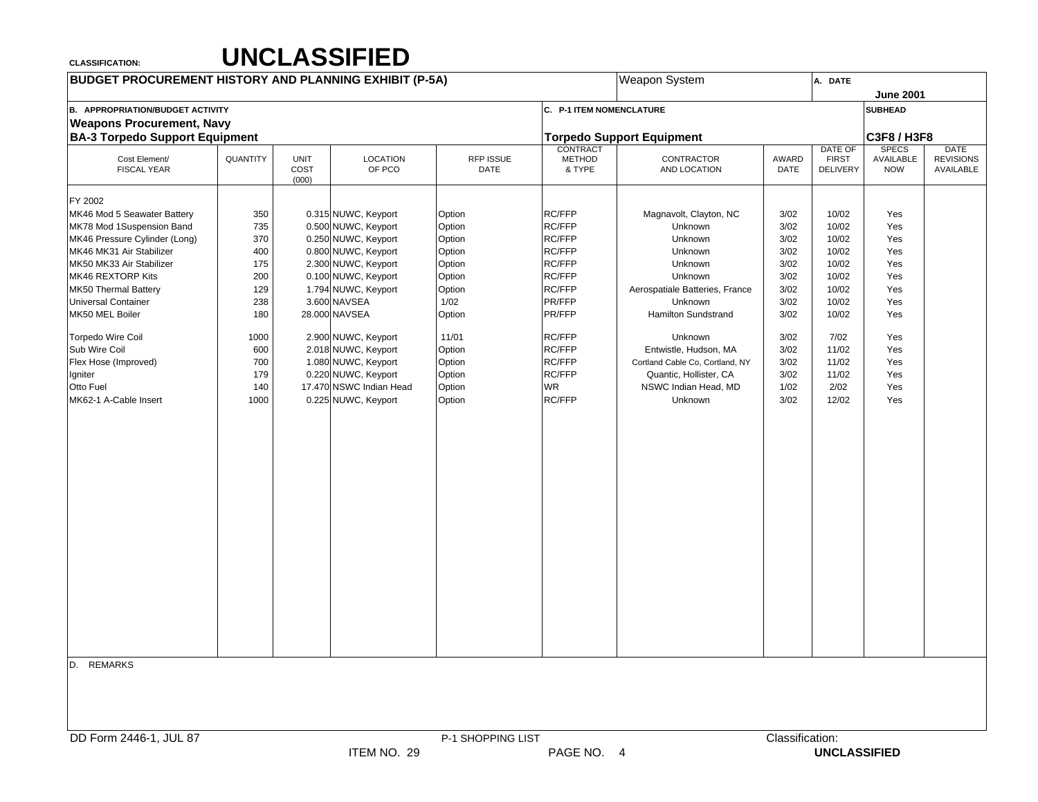CLASSIFICATION: **UNCLASSIFIED**

**BUDGET PROCUREMENT HISTORY AND PLANNING EXHIBIT (P-5A)**

Weapon System

A. DATE **June 2001**

B. APPROPRIATION/BUDGET ACTIVITY
**Weapons Procurement, Navy**
**BA-3 Torpedo Support Equipment**

C. P-1 ITEM NOMENCLATURE
**Torpedo Support Equipment**

SUBHEAD **C3F8 / H3F8**

| Cost Element/ FISCAL YEAR | QUANTITY | UNIT COST (000) | LOCATION OF PCO | RFP ISSUE DATE | CONTRACT METHOD & TYPE | CONTRACTOR AND LOCATION | AWARD DATE | DATE OF FIRST DELIVERY | SPECS AVAILABLE NOW | DATE REVISIONS AVAILABLE |
|---|---|---|---|---|---|---|---|---|---|---|
| FY 2002 | | | | | | | | | | |
| MK46 Mod 5 Seawater Battery | 350 | 0.315 | NUWC, Keyport | Option | RC/FFP | Magnavolt, Clayton, NC | 3/02 | 10/02 | Yes | |
| MK78 Mod 1Suspension Band | 735 | 0.500 | NUWC, Keyport | Option | RC/FFP | Unknown | 3/02 | 10/02 | Yes | |
| MK46 Pressure Cylinder (Long) | 370 | 0.250 | NUWC, Keyport | Option | RC/FFP | Unknown | 3/02 | 10/02 | Yes | |
| MK46 MK31 Air Stabilizer | 400 | 0.800 | NUWC, Keyport | Option | RC/FFP | Unknown | 3/02 | 10/02 | Yes | |
| MK50 MK33 Air Stabilizer | 175 | 2.300 | NUWC, Keyport | Option | RC/FFP | Unknown | 3/02 | 10/02 | Yes | |
| MK46 REXTORP Kits | 200 | 0.100 | NUWC, Keyport | Option | RC/FFP | Unknown | 3/02 | 10/02 | Yes | |
| MK50 Thermal Battery | 129 | 1.794 | NUWC, Keyport | Option | RC/FFP | Aerospatiale Batteries, France | 3/02 | 10/02 | Yes | |
| Universal Container | 238 | 3.600 | NAVSEA | 1/02 | PR/FFP | Unknown | 3/02 | 10/02 | Yes | |
| MK50 MEL Boiler | 180 | 28.000 | NAVSEA | Option | PR/FFP | Hamilton Sundstrand | 3/02 | 10/02 | Yes | |
| Torpedo Wire Coil | 1000 | 2.900 | NUWC, Keyport | 11/01 | RC/FFP | Unknown | 3/02 | 7/02 | Yes | |
| Sub Wire Coil | 600 | 2.018 | NUWC, Keyport | Option | RC/FFP | Entwistle, Hudson, MA | 3/02 | 11/02 | Yes | |
| Flex Hose (Improved) | 700 | 1.080 | NUWC, Keyport | Option | RC/FFP | Cortland Cable Co, Cortland, NY | 3/02 | 11/02 | Yes | |
| Igniter | 179 | 0.220 | NUWC, Keyport | Option | RC/FFP | Quantic, Hollister, CA | 3/02 | 11/02 | Yes | |
| Otto Fuel | 140 | 17.470 | NSWC Indian Head | Option | WR | NSWC Indian Head, MD | 1/02 | 2/02 | Yes | |
| MK62-1 A-Cable Insert | 1000 | 0.225 | NUWC, Keyport | Option | RC/FFP | Unknown | 3/02 | 12/02 | Yes | |

D. REMARKS

DD Form 2446-1, JUL 87 — P-1 SHOPPING LIST — ITEM NO. 29 — PAGE NO. 4

Classification: **UNCLASSIFIED**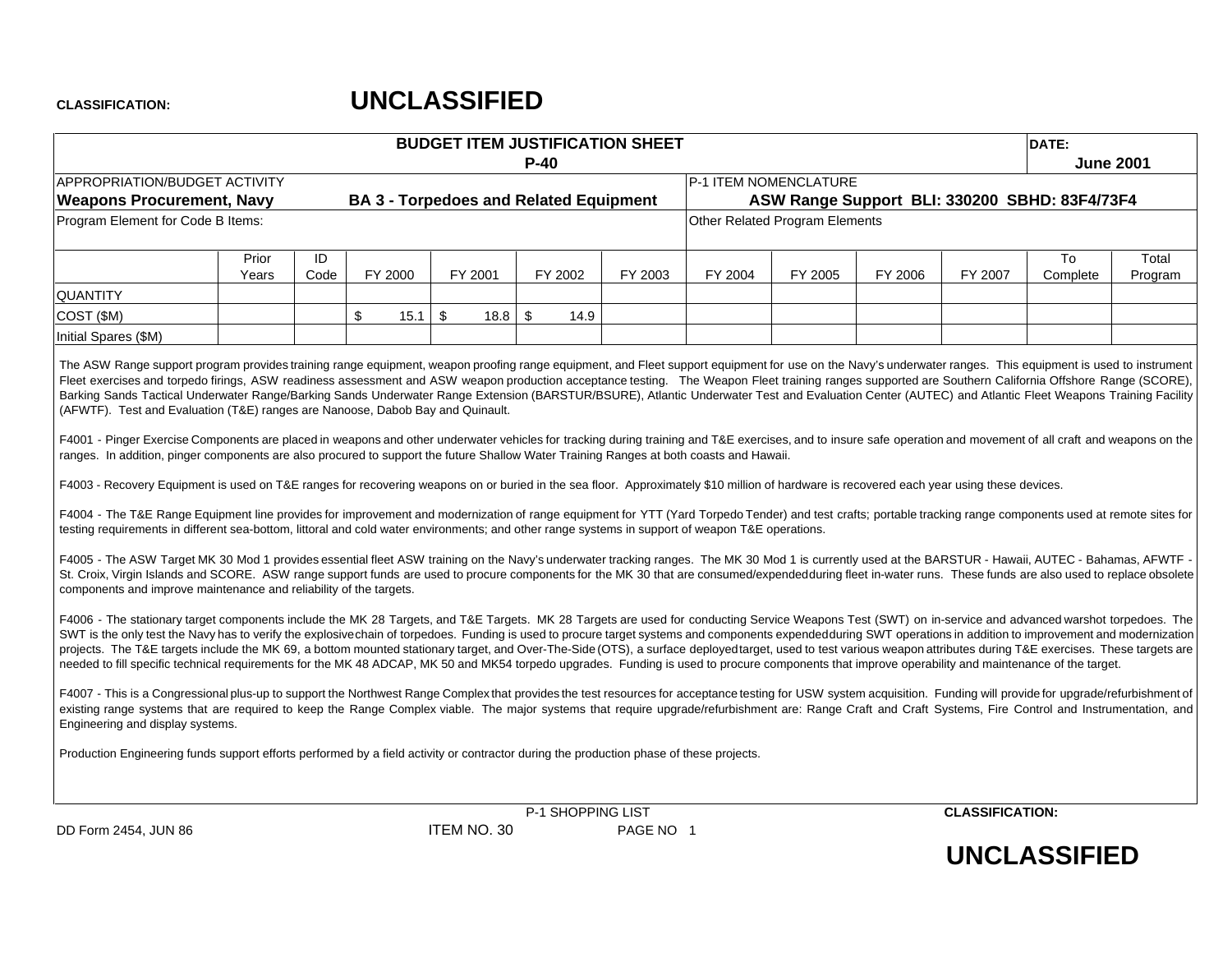**CLASSIFICATION:** **UNCLASSIFIED**

| BUDGET ITEM JUSTIFICATION SHEET P-40 | | DATE: June 2001 |
|---|---|---|
| APPROPRIATION/BUDGET ACTIVITY **Weapons Procurement, Navy** | **BA 3 - Torpedoes and Related Equipment** | P-1 ITEM NOMENCLATURE **ASW Range Support BLI: 330200 SBHD: 83F4/73F4** |
| Program Element for Code B Items: | | Other Related Program Elements |

| | Prior Years | ID Code | FY 2000 | FY 2001 | FY 2002 | FY 2003 | FY 2004 | FY 2005 | FY 2006 | FY 2007 | To Complete | Total Program |
|---|---|---|---|---|---|---|---|---|---|---|---|---|
| QUANTITY | | | | | | | | | | | | |
| COST ($M) | | | $ 15.1 | $ 18.8 | $ 14.9 | | | | | | | |
| Initial Spares ($M) | | | | | | | | | | | | |

The ASW Range support program provides training range equipment, weapon proofing range equipment, and Fleet support equipment for use on the Navy's underwater ranges. This equipment is used to instrument Fleet exercises and torpedo firings, ASW readiness assessment and ASW weapon production acceptance testing. The Weapon Fleet training ranges supported are Southern California Offshore Range (SCORE), Barking Sands Tactical Underwater Range/Barking Sands Underwater Range Extension (BARSTUR/BSURE), Atlantic Underwater Test and Evaluation Center (AUTEC) and Atlantic Fleet Weapons Training Facility (AFWTF). Test and Evaluation (T&E) ranges are Nanoose, Dabob Bay and Quinault.

F4001 - Pinger Exercise Components are placed in weapons and other underwater vehicles for tracking during training and T&E exercises, and to insure safe operation and movement of all craft and weapons on the ranges. In addition, pinger components are also procured to support the future Shallow Water Training Ranges at both coasts and Hawaii.

F4003 - Recovery Equipment is used on T&E ranges for recovering weapons on or buried in the sea floor. Approximately $10 million of hardware is recovered each year using these devices.

F4004 - The T&E Range Equipment line provides for improvement and modernization of range equipment for YTT (Yard Torpedo Tender) and test crafts; portable tracking range components used at remote sites for testing requirements in different sea-bottom, littoral and cold water environments; and other range systems in support of weapon T&E operations.

F4005 - The ASW Target MK 30 Mod 1 provides essential fleet ASW training on the Navy's underwater tracking ranges. The MK 30 Mod 1 is currently used at the BARSTUR - Hawaii, AUTEC - Bahamas, AFWTF - St. Croix, Virgin Islands and SCORE. ASW range support funds are used to procure components for the MK 30 that are consumed/expended during fleet in-water runs. These funds are also used to replace obsolete components and improve maintenance and reliability of the targets.

F4006 - The stationary target components include the MK 28 Targets, and T&E Targets. MK 28 Targets are used for conducting Service Weapons Test (SWT) on in-service and advanced warshot torpedoes. The SWT is the only test the Navy has to verify the explosive chain of torpedoes. Funding is used to procure target systems and components expended during SWT operations in addition to improvement and modernization projects. The T&E targets include the MK 69, a bottom mounted stationary target, and Over-The-Side (OTS), a surface deployed target, used to test various weapon attributes during T&E exercises. These targets are needed to fill specific technical requirements for the MK 48 ADCAP, MK 50 and MK54 torpedo upgrades. Funding is used to procure components that improve operability and maintenance of the target.

F4007 - This is a Congressional plus-up to support the Northwest Range Complex that provides the test resources for acceptance testing for USW system acquisition. Funding will provide for upgrade/refurbishment of existing range systems that are required to keep the Range Complex viable. The major systems that require upgrade/refurbishment are: Range Craft and Craft Systems, Fire Control and Instrumentation, and Engineering and display systems.

Production Engineering funds support efforts performed by a field activity or contractor during the production phase of these projects.

DD Form 2454, JUN 86 — P-1 SHOPPING LIST — ITEM NO. 30 — PAGE NO 1

**CLASSIFICATION:** **UNCLASSIFIED**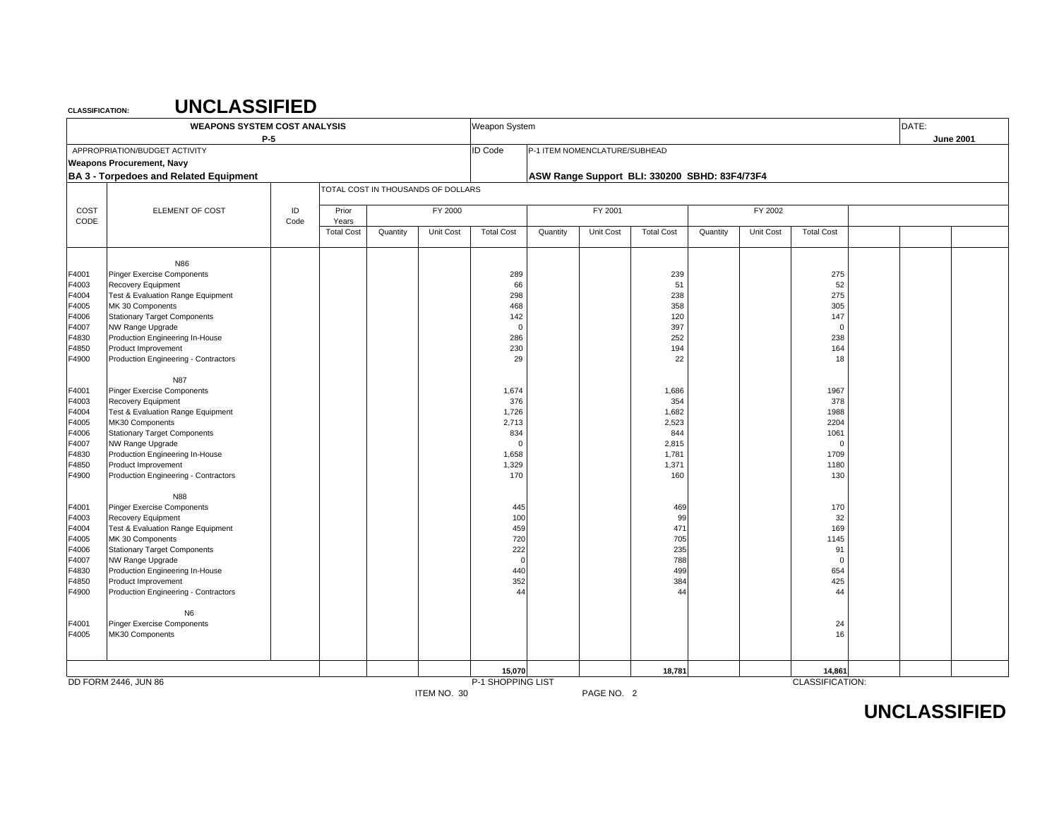**CLASSIFICATION: UNCLASSIFIED**

| WEAPONS SYSTEM COST ANALYSIS P-5 | | | | | | Weapon System | | | | | | | DATE: June 2001 |
|---|---|---|---|---|---|---|---|---|---|---|---|---|---|
| APPROPRIATION/BUDGET ACTIVITY **Weapons Procurement, Navy** **BA 3 - Torpedoes and Related Equipment** | | | | | | ID Code | P-1 ITEM NOMENCLATURE/SUBHEAD **ASW Range Support BLI: 330200 SBHD: 83F4/73F4** | | | | | | |

TOTAL COST IN THOUSANDS OF DOLLARS

| COST CODE | ELEMENT OF COST | ID Code | Prior Years Total Cost | FY 2000 Quantity | FY 2000 Unit Cost | FY 2000 Total Cost | FY 2001 Quantity | FY 2001 Unit Cost | FY 2001 Total Cost | FY 2002 Quantity | FY 2002 Unit Cost | FY 2002 Total Cost |
|---|---|---|---|---|---|---|---|---|---|---|---|---|
| | N86 | | | | | | | | | | | |
| F4001 | Pinger Exercise Components | | | | | 289 | | | 239 | | | 275 |
| F4003 | Recovery Equipment | | | | | 66 | | | 51 | | | 52 |
| F4004 | Test & Evaluation Range Equipment | | | | | 298 | | | 238 | | | 275 |
| F4005 | MK 30 Components | | | | | 468 | | | 358 | | | 305 |
| F4006 | Stationary Target Components | | | | | 142 | | | 120 | | | 147 |
| F4007 | NW Range Upgrade | | | | | 0 | | | 397 | | | 0 |
| F4830 | Production Engineering In-House | | | | | 286 | | | 252 | | | 238 |
| F4850 | Product Improvement | | | | | 230 | | | 194 | | | 164 |
| F4900 | Production Engineering - Contractors | | | | | 29 | | | 22 | | | 18 |
| | N87 | | | | | | | | | | | |
| F4001 | Pinger Exercise Components | | | | | 1,674 | | | 1,686 | | | 1967 |
| F4003 | Recovery Equipment | | | | | 376 | | | 354 | | | 378 |
| F4004 | Test & Evaluation Range Equipment | | | | | 1,726 | | | 1,682 | | | 1988 |
| F4005 | MK30 Components | | | | | 2,713 | | | 2,523 | | | 2204 |
| F4006 | Stationary Target Components | | | | | 834 | | | 844 | | | 1061 |
| F4007 | NW Range Upgrade | | | | | 0 | | | 2,815 | | | 0 |
| F4830 | Production Engineering In-House | | | | | 1,658 | | | 1,781 | | | 1709 |
| F4850 | Product Improvement | | | | | 1,329 | | | 1,371 | | | 1180 |
| F4900 | Production Engineering - Contractors | | | | | 170 | | | 160 | | | 130 |
| | N88 | | | | | | | | | | | |
| F4001 | Pinger Exercise Components | | | | | 445 | | | 469 | | | 170 |
| F4003 | Recovery Equipment | | | | | 100 | | | 99 | | | 32 |
| F4004 | Test & Evaluation Range Equipment | | | | | 459 | | | 471 | | | 169 |
| F4005 | MK 30 Components | | | | | 720 | | | 705 | | | 1145 |
| F4006 | Stationary Target Components | | | | | 222 | | | 235 | | | 91 |
| F4007 | NW Range Upgrade | | | | | 0 | | | 788 | | | 0 |
| F4830 | Production Engineering In-House | | | | | 440 | | | 499 | | | 654 |
| F4850 | Product Improvement | | | | | 352 | | | 384 | | | 425 |
| F4900 | Production Engineering - Contractors | | | | | 44 | | | 44 | | | 44 |
| | N6 | | | | | | | | | | | |
| F4001 | Pinger Exercise Components | | | | | | | | | | | 24 |
| F4005 | MK30 Components | | | | | | | | | | | 16 |
| | | | | | | **15,070** | | | **18,781** | | | **14,861** |

DD FORM 2446, JUN 86 — P-1 SHOPPING LIST — ITEM NO. 30 — PAGE NO. 2 — CLASSIFICATION:

**UNCLASSIFIED**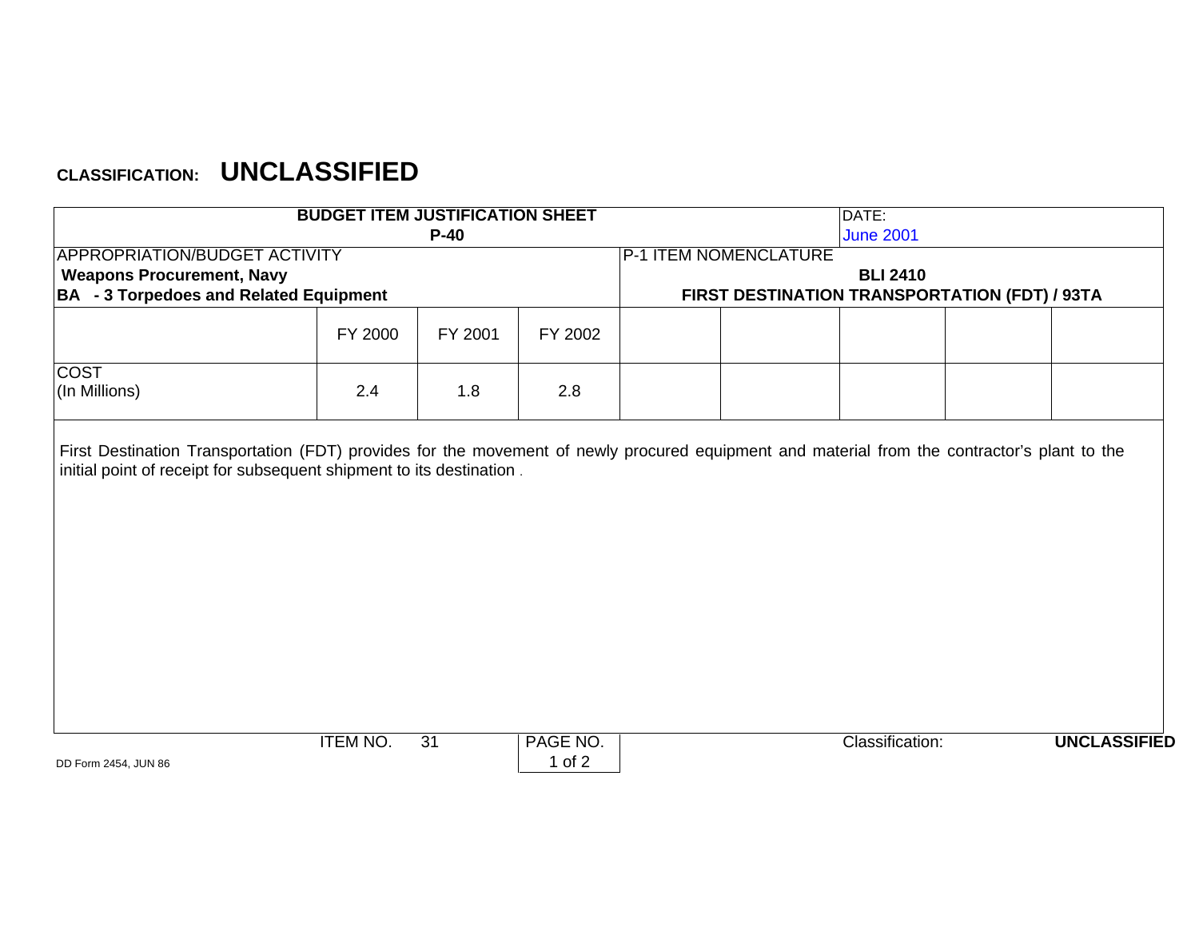**CLASSIFICATION: UNCLASSIFIED**

| BUDGET ITEM JUSTIFICATION SHEET P-40 | | | | DATE: June 2001 |
|---|---|---|---|---|
| APPROPRIATION/BUDGET ACTIVITY **Weapons Procurement, Navy** **BA - 3 Torpedoes and Related Equipment** | | | | P-1 ITEM NOMENCLATURE **BLI 2410** **FIRST DESTINATION TRANSPORTATION (FDT) / 93TA** |

| | FY 2000 | FY 2001 | FY 2002 | | | | | |
|---|---|---|---|---|---|---|---|---|
| COST (In Millions) | 2.4 | 1.8 | 2.8 | | | | | |

First Destination Transportation (FDT) provides for the movement of newly procured equipment and material from the contractor's plant to the initial point of receipt for subsequent shipment to its destination .

ITEM NO. 31 PAGE NO. 1 of 2

DD Form 2454, JUN 86

Classification: **UNCLASSIFIED**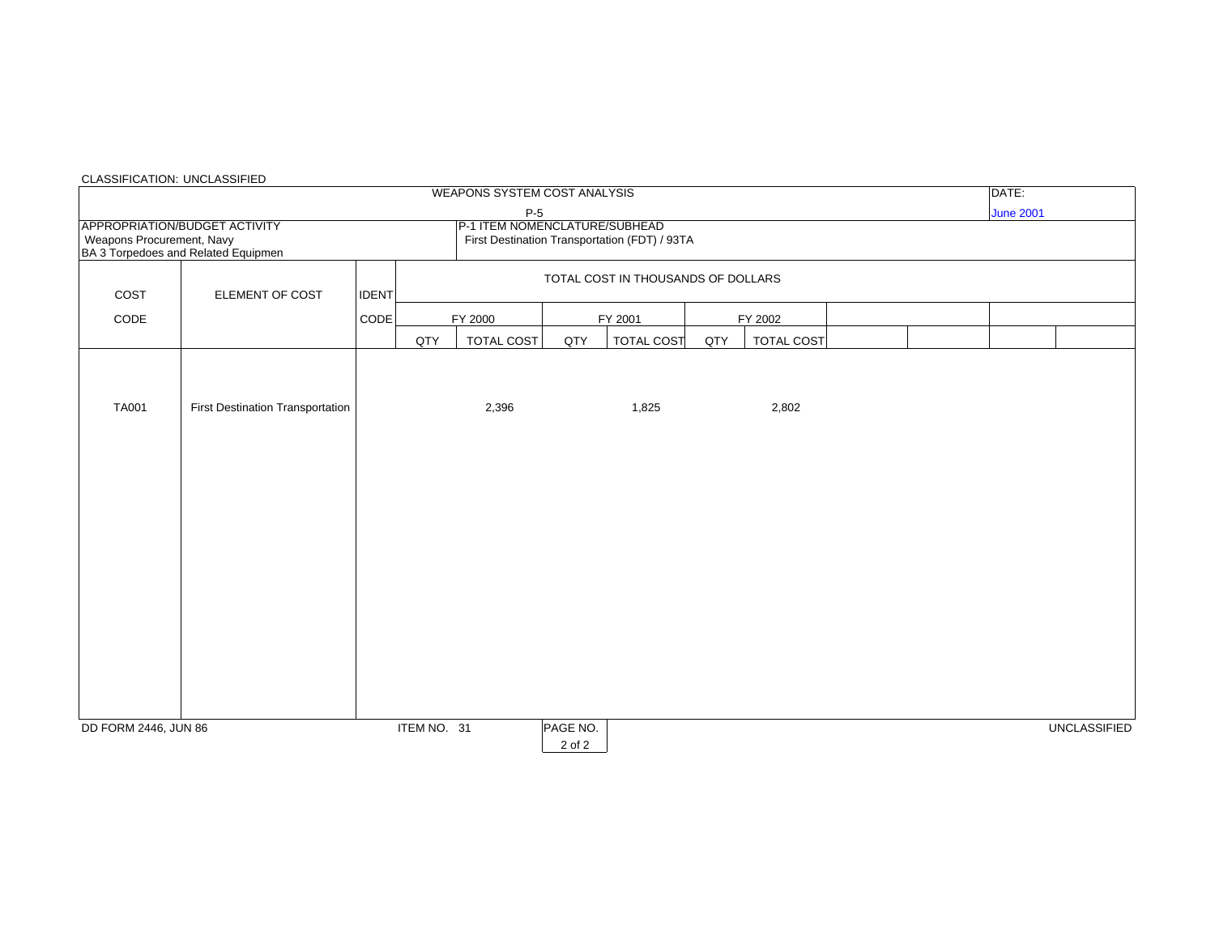CLASSIFICATION: UNCLASSIFIED

**WEAPONS SYSTEM COST ANALYSIS**

**P-5**

DATE: June 2001

APPROPRIATION/BUDGET ACTIVITY
Weapons Procurement, Navy
BA 3 Torpedoes and Related Equipmen

P-1 ITEM NOMENCLATURE/SUBHEAD
First Destination Transportation (FDT) / 93TA

| COST CODE | ELEMENT OF COST | IDENT CODE | TOTAL COST IN THOUSANDS OF DOLLARS | | | | | | | | | |
|---|---|---|---|---|---|---|---|---|---|---|---|---|
| | | | FY 2000 | | FY 2001 | | FY 2002 | | | | | |
| | | | QTY | TOTAL COST | QTY | TOTAL COST | QTY | TOTAL COST | | | | |
| TA001 | First Destination Transportation | | | 2,396 | | 1,825 | | 2,802 | | | | |

DD FORM 2446, JUN 86 ITEM NO. 31 PAGE NO. 2 of 2 UNCLASSIFIED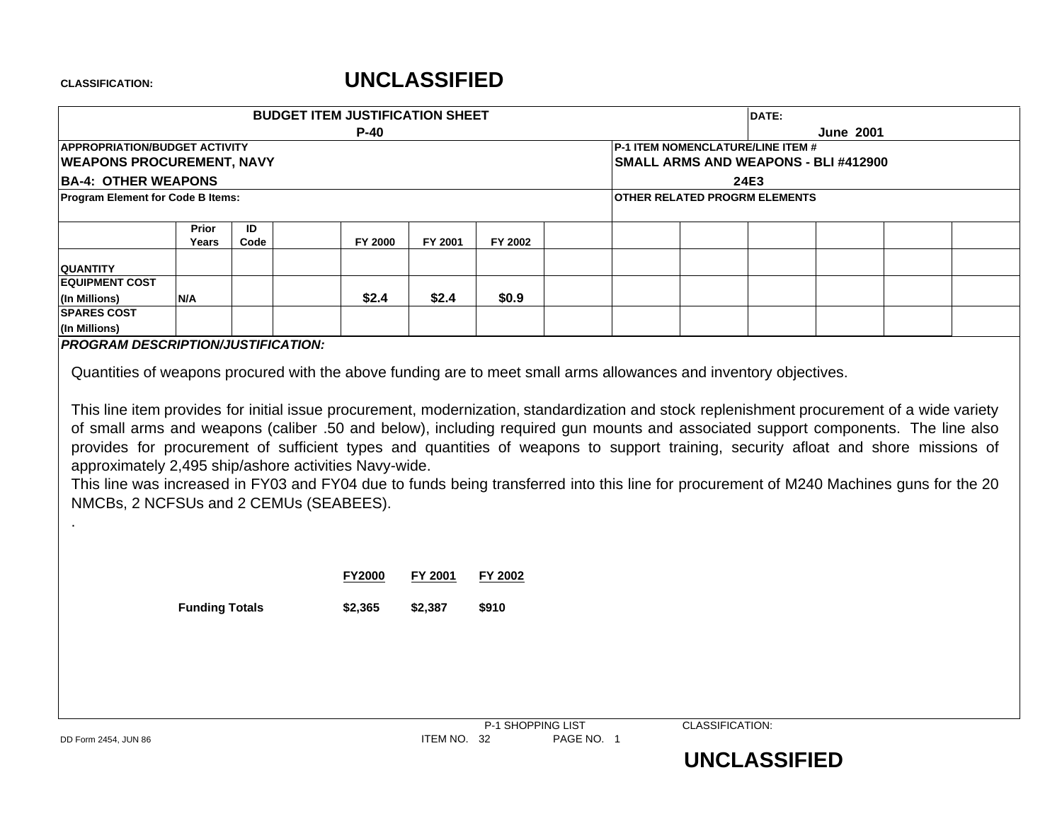CLASSIFICATION: **UNCLASSIFIED**

| BUDGET ITEM JUSTIFICATION SHEET P-40 | DATE: June 2001 |
|---|---|
| APPROPRIATION/BUDGET ACTIVITY<br>**WEAPONS PROCUREMENT, NAVY**<br>**BA-4: OTHER WEAPONS** | P-1 ITEM NOMENCLATURE/LINE ITEM #<br>**SMALL ARMS AND WEAPONS - BLI #412900**<br>**24E3** |
| Program Element for Code B Items: | OTHER RELATED PROGRM ELEMENTS |

| | Prior Years | ID Code | | FY 2000 | FY 2001 | FY 2002 | | | | | | | |
|---|---|---|---|---|---|---|---|---|---|---|---|---|---|
| QUANTITY | | | | | | | | | | | | | |
| EQUIPMENT COST (In Millions) | N/A | | | $2.4 | $2.4 | $0.9 | | | | | | | |
| SPARES COST (In Millions) | | | | | | | | | | | | | |

***PROGRAM DESCRIPTION/JUSTIFICATION:***

Quantities of weapons procured with the above funding are to meet small arms allowances and inventory objectives.

This line item provides for initial issue procurement, modernization, standardization and stock replenishment procurement of a wide variety of small arms and weapons (caliber .50 and below), including required gun mounts and associated support components. The line also provides for procurement of sufficient types and quantities of weapons to support training, security afloat and shore missions of approximately 2,495 ship/ashore activities Navy-wide.
This line was increased in FY03 and FY04 due to funds being transferred into this line for procurement of M240 Machines guns for the 20 NMCBs, 2 NCFSUs and 2 CEMUs (SEABEES).
.

| | FY2000 | FY 2001 | FY 2002 |
|---|---|---|---|
| **Funding Totals** | $2,365 | $2,387 | $910 |

DD Form 2454, JUN 86

P-1 SHOPPING LIST
ITEM NO. 32 PAGE NO. 1

CLASSIFICATION: **UNCLASSIFIED**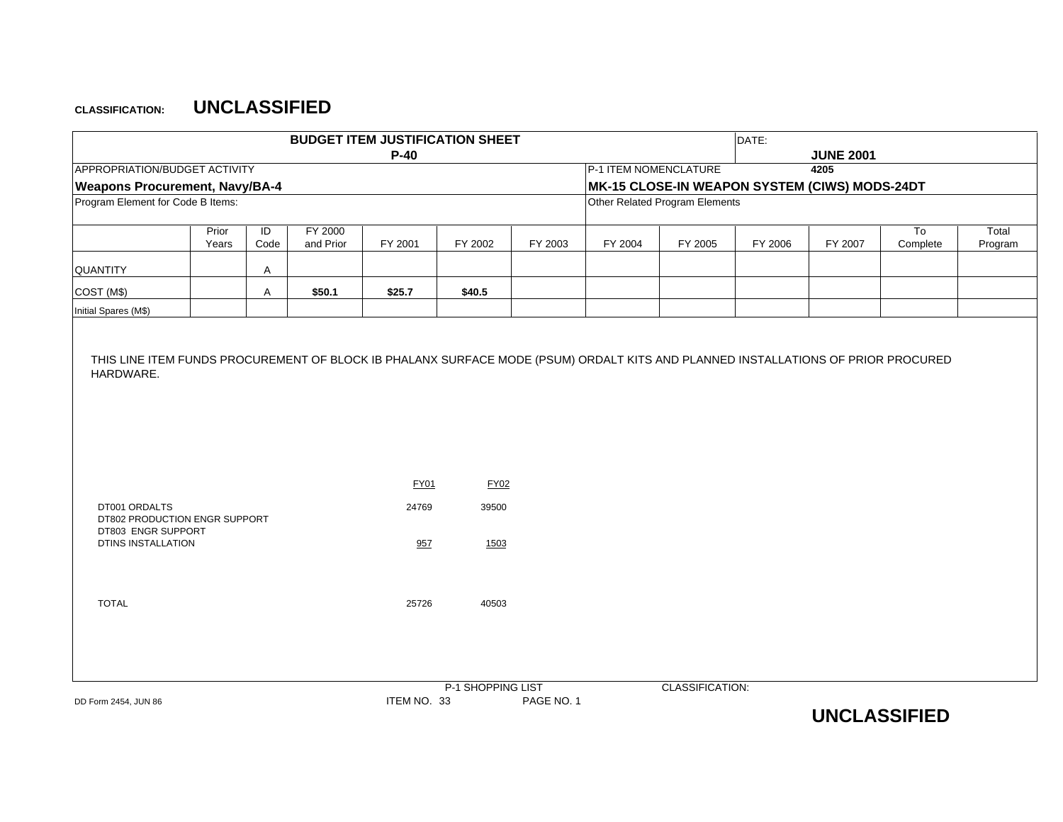CLASSIFICATION: **UNCLASSIFIED**

## BUDGET ITEM JUSTIFICATION SHEET
## P-40

DATE: **JUNE 2001**

APPROPRIATION/BUDGET ACTIVITY
**Weapons Procurement, Navy/BA-4**

P-1 ITEM NOMENCLATURE **4205**
**MK-15 CLOSE-IN WEAPON SYSTEM (CIWS) MODS-24DT**

Program Element for Code B Items:

Other Related Program Elements

| | Prior Years | ID Code | FY 2000 and Prior | FY 2001 | FY 2002 | FY 2003 | FY 2004 | FY 2005 | FY 2006 | FY 2007 | To Complete | Total Program |
|---|---|---|---|---|---|---|---|---|---|---|---|---|
| QUANTITY | | A | | | | | | | | | | |
| COST (M$) | | A | **$50.1** | **$25.7** | **$40.5** | | | | | | | |
| Initial Spares (M$) | | | | | | | | | | | | |

THIS LINE ITEM FUNDS PROCUREMENT OF BLOCK IB PHALANX SURFACE MODE (PSUM) ORDALT KITS AND PLANNED INSTALLATIONS OF PRIOR PROCURED HARDWARE.

| | FY01 | FY02 |
|---|---|---|
| DT001 ORDALTS | 24769 | 39500 |
| DT802 PRODUCTION ENGR SUPPORT | | |
| DT803 ENGR SUPPORT | | |
| DTINS INSTALLATION | 957 | 1503 |
| TOTAL | 25726 | 40503 |

DD Form 2454, JUN 86

P-1 SHOPPING LIST
ITEM NO. 33 PAGE NO. 1

CLASSIFICATION: **UNCLASSIFIED**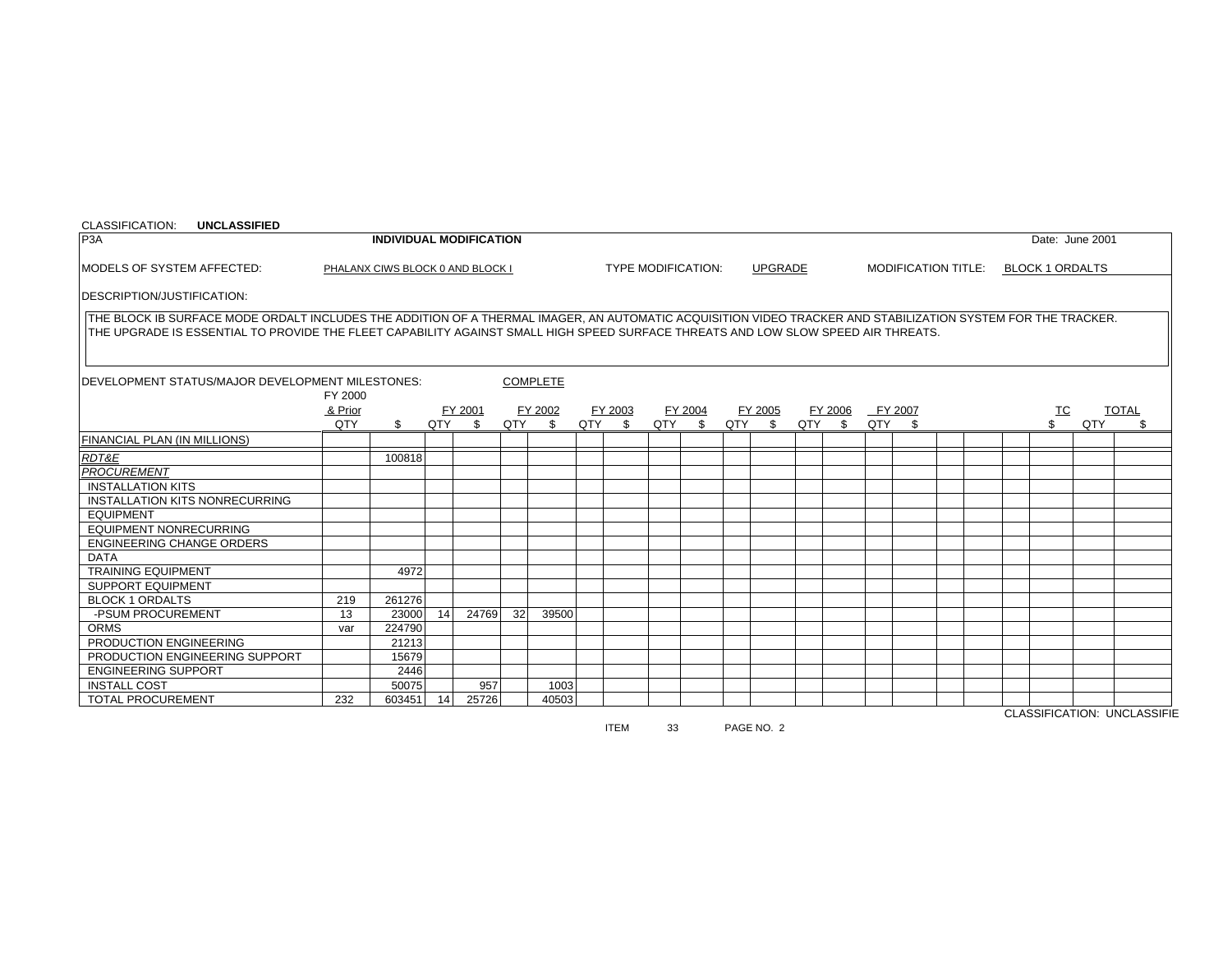CLASSIFICATION: **UNCLASSIFIED**

P3A **INDIVIDUAL MODIFICATION** Date: June 2001

MODELS OF SYSTEM AFFECTED: PHALANX CIWS BLOCK 0 AND BLOCK I

TYPE MODIFICATION: UPGRADE

MODIFICATION TITLE: BLOCK 1 ORDALTS

DESCRIPTION/JUSTIFICATION:

THE BLOCK IB SURFACE MODE ORDALT INCLUDES THE ADDITION OF A THERMAL IMAGER, AN AUTOMATIC ACQUISITION VIDEO TRACKER AND STABILIZATION SYSTEM FOR THE TRACKER. THE UPGRADE IS ESSENTIAL TO PROVIDE THE FLEET CAPABILITY AGAINST SMALL HIGH SPEED SURFACE THREATS AND LOW SLOW SPEED AIR THREATS.

DEVELOPMENT STATUS/MAJOR DEVELOPMENT MILESTONES: COMPLETE

| | FY 2000 & Prior | | FY 2001 | | FY 2002 | | FY 2003 | | FY 2004 | | FY 2005 | | FY 2006 | | FY 2007 | | | | | TC | TOTAL | |
|---|---|---|---|---|---|---|---|---|---|---|---|---|---|---|---|---|---|---|---|---|---|---|
| | QTY | $ | QTY | $ | QTY | $ | QTY | $ | QTY | $ | QTY | $ | QTY | $ | QTY | $ | | | | $ | QTY | $ |
| FINANCIAL PLAN (IN MILLIONS) | | | | | | | | | | | | | | | | | | | | | | |
| *RDT&E* | | 100818 | | | | | | | | | | | | | | | | | | | | |
| *PROCUREMENT* | | | | | | | | | | | | | | | | | | | | | | |
| INSTALLATION KITS | | | | | | | | | | | | | | | | | | | | | | |
| INSTALLATION KITS NONRECURRING | | | | | | | | | | | | | | | | | | | | | | |
| EQUIPMENT | | | | | | | | | | | | | | | | | | | | | | |
| EQUIPMENT NONRECURRING | | | | | | | | | | | | | | | | | | | | | | |
| ENGINEERING CHANGE ORDERS | | | | | | | | | | | | | | | | | | | | | | |
| DATA | | | | | | | | | | | | | | | | | | | | | | |
| TRAINING EQUIPMENT | | 4972 | | | | | | | | | | | | | | | | | | | | |
| SUPPORT EQUIPMENT | | | | | | | | | | | | | | | | | | | | | | |
| BLOCK 1 ORDALTS | 219 | 261276 | | | | | | | | | | | | | | | | | | | | |
| -PSUM PROCUREMENT | 13 | 23000 | 14 | 24769 | 32 | 39500 | | | | | | | | | | | | | | | | |
| ORMS | var | 224790 | | | | | | | | | | | | | | | | | | | | |
| PRODUCTION ENGINEERING | | 21213 | | | | | | | | | | | | | | | | | | | | |
| PRODUCTION ENGINEERING SUPPORT | | 15679 | | | | | | | | | | | | | | | | | | | | |
| ENGINEERING SUPPORT | | 2446 | | | | | | | | | | | | | | | | | | | | |
| INSTALL COST | | 50075 | | 957 | | 1003 | | | | | | | | | | | | | | | | |
| TOTAL PROCUREMENT | 232 | 603451 | 14 | 25726 | | 40503 | | | | | | | | | | | | | | | | |

CLASSIFICATION: UNCLASSIFIE

ITEM 33 PAGE NO. 2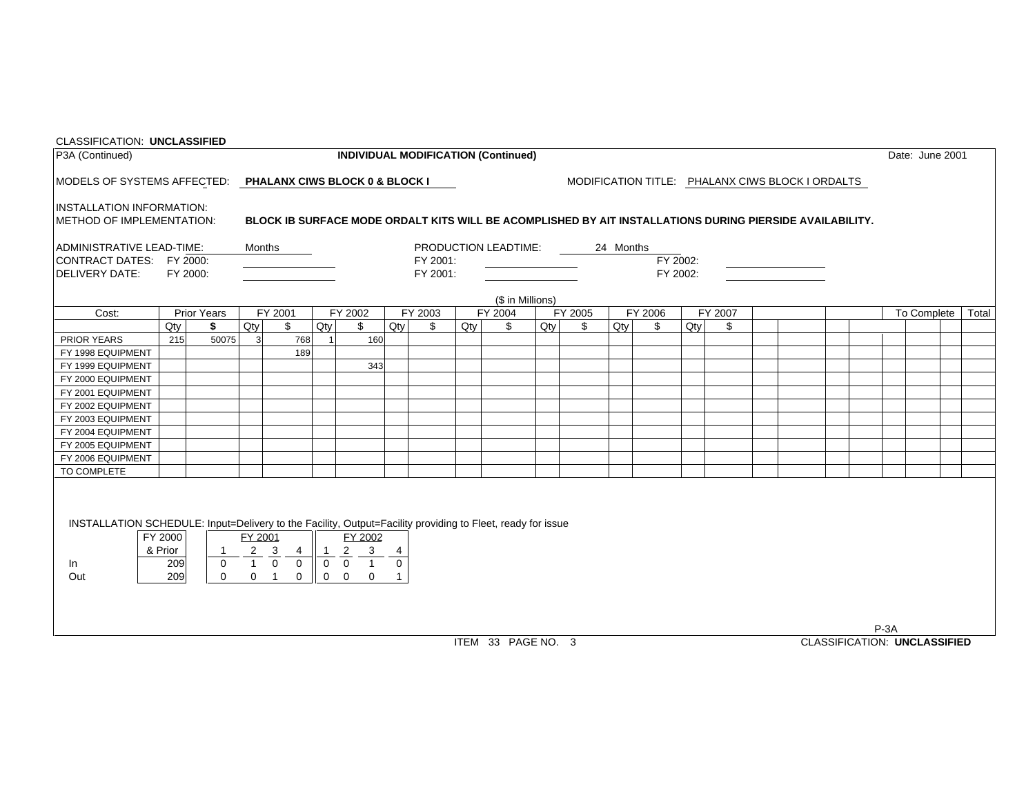CLASSIFICATION: **UNCLASSIFIED**

P3A (Continued) **INDIVIDUAL MODIFICATION (Continued)** Date: June 2001

MODELS OF SYSTEMS AFFECTED: **PHALANX CIWS BLOCK 0 & BLOCK I** MODIFICATION TITLE: PHALANX CIWS BLOCK I ORDALTS

INSTALLATION INFORMATION:

METHOD OF IMPLEMENTATION: **BLOCK IB SURFACE MODE ORDALT KITS WILL BE ACOMPLISHED BY AIT INSTALLATIONS DURING PIERSIDE AVAILABILITY.**

ADMINISTRATIVE LEAD-TIME: Months PRODUCTION LEADTIME: 24 Months

CONTRACT DATES: FY 2000: FY 2001: FY 2002:

DELIVERY DATE: FY 2000: FY 2001: FY 2002:

($ in Millions)

| Cost: | Prior Years | | FY 2001 | | FY 2002 | | FY 2003 | | FY 2004 | | FY 2005 | | FY 2006 | | FY 2007 | | | | | | To Complete | | Total |
|---|---|---|---|---|---|---|---|---|---|---|---|---|---|---|---|---|---|---|---|---|---|---|---|
| | Qty | $ | Qty | $ | Qty | $ | Qty | $ | Qty | $ | Qty | $ | Qty | $ | Qty | $ | | | | | | | |
| PRIOR YEARS | 215 | 50075 | 3 | 768 | 1 | 160 | | | | | | | | | | | | | | | | | |
| FY 1998 EQUIPMENT | | | | 189 | | | | | | | | | | | | | | | | | | | |
| FY 1999 EQUIPMENT | | | | | | 343 | | | | | | | | | | | | | | | | | |
| FY 2000 EQUIPMENT | | | | | | | | | | | | | | | | | | | | | | | |
| FY 2001 EQUIPMENT | | | | | | | | | | | | | | | | | | | | | | | |
| FY 2002 EQUIPMENT | | | | | | | | | | | | | | | | | | | | | | | |
| FY 2003 EQUIPMENT | | | | | | | | | | | | | | | | | | | | | | | |
| FY 2004 EQUIPMENT | | | | | | | | | | | | | | | | | | | | | | | |
| FY 2005 EQUIPMENT | | | | | | | | | | | | | | | | | | | | | | | |
| FY 2006 EQUIPMENT | | | | | | | | | | | | | | | | | | | | | | | |
| TO COMPLETE | | | | | | | | | | | | | | | | | | | | | | | |

INSTALLATION SCHEDULE: Input=Delivery to the Facility, Output=Facility providing to Fleet, ready for issue

| | FY 2000 & Prior | FY 2001 | | | | FY 2002 | | | |
|---|---|---|---|---|---|---|---|---|---|
| | | 1 | 2 | 3 | 4 | 1 | 2 | 3 | 4 |
| In | 209 | 0 | 1 | 0 | 0 | 0 | 0 | 1 | 0 |
| Out | 209 | 0 | 0 | 1 | 0 | 0 | 0 | 0 | 1 |

P-3A

ITEM 33 PAGE NO. 3

CLASSIFICATION: **UNCLASSIFIED**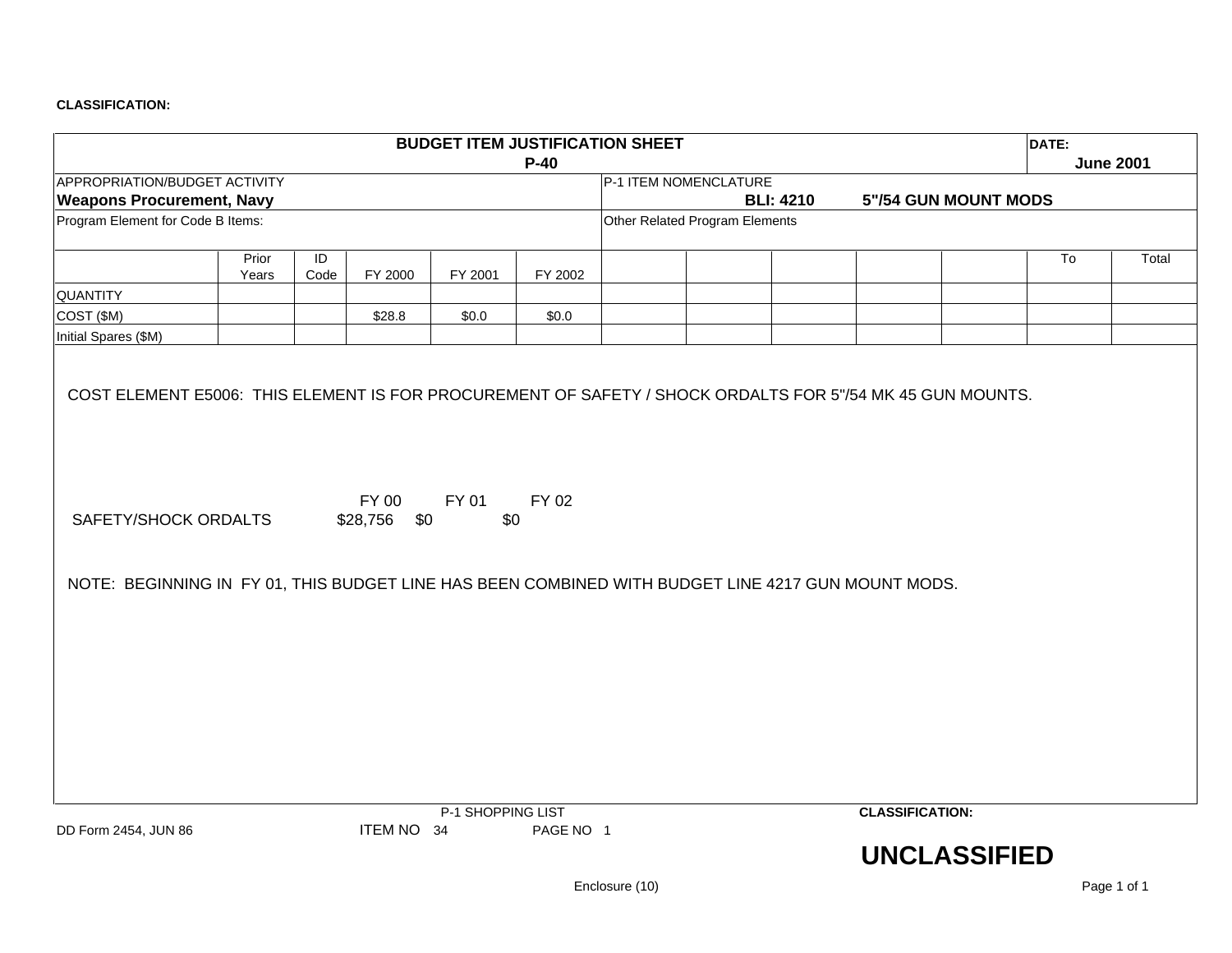CLASSIFICATION:

| BUDGET ITEM JUSTIFICATION SHEET P-40 | | | | | | DATE: June 2001 |
|---|---|---|---|---|---|---|
| APPROPRIATION/BUDGET ACTIVITY **Weapons Procurement, Navy** | | | | P-1 ITEM NOMENCLATURE **BLI: 4210 5"/54 GUN MOUNT MODS** | | |
| Program Element for Code B Items: | | | | Other Related Program Elements | | |

| | Prior Years | ID Code | FY 2000 | FY 2001 | FY 2002 | | | | | | To | Total |
|---|---|---|---|---|---|---|---|---|---|---|---|---|
| QUANTITY | | | | | | | | | | | | |
| COST ($M) | | | $28.8 | $0.0 | $0.0 | | | | | | | |
| Initial Spares ($M) | | | | | | | | | | | | |

COST ELEMENT E5006: THIS ELEMENT IS FOR PROCUREMENT OF SAFETY / SHOCK ORDALTS FOR 5"/54 MK 45 GUN MOUNTS.

| | FY 00 | FY 01 | FY 02 |
|---|---|---|---|
| SAFETY/SHOCK ORDALTS | $28,756 | $0 | $0 |

NOTE: BEGINNING IN FY 01, THIS BUDGET LINE HAS BEEN COMBINED WITH BUDGET LINE 4217 GUN MOUNT MODS.

DD Form 2454, JUN 86 — P-1 SHOPPING LIST ITEM NO 34 PAGE NO 1

CLASSIFICATION: **UNCLASSIFIED**

Enclosure (10)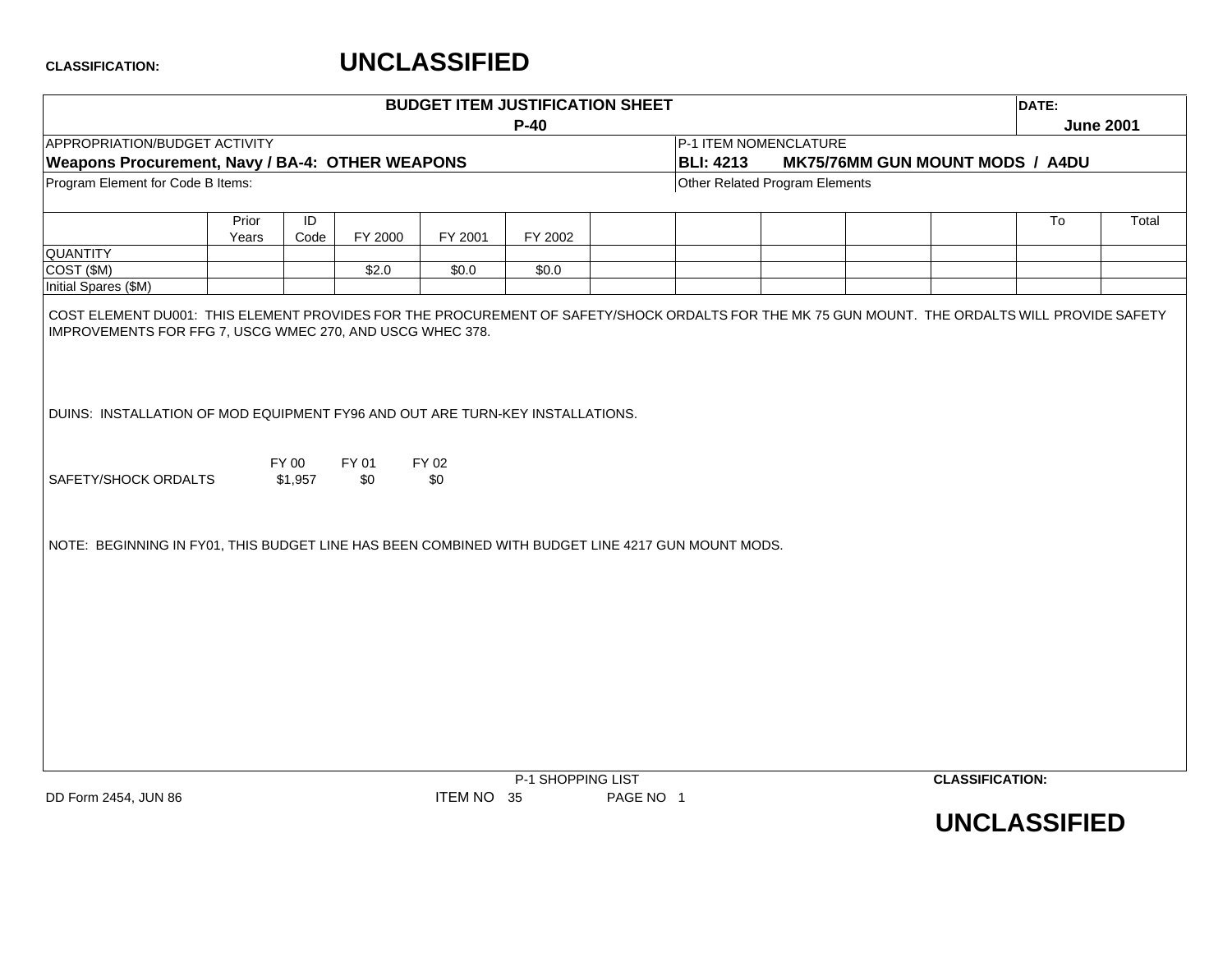CLASSIFICATION: **UNCLASSIFIED**

| BUDGET ITEM JUSTIFICATION SHEET P-40 | | DATE: June 2001 |
|---|---|---|
| APPROPRIATION/BUDGET ACTIVITY **Weapons Procurement, Navy / BA-4: OTHER WEAPONS** | P-1 ITEM NOMENCLATURE **BLI: 4213 MK75/76MM GUN MOUNT MODS / A4DU** | |
| Program Element for Code B Items: | Other Related Program Elements | |

| | Prior Years | ID Code | FY 2000 | FY 2001 | FY 2002 | | | | | | To | Total |
|---|---|---|---|---|---|---|---|---|---|---|---|---|
| QUANTITY | | | | | | | | | | | | |
| COST ($M) | | | $2.0 | $0.0 | $0.0 | | | | | | | |
| Initial Spares ($M) | | | | | | | | | | | | |

COST ELEMENT DU001: THIS ELEMENT PROVIDES FOR THE PROCUREMENT OF SAFETY/SHOCK ORDALTS FOR THE MK 75 GUN MOUNT. THE ORDALTS WILL PROVIDE SAFETY IMPROVEMENTS FOR FFG 7, USCG WMEC 270, AND USCG WHEC 378.

DUINS: INSTALLATION OF MOD EQUIPMENT FY96 AND OUT ARE TURN-KEY INSTALLATIONS.

| | FY 00 | FY 01 | FY 02 |
|---|---|---|---|
| SAFETY/SHOCK ORDALTS | $1,957 | $0 | $0 |

NOTE: BEGINNING IN FY01, THIS BUDGET LINE HAS BEEN COMBINED WITH BUDGET LINE 4217 GUN MOUNT MODS.

DD Form 2454, JUN 86 — P-1 SHOPPING LIST ITEM NO 35 PAGE NO 1

CLASSIFICATION: **UNCLASSIFIED**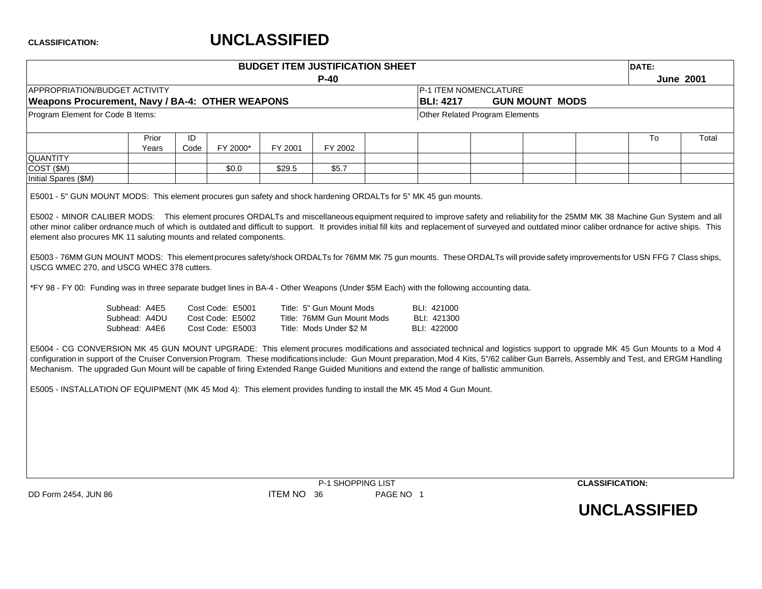CLASSIFICATION: **UNCLASSIFIED**

| BUDGET ITEM JUSTIFICATION SHEET P-40 | DATE: June 2001 |
|---|---|

| APPROPRIATION/BUDGET ACTIVITY | P-1 ITEM NOMENCLATURE |
|---|---|
| **Weapons Procurement, Navy / BA-4: OTHER WEAPONS** | **BLI: 4217 GUN MOUNT MODS** |
| Program Element for Code B Items: | Other Related Program Elements |

| | Prior Years | ID Code | FY 2000* | FY 2001 | FY 2002 | | | | | | To | Total |
|---|---|---|---|---|---|---|---|---|---|---|---|---|
| QUANTITY | | | | | | | | | | | | |
| COST ($M) | | | $0.0 | $29.5 | $5.7 | | | | | | | |
| Initial Spares ($M) | | | | | | | | | | | | |

E5001 - 5" GUN MOUNT MODS: This element procures gun safety and shock hardening ORDALTs for 5" MK 45 gun mounts.

E5002 - MINOR CALIBER MODS: This element procures ORDALTs and miscellaneous equipment required to improve safety and reliability for the 25MM MK 38 Machine Gun System and all other minor caliber ordnance much of which is outdated and difficult to support. It provides initial fill kits and replacement of surveyed and outdated minor caliber ordnance for active ships. This element also procures MK 11 saluting mounts and related components.

E5003 - 76MM GUN MOUNT MODS: This element procures safety/shock ORDALTs for 76MM MK 75 gun mounts. These ORDALTs will provide safety improvements for USN FFG 7 Class ships, USCG WMEC 270, and USCG WHEC 378 cutters.

*FY 98 - FY 00: Funding was in three separate budget lines in BA-4 - Other Weapons (Under $5M Each) with the following accounting data.

| Subhead | Cost Code | Title | BLI |
|---|---|---|---|
| A4E5 | E5001 | 5" Gun Mount Mods | 421000 |
| A4DU | E5002 | 76MM Gun Mount Mods | 421300 |
| A4E6 | E5003 | Mods Under $2 M | 422000 |

E5004 - CG CONVERSION MK 45 GUN MOUNT UPGRADE: This element procures modifications and associated technical and logistics support to upgrade MK 45 Gun Mounts to a Mod 4 configuration in support of the Cruiser Conversion Program. These modifications include: Gun Mount preparation, Mod 4 Kits, 5"/62 caliber Gun Barrels, Assembly and Test, and ERGM Handling Mechanism. The upgraded Gun Mount will be capable of firing Extended Range Guided Munitions and extend the range of ballistic ammunition.

E5005 - INSTALLATION OF EQUIPMENT (MK 45 Mod 4): This element provides funding to install the MK 45 Mod 4 Gun Mount.

P-1 SHOPPING LIST

DD Form 2454, JUN 86 ITEM NO 36 PAGE NO 1

CLASSIFICATION: **UNCLASSIFIED**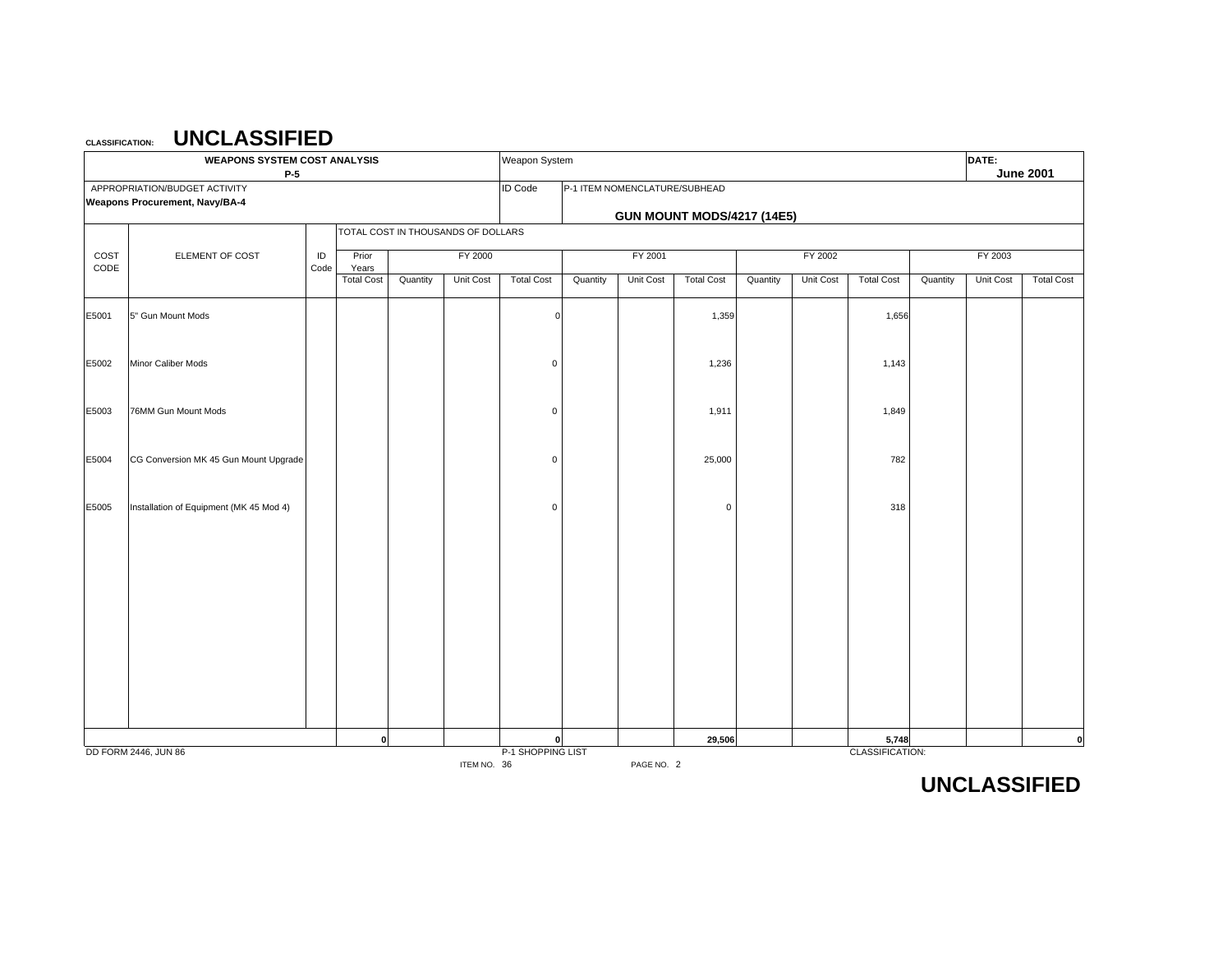**CLASSIFICATION: UNCLASSIFIED**

| WEAPONS SYSTEM COST ANALYSIS P-5 | | | Weapon System | DATE: June 2001 |
|---|---|---|---|---|
| APPROPRIATION/BUDGET ACTIVITY **Weapons Procurement, Navy/BA-4** | | | ID Code | P-1 ITEM NOMENCLATURE/SUBHEAD **GUN MOUNT MODS/4217 (14E5)** |

TOTAL COST IN THOUSANDS OF DOLLARS

| COST CODE | ELEMENT OF COST | ID Code | Prior Years Total Cost | FY 2000 Quantity | FY 2000 Unit Cost | FY 2000 Total Cost | FY 2001 Quantity | FY 2001 Unit Cost | FY 2001 Total Cost | FY 2002 Quantity | FY 2002 Unit Cost | FY 2002 Total Cost | FY 2003 Quantity | FY 2003 Unit Cost | FY 2003 Total Cost |
|---|---|---|---|---|---|---|---|---|---|---|---|---|---|---|---|
| E5001 | 5" Gun Mount Mods | | | | | 0 | | | 1,359 | | | 1,656 | | | |
| E5002 | Minor Caliber Mods | | | | | 0 | | | 1,236 | | | 1,143 | | | |
| E5003 | 76MM Gun Mount Mods | | | | | 0 | | | 1,911 | | | 1,849 | | | |
| E5004 | CG Conversion MK 45 Gun Mount Upgrade | | | | | 0 | | | 25,000 | | | 782 | | | |
| E5005 | Installation of Equipment (MK 45 Mod 4) | | | | | 0 | | | 0 | | | 318 | | | |
| | | | **0** | | | **0** | | | **29,506** | | | **5,748** | | | **0** |

DD FORM 2446, JUN 86 — P-1 SHOPPING LIST — ITEM NO. 36 — PAGE NO. 2 — CLASSIFICATION:

**UNCLASSIFIED**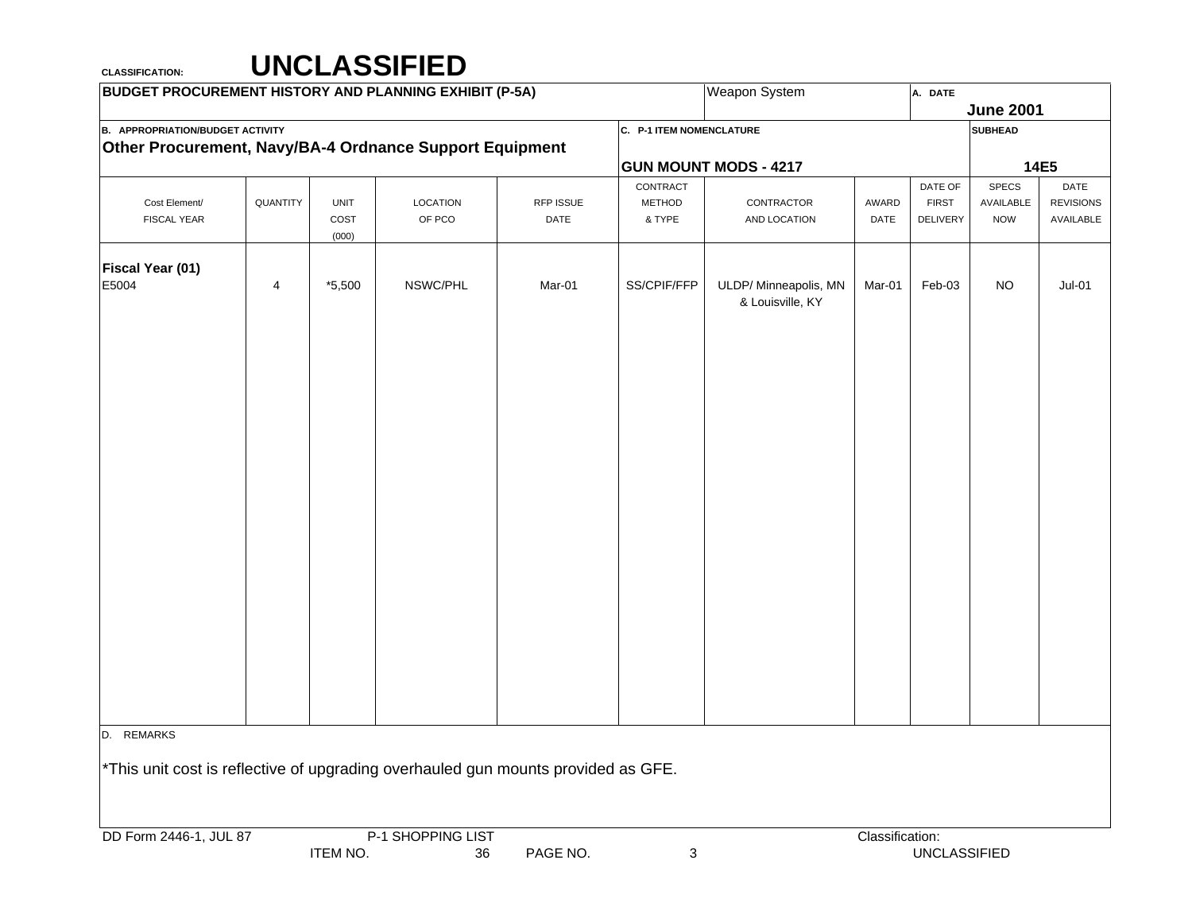CLASSIFICATION: **UNCLASSIFIED**

| BUDGET PROCUREMENT HISTORY AND PLANNING EXHIBIT (P-5A) | Weapon System | A. DATE June 2001 |
|---|---|---|
| B. APPROPRIATION/BUDGET ACTIVITY **Other Procurement, Navy/BA-4 Ordnance Support Equipment** | C. P-1 ITEM NOMENCLATURE **GUN MOUNT MODS - 4217** | SUBHEAD **14E5** |

| Cost Element/ FISCAL YEAR | QUANTITY | UNIT COST (000) | LOCATION OF PCO | RFP ISSUE DATE | CONTRACT METHOD & TYPE | CONTRACTOR AND LOCATION | AWARD DATE | DATE OF FIRST DELIVERY | SPECS AVAILABLE NOW | DATE REVISIONS AVAILABLE |
|---|---|---|---|---|---|---|---|---|---|---|
| **Fiscal Year (01)** | | | | | | | | | | |
| E5004 | 4 | *5,500 | NSWC/PHL | Mar-01 | SS/CPIF/FFP | ULDP/ Minneapolis, MN & Louisville, KY | Mar-01 | Feb-03 | NO | Jul-01 |

D. REMARKS

*This unit cost is reflective of upgrading overhauled gun mounts provided as GFE.

DD Form 2446-1, JUL 87 P-1 SHOPPING LIST ITEM NO. 36 PAGE NO. 3

Classification: UNCLASSIFIED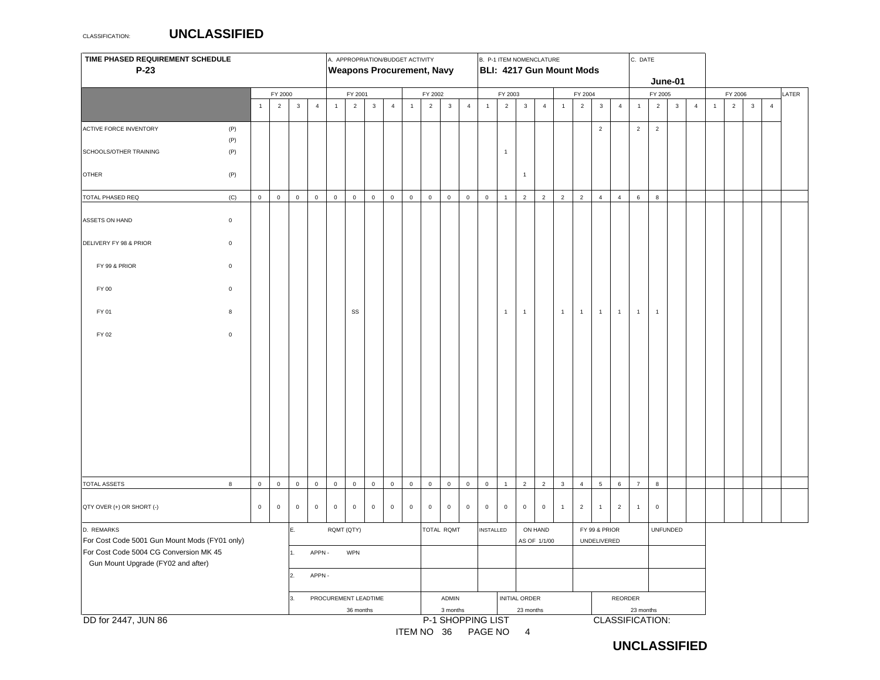CLASSIFICATION: **UNCLASSIFIED**

| TIME PHASED REQUIREMENT SCHEDULE P-23 | | A. APPROPRIATION/BUDGET ACTIVITY Weapons Procurement, Navy | | | | | | | | | | B. P-1 ITEM NOMENCLATURE BLI: 4217 Gun Mount Mods | | | | | | | | C. DATE June-01 | | | | | | | | | |
|---|---|---|---|---|---|---|---|---|---|---|---|---|---|---|---|---|---|---|---|---|---|---|---|---|---|---|---|---|---|
| | | FY 2000 | | | | FY 2001 | | | | FY 2002 | | | | FY 2003 | | | | FY 2004 | | | | FY 2005 | | | | FY 2006 | | | | LATER |
| | | 1 | 2 | 3 | 4 | 1 | 2 | 3 | 4 | 1 | 2 | 3 | 4 | 1 | 2 | 3 | 4 | 1 | 2 | 3 | 4 | 1 | 2 | 3 | 4 | 1 | 2 | 3 | 4 | |
| ACTIVE FORCE INVENTORY | (P) | | | | | | | | | | | | | | | | | | | 2 | | 2 | 2 | | | | | | | |
| | (P) | | | | | | | | | | | | | | | | | | | | | | | | | | | | | |
| SCHOOLS/OTHER TRAINING | (P) | | | | | | | | | | | | | | 1 | | | | | | | | | | | | | | | |
| OTHER | (P) | | | | | | | | | | | | | | | 1 | | | | | | | | | | | | | | |
| TOTAL PHASED REQ | (C) | 0 | 0 | 0 | 0 | 0 | 0 | 0 | 0 | 0 | 0 | 0 | 0 | 0 | 1 | 2 | 2 | 2 | 2 | 4 | 4 | 6 | 8 | | | | | | | |
| ASSETS ON HAND | 0 | | | | | | | | | | | | | | | | | | | | | | | | | | | | | |
| DELIVERY FY 98 & PRIOR | 0 | | | | | | | | | | | | | | | | | | | | | | | | | | | | | |
| FY 99 & PRIOR | 0 | | | | | | | | | | | | | | | | | | | | | | | | | | | | | |
| FY 00 | 0 | | | | | | | | | | | | | | | | | | | | | | | | | | | | | |
| FY 01 | 8 | | | | | | SS | | | | | | | | 1 | 1 | | 1 | 1 | 1 | 1 | 1 | 1 | | | | | | | |
| FY 02 | 0 | | | | | | | | | | | | | | | | | | | | | | | | | | | | | |
| TOTAL ASSETS | 8 | 0 | 0 | 0 | 0 | 0 | 0 | 0 | 0 | 0 | 0 | 0 | 0 | 0 | 1 | 2 | 2 | 3 | 4 | 5 | 6 | 7 | 8 | | | | | | | |
| QTY OVER (+) OR SHORT (-) | | 0 | 0 | 0 | 0 | 0 | 0 | 0 | 0 | 0 | 0 | 0 | 0 | 0 | 0 | 0 | 0 | 1 | 2 | 1 | 2 | 1 | 0 | | | | | | | |

D. REMARKS

For Cost Code 5001 Gun Mount Mods (FY01 only)

For Cost Code 5004 CG Conversion MK 45 Gun Mount Upgrade (FY02 and after)

| E. RQMT (QTY) | TOTAL RQMT | INSTALLED | ON HAND AS OF 1/1/00 | FY 99 & PRIOR UNDELIVERED | UNFUNDED |
|---|---|---|---|---|---|
| 1. APPN - WPN | | | | | |
| 2. APPN - | | | | | |
| 3. PROCUREMENT LEADTIME 36 months | ADMIN 3 months | | INITIAL ORDER 23 months | REORDER 23 months | |

DD for 2447, JUN 86

P-1 SHOPPING LIST

ITEM NO 36 PAGE NO 4

CLASSIFICATION: **UNCLASSIFIED**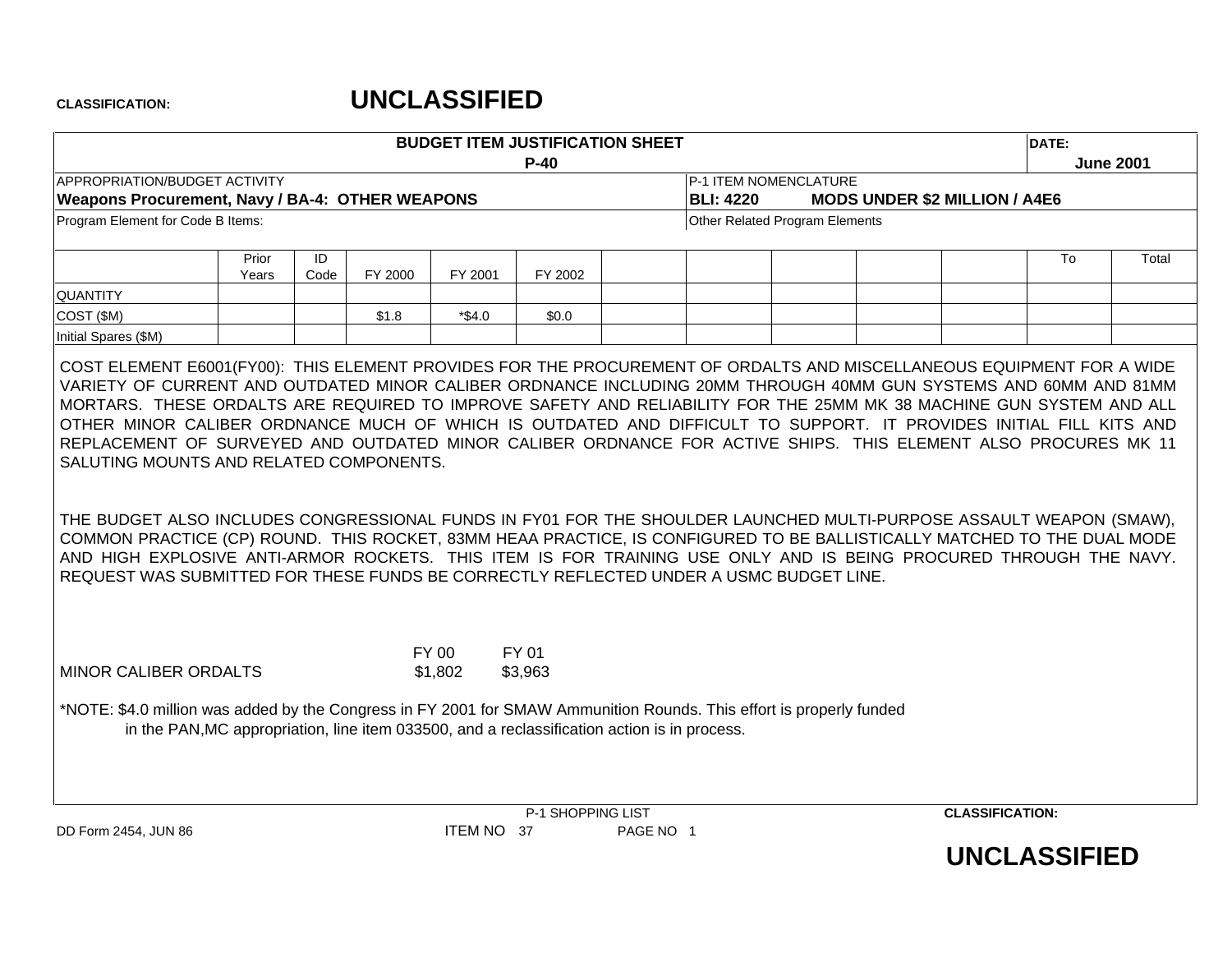CLASSIFICATION: **UNCLASSIFIED**

| BUDGET ITEM JUSTIFICATION SHEET P-40 | | DATE: June 2001 |
|---|---|---|
| APPROPRIATION/BUDGET ACTIVITY **Weapons Procurement, Navy / BA-4: OTHER WEAPONS** | P-1 ITEM NOMENCLATURE **BLI: 4220 MODS UNDER $2 MILLION / A4E6** | |
| Program Element for Code B Items: | Other Related Program Elements | |

| | Prior Years | ID Code | FY 2000 | FY 2001 | FY 2002 | | | | | | To | Total |
|---|---|---|---|---|---|---|---|---|---|---|---|---|
| QUANTITY | | | | | | | | | | | | |
| COST ($M) | | | $1.8 | *$4.0 | $0.0 | | | | | | | |
| Initial Spares ($M) | | | | | | | | | | | | |

COST ELEMENT E6001(FY00): THIS ELEMENT PROVIDES FOR THE PROCUREMENT OF ORDALTS AND MISCELLANEOUS EQUIPMENT FOR A WIDE VARIETY OF CURRENT AND OUTDATED MINOR CALIBER ORDNANCE INCLUDING 20MM THROUGH 40MM GUN SYSTEMS AND 60MM AND 81MM MORTARS. THESE ORDALTS ARE REQUIRED TO IMPROVE SAFETY AND RELIABILITY FOR THE 25MM MK 38 MACHINE GUN SYSTEM AND ALL OTHER MINOR CALIBER ORDNANCE MUCH OF WHICH IS OUTDATED AND DIFFICULT TO SUPPORT. IT PROVIDES INITIAL FILL KITS AND REPLACEMENT OF SURVEYED AND OUTDATED MINOR CALIBER ORDNANCE FOR ACTIVE SHIPS. THIS ELEMENT ALSO PROCURES MK 11 SALUTING MOUNTS AND RELATED COMPONENTS.

THE BUDGET ALSO INCLUDES CONGRESSIONAL FUNDS IN FY01 FOR THE SHOULDER LAUNCHED MULTI-PURPOSE ASSAULT WEAPON (SMAW), COMMON PRACTICE (CP) ROUND. THIS ROCKET, 83MM HEAA PRACTICE, IS CONFIGURED TO BE BALLISTICALLY MATCHED TO THE DUAL MODE AND HIGH EXPLOSIVE ANTI-ARMOR ROCKETS. THIS ITEM IS FOR TRAINING USE ONLY AND IS BEING PROCURED THROUGH THE NAVY. REQUEST WAS SUBMITTED FOR THESE FUNDS BE CORRECTLY REFLECTED UNDER A USMC BUDGET LINE.

| | FY 00 | FY 01 |
|---|---|---|
| MINOR CALIBER ORDALTS | $1,802 | $3,963 |

*NOTE: $4.0 million was added by the Congress in FY 2001 for SMAW Ammunition Rounds. This effort is properly funded in the PAN,MC appropriation, line item 033500, and a reclassification action is in process.

DD Form 2454, JUN 86 — P-1 SHOPPING LIST — ITEM NO 37 — PAGE NO 1

CLASSIFICATION: **UNCLASSIFIED**